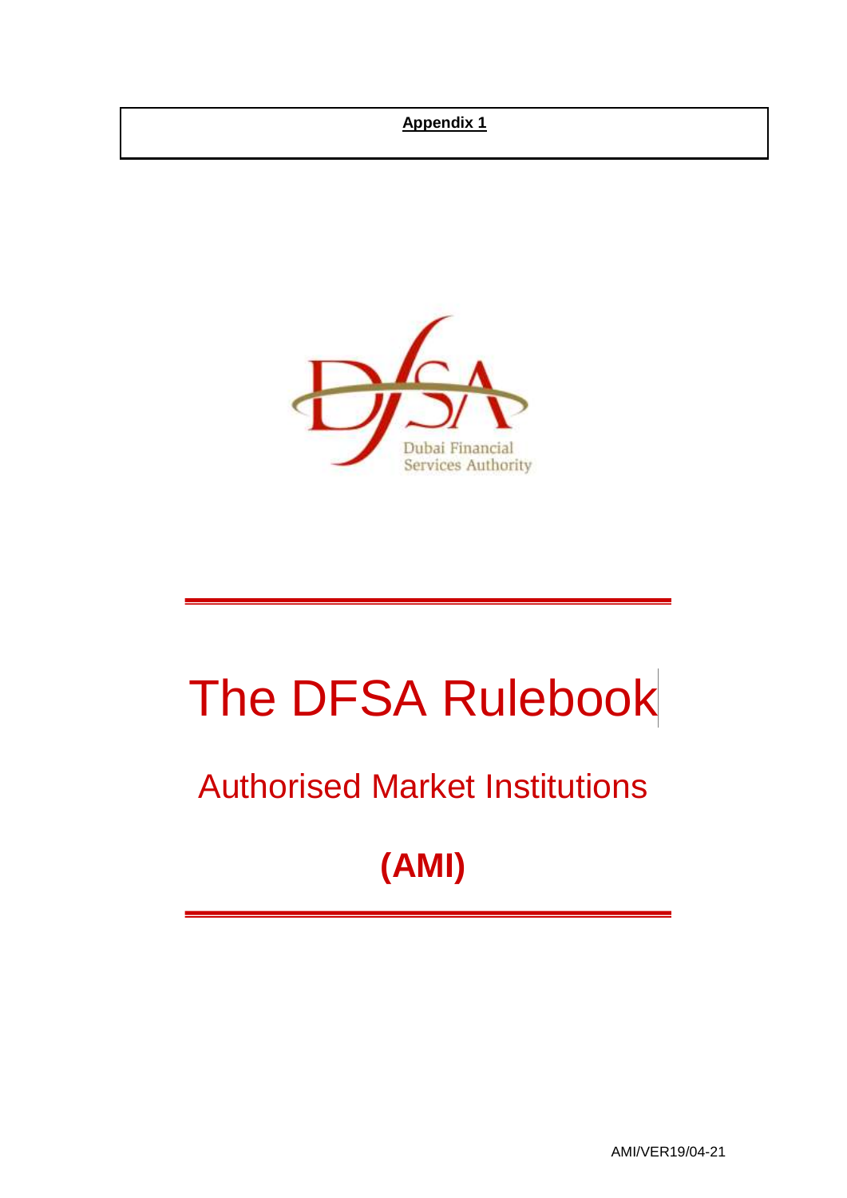**Appendix 1**

Dubai Financial Services Authority

# The DFSA Rulebook

## Authorised Market Institutions

## (AMI)

AMI/VER19/04-21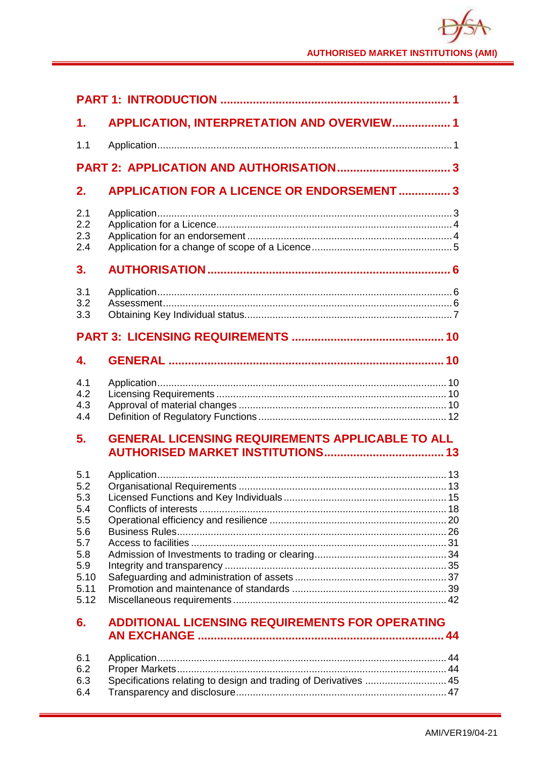PART 1: INTRODUCTION ........................................................................ 1

1. APPLICATION, INTERPRETATION AND OVERVIEW.................. 1

1.1 Application........................................................................................................ 1

PART 2: APPLICATION AND AUTHORISATION................................... 3

2. APPLICATION FOR A LICENCE OR ENDORSEMENT ................ 3

2.1 Application........................................................................................................ 3
2.2 Application for a Licence................................................................................... 4
2.3 Application for an endorsement ........................................................................ 4
2.4 Application for a change of scope of a Licence ................................................. 5

3. AUTHORISATION ........................................................................... 6

3.1 Application........................................................................................................ 6
3.2 Assessment...................................................................................................... 6
3.3 Obtaining Key Individual status......................................................................... 7

PART 3: LICENSING REQUIREMENTS ............................................... 10

4. GENERAL ..................................................................................... 10

4.1 Application...................................................................................................... 10
4.2 Licensing Requirements ................................................................................. 10
4.3 Approval of material changes ......................................................................... 10
4.4 Definition of Regulatory Functions .................................................................. 12

5. GENERAL LICENSING REQUIREMENTS APPLICABLE TO ALL AUTHORISED MARKET INSTITUTIONS..................................... 13

5.1 Application...................................................................................................... 13
5.2 Organisational Requirements ......................................................................... 13
5.3 Licensed Functions and Key Individuals .......................................................... 15
5.4 Conflicts of interests ....................................................................................... 18
5.5 Operational efficiency and resilience .............................................................. 20
5.6 Business Rules............................................................................................... 26
5.7 Access to facilities .......................................................................................... 31
5.8 Admission of Investments to trading or clearing............................................... 34
5.9 Integrity and transparency .............................................................................. 35
5.10 Safeguarding and administration of assets ...................................................... 37
5.11 Promotion and maintenance of standards ....................................................... 39
5.12 Miscellaneous requirements ........................................................................... 42

6. ADDITIONAL LICENSING REQUIREMENTS FOR OPERATING AN EXCHANGE ............................................................................ 44

6.1 Application...................................................................................................... 44
6.2 Proper Markets............................................................................................... 44
6.3 Specifications relating to design and trading of Derivatives ............................. 45
6.4 Transparency and disclosure.......................................................................... 47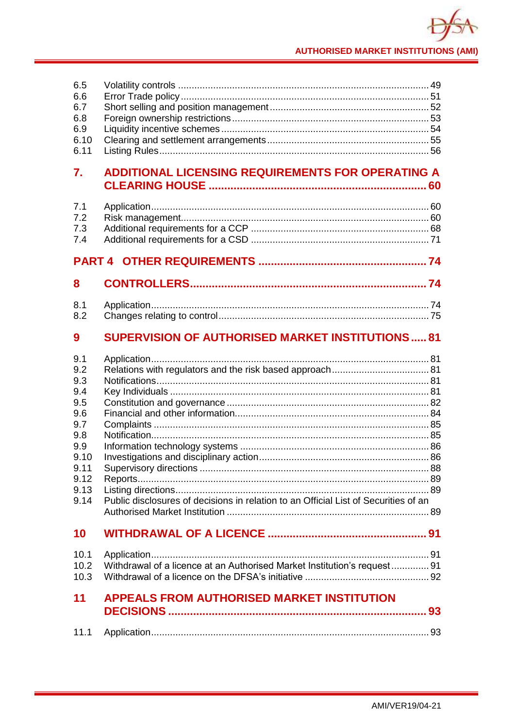6.5 Volatility controls ........................................................................................ 49
6.6 Error Trade policy ........................................................................................ 51
6.7 Short selling and position management ........................................................ 52
6.8 Foreign ownership restrictions ...................................................................... 53
6.9 Liquidity incentive schemes .......................................................................... 54
6.10 Clearing and settlement arrangements ........................................................ 55
6.11 Listing Rules ................................................................................................ 56

**7. ADDITIONAL LICENSING REQUIREMENTS FOR OPERATING A CLEARING HOUSE ..................................................................... 60**

7.1 Application ..................................................................................................... 60
7.2 Risk management .......................................................................................... 60
7.3 Additional requirements for a CCP ................................................................ 68
7.4 Additional requirements for a CSD ................................................................ 71

**PART 4 OTHER REQUIREMENTS ..................................................... 74**

**8 CONTROLLERS ........................................................................... 74**

8.1 Application ..................................................................................................... 74
8.2 Changes relating to control ............................................................................ 75

**9 SUPERVISION OF AUTHORISED MARKET INSTITUTIONS ..... 81**

9.1 Application ..................................................................................................... 81
9.2 Relations with regulators and the risk based approach .................................. 81
9.3 Notifications .................................................................................................... 81
9.4 Key Individuals ............................................................................................... 81
9.5 Constitution and governance .......................................................................... 82
9.6 Financial and other information ...................................................................... 84
9.7 Complaints ..................................................................................................... 85
9.8 Notification ..................................................................................................... 85
9.9 Information technology systems ..................................................................... 86
9.10 Investigations and disciplinary action ............................................................ 86
9.11 Supervisory directions .................................................................................. 88
9.12 Reports ......................................................................................................... 89
9.13 Listing directions ........................................................................................... 89
9.14 Public disclosures of decisions in relation to an Official List of Securities of an Authorised Market Institution .......................................................................... 89

**10 WITHDRAWAL OF A LICENCE .................................................. 91**

10.1 Application ................................................................................................... 91
10.2 Withdrawal of a licence at an Authorised Market Institution's request .............. 91
10.3 Withdrawal of a licence on the DFSA's initiative ............................................. 92

**11 APPEALS FROM AUTHORISED MARKET INSTITUTION DECISIONS .................................................................................. 93**

11.1 Application ................................................................................................... 93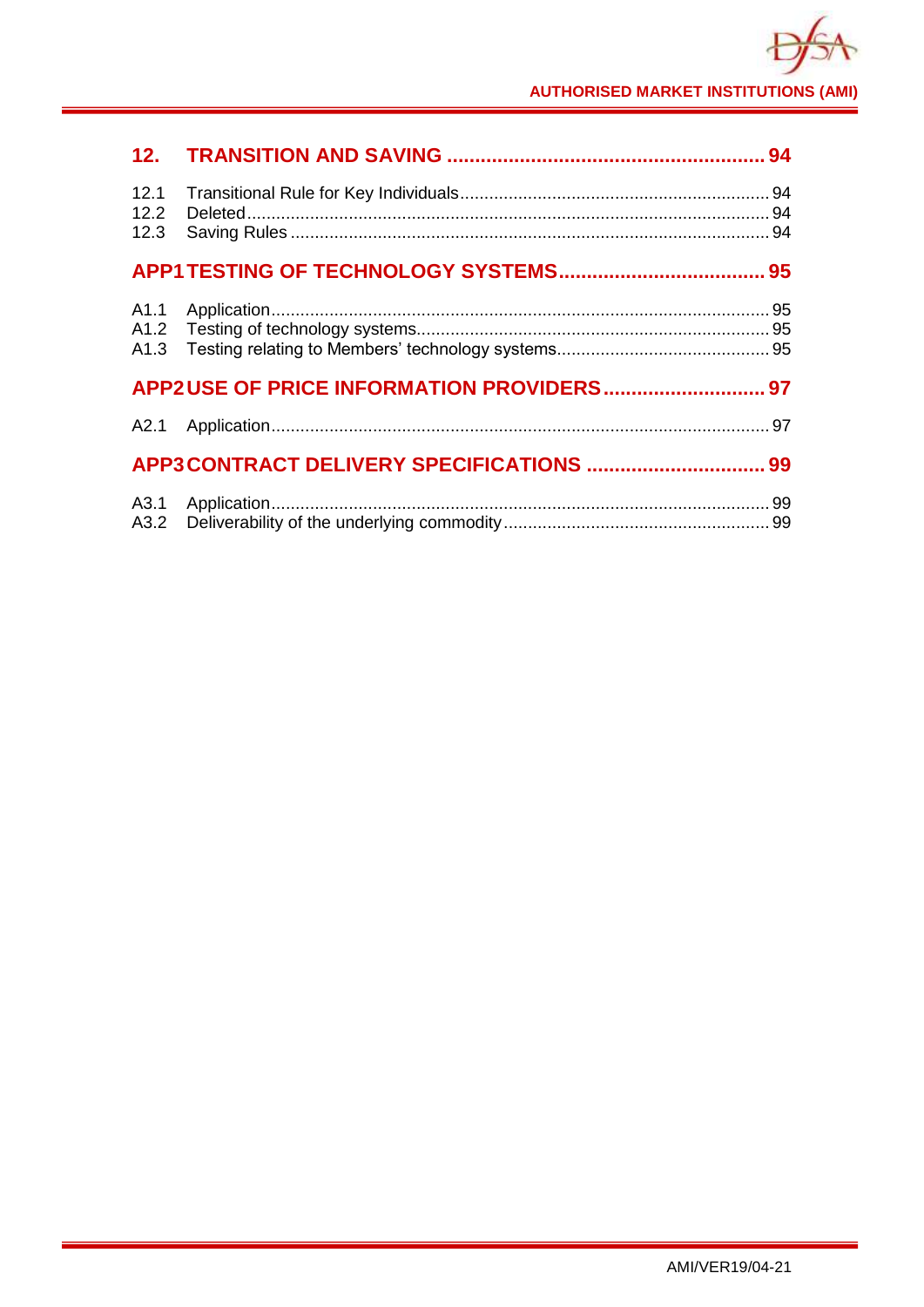**12. TRANSITION AND SAVING ......................................................... 94**

12.1 Transitional Rule for Key Individuals ................................................................ 94
12.2 Deleted ............................................................................................................ 94
12.3 Saving Rules .................................................................................................. 94

**APP1 TESTING OF TECHNOLOGY SYSTEMS..................................... 95**

A1.1 Application ...................................................................................................... 95
A1.2 Testing of technology systems......................................................................... 95
A1.3 Testing relating to Members' technology systems............................................ 95

**APP2 USE OF PRICE INFORMATION PROVIDERS ............................. 97**

A2.1 Application ...................................................................................................... 97

**APP3 CONTRACT DELIVERY SPECIFICATIONS ................................ 99**

A3.1 Application ...................................................................................................... 99
A3.2 Deliverability of the underlying commodity ...................................................... 99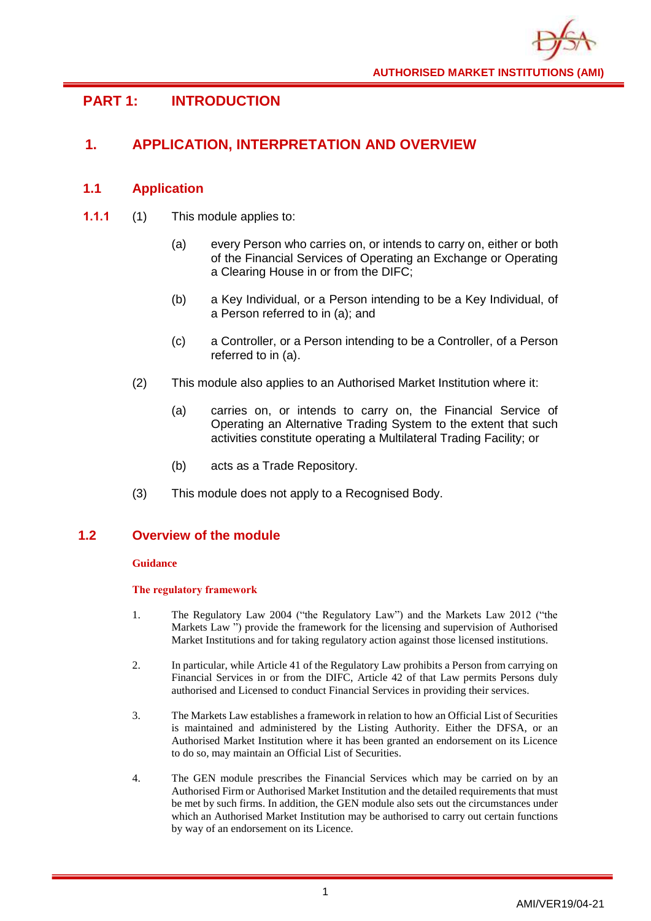# PART 1: INTRODUCTION

## 1. APPLICATION, INTERPRETATION AND OVERVIEW

### 1.1 Application

**1.1.1** (1) This module applies to:

(a) every Person who carries on, or intends to carry on, either or both of the Financial Services of Operating an Exchange or Operating a Clearing House in or from the DIFC;

(b) a Key Individual, or a Person intending to be a Key Individual, of a Person referred to in (a); and

(c) a Controller, or a Person intending to be a Controller, of a Person referred to in (a).

(2) This module also applies to an Authorised Market Institution where it:

(a) carries on, or intends to carry on, the Financial Service of Operating an Alternative Trading System to the extent that such activities constitute operating a Multilateral Trading Facility; or

(b) acts as a Trade Repository.

(3) This module does not apply to a Recognised Body.

### 1.2 Overview of the module

**Guidance**

**The regulatory framework**

1. The Regulatory Law 2004 ("the Regulatory Law") and the Markets Law 2012 ("the Markets Law ") provide the framework for the licensing and supervision of Authorised Market Institutions and for taking regulatory action against those licensed institutions.

2. In particular, while Article 41 of the Regulatory Law prohibits a Person from carrying on Financial Services in or from the DIFC, Article 42 of that Law permits Persons duly authorised and Licensed to conduct Financial Services in providing their services.

3. The Markets Law establishes a framework in relation to how an Official List of Securities is maintained and administered by the Listing Authority. Either the DFSA, or an Authorised Market Institution where it has been granted an endorsement on its Licence to do so, may maintain an Official List of Securities.

4. The GEN module prescribes the Financial Services which may be carried on by an Authorised Firm or Authorised Market Institution and the detailed requirements that must be met by such firms. In addition, the GEN module also sets out the circumstances under which an Authorised Market Institution may be authorised to carry out certain functions by way of an endorsement on its Licence.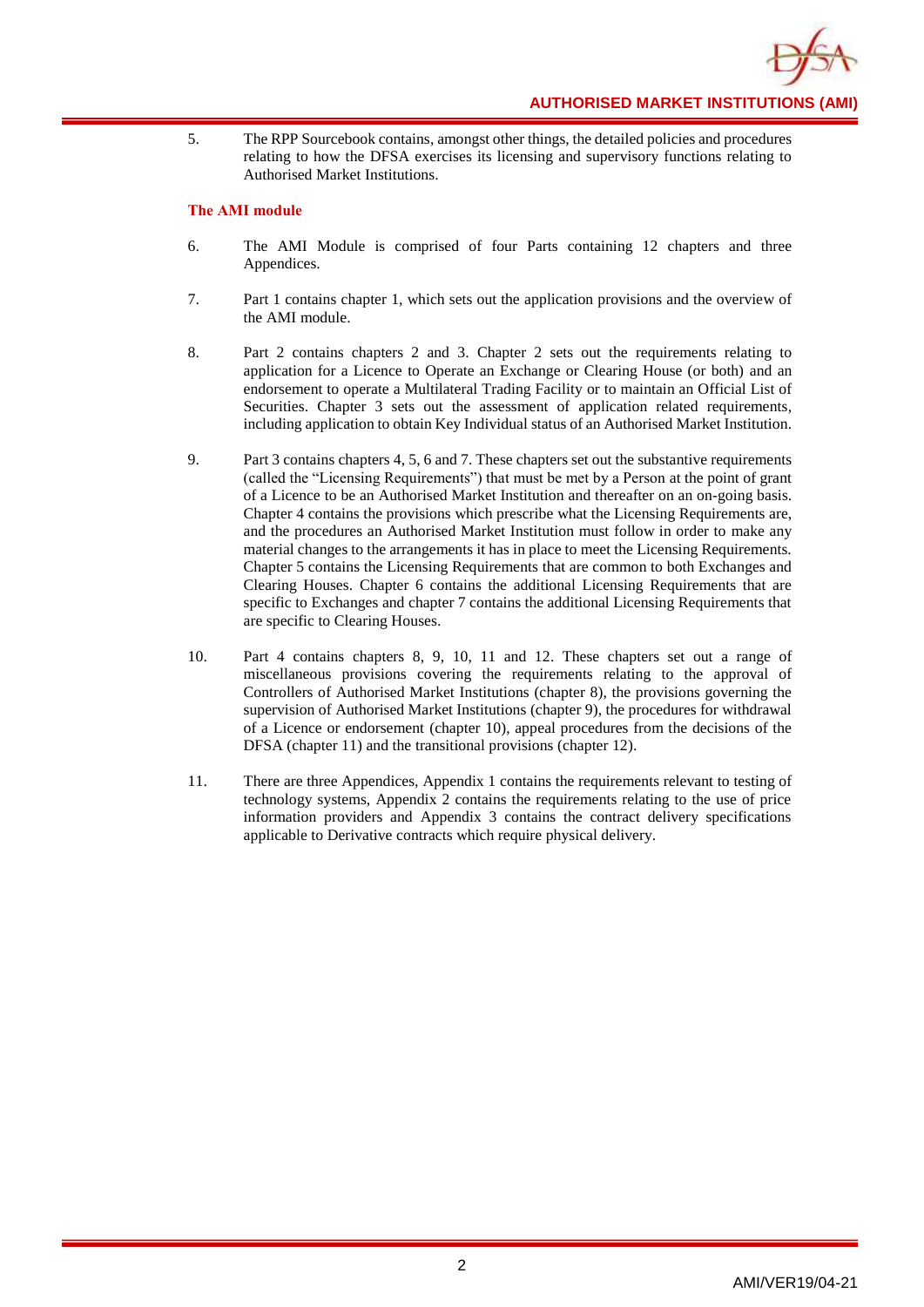5. The RPP Sourcebook contains, amongst other things, the detailed policies and procedures relating to how the DFSA exercises its licensing and supervisory functions relating to Authorised Market Institutions.

**The AMI module**

6. The AMI Module is comprised of four Parts containing 12 chapters and three Appendices.

7. Part 1 contains chapter 1, which sets out the application provisions and the overview of the AMI module.

8. Part 2 contains chapters 2 and 3. Chapter 2 sets out the requirements relating to application for a Licence to Operate an Exchange or Clearing House (or both) and an endorsement to operate a Multilateral Trading Facility or to maintain an Official List of Securities. Chapter 3 sets out the assessment of application related requirements, including application to obtain Key Individual status of an Authorised Market Institution.

9. Part 3 contains chapters 4, 5, 6 and 7. These chapters set out the substantive requirements (called the "Licensing Requirements") that must be met by a Person at the point of grant of a Licence to be an Authorised Market Institution and thereafter on an on-going basis. Chapter 4 contains the provisions which prescribe what the Licensing Requirements are, and the procedures an Authorised Market Institution must follow in order to make any material changes to the arrangements it has in place to meet the Licensing Requirements. Chapter 5 contains the Licensing Requirements that are common to both Exchanges and Clearing Houses. Chapter 6 contains the additional Licensing Requirements that are specific to Exchanges and chapter 7 contains the additional Licensing Requirements that are specific to Clearing Houses.

10. Part 4 contains chapters 8, 9, 10, 11 and 12. These chapters set out a range of miscellaneous provisions covering the requirements relating to the approval of Controllers of Authorised Market Institutions (chapter 8), the provisions governing the supervision of Authorised Market Institutions (chapter 9), the procedures for withdrawal of a Licence or endorsement (chapter 10), appeal procedures from the decisions of the DFSA (chapter 11) and the transitional provisions (chapter 12).

11. There are three Appendices, Appendix 1 contains the requirements relevant to testing of technology systems, Appendix 2 contains the requirements relating to the use of price information providers and Appendix 3 contains the contract delivery specifications applicable to Derivative contracts which require physical delivery.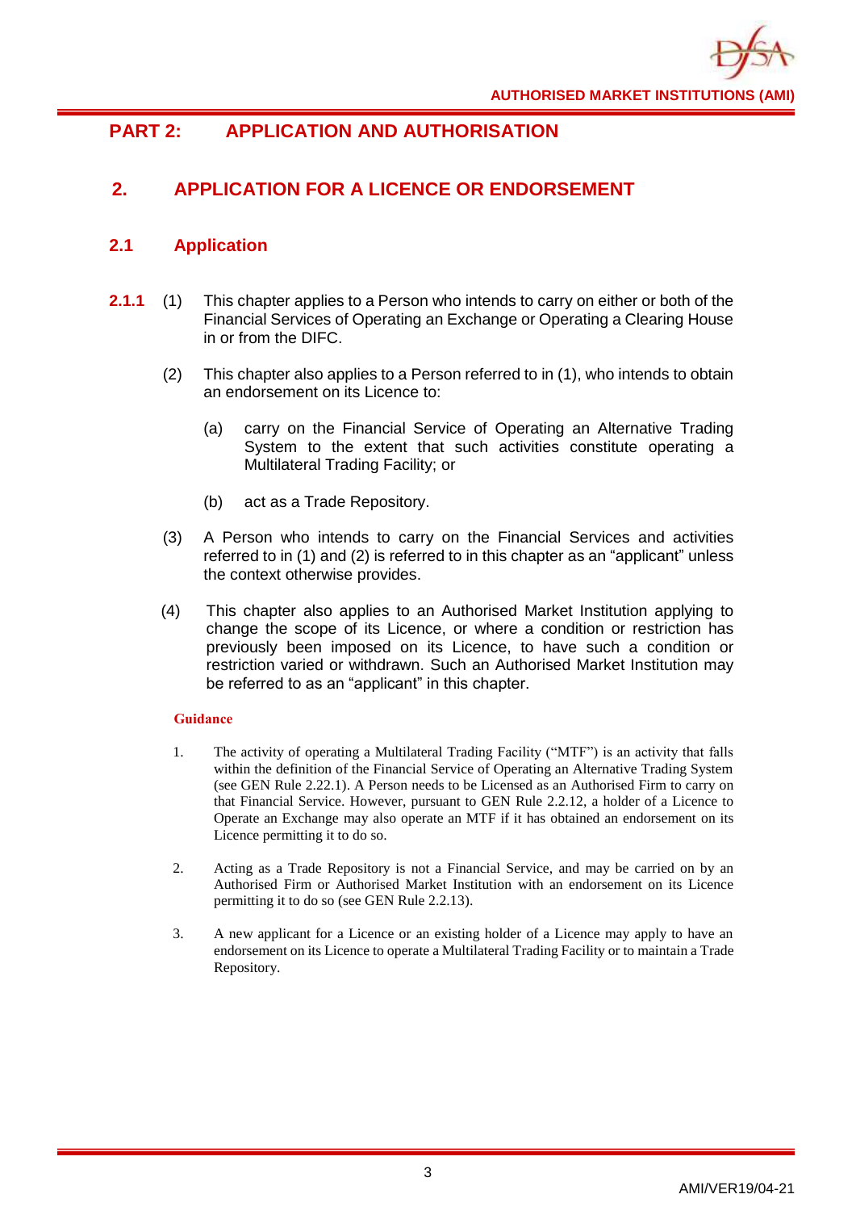## PART 2: APPLICATION AND AUTHORISATION

## 2. APPLICATION FOR A LICENCE OR ENDORSEMENT

### 2.1 Application

**2.1.1** (1) This chapter applies to a Person who intends to carry on either or both of the Financial Services of Operating an Exchange or Operating a Clearing House in or from the DIFC.

(2) This chapter also applies to a Person referred to in (1), who intends to obtain an endorsement on its Licence to:

(a) carry on the Financial Service of Operating an Alternative Trading System to the extent that such activities constitute operating a Multilateral Trading Facility; or

(b) act as a Trade Repository.

(3) A Person who intends to carry on the Financial Services and activities referred to in (1) and (2) is referred to in this chapter as an "applicant" unless the context otherwise provides.

(4) This chapter also applies to an Authorised Market Institution applying to change the scope of its Licence, or where a condition or restriction has previously been imposed on its Licence, to have such a condition or restriction varied or withdrawn. Such an Authorised Market Institution may be referred to as an "applicant" in this chapter.

**Guidance**

1. The activity of operating a Multilateral Trading Facility ("MTF") is an activity that falls within the definition of the Financial Service of Operating an Alternative Trading System (see GEN Rule 2.22.1). A Person needs to be Licensed as an Authorised Firm to carry on that Financial Service. However, pursuant to GEN Rule 2.2.12, a holder of a Licence to Operate an Exchange may also operate an MTF if it has obtained an endorsement on its Licence permitting it to do so.

2. Acting as a Trade Repository is not a Financial Service, and may be carried on by an Authorised Firm or Authorised Market Institution with an endorsement on its Licence permitting it to do so (see GEN Rule 2.2.13).

3. A new applicant for a Licence or an existing holder of a Licence may apply to have an endorsement on its Licence to operate a Multilateral Trading Facility or to maintain a Trade Repository.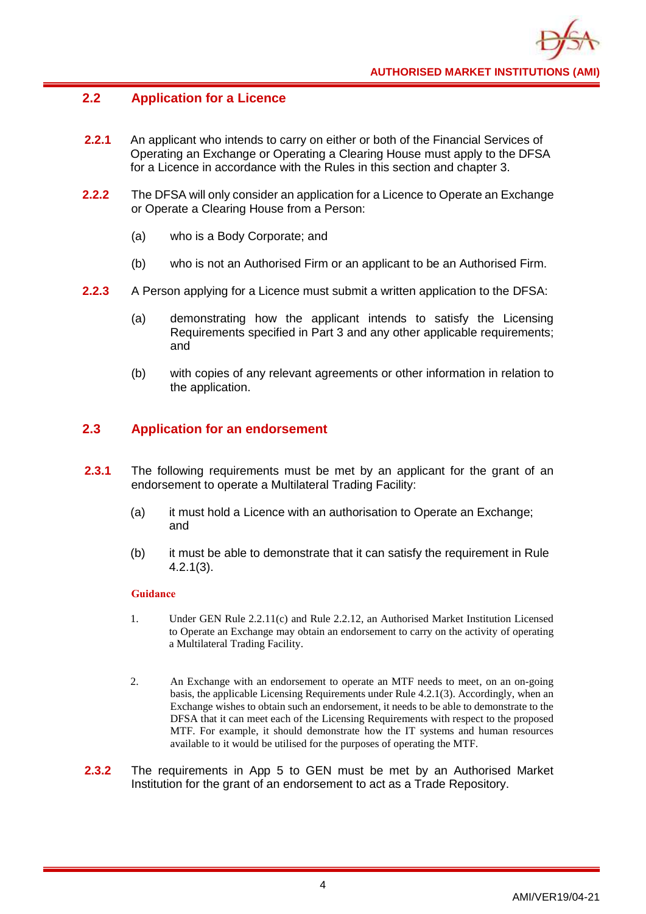## 2.2 Application for a Licence

**2.2.1** An applicant who intends to carry on either or both of the Financial Services of Operating an Exchange or Operating a Clearing House must apply to the DFSA for a Licence in accordance with the Rules in this section and chapter 3.

**2.2.2** The DFSA will only consider an application for a Licence to Operate an Exchange or Operate a Clearing House from a Person:

(a) who is a Body Corporate; and

(b) who is not an Authorised Firm or an applicant to be an Authorised Firm.

**2.2.3** A Person applying for a Licence must submit a written application to the DFSA:

(a) demonstrating how the applicant intends to satisfy the Licensing Requirements specified in Part 3 and any other applicable requirements; and

(b) with copies of any relevant agreements or other information in relation to the application.

## 2.3 Application for an endorsement

**2.3.1** The following requirements must be met by an applicant for the grant of an endorsement to operate a Multilateral Trading Facility:

(a) it must hold a Licence with an authorisation to Operate an Exchange; and

(b) it must be able to demonstrate that it can satisfy the requirement in Rule 4.2.1(3).

**Guidance**

1. Under GEN Rule 2.2.11(c) and Rule 2.2.12, an Authorised Market Institution Licensed to Operate an Exchange may obtain an endorsement to carry on the activity of operating a Multilateral Trading Facility.

2. An Exchange with an endorsement to operate an MTF needs to meet, on an on-going basis, the applicable Licensing Requirements under Rule 4.2.1(3). Accordingly, when an Exchange wishes to obtain such an endorsement, it needs to be able to demonstrate to the DFSA that it can meet each of the Licensing Requirements with respect to the proposed MTF. For example, it should demonstrate how the IT systems and human resources available to it would be utilised for the purposes of operating the MTF.

**2.3.2** The requirements in App 5 to GEN must be met by an Authorised Market Institution for the grant of an endorsement to act as a Trade Repository.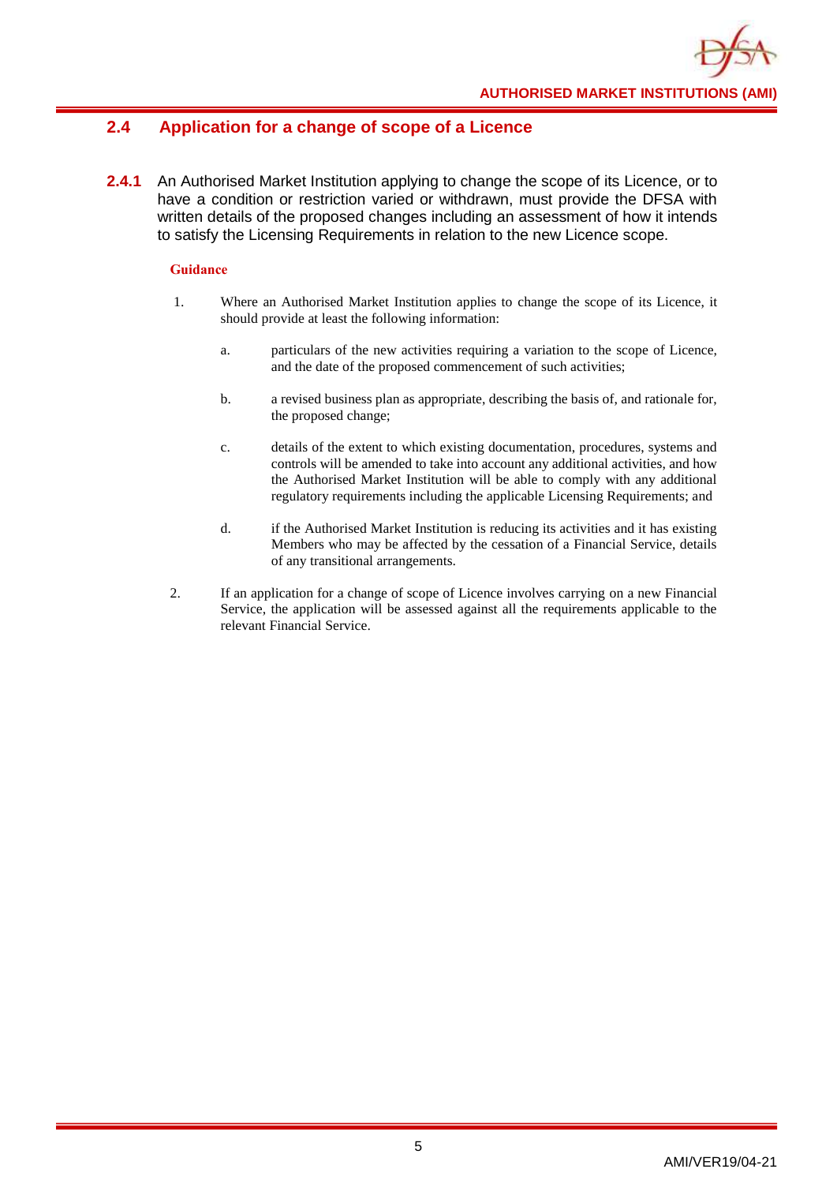## 2.4 Application for a change of scope of a Licence

**2.4.1** An Authorised Market Institution applying to change the scope of its Licence, or to have a condition or restriction varied or withdrawn, must provide the DFSA with written details of the proposed changes including an assessment of how it intends to satisfy the Licensing Requirements in relation to the new Licence scope.

**Guidance**

1. Where an Authorised Market Institution applies to change the scope of its Licence, it should provide at least the following information:

   a. particulars of the new activities requiring a variation to the scope of Licence, and the date of the proposed commencement of such activities;

   b. a revised business plan as appropriate, describing the basis of, and rationale for, the proposed change;

   c. details of the extent to which existing documentation, procedures, systems and controls will be amended to take into account any additional activities, and how the Authorised Market Institution will be able to comply with any additional regulatory requirements including the applicable Licensing Requirements; and

   d. if the Authorised Market Institution is reducing its activities and it has existing Members who may be affected by the cessation of a Financial Service, details of any transitional arrangements.

2. If an application for a change of scope of Licence involves carrying on a new Financial Service, the application will be assessed against all the requirements applicable to the relevant Financial Service.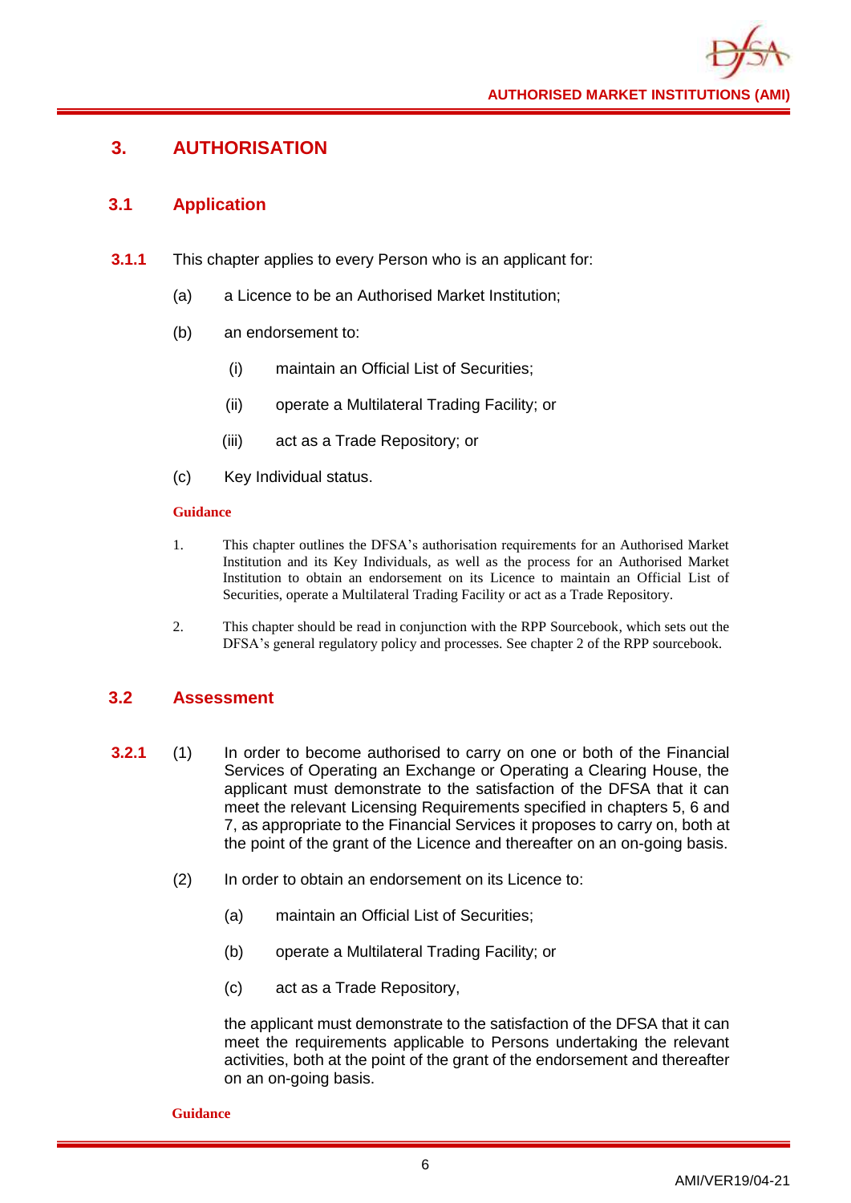# 3. AUTHORISATION

## 3.1 Application

**3.1.1** This chapter applies to every Person who is an applicant for:

(a) a Licence to be an Authorised Market Institution;

(b) an endorsement to:

(i) maintain an Official List of Securities;

(ii) operate a Multilateral Trading Facility; or

(iii) act as a Trade Repository; or

(c) Key Individual status.

**Guidance**

1. This chapter outlines the DFSA's authorisation requirements for an Authorised Market Institution and its Key Individuals, as well as the process for an Authorised Market Institution to obtain an endorsement on its Licence to maintain an Official List of Securities, operate a Multilateral Trading Facility or act as a Trade Repository.

2. This chapter should be read in conjunction with the RPP Sourcebook, which sets out the DFSA's general regulatory policy and processes. See chapter 2 of the RPP sourcebook.

## 3.2 Assessment

**3.2.1** (1) In order to become authorised to carry on one or both of the Financial Services of Operating an Exchange or Operating a Clearing House, the applicant must demonstrate to the satisfaction of the DFSA that it can meet the relevant Licensing Requirements specified in chapters 5, 6 and 7, as appropriate to the Financial Services it proposes to carry on, both at the point of the grant of the Licence and thereafter on an on-going basis.

(2) In order to obtain an endorsement on its Licence to:

(a) maintain an Official List of Securities;

(b) operate a Multilateral Trading Facility; or

(c) act as a Trade Repository,

the applicant must demonstrate to the satisfaction of the DFSA that it can meet the requirements applicable to Persons undertaking the relevant activities, both at the point of the grant of the endorsement and thereafter on an on-going basis.

**Guidance**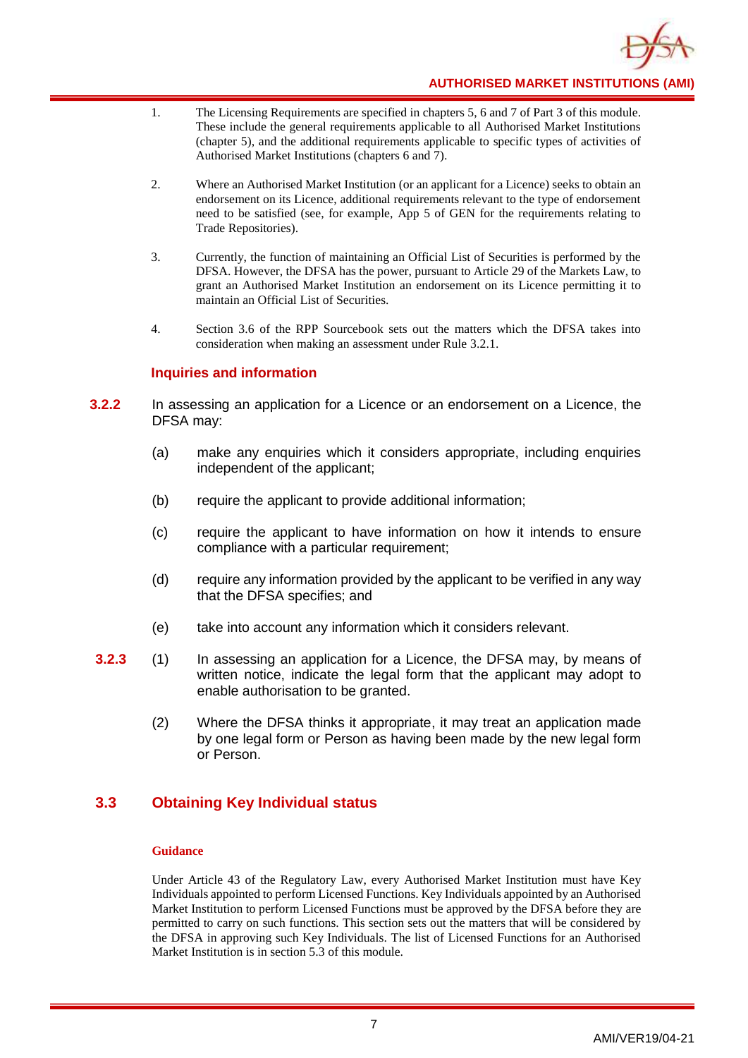1. The Licensing Requirements are specified in chapters 5, 6 and 7 of Part 3 of this module. These include the general requirements applicable to all Authorised Market Institutions (chapter 5), and the additional requirements applicable to specific types of activities of Authorised Market Institutions (chapters 6 and 7).

2. Where an Authorised Market Institution (or an applicant for a Licence) seeks to obtain an endorsement on its Licence, additional requirements relevant to the type of endorsement need to be satisfied (see, for example, App 5 of GEN for the requirements relating to Trade Repositories).

3. Currently, the function of maintaining an Official List of Securities is performed by the DFSA. However, the DFSA has the power, pursuant to Article 29 of the Markets Law, to grant an Authorised Market Institution an endorsement on its Licence permitting it to maintain an Official List of Securities.

4. Section 3.6 of the RPP Sourcebook sets out the matters which the DFSA takes into consideration when making an assessment under Rule 3.2.1.

### Inquiries and information

**3.2.2** In assessing an application for a Licence or an endorsement on a Licence, the DFSA may:

(a) make any enquiries which it considers appropriate, including enquiries independent of the applicant;

(b) require the applicant to provide additional information;

(c) require the applicant to have information on how it intends to ensure compliance with a particular requirement;

(d) require any information provided by the applicant to be verified in any way that the DFSA specifies; and

(e) take into account any information which it considers relevant.

**3.2.3** (1) In assessing an application for a Licence, the DFSA may, by means of written notice, indicate the legal form that the applicant may adopt to enable authorisation to be granted.

(2) Where the DFSA thinks it appropriate, it may treat an application made by one legal form or Person as having been made by the new legal form or Person.

## 3.3 Obtaining Key Individual status

**Guidance**

Under Article 43 of the Regulatory Law, every Authorised Market Institution must have Key Individuals appointed to perform Licensed Functions. Key Individuals appointed by an Authorised Market Institution to perform Licensed Functions must be approved by the DFSA before they are permitted to carry on such functions. This section sets out the matters that will be considered by the DFSA in approving such Key Individuals. The list of Licensed Functions for an Authorised Market Institution is in section 5.3 of this module.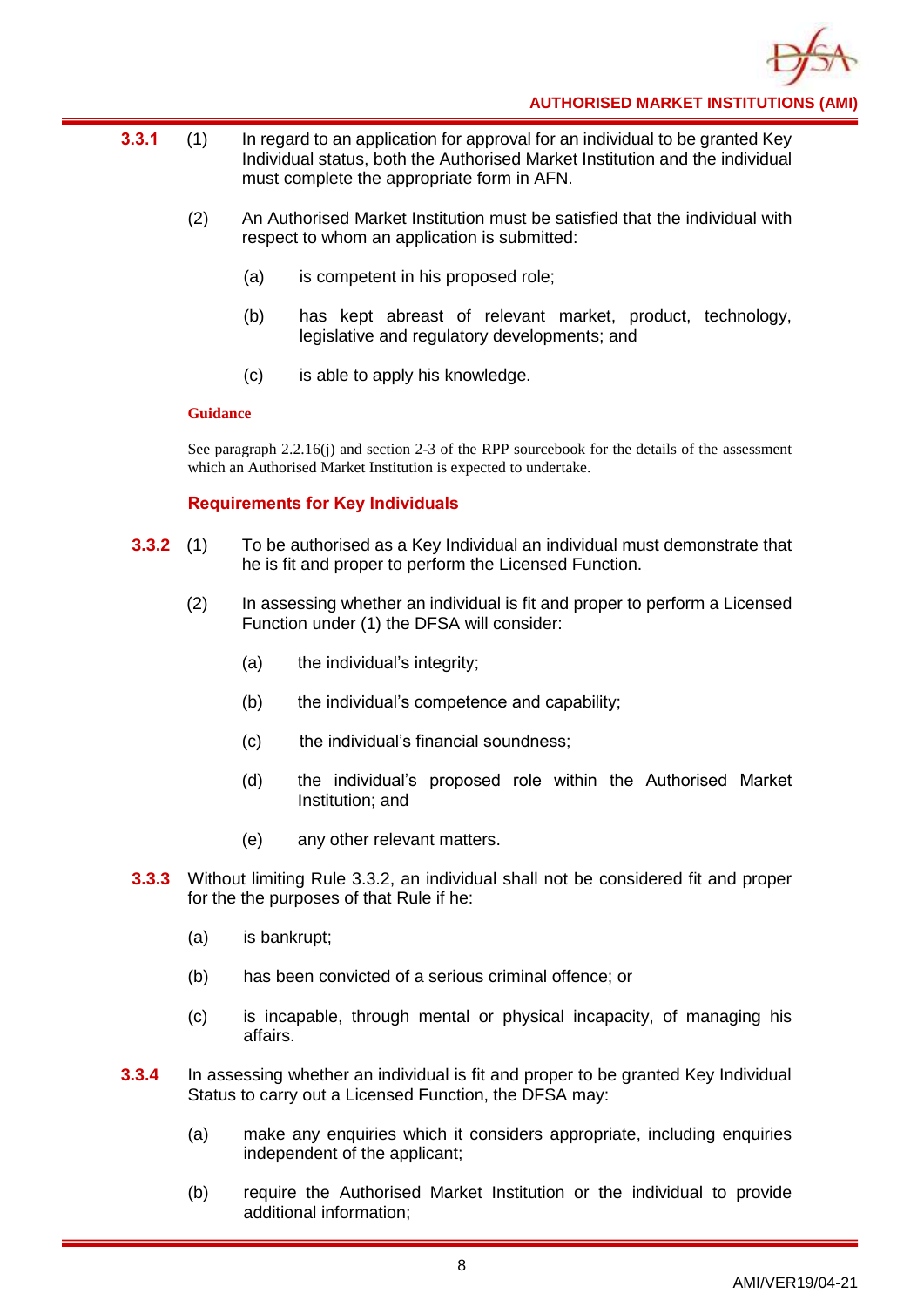**3.3.1** (1) In regard to an application for approval for an individual to be granted Key Individual status, both the Authorised Market Institution and the individual must complete the appropriate form in AFN.

(2) An Authorised Market Institution must be satisfied that the individual with respect to whom an application is submitted:

(a) is competent in his proposed role;

(b) has kept abreast of relevant market, product, technology, legislative and regulatory developments; and

(c) is able to apply his knowledge.

**Guidance**

See paragraph 2.2.16(j) and section 2-3 of the RPP sourcebook for the details of the assessment which an Authorised Market Institution is expected to undertake.

### Requirements for Key Individuals

**3.3.2** (1) To be authorised as a Key Individual an individual must demonstrate that he is fit and proper to perform the Licensed Function.

(2) In assessing whether an individual is fit and proper to perform a Licensed Function under (1) the DFSA will consider:

(a) the individual's integrity;

(b) the individual's competence and capability;

(c) the individual's financial soundness;

(d) the individual's proposed role within the Authorised Market Institution; and

(e) any other relevant matters.

**3.3.3** Without limiting Rule 3.3.2, an individual shall not be considered fit and proper for the the purposes of that Rule if he:

(a) is bankrupt;

(b) has been convicted of a serious criminal offence; or

(c) is incapable, through mental or physical incapacity, of managing his affairs.

**3.3.4** In assessing whether an individual is fit and proper to be granted Key Individual Status to carry out a Licensed Function, the DFSA may:

(a) make any enquiries which it considers appropriate, including enquiries independent of the applicant;

(b) require the Authorised Market Institution or the individual to provide additional information;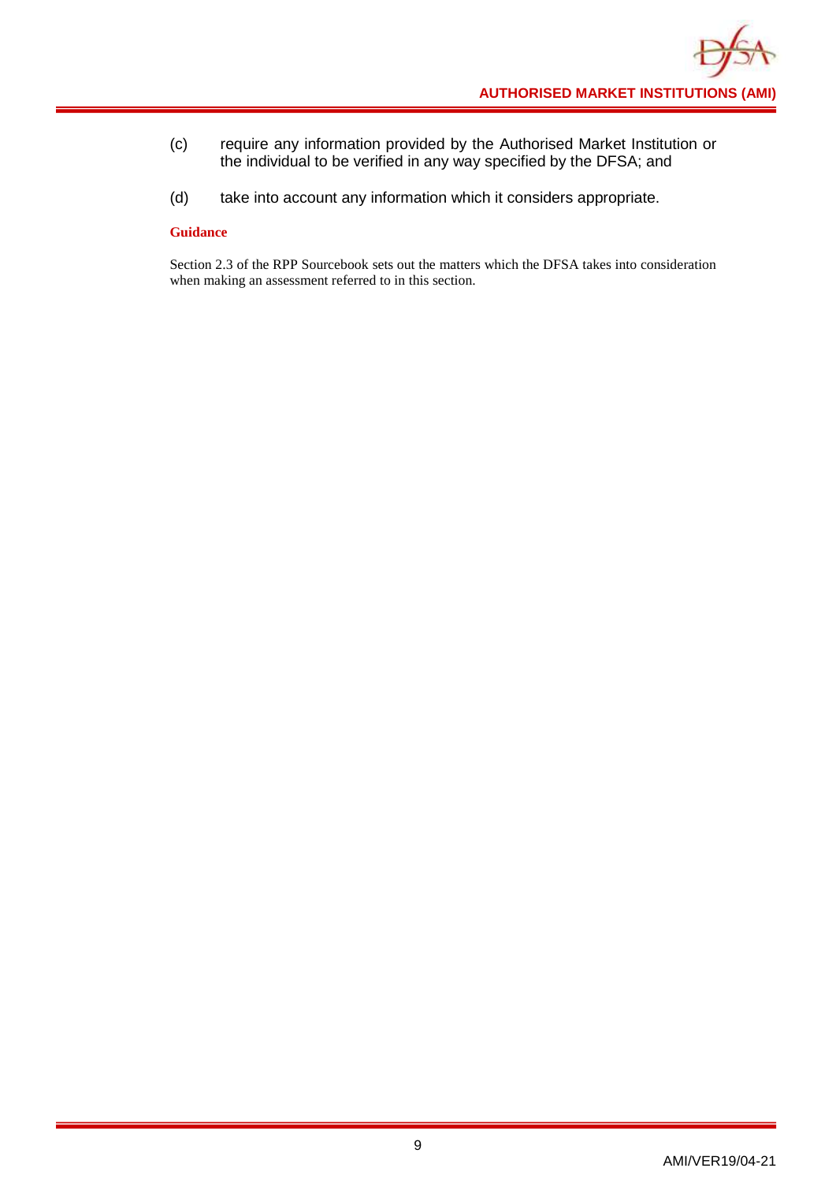(c) require any information provided by the Authorised Market Institution or the individual to be verified in any way specified by the DFSA; and

(d) take into account any information which it considers appropriate.

**Guidance**

Section 2.3 of the RPP Sourcebook sets out the matters which the DFSA takes into consideration when making an assessment referred to in this section.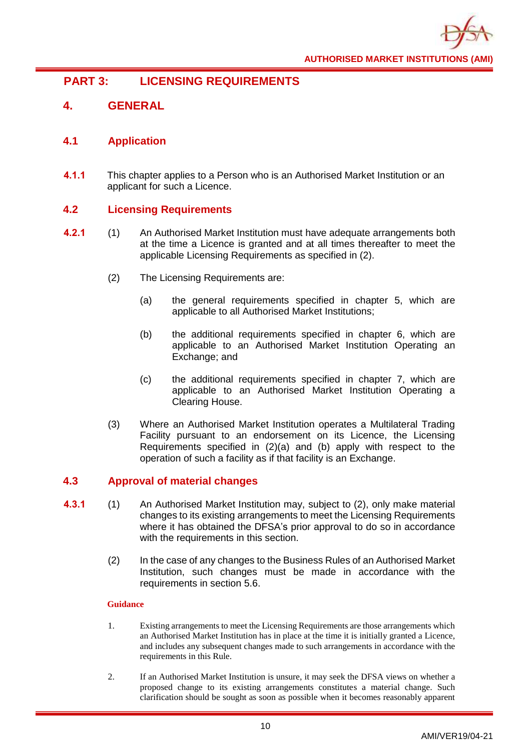# PART 3: LICENSING REQUIREMENTS

## 4. GENERAL

### 4.1 Application

**4.1.1** This chapter applies to a Person who is an Authorised Market Institution or an applicant for such a Licence.

### 4.2 Licensing Requirements

**4.2.1** (1) An Authorised Market Institution must have adequate arrangements both at the time a Licence is granted and at all times thereafter to meet the applicable Licensing Requirements as specified in (2).

(2) The Licensing Requirements are:

(a) the general requirements specified in chapter 5, which are applicable to all Authorised Market Institutions;

(b) the additional requirements specified in chapter 6, which are applicable to an Authorised Market Institution Operating an Exchange; and

(c) the additional requirements specified in chapter 7, which are applicable to an Authorised Market Institution Operating a Clearing House.

(3) Where an Authorised Market Institution operates a Multilateral Trading Facility pursuant to an endorsement on its Licence, the Licensing Requirements specified in (2)(a) and (b) apply with respect to the operation of such a facility as if that facility is an Exchange.

### 4.3 Approval of material changes

**4.3.1** (1) An Authorised Market Institution may, subject to (2), only make material changes to its existing arrangements to meet the Licensing Requirements where it has obtained the DFSA's prior approval to do so in accordance with the requirements in this section.

(2) In the case of any changes to the Business Rules of an Authorised Market Institution, such changes must be made in accordance with the requirements in section 5.6.

**Guidance**

1. Existing arrangements to meet the Licensing Requirements are those arrangements which an Authorised Market Institution has in place at the time it is initially granted a Licence, and includes any subsequent changes made to such arrangements in accordance with the requirements in this Rule.

2. If an Authorised Market Institution is unsure, it may seek the DFSA views on whether a proposed change to its existing arrangements constitutes a material change. Such clarification should be sought as soon as possible when it becomes reasonably apparent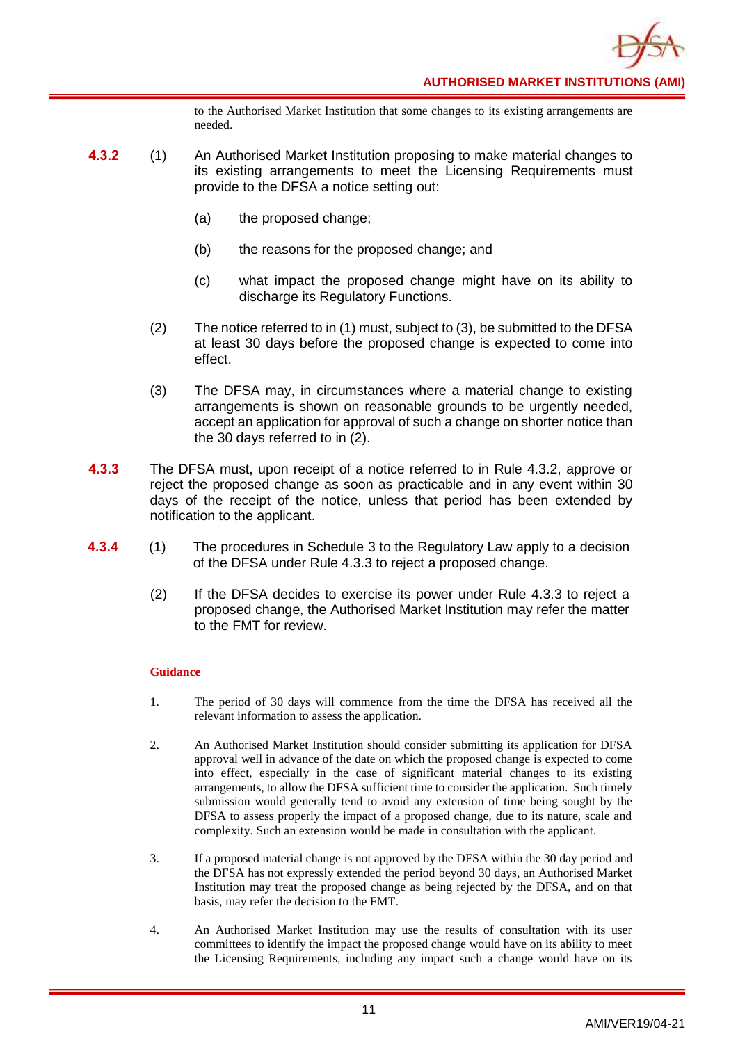to the Authorised Market Institution that some changes to its existing arrangements are needed.

**4.3.2** (1) An Authorised Market Institution proposing to make material changes to its existing arrangements to meet the Licensing Requirements must provide to the DFSA a notice setting out:

(a) the proposed change;

(b) the reasons for the proposed change; and

(c) what impact the proposed change might have on its ability to discharge its Regulatory Functions.

(2) The notice referred to in (1) must, subject to (3), be submitted to the DFSA at least 30 days before the proposed change is expected to come into effect.

(3) The DFSA may, in circumstances where a material change to existing arrangements is shown on reasonable grounds to be urgently needed, accept an application for approval of such a change on shorter notice than the 30 days referred to in (2).

**4.3.3** The DFSA must, upon receipt of a notice referred to in Rule 4.3.2, approve or reject the proposed change as soon as practicable and in any event within 30 days of the receipt of the notice, unless that period has been extended by notification to the applicant.

**4.3.4** (1) The procedures in Schedule 3 to the Regulatory Law apply to a decision of the DFSA under Rule 4.3.3 to reject a proposed change.

(2) If the DFSA decides to exercise its power under Rule 4.3.3 to reject a proposed change, the Authorised Market Institution may refer the matter to the FMT for review.

**Guidance**

1. The period of 30 days will commence from the time the DFSA has received all the relevant information to assess the application.

2. An Authorised Market Institution should consider submitting its application for DFSA approval well in advance of the date on which the proposed change is expected to come into effect, especially in the case of significant material changes to its existing arrangements, to allow the DFSA sufficient time to consider the application. Such timely submission would generally tend to avoid any extension of time being sought by the DFSA to assess properly the impact of a proposed change, due to its nature, scale and complexity. Such an extension would be made in consultation with the applicant.

3. If a proposed material change is not approved by the DFSA within the 30 day period and the DFSA has not expressly extended the period beyond 30 days, an Authorised Market Institution may treat the proposed change as being rejected by the DFSA, and on that basis, may refer the decision to the FMT.

4. An Authorised Market Institution may use the results of consultation with its user committees to identify the impact the proposed change would have on its ability to meet the Licensing Requirements, including any impact such a change would have on its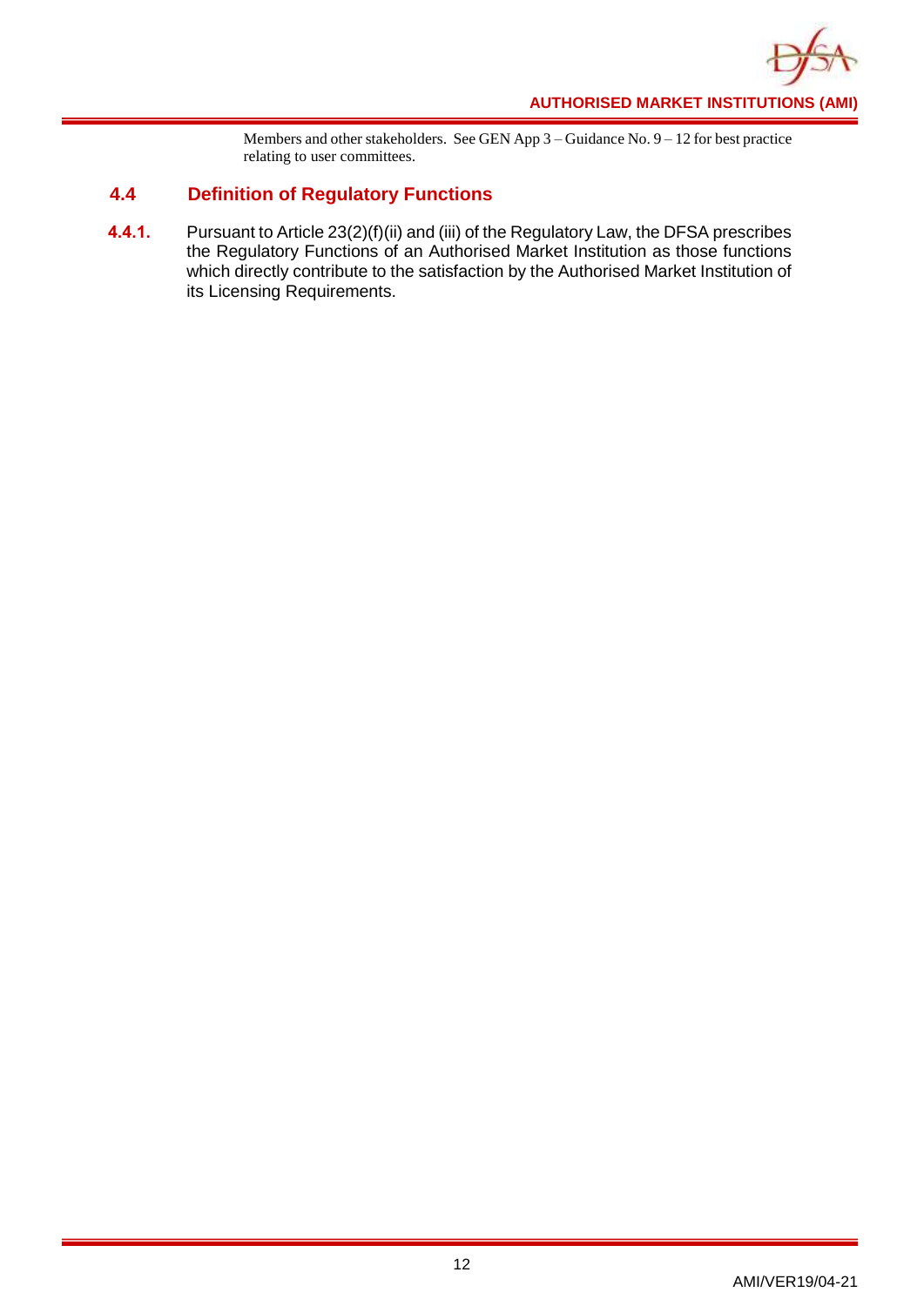Members and other stakeholders. See GEN App 3 – Guidance No. 9 – 12 for best practice relating to user committees.

## 4.4 Definition of Regulatory Functions

**4.4.1.** Pursuant to Article 23(2)(f)(ii) and (iii) of the Regulatory Law, the DFSA prescribes the Regulatory Functions of an Authorised Market Institution as those functions which directly contribute to the satisfaction by the Authorised Market Institution of its Licensing Requirements.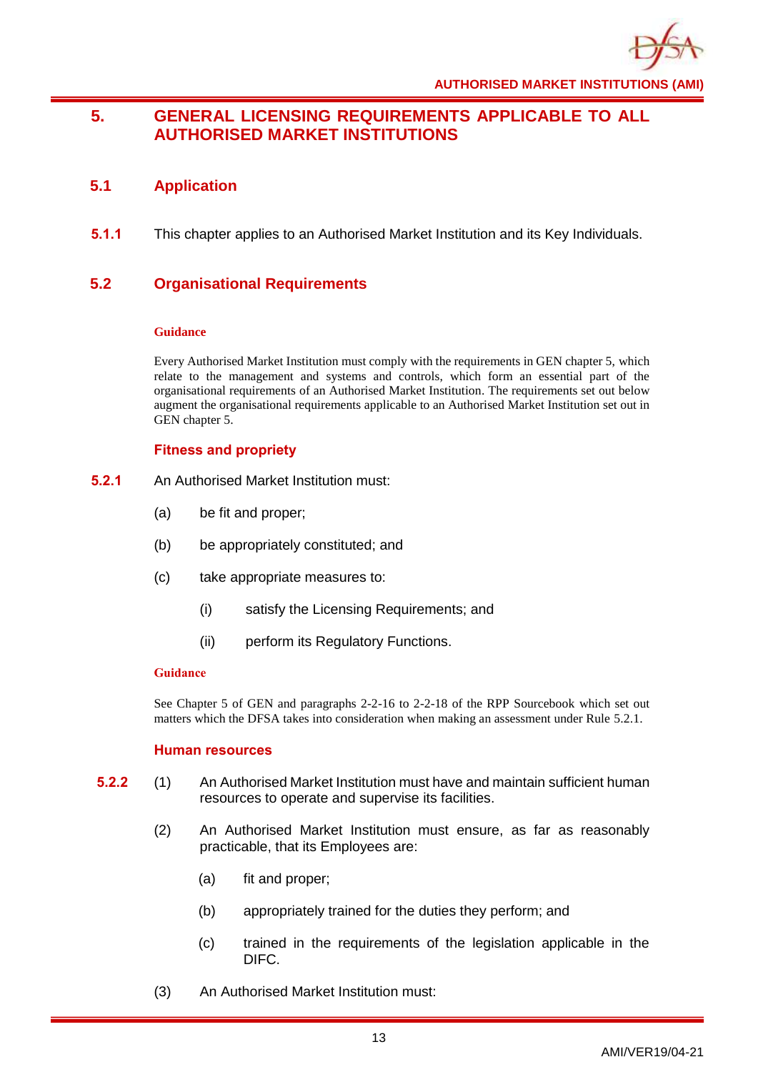# 5. GENERAL LICENSING REQUIREMENTS APPLICABLE TO ALL AUTHORISED MARKET INSTITUTIONS

## 5.1 Application

**5.1.1** This chapter applies to an Authorised Market Institution and its Key Individuals.

## 5.2 Organisational Requirements

**Guidance**

Every Authorised Market Institution must comply with the requirements in GEN chapter 5, which relate to the management and systems and controls, which form an essential part of the organisational requirements of an Authorised Market Institution. The requirements set out below augment the organisational requirements applicable to an Authorised Market Institution set out in GEN chapter 5.

### Fitness and propriety

**5.2.1** An Authorised Market Institution must:

(a) be fit and proper;

(b) be appropriately constituted; and

(c) take appropriate measures to:

(i) satisfy the Licensing Requirements; and

(ii) perform its Regulatory Functions.

**Guidance**

See Chapter 5 of GEN and paragraphs 2-2-16 to 2-2-18 of the RPP Sourcebook which set out matters which the DFSA takes into consideration when making an assessment under Rule 5.2.1.

### Human resources

**5.2.2** (1) An Authorised Market Institution must have and maintain sufficient human resources to operate and supervise its facilities.

(2) An Authorised Market Institution must ensure, as far as reasonably practicable, that its Employees are:

(a) fit and proper;

(b) appropriately trained for the duties they perform; and

(c) trained in the requirements of the legislation applicable in the DIFC.

(3) An Authorised Market Institution must: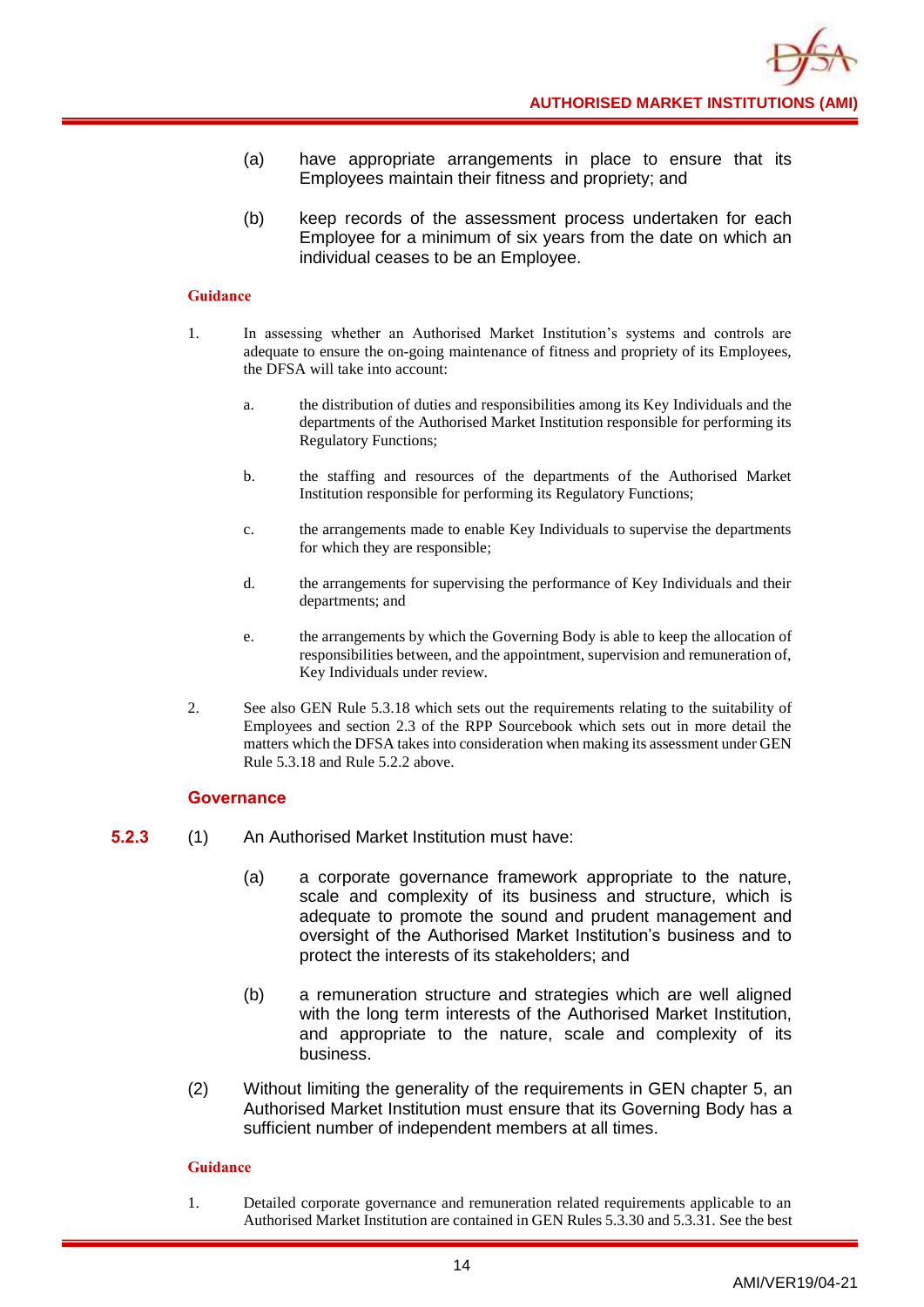(a) have appropriate arrangements in place to ensure that its Employees maintain their fitness and propriety; and

(b) keep records of the assessment process undertaken for each Employee for a minimum of six years from the date on which an individual ceases to be an Employee.

**Guidance**

1. In assessing whether an Authorised Market Institution's systems and controls are adequate to ensure the on-going maintenance of fitness and propriety of its Employees, the DFSA will take into account:

   a. the distribution of duties and responsibilities among its Key Individuals and the departments of the Authorised Market Institution responsible for performing its Regulatory Functions;

   b. the staffing and resources of the departments of the Authorised Market Institution responsible for performing its Regulatory Functions;

   c. the arrangements made to enable Key Individuals to supervise the departments for which they are responsible;

   d. the arrangements for supervising the performance of Key Individuals and their departments; and

   e. the arrangements by which the Governing Body is able to keep the allocation of responsibilities between, and the appointment, supervision and remuneration of, Key Individuals under review.

2. See also GEN Rule 5.3.18 which sets out the requirements relating to the suitability of Employees and section 2.3 of the RPP Sourcebook which sets out in more detail the matters which the DFSA takes into consideration when making its assessment under GEN Rule 5.3.18 and Rule 5.2.2 above.

### Governance

**5.2.3** (1) An Authorised Market Institution must have:

(a) a corporate governance framework appropriate to the nature, scale and complexity of its business and structure, which is adequate to promote the sound and prudent management and oversight of the Authorised Market Institution's business and to protect the interests of its stakeholders; and

(b) a remuneration structure and strategies which are well aligned with the long term interests of the Authorised Market Institution, and appropriate to the nature, scale and complexity of its business.

(2) Without limiting the generality of the requirements in GEN chapter 5, an Authorised Market Institution must ensure that its Governing Body has a sufficient number of independent members at all times.

**Guidance**

1. Detailed corporate governance and remuneration related requirements applicable to an Authorised Market Institution are contained in GEN Rules 5.3.30 and 5.3.31. See the best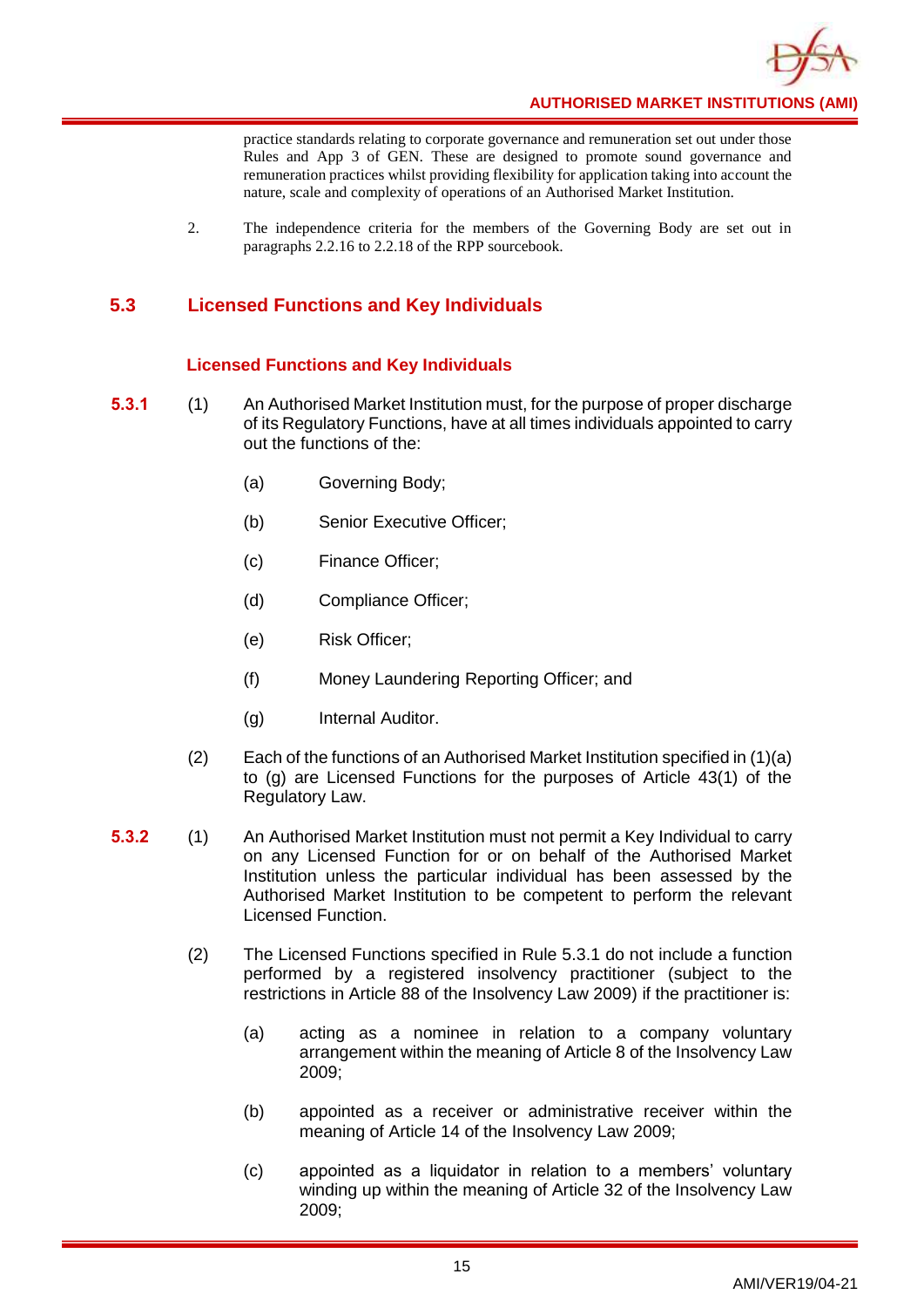practice standards relating to corporate governance and remuneration set out under those Rules and App 3 of GEN. These are designed to promote sound governance and remuneration practices whilst providing flexibility for application taking into account the nature, scale and complexity of operations of an Authorised Market Institution.

2. The independence criteria for the members of the Governing Body are set out in paragraphs 2.2.16 to 2.2.18 of the RPP sourcebook.

## 5.3 Licensed Functions and Key Individuals

### Licensed Functions and Key Individuals

**5.3.1** (1) An Authorised Market Institution must, for the purpose of proper discharge of its Regulatory Functions, have at all times individuals appointed to carry out the functions of the:

(a) Governing Body;

(b) Senior Executive Officer;

(c) Finance Officer;

(d) Compliance Officer;

(e) Risk Officer;

(f) Money Laundering Reporting Officer; and

(g) Internal Auditor.

(2) Each of the functions of an Authorised Market Institution specified in (1)(a) to (g) are Licensed Functions for the purposes of Article 43(1) of the Regulatory Law.

**5.3.2** (1) An Authorised Market Institution must not permit a Key Individual to carry on any Licensed Function for or on behalf of the Authorised Market Institution unless the particular individual has been assessed by the Authorised Market Institution to be competent to perform the relevant Licensed Function.

(2) The Licensed Functions specified in Rule 5.3.1 do not include a function performed by a registered insolvency practitioner (subject to the restrictions in Article 88 of the Insolvency Law 2009) if the practitioner is:

(a) acting as a nominee in relation to a company voluntary arrangement within the meaning of Article 8 of the Insolvency Law 2009;

(b) appointed as a receiver or administrative receiver within the meaning of Article 14 of the Insolvency Law 2009;

(c) appointed as a liquidator in relation to a members' voluntary winding up within the meaning of Article 32 of the Insolvency Law 2009;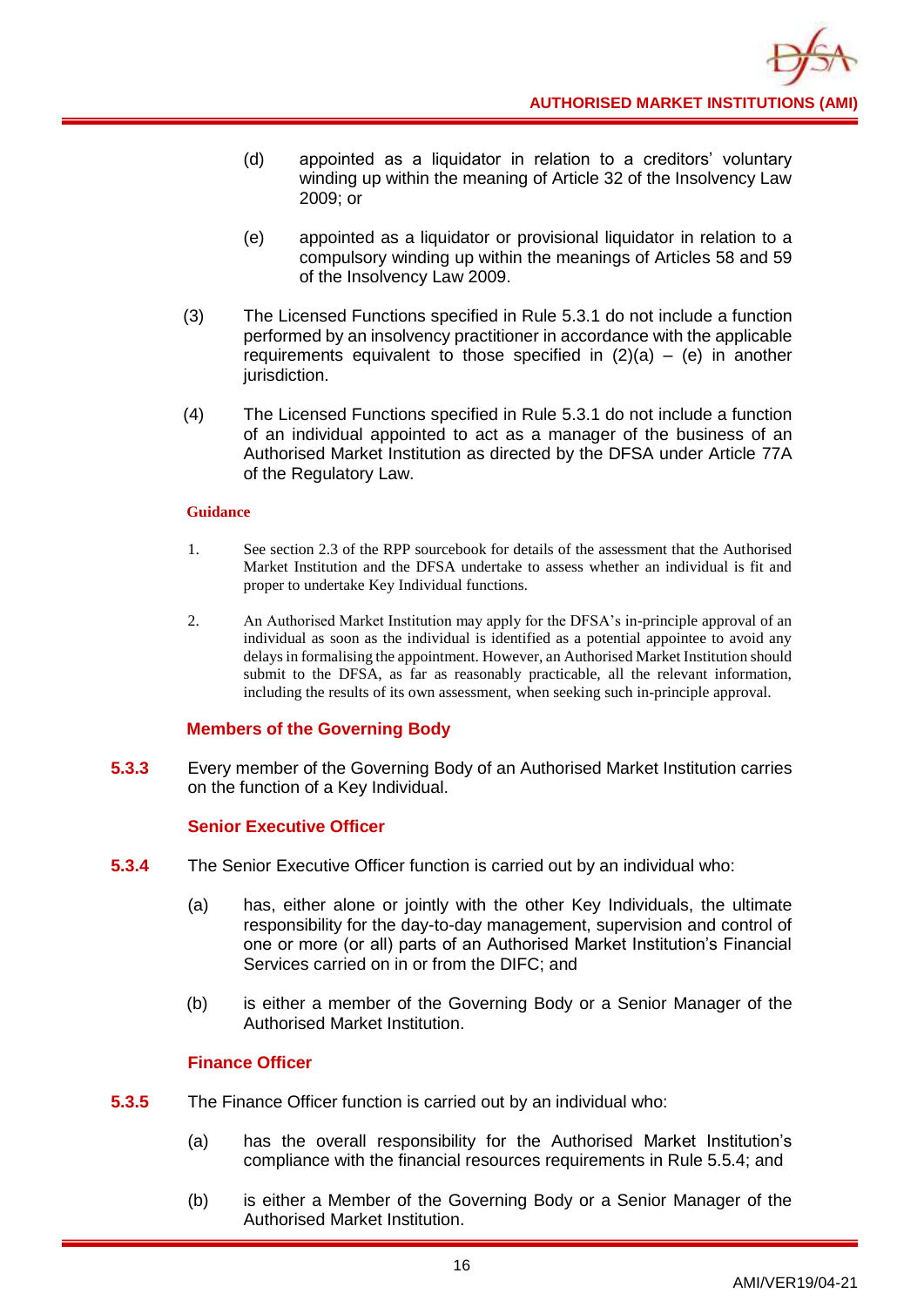(d) appointed as a liquidator in relation to a creditors' voluntary winding up within the meaning of Article 32 of the Insolvency Law 2009; or

(e) appointed as a liquidator or provisional liquidator in relation to a compulsory winding up within the meanings of Articles 58 and 59 of the Insolvency Law 2009.

(3) The Licensed Functions specified in Rule 5.3.1 do not include a function performed by an insolvency practitioner in accordance with the applicable requirements equivalent to those specified in (2)(a) – (e) in another jurisdiction.

(4) The Licensed Functions specified in Rule 5.3.1 do not include a function of an individual appointed to act as a manager of the business of an Authorised Market Institution as directed by the DFSA under Article 77A of the Regulatory Law.

**Guidance**

1. See section 2.3 of the RPP sourcebook for details of the assessment that the Authorised Market Institution and the DFSA undertake to assess whether an individual is fit and proper to undertake Key Individual functions.

2. An Authorised Market Institution may apply for the DFSA's in-principle approval of an individual as soon as the individual is identified as a potential appointee to avoid any delays in formalising the appointment. However, an Authorised Market Institution should submit to the DFSA, as far as reasonably practicable, all the relevant information, including the results of its own assessment, when seeking such in-principle approval.

### Members of the Governing Body

**5.3.3** Every member of the Governing Body of an Authorised Market Institution carries on the function of a Key Individual.

### Senior Executive Officer

**5.3.4** The Senior Executive Officer function is carried out by an individual who:

(a) has, either alone or jointly with the other Key Individuals, the ultimate responsibility for the day-to-day management, supervision and control of one or more (or all) parts of an Authorised Market Institution's Financial Services carried on in or from the DIFC; and

(b) is either a member of the Governing Body or a Senior Manager of the Authorised Market Institution.

### Finance Officer

**5.3.5** The Finance Officer function is carried out by an individual who:

(a) has the overall responsibility for the Authorised Market Institution's compliance with the financial resources requirements in Rule 5.5.4; and

(b) is either a Member of the Governing Body or a Senior Manager of the Authorised Market Institution.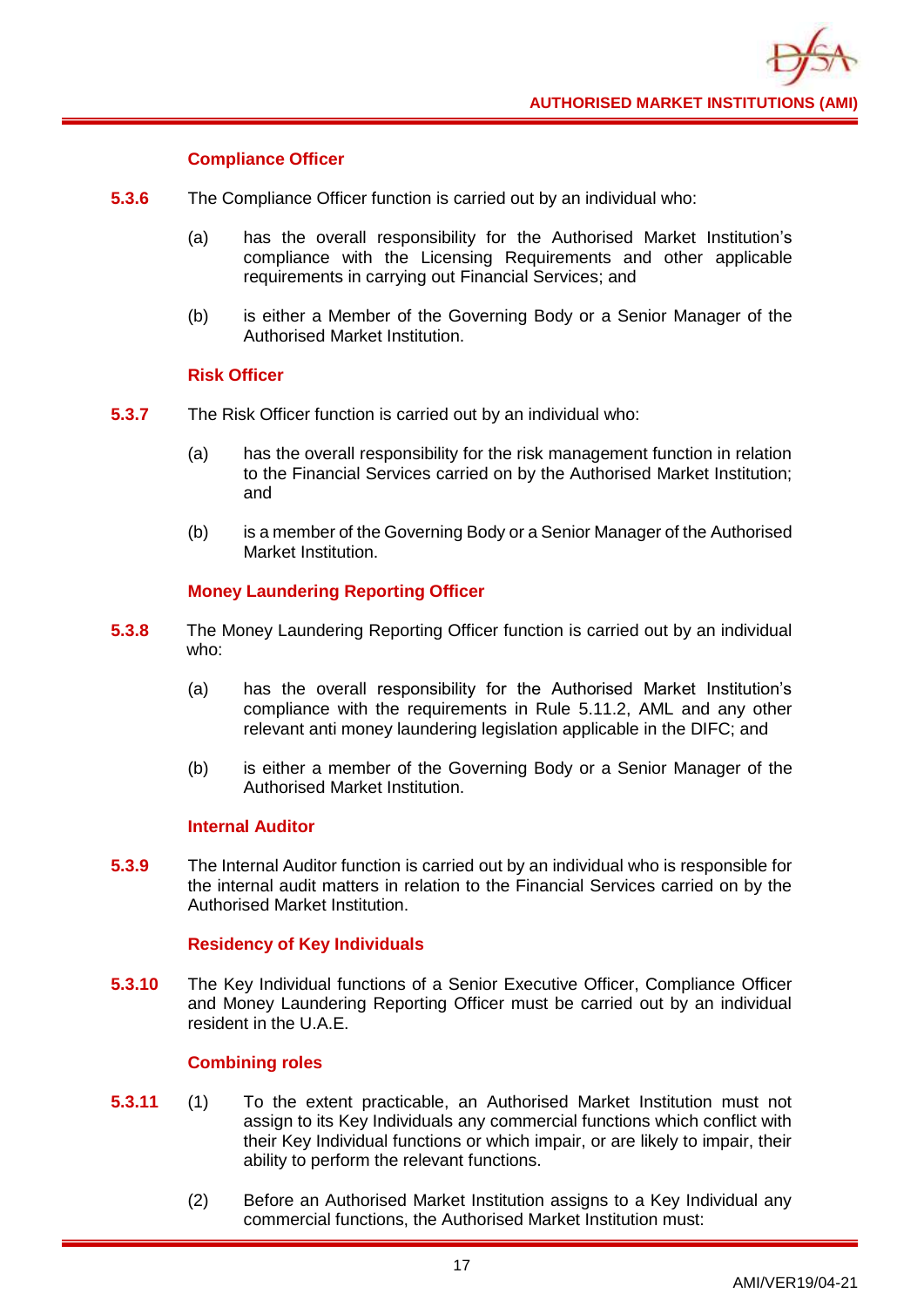### Compliance Officer

**5.3.6** The Compliance Officer function is carried out by an individual who:

(a) has the overall responsibility for the Authorised Market Institution's compliance with the Licensing Requirements and other applicable requirements in carrying out Financial Services; and

(b) is either a Member of the Governing Body or a Senior Manager of the Authorised Market Institution.

### Risk Officer

**5.3.7** The Risk Officer function is carried out by an individual who:

(a) has the overall responsibility for the risk management function in relation to the Financial Services carried on by the Authorised Market Institution; and

(b) is a member of the Governing Body or a Senior Manager of the Authorised Market Institution.

### Money Laundering Reporting Officer

**5.3.8** The Money Laundering Reporting Officer function is carried out by an individual who:

(a) has the overall responsibility for the Authorised Market Institution's compliance with the requirements in Rule 5.11.2, AML and any other relevant anti money laundering legislation applicable in the DIFC; and

(b) is either a member of the Governing Body or a Senior Manager of the Authorised Market Institution.

### Internal Auditor

**5.3.9** The Internal Auditor function is carried out by an individual who is responsible for the internal audit matters in relation to the Financial Services carried on by the Authorised Market Institution.

### Residency of Key Individuals

**5.3.10** The Key Individual functions of a Senior Executive Officer, Compliance Officer and Money Laundering Reporting Officer must be carried out by an individual resident in the U.A.E.

### Combining roles

**5.3.11** (1) To the extent practicable, an Authorised Market Institution must not assign to its Key Individuals any commercial functions which conflict with their Key Individual functions or which impair, or are likely to impair, their ability to perform the relevant functions.

(2) Before an Authorised Market Institution assigns to a Key Individual any commercial functions, the Authorised Market Institution must: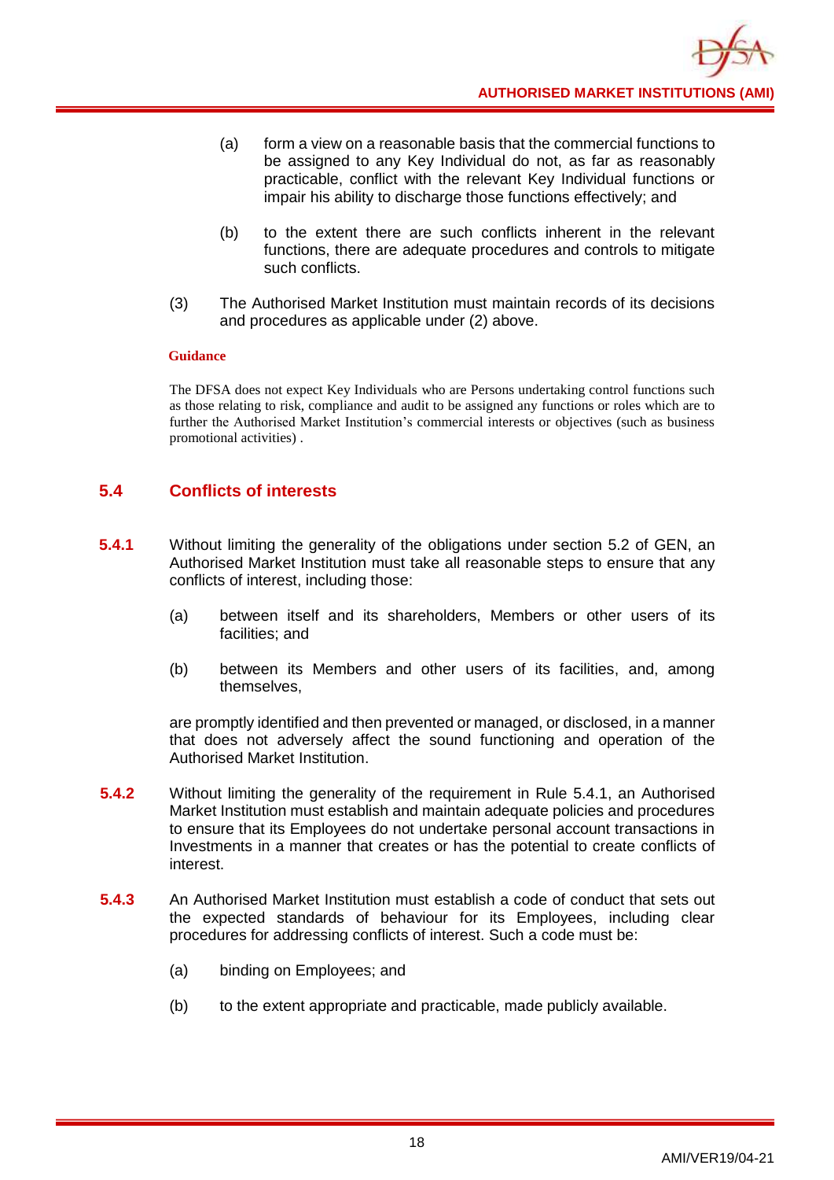(a) form a view on a reasonable basis that the commercial functions to be assigned to any Key Individual do not, as far as reasonably practicable, conflict with the relevant Key Individual functions or impair his ability to discharge those functions effectively; and

(b) to the extent there are such conflicts inherent in the relevant functions, there are adequate procedures and controls to mitigate such conflicts.

(3) The Authorised Market Institution must maintain records of its decisions and procedures as applicable under (2) above.

**Guidance**

The DFSA does not expect Key Individuals who are Persons undertaking control functions such as those relating to risk, compliance and audit to be assigned any functions or roles which are to further the Authorised Market Institution's commercial interests or objectives (such as business promotional activities) .

## 5.4 Conflicts of interests

**5.4.1** Without limiting the generality of the obligations under section 5.2 of GEN, an Authorised Market Institution must take all reasonable steps to ensure that any conflicts of interest, including those:

(a) between itself and its shareholders, Members or other users of its facilities; and

(b) between its Members and other users of its facilities, and, among themselves,

are promptly identified and then prevented or managed, or disclosed, in a manner that does not adversely affect the sound functioning and operation of the Authorised Market Institution.

**5.4.2** Without limiting the generality of the requirement in Rule 5.4.1, an Authorised Market Institution must establish and maintain adequate policies and procedures to ensure that its Employees do not undertake personal account transactions in Investments in a manner that creates or has the potential to create conflicts of interest.

**5.4.3** An Authorised Market Institution must establish a code of conduct that sets out the expected standards of behaviour for its Employees, including clear procedures for addressing conflicts of interest. Such a code must be:

(a) binding on Employees; and

(b) to the extent appropriate and practicable, made publicly available.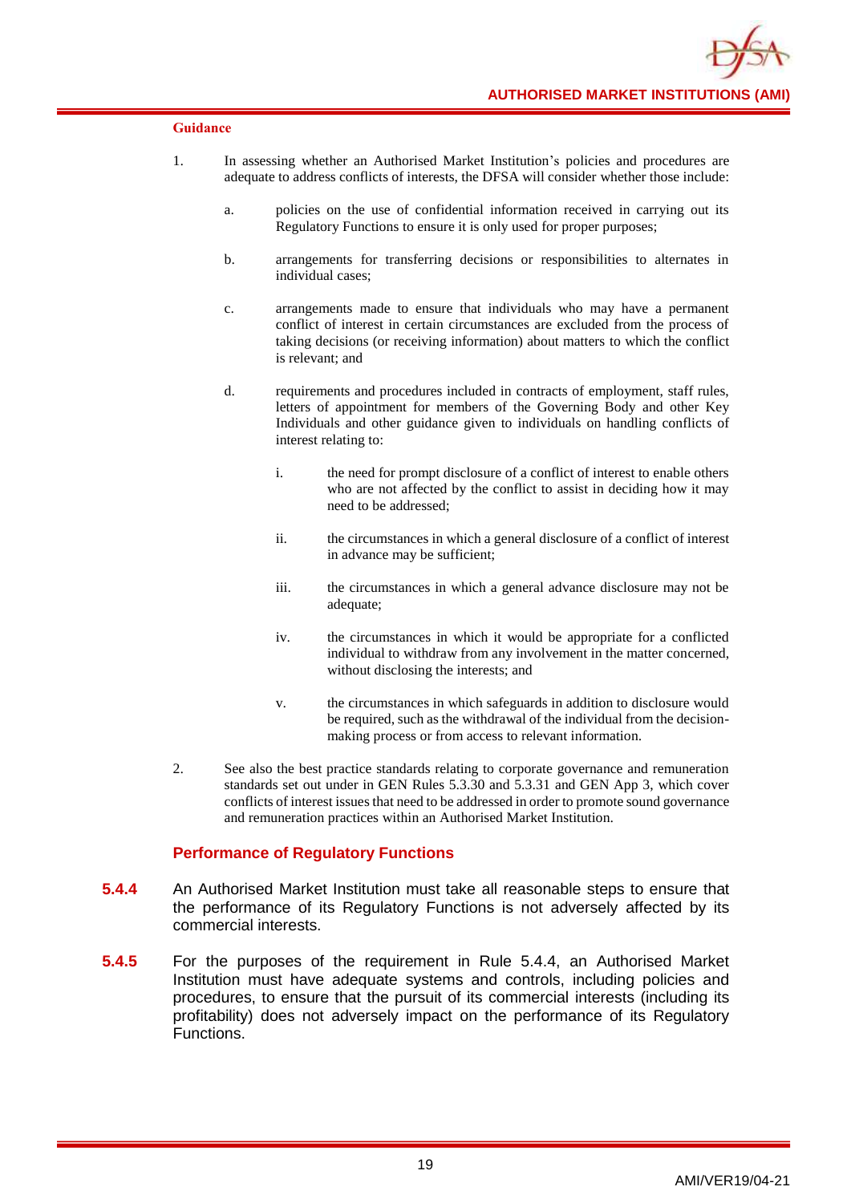**Guidance**

1. In assessing whether an Authorised Market Institution's policies and procedures are adequate to address conflicts of interests, the DFSA will consider whether those include:

   a. policies on the use of confidential information received in carrying out its Regulatory Functions to ensure it is only used for proper purposes;

   b. arrangements for transferring decisions or responsibilities to alternates in individual cases;

   c. arrangements made to ensure that individuals who may have a permanent conflict of interest in certain circumstances are excluded from the process of taking decisions (or receiving information) about matters to which the conflict is relevant; and

   d. requirements and procedures included in contracts of employment, staff rules, letters of appointment for members of the Governing Body and other Key Individuals and other guidance given to individuals on handling conflicts of interest relating to:

      i. the need for prompt disclosure of a conflict of interest to enable others who are not affected by the conflict to assist in deciding how it may need to be addressed;

      ii. the circumstances in which a general disclosure of a conflict of interest in advance may be sufficient;

      iii. the circumstances in which a general advance disclosure may not be adequate;

      iv. the circumstances in which it would be appropriate for a conflicted individual to withdraw from any involvement in the matter concerned, without disclosing the interests; and

      v. the circumstances in which safeguards in addition to disclosure would be required, such as the withdrawal of the individual from the decision-making process or from access to relevant information.

2. See also the best practice standards relating to corporate governance and remuneration standards set out under in GEN Rules 5.3.30 and 5.3.31 and GEN App 3, which cover conflicts of interest issues that need to be addressed in order to promote sound governance and remuneration practices within an Authorised Market Institution.

### Performance of Regulatory Functions

**5.4.4** An Authorised Market Institution must take all reasonable steps to ensure that the performance of its Regulatory Functions is not adversely affected by its commercial interests.

**5.4.5** For the purposes of the requirement in Rule 5.4.4, an Authorised Market Institution must have adequate systems and controls, including policies and procedures, to ensure that the pursuit of its commercial interests (including its profitability) does not adversely impact on the performance of its Regulatory Functions.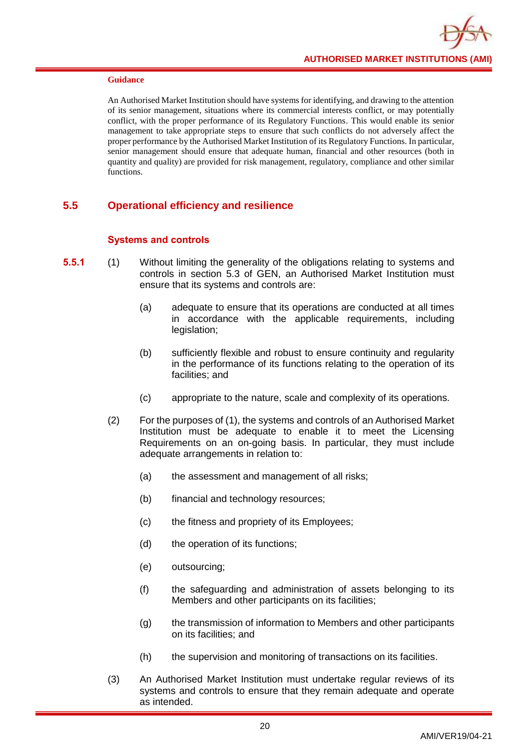**Guidance**

An Authorised Market Institution should have systems for identifying, and drawing to the attention of its senior management, situations where its commercial interests conflict, or may potentially conflict, with the proper performance of its Regulatory Functions. This would enable its senior management to take appropriate steps to ensure that such conflicts do not adversely affect the proper performance by the Authorised Market Institution of its Regulatory Functions. In particular, senior management should ensure that adequate human, financial and other resources (both in quantity and quality) are provided for risk management, regulatory, compliance and other similar functions.

## 5.5 Operational efficiency and resilience

### Systems and controls

**5.5.1** (1) Without limiting the generality of the obligations relating to systems and controls in section 5.3 of GEN, an Authorised Market Institution must ensure that its systems and controls are:

(a) adequate to ensure that its operations are conducted at all times in accordance with the applicable requirements, including legislation;

(b) sufficiently flexible and robust to ensure continuity and regularity in the performance of its functions relating to the operation of its facilities; and

(c) appropriate to the nature, scale and complexity of its operations.

(2) For the purposes of (1), the systems and controls of an Authorised Market Institution must be adequate to enable it to meet the Licensing Requirements on an on-going basis. In particular, they must include adequate arrangements in relation to:

(a) the assessment and management of all risks;

(b) financial and technology resources;

(c) the fitness and propriety of its Employees;

(d) the operation of its functions;

(e) outsourcing;

(f) the safeguarding and administration of assets belonging to its Members and other participants on its facilities;

(g) the transmission of information to Members and other participants on its facilities; and

(h) the supervision and monitoring of transactions on its facilities.

(3) An Authorised Market Institution must undertake regular reviews of its systems and controls to ensure that they remain adequate and operate as intended.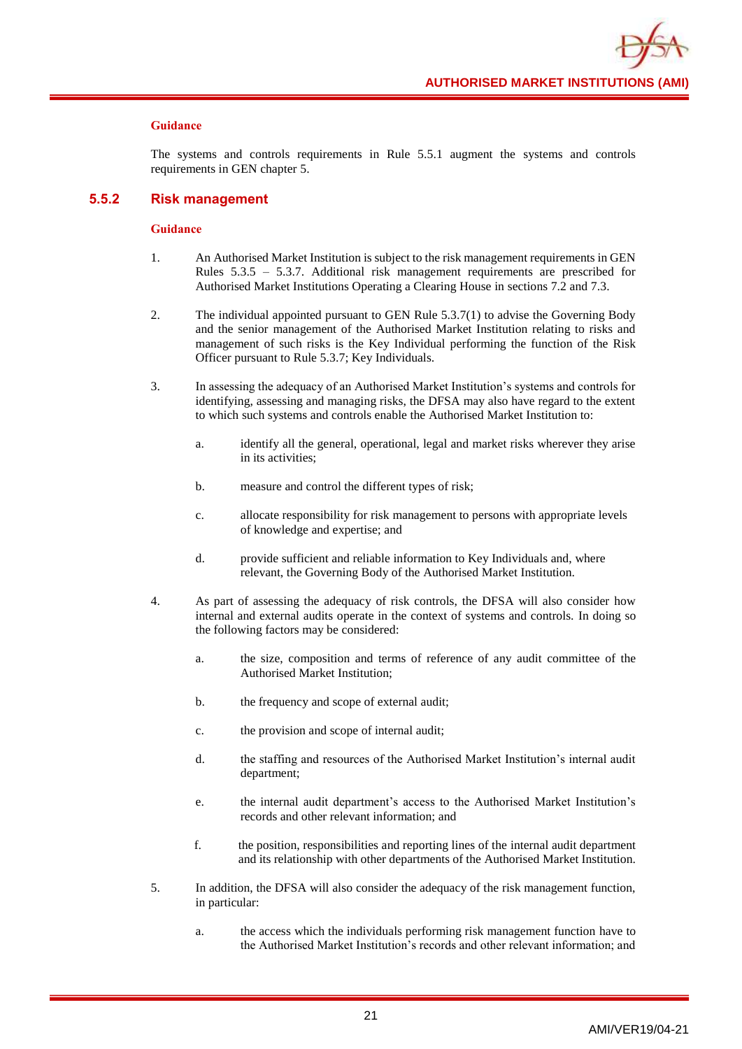**Guidance**

The systems and controls requirements in Rule 5.5.1 augment the systems and controls requirements in GEN chapter 5.

## 5.5.2 Risk management

**Guidance**

1. An Authorised Market Institution is subject to the risk management requirements in GEN Rules 5.3.5 – 5.3.7. Additional risk management requirements are prescribed for Authorised Market Institutions Operating a Clearing House in sections 7.2 and 7.3.

2. The individual appointed pursuant to GEN Rule 5.3.7(1) to advise the Governing Body and the senior management of the Authorised Market Institution relating to risks and management of such risks is the Key Individual performing the function of the Risk Officer pursuant to Rule 5.3.7; Key Individuals.

3. In assessing the adequacy of an Authorised Market Institution's systems and controls for identifying, assessing and managing risks, the DFSA may also have regard to the extent to which such systems and controls enable the Authorised Market Institution to:

   a. identify all the general, operational, legal and market risks wherever they arise in its activities;

   b. measure and control the different types of risk;

   c. allocate responsibility for risk management to persons with appropriate levels of knowledge and expertise; and

   d. provide sufficient and reliable information to Key Individuals and, where relevant, the Governing Body of the Authorised Market Institution.

4. As part of assessing the adequacy of risk controls, the DFSA will also consider how internal and external audits operate in the context of systems and controls. In doing so the following factors may be considered:

   a. the size, composition and terms of reference of any audit committee of the Authorised Market Institution;

   b. the frequency and scope of external audit;

   c. the provision and scope of internal audit;

   d. the staffing and resources of the Authorised Market Institution's internal audit department;

   e. the internal audit department's access to the Authorised Market Institution's records and other relevant information; and

   f. the position, responsibilities and reporting lines of the internal audit department and its relationship with other departments of the Authorised Market Institution.

5. In addition, the DFSA will also consider the adequacy of the risk management function, in particular:

   a. the access which the individuals performing risk management function have to the Authorised Market Institution's records and other relevant information; and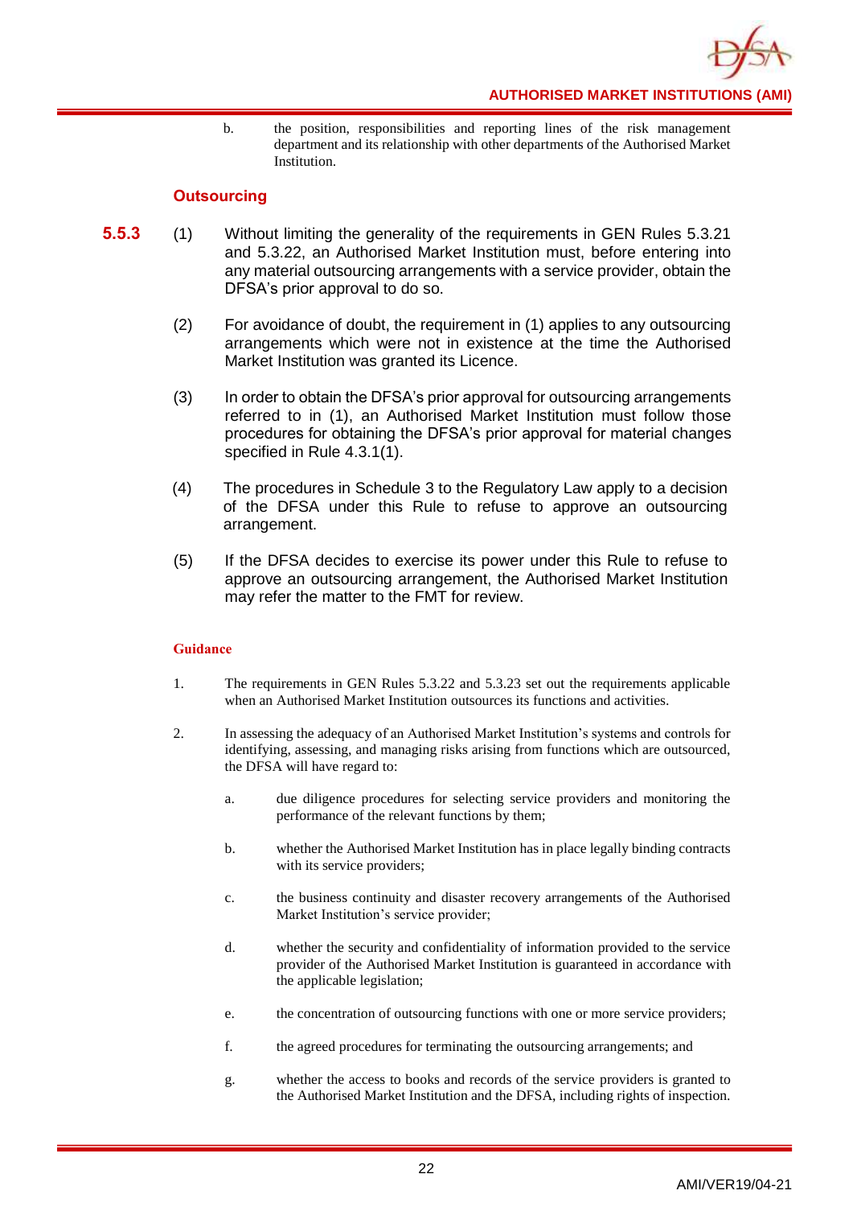b. the position, responsibilities and reporting lines of the risk management department and its relationship with other departments of the Authorised Market Institution.

### Outsourcing

**5.5.3** (1) Without limiting the generality of the requirements in GEN Rules 5.3.21 and 5.3.22, an Authorised Market Institution must, before entering into any material outsourcing arrangements with a service provider, obtain the DFSA's prior approval to do so.

(2) For avoidance of doubt, the requirement in (1) applies to any outsourcing arrangements which were not in existence at the time the Authorised Market Institution was granted its Licence.

(3) In order to obtain the DFSA's prior approval for outsourcing arrangements referred to in (1), an Authorised Market Institution must follow those procedures for obtaining the DFSA's prior approval for material changes specified in Rule 4.3.1(1).

(4) The procedures in Schedule 3 to the Regulatory Law apply to a decision of the DFSA under this Rule to refuse to approve an outsourcing arrangement.

(5) If the DFSA decides to exercise its power under this Rule to refuse to approve an outsourcing arrangement, the Authorised Market Institution may refer the matter to the FMT for review.

#### Guidance

1. The requirements in GEN Rules 5.3.22 and 5.3.23 set out the requirements applicable when an Authorised Market Institution outsources its functions and activities.

2. In assessing the adequacy of an Authorised Market Institution's systems and controls for identifying, assessing, and managing risks arising from functions which are outsourced, the DFSA will have regard to:

   a. due diligence procedures for selecting service providers and monitoring the performance of the relevant functions by them;

   b. whether the Authorised Market Institution has in place legally binding contracts with its service providers;

   c. the business continuity and disaster recovery arrangements of the Authorised Market Institution's service provider;

   d. whether the security and confidentiality of information provided to the service provider of the Authorised Market Institution is guaranteed in accordance with the applicable legislation;

   e. the concentration of outsourcing functions with one or more service providers;

   f. the agreed procedures for terminating the outsourcing arrangements; and

   g. whether the access to books and records of the service providers is granted to the Authorised Market Institution and the DFSA, including rights of inspection.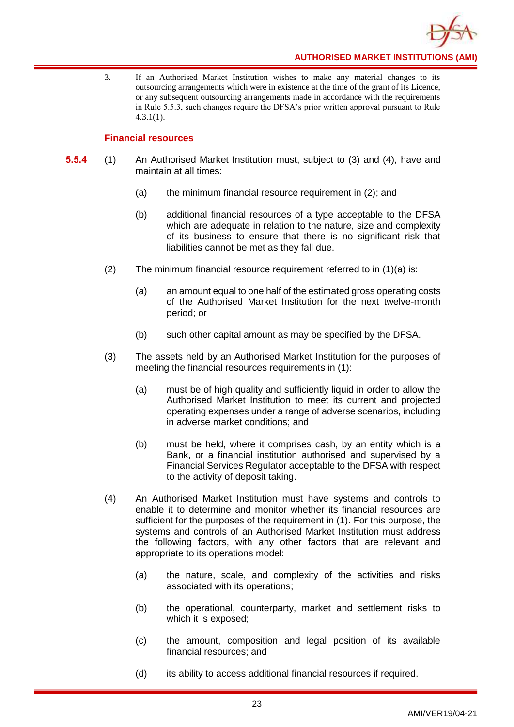3. If an Authorised Market Institution wishes to make any material changes to its outsourcing arrangements which were in existence at the time of the grant of its Licence, or any subsequent outsourcing arrangements made in accordance with the requirements in Rule 5.5.3, such changes require the DFSA's prior written approval pursuant to Rule 4.3.1(1).

### Financial resources

**5.5.4** (1) An Authorised Market Institution must, subject to (3) and (4), have and maintain at all times:

(a) the minimum financial resource requirement in (2); and

(b) additional financial resources of a type acceptable to the DFSA which are adequate in relation to the nature, size and complexity of its business to ensure that there is no significant risk that liabilities cannot be met as they fall due.

(2) The minimum financial resource requirement referred to in (1)(a) is:

(a) an amount equal to one half of the estimated gross operating costs of the Authorised Market Institution for the next twelve-month period; or

(b) such other capital amount as may be specified by the DFSA.

(3) The assets held by an Authorised Market Institution for the purposes of meeting the financial resources requirements in (1):

(a) must be of high quality and sufficiently liquid in order to allow the Authorised Market Institution to meet its current and projected operating expenses under a range of adverse scenarios, including in adverse market conditions; and

(b) must be held, where it comprises cash, by an entity which is a Bank, or a financial institution authorised and supervised by a Financial Services Regulator acceptable to the DFSA with respect to the activity of deposit taking.

(4) An Authorised Market Institution must have systems and controls to enable it to determine and monitor whether its financial resources are sufficient for the purposes of the requirement in (1). For this purpose, the systems and controls of an Authorised Market Institution must address the following factors, with any other factors that are relevant and appropriate to its operations model:

(a) the nature, scale, and complexity of the activities and risks associated with its operations;

(b) the operational, counterparty, market and settlement risks to which it is exposed;

(c) the amount, composition and legal position of its available financial resources; and

(d) its ability to access additional financial resources if required.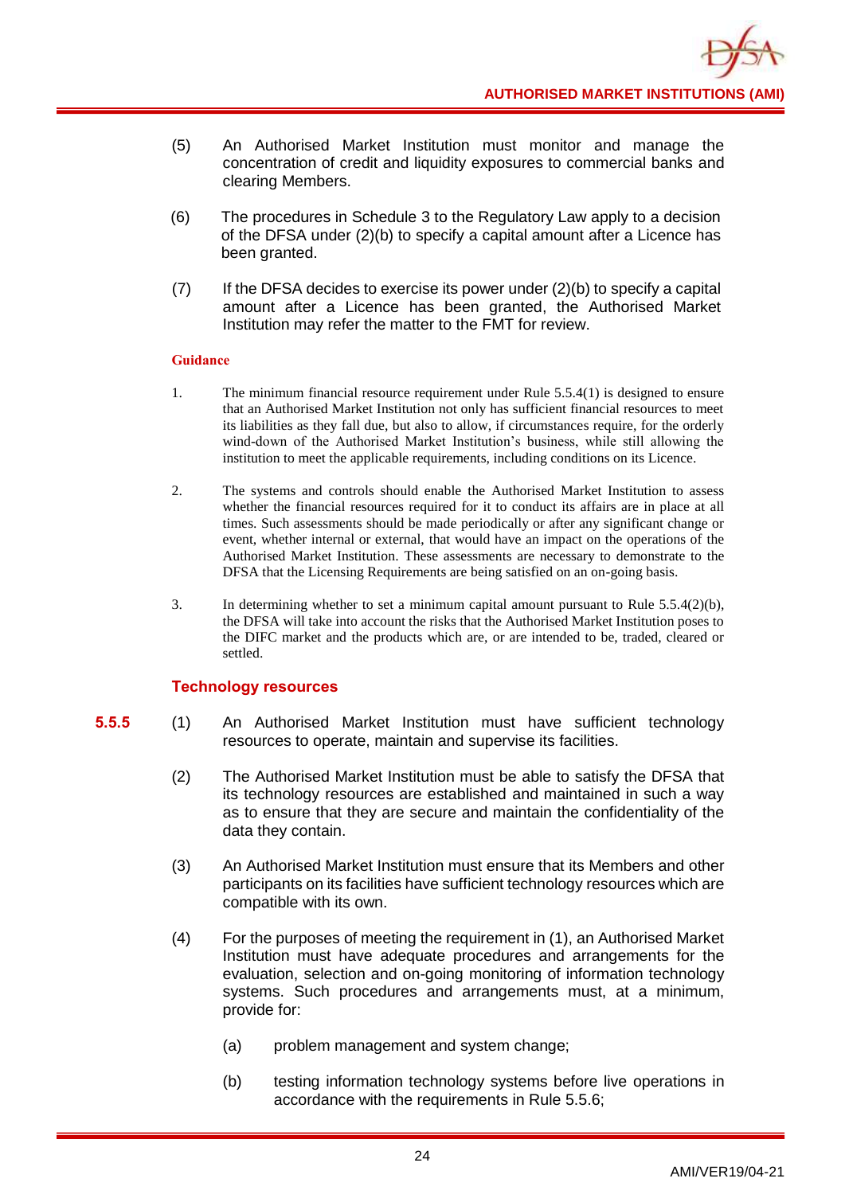(5) An Authorised Market Institution must monitor and manage the concentration of credit and liquidity exposures to commercial banks and clearing Members.

(6) The procedures in Schedule 3 to the Regulatory Law apply to a decision of the DFSA under (2)(b) to specify a capital amount after a Licence has been granted.

(7) If the DFSA decides to exercise its power under (2)(b) to specify a capital amount after a Licence has been granted, the Authorised Market Institution may refer the matter to the FMT for review.

**Guidance**

1. The minimum financial resource requirement under Rule 5.5.4(1) is designed to ensure that an Authorised Market Institution not only has sufficient financial resources to meet its liabilities as they fall due, but also to allow, if circumstances require, for the orderly wind-down of the Authorised Market Institution's business, while still allowing the institution to meet the applicable requirements, including conditions on its Licence.

2. The systems and controls should enable the Authorised Market Institution to assess whether the financial resources required for it to conduct its affairs are in place at all times. Such assessments should be made periodically or after any significant change or event, whether internal or external, that would have an impact on the operations of the Authorised Market Institution. These assessments are necessary to demonstrate to the DFSA that the Licensing Requirements are being satisfied on an on-going basis.

3. In determining whether to set a minimum capital amount pursuant to Rule 5.5.4(2)(b), the DFSA will take into account the risks that the Authorised Market Institution poses to the DIFC market and the products which are, or are intended to be, traded, cleared or settled.

### Technology resources

**5.5.5** (1) An Authorised Market Institution must have sufficient technology resources to operate, maintain and supervise its facilities.

(2) The Authorised Market Institution must be able to satisfy the DFSA that its technology resources are established and maintained in such a way as to ensure that they are secure and maintain the confidentiality of the data they contain.

(3) An Authorised Market Institution must ensure that its Members and other participants on its facilities have sufficient technology resources which are compatible with its own.

(4) For the purposes of meeting the requirement in (1), an Authorised Market Institution must have adequate procedures and arrangements for the evaluation, selection and on-going monitoring of information technology systems. Such procedures and arrangements must, at a minimum, provide for:

(a) problem management and system change;

(b) testing information technology systems before live operations in accordance with the requirements in Rule 5.5.6;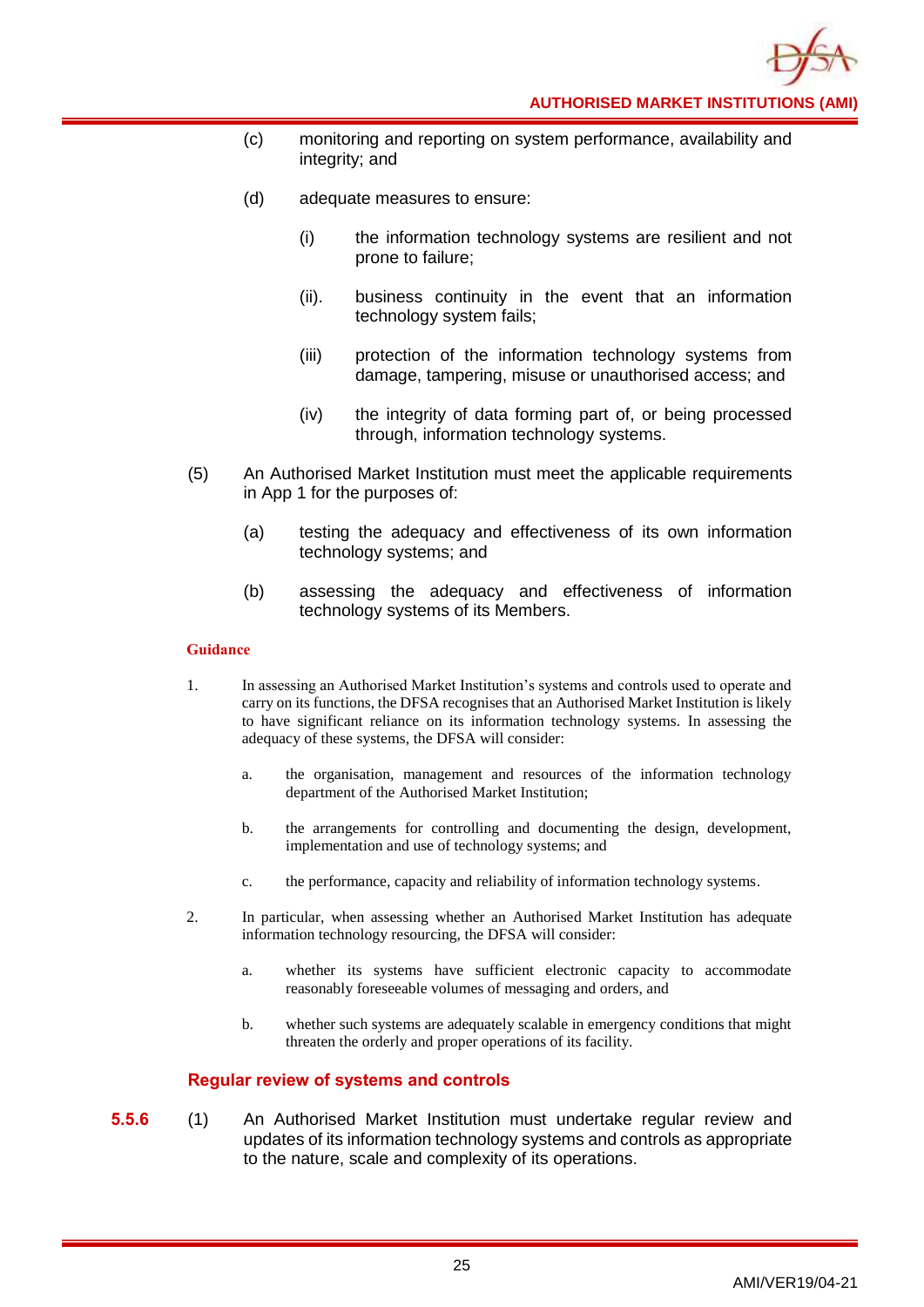(c) monitoring and reporting on system performance, availability and integrity; and

(d) adequate measures to ensure:

(i) the information technology systems are resilient and not prone to failure;

(ii). business continuity in the event that an information technology system fails;

(iii) protection of the information technology systems from damage, tampering, misuse or unauthorised access; and

(iv) the integrity of data forming part of, or being processed through, information technology systems.

(5) An Authorised Market Institution must meet the applicable requirements in App 1 for the purposes of:

(a) testing the adequacy and effectiveness of its own information technology systems; and

(b) assessing the adequacy and effectiveness of information technology systems of its Members.

**Guidance**

1. In assessing an Authorised Market Institution's systems and controls used to operate and carry on its functions, the DFSA recognises that an Authorised Market Institution is likely to have significant reliance on its information technology systems. In assessing the adequacy of these systems, the DFSA will consider:

   a. the organisation, management and resources of the information technology department of the Authorised Market Institution;

   b. the arrangements for controlling and documenting the design, development, implementation and use of technology systems; and

   c. the performance, capacity and reliability of information technology systems.

2. In particular, when assessing whether an Authorised Market Institution has adequate information technology resourcing, the DFSA will consider:

   a. whether its systems have sufficient electronic capacity to accommodate reasonably foreseeable volumes of messaging and orders, and

   b. whether such systems are adequately scalable in emergency conditions that might threaten the orderly and proper operations of its facility.

### Regular review of systems and controls

**5.5.6** (1) An Authorised Market Institution must undertake regular review and updates of its information technology systems and controls as appropriate to the nature, scale and complexity of its operations.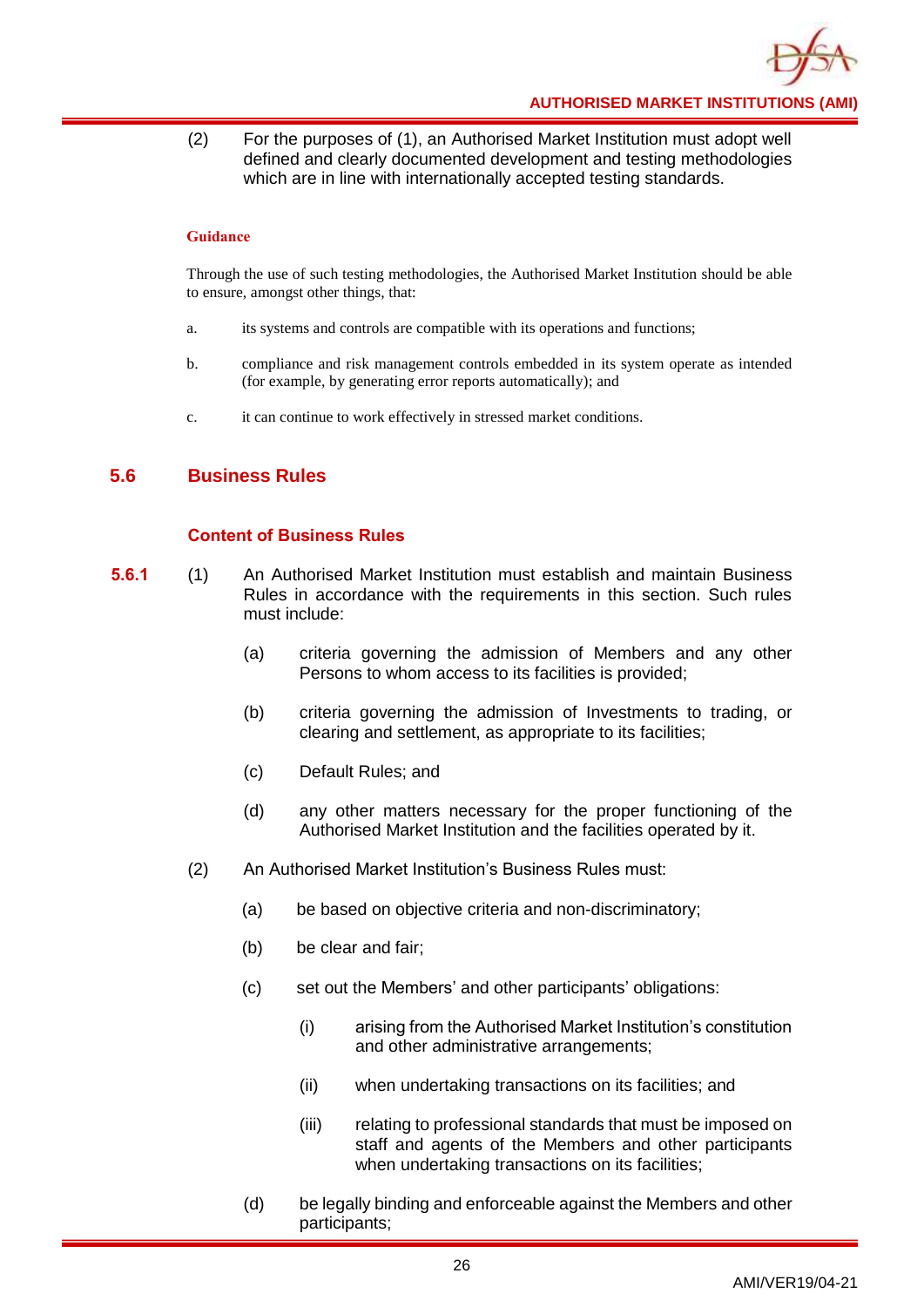(2) For the purposes of (1), an Authorised Market Institution must adopt well defined and clearly documented development and testing methodologies which are in line with internationally accepted testing standards.

**Guidance**

Through the use of such testing methodologies, the Authorised Market Institution should be able to ensure, amongst other things, that:

a. its systems and controls are compatible with its operations and functions;

b. compliance and risk management controls embedded in its system operate as intended (for example, by generating error reports automatically); and

c. it can continue to work effectively in stressed market conditions.

## 5.6 Business Rules

### Content of Business Rules

**5.6.1** (1) An Authorised Market Institution must establish and maintain Business Rules in accordance with the requirements in this section. Such rules must include:

(a) criteria governing the admission of Members and any other Persons to whom access to its facilities is provided;

(b) criteria governing the admission of Investments to trading, or clearing and settlement, as appropriate to its facilities;

(c) Default Rules; and

(d) any other matters necessary for the proper functioning of the Authorised Market Institution and the facilities operated by it.

(2) An Authorised Market Institution's Business Rules must:

(a) be based on objective criteria and non-discriminatory;

(b) be clear and fair;

(c) set out the Members' and other participants' obligations:

(i) arising from the Authorised Market Institution's constitution and other administrative arrangements;

(ii) when undertaking transactions on its facilities; and

(iii) relating to professional standards that must be imposed on staff and agents of the Members and other participants when undertaking transactions on its facilities;

(d) be legally binding and enforceable against the Members and other participants;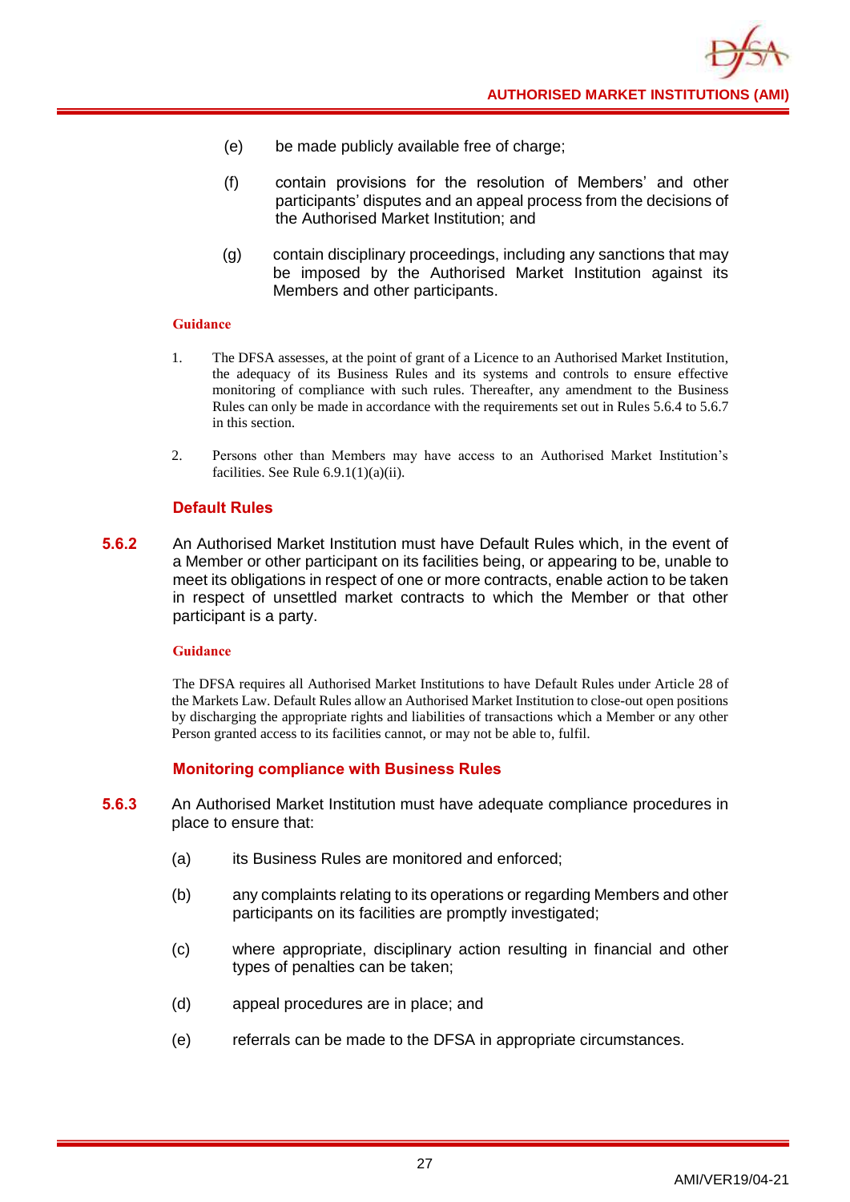(e) be made publicly available free of charge;

(f) contain provisions for the resolution of Members' and other participants' disputes and an appeal process from the decisions of the Authorised Market Institution; and

(g) contain disciplinary proceedings, including any sanctions that may be imposed by the Authorised Market Institution against its Members and other participants.

**Guidance**

1. The DFSA assesses, at the point of grant of a Licence to an Authorised Market Institution, the adequacy of its Business Rules and its systems and controls to ensure effective monitoring of compliance with such rules. Thereafter, any amendment to the Business Rules can only be made in accordance with the requirements set out in Rules 5.6.4 to 5.6.7 in this section.

2. Persons other than Members may have access to an Authorised Market Institution's facilities. See Rule 6.9.1(1)(a)(ii).

### Default Rules

**5.6.2** An Authorised Market Institution must have Default Rules which, in the event of a Member or other participant on its facilities being, or appearing to be, unable to meet its obligations in respect of one or more contracts, enable action to be taken in respect of unsettled market contracts to which the Member or that other participant is a party.

**Guidance**

The DFSA requires all Authorised Market Institutions to have Default Rules under Article 28 of the Markets Law. Default Rules allow an Authorised Market Institution to close-out open positions by discharging the appropriate rights and liabilities of transactions which a Member or any other Person granted access to its facilities cannot, or may not be able to, fulfil.

### Monitoring compliance with Business Rules

**5.6.3** An Authorised Market Institution must have adequate compliance procedures in place to ensure that:

(a) its Business Rules are monitored and enforced;

(b) any complaints relating to its operations or regarding Members and other participants on its facilities are promptly investigated;

(c) where appropriate, disciplinary action resulting in financial and other types of penalties can be taken;

(d) appeal procedures are in place; and

(e) referrals can be made to the DFSA in appropriate circumstances.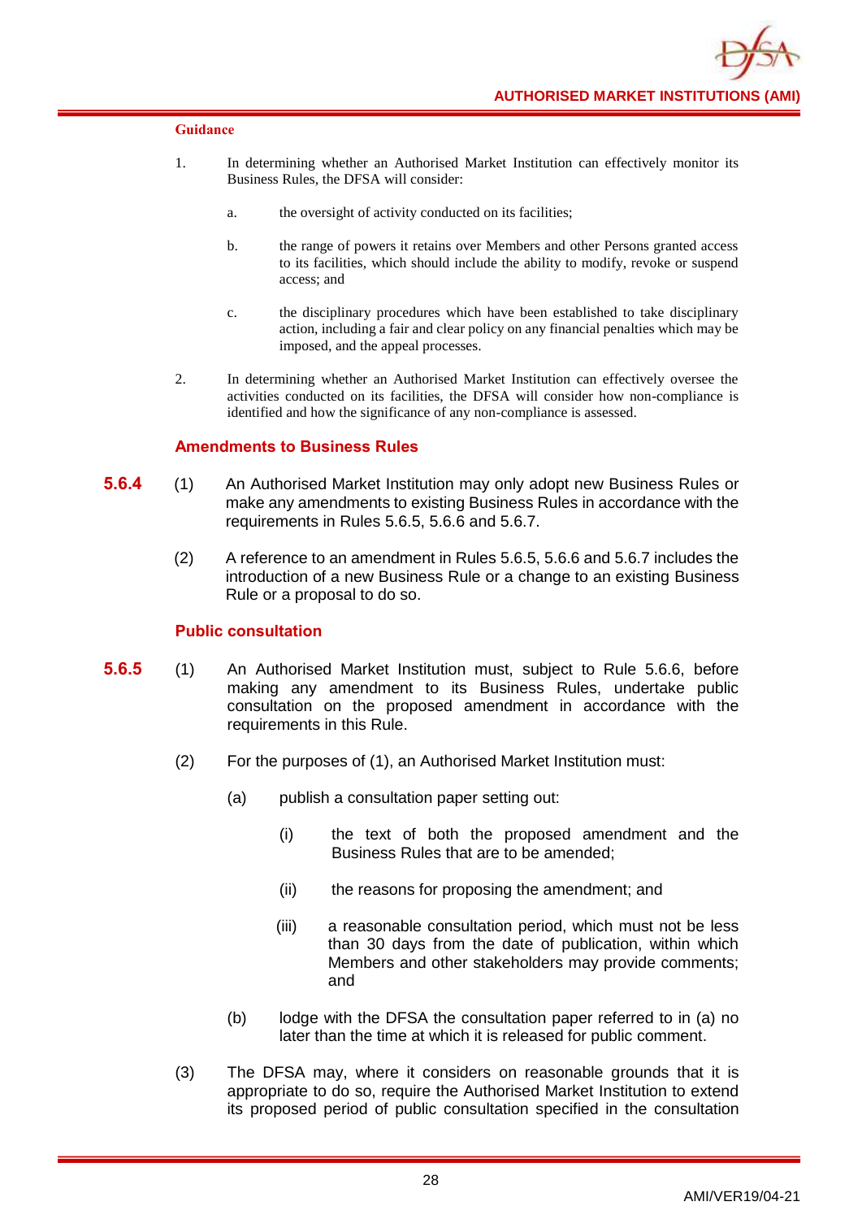**Guidance**

1. In determining whether an Authorised Market Institution can effectively monitor its Business Rules, the DFSA will consider:

   a. the oversight of activity conducted on its facilities;

   b. the range of powers it retains over Members and other Persons granted access to its facilities, which should include the ability to modify, revoke or suspend access; and

   c. the disciplinary procedures which have been established to take disciplinary action, including a fair and clear policy on any financial penalties which may be imposed, and the appeal processes.

2. In determining whether an Authorised Market Institution can effectively oversee the activities conducted on its facilities, the DFSA will consider how non-compliance is identified and how the significance of any non-compliance is assessed.

### Amendments to Business Rules

**5.6.4** (1) An Authorised Market Institution may only adopt new Business Rules or make any amendments to existing Business Rules in accordance with the requirements in Rules 5.6.5, 5.6.6 and 5.6.7.

(2) A reference to an amendment in Rules 5.6.5, 5.6.6 and 5.6.7 includes the introduction of a new Business Rule or a change to an existing Business Rule or a proposal to do so.

### Public consultation

**5.6.5** (1) An Authorised Market Institution must, subject to Rule 5.6.6, before making any amendment to its Business Rules, undertake public consultation on the proposed amendment in accordance with the requirements in this Rule.

(2) For the purposes of (1), an Authorised Market Institution must:

(a) publish a consultation paper setting out:

(i) the text of both the proposed amendment and the Business Rules that are to be amended;

(ii) the reasons for proposing the amendment; and

(iii) a reasonable consultation period, which must not be less than 30 days from the date of publication, within which Members and other stakeholders may provide comments; and

(b) lodge with the DFSA the consultation paper referred to in (a) no later than the time at which it is released for public comment.

(3) The DFSA may, where it considers on reasonable grounds that it is appropriate to do so, require the Authorised Market Institution to extend its proposed period of public consultation specified in the consultation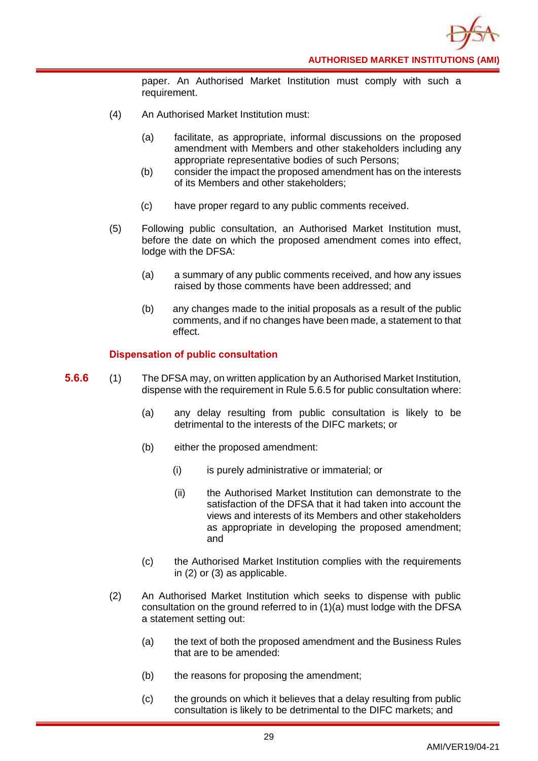paper. An Authorised Market Institution must comply with such a requirement.

(4) An Authorised Market Institution must:

(a) facilitate, as appropriate, informal discussions on the proposed amendment with Members and other stakeholders including any appropriate representative bodies of such Persons;

(b) consider the impact the proposed amendment has on the interests of its Members and other stakeholders;

(c) have proper regard to any public comments received.

(5) Following public consultation, an Authorised Market Institution must, before the date on which the proposed amendment comes into effect, lodge with the DFSA:

(a) a summary of any public comments received, and how any issues raised by those comments have been addressed; and

(b) any changes made to the initial proposals as a result of the public comments, and if no changes have been made, a statement to that effect.

### Dispensation of public consultation

**5.6.6** (1) The DFSA may, on written application by an Authorised Market Institution, dispense with the requirement in Rule 5.6.5 for public consultation where:

(a) any delay resulting from public consultation is likely to be detrimental to the interests of the DIFC markets; or

(b) either the proposed amendment:

(i) is purely administrative or immaterial; or

(ii) the Authorised Market Institution can demonstrate to the satisfaction of the DFSA that it had taken into account the views and interests of its Members and other stakeholders as appropriate in developing the proposed amendment; and

(c) the Authorised Market Institution complies with the requirements in (2) or (3) as applicable.

(2) An Authorised Market Institution which seeks to dispense with public consultation on the ground referred to in (1)(a) must lodge with the DFSA a statement setting out:

(a) the text of both the proposed amendment and the Business Rules that are to be amended:

(b) the reasons for proposing the amendment;

(c) the grounds on which it believes that a delay resulting from public consultation is likely to be detrimental to the DIFC markets; and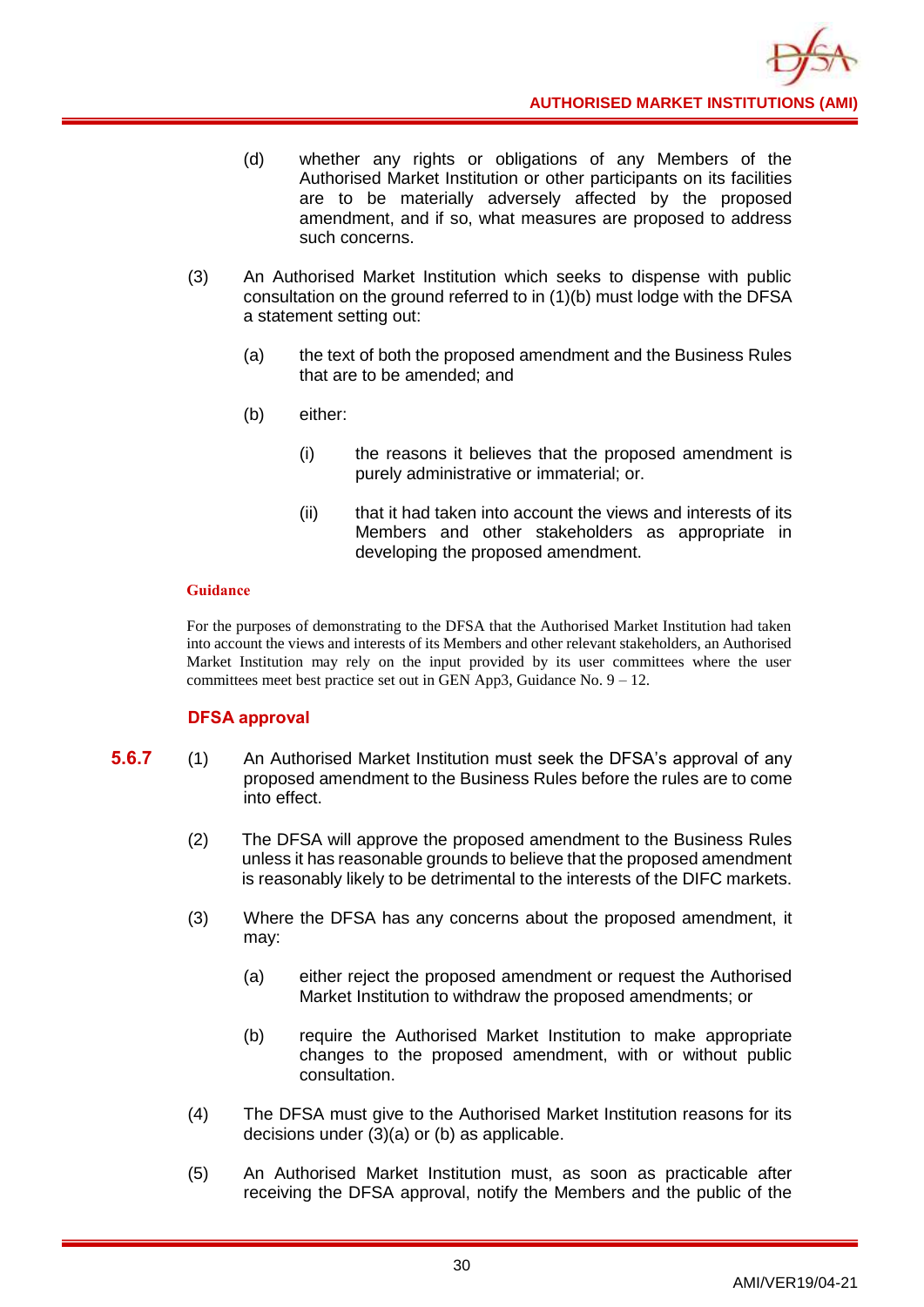(d) whether any rights or obligations of any Members of the Authorised Market Institution or other participants on its facilities are to be materially adversely affected by the proposed amendment, and if so, what measures are proposed to address such concerns.

(3) An Authorised Market Institution which seeks to dispense with public consultation on the ground referred to in (1)(b) must lodge with the DFSA a statement setting out:

(a) the text of both the proposed amendment and the Business Rules that are to be amended; and

(b) either:

(i) the reasons it believes that the proposed amendment is purely administrative or immaterial; or.

(ii) that it had taken into account the views and interests of its Members and other stakeholders as appropriate in developing the proposed amendment.

**Guidance**

For the purposes of demonstrating to the DFSA that the Authorised Market Institution had taken into account the views and interests of its Members and other relevant stakeholders, an Authorised Market Institution may rely on the input provided by its user committees where the user committees meet best practice set out in GEN App3, Guidance No. 9 – 12.

### DFSA approval

**5.6.7** (1) An Authorised Market Institution must seek the DFSA's approval of any proposed amendment to the Business Rules before the rules are to come into effect.

(2) The DFSA will approve the proposed amendment to the Business Rules unless it has reasonable grounds to believe that the proposed amendment is reasonably likely to be detrimental to the interests of the DIFC markets.

(3) Where the DFSA has any concerns about the proposed amendment, it may:

(a) either reject the proposed amendment or request the Authorised Market Institution to withdraw the proposed amendments; or

(b) require the Authorised Market Institution to make appropriate changes to the proposed amendment, with or without public consultation.

(4) The DFSA must give to the Authorised Market Institution reasons for its decisions under (3)(a) or (b) as applicable.

(5) An Authorised Market Institution must, as soon as practicable after receiving the DFSA approval, notify the Members and the public of the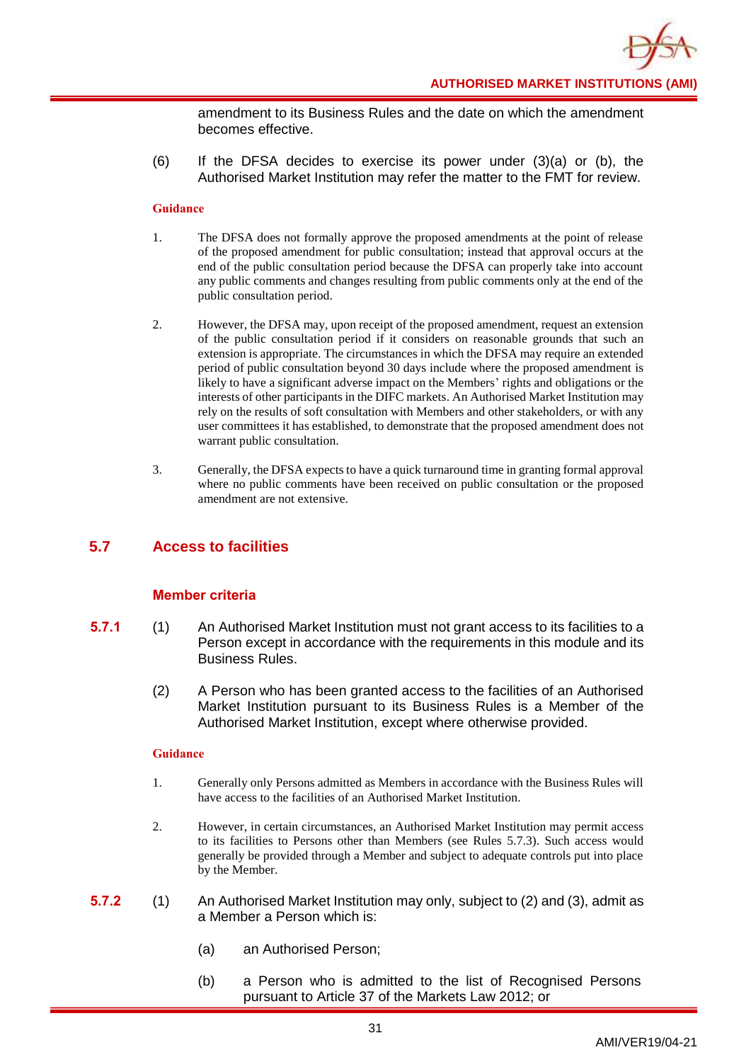amendment to its Business Rules and the date on which the amendment becomes effective.

(6) If the DFSA decides to exercise its power under (3)(a) or (b), the Authorised Market Institution may refer the matter to the FMT for review.

**Guidance**

1. The DFSA does not formally approve the proposed amendments at the point of release of the proposed amendment for public consultation; instead that approval occurs at the end of the public consultation period because the DFSA can properly take into account any public comments and changes resulting from public comments only at the end of the public consultation period.

2. However, the DFSA may, upon receipt of the proposed amendment, request an extension of the public consultation period if it considers on reasonable grounds that such an extension is appropriate. The circumstances in which the DFSA may require an extended period of public consultation beyond 30 days include where the proposed amendment is likely to have a significant adverse impact on the Members' rights and obligations or the interests of other participants in the DIFC markets. An Authorised Market Institution may rely on the results of soft consultation with Members and other stakeholders, or with any user committees it has established, to demonstrate that the proposed amendment does not warrant public consultation.

3. Generally, the DFSA expects to have a quick turnaround time in granting formal approval where no public comments have been received on public consultation or the proposed amendment are not extensive.

## 5.7 Access to facilities

### Member criteria

**5.7.1** (1) An Authorised Market Institution must not grant access to its facilities to a Person except in accordance with the requirements in this module and its Business Rules.

(2) A Person who has been granted access to the facilities of an Authorised Market Institution pursuant to its Business Rules is a Member of the Authorised Market Institution, except where otherwise provided.

**Guidance**

1. Generally only Persons admitted as Members in accordance with the Business Rules will have access to the facilities of an Authorised Market Institution.

2. However, in certain circumstances, an Authorised Market Institution may permit access to its facilities to Persons other than Members (see Rules 5.7.3). Such access would generally be provided through a Member and subject to adequate controls put into place by the Member.

**5.7.2** (1) An Authorised Market Institution may only, subject to (2) and (3), admit as a Member a Person which is:

(a) an Authorised Person;

(b) a Person who is admitted to the list of Recognised Persons pursuant to Article 37 of the Markets Law 2012; or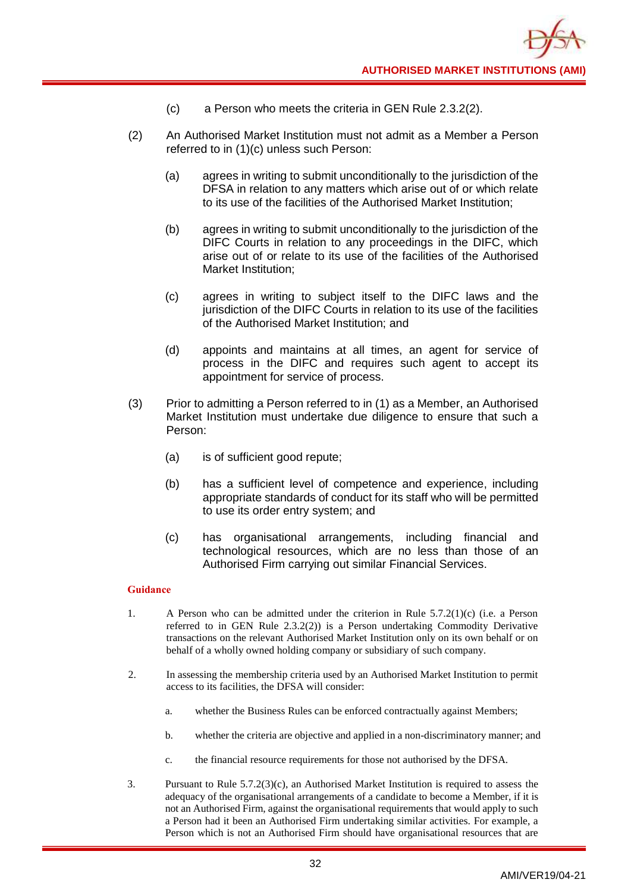(c) a Person who meets the criteria in GEN Rule 2.3.2(2).

(2) An Authorised Market Institution must not admit as a Member a Person referred to in (1)(c) unless such Person:

(a) agrees in writing to submit unconditionally to the jurisdiction of the DFSA in relation to any matters which arise out of or which relate to its use of the facilities of the Authorised Market Institution;

(b) agrees in writing to submit unconditionally to the jurisdiction of the DIFC Courts in relation to any proceedings in the DIFC, which arise out of or relate to its use of the facilities of the Authorised Market Institution;

(c) agrees in writing to subject itself to the DIFC laws and the jurisdiction of the DIFC Courts in relation to its use of the facilities of the Authorised Market Institution; and

(d) appoints and maintains at all times, an agent for service of process in the DIFC and requires such agent to accept its appointment for service of process.

(3) Prior to admitting a Person referred to in (1) as a Member, an Authorised Market Institution must undertake due diligence to ensure that such a Person:

(a) is of sufficient good repute;

(b) has a sufficient level of competence and experience, including appropriate standards of conduct for its staff who will be permitted to use its order entry system; and

(c) has organisational arrangements, including financial and technological resources, which are no less than those of an Authorised Firm carrying out similar Financial Services.

**Guidance**

1. A Person who can be admitted under the criterion in Rule 5.7.2(1)(c) (i.e. a Person referred to in GEN Rule 2.3.2(2)) is a Person undertaking Commodity Derivative transactions on the relevant Authorised Market Institution only on its own behalf or on behalf of a wholly owned holding company or subsidiary of such company.

2. In assessing the membership criteria used by an Authorised Market Institution to permit access to its facilities, the DFSA will consider:

   a. whether the Business Rules can be enforced contractually against Members;

   b. whether the criteria are objective and applied in a non-discriminatory manner; and

   c. the financial resource requirements for those not authorised by the DFSA.

3. Pursuant to Rule 5.7.2(3)(c), an Authorised Market Institution is required to assess the adequacy of the organisational arrangements of a candidate to become a Member, if it is not an Authorised Firm, against the organisational requirements that would apply to such a Person had it been an Authorised Firm undertaking similar activities. For example, a Person which is not an Authorised Firm should have organisational resources that are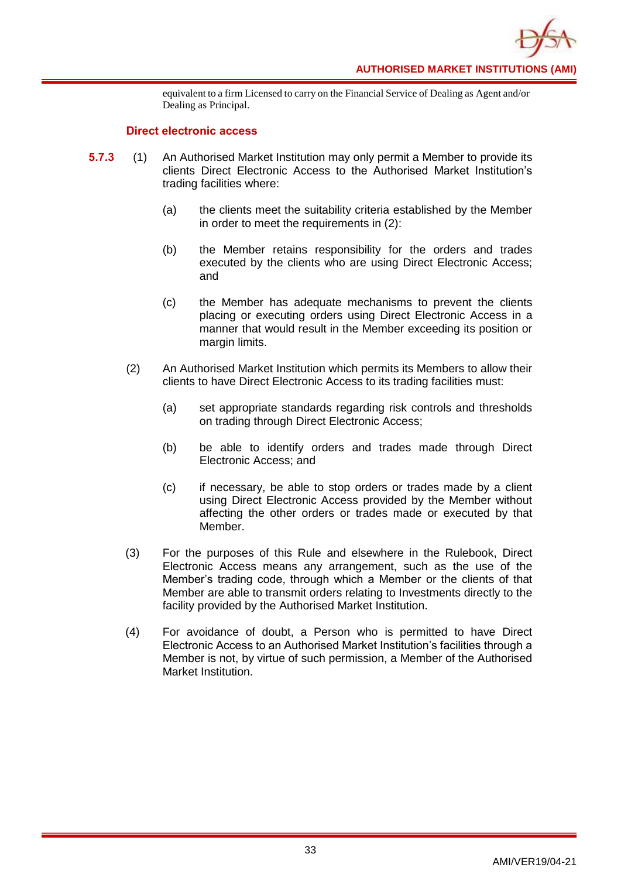equivalent to a firm Licensed to carry on the Financial Service of Dealing as Agent and/or Dealing as Principal.

### Direct electronic access

**5.7.3** (1) An Authorised Market Institution may only permit a Member to provide its clients Direct Electronic Access to the Authorised Market Institution's trading facilities where:

(a) the clients meet the suitability criteria established by the Member in order to meet the requirements in (2):

(b) the Member retains responsibility for the orders and trades executed by the clients who are using Direct Electronic Access; and

(c) the Member has adequate mechanisms to prevent the clients placing or executing orders using Direct Electronic Access in a manner that would result in the Member exceeding its position or margin limits.

(2) An Authorised Market Institution which permits its Members to allow their clients to have Direct Electronic Access to its trading facilities must:

(a) set appropriate standards regarding risk controls and thresholds on trading through Direct Electronic Access;

(b) be able to identify orders and trades made through Direct Electronic Access; and

(c) if necessary, be able to stop orders or trades made by a client using Direct Electronic Access provided by the Member without affecting the other orders or trades made or executed by that Member.

(3) For the purposes of this Rule and elsewhere in the Rulebook, Direct Electronic Access means any arrangement, such as the use of the Member's trading code, through which a Member or the clients of that Member are able to transmit orders relating to Investments directly to the facility provided by the Authorised Market Institution.

(4) For avoidance of doubt, a Person who is permitted to have Direct Electronic Access to an Authorised Market Institution's facilities through a Member is not, by virtue of such permission, a Member of the Authorised Market Institution.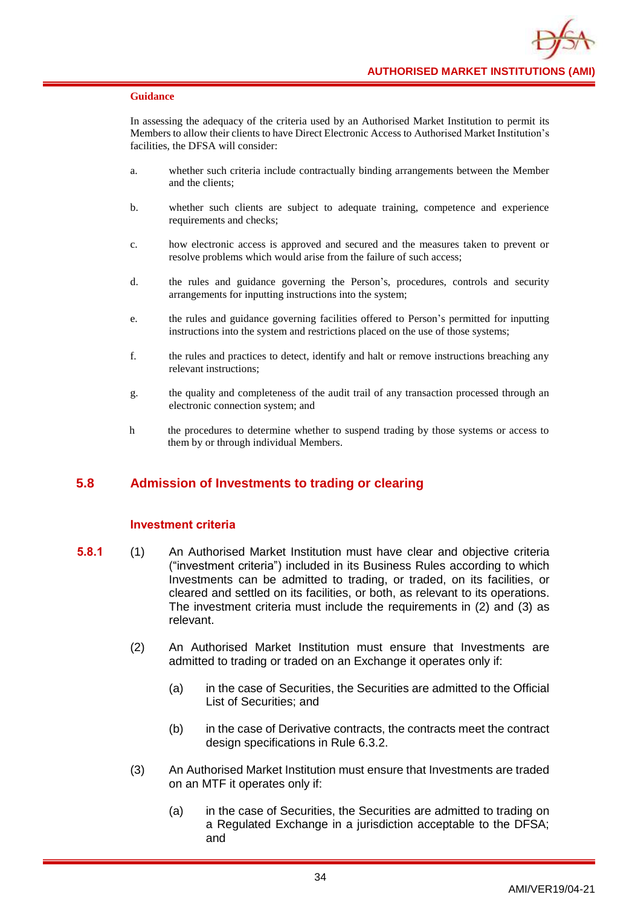**Guidance**

In assessing the adequacy of the criteria used by an Authorised Market Institution to permit its Members to allow their clients to have Direct Electronic Access to Authorised Market Institution's facilities, the DFSA will consider:

a. whether such criteria include contractually binding arrangements between the Member and the clients;

b. whether such clients are subject to adequate training, competence and experience requirements and checks;

c. how electronic access is approved and secured and the measures taken to prevent or resolve problems which would arise from the failure of such access;

d. the rules and guidance governing the Person's, procedures, controls and security arrangements for inputting instructions into the system;

e. the rules and guidance governing facilities offered to Person's permitted for inputting instructions into the system and restrictions placed on the use of those systems;

f. the rules and practices to detect, identify and halt or remove instructions breaching any relevant instructions;

g. the quality and completeness of the audit trail of any transaction processed through an electronic connection system; and

h the procedures to determine whether to suspend trading by those systems or access to them by or through individual Members.

## 5.8 Admission of Investments to trading or clearing

### Investment criteria

**5.8.1** (1) An Authorised Market Institution must have clear and objective criteria ("investment criteria") included in its Business Rules according to which Investments can be admitted to trading, or traded, on its facilities, or cleared and settled on its facilities, or both, as relevant to its operations. The investment criteria must include the requirements in (2) and (3) as relevant.

(2) An Authorised Market Institution must ensure that Investments are admitted to trading or traded on an Exchange it operates only if:

(a) in the case of Securities, the Securities are admitted to the Official List of Securities; and

(b) in the case of Derivative contracts, the contracts meet the contract design specifications in Rule 6.3.2.

(3) An Authorised Market Institution must ensure that Investments are traded on an MTF it operates only if:

(a) in the case of Securities, the Securities are admitted to trading on a Regulated Exchange in a jurisdiction acceptable to the DFSA; and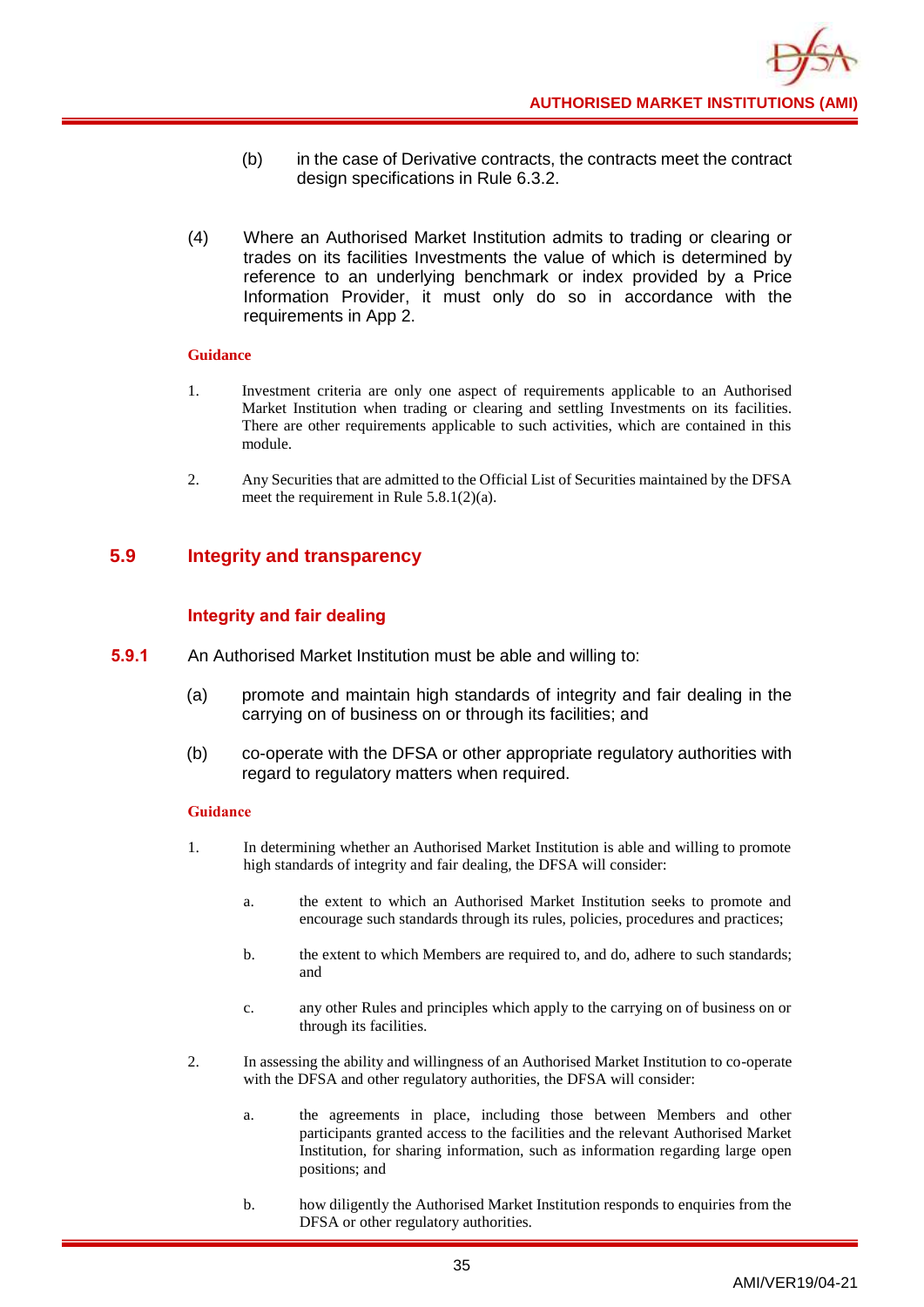(b) in the case of Derivative contracts, the contracts meet the contract design specifications in Rule 6.3.2.

(4) Where an Authorised Market Institution admits to trading or clearing or trades on its facilities Investments the value of which is determined by reference to an underlying benchmark or index provided by a Price Information Provider, it must only do so in accordance with the requirements in App 2.

**Guidance**

1. Investment criteria are only one aspect of requirements applicable to an Authorised Market Institution when trading or clearing and settling Investments on its facilities. There are other requirements applicable to such activities, which are contained in this module.

2. Any Securities that are admitted to the Official List of Securities maintained by the DFSA meet the requirement in Rule 5.8.1(2)(a).

## 5.9 Integrity and transparency

### Integrity and fair dealing

**5.9.1** An Authorised Market Institution must be able and willing to:

(a) promote and maintain high standards of integrity and fair dealing in the carrying on of business on or through its facilities; and

(b) co-operate with the DFSA or other appropriate regulatory authorities with regard to regulatory matters when required.

**Guidance**

1. In determining whether an Authorised Market Institution is able and willing to promote high standards of integrity and fair dealing, the DFSA will consider:

   a. the extent to which an Authorised Market Institution seeks to promote and encourage such standards through its rules, policies, procedures and practices;

   b. the extent to which Members are required to, and do, adhere to such standards; and

   c. any other Rules and principles which apply to the carrying on of business on or through its facilities.

2. In assessing the ability and willingness of an Authorised Market Institution to co-operate with the DFSA and other regulatory authorities, the DFSA will consider:

   a. the agreements in place, including those between Members and other participants granted access to the facilities and the relevant Authorised Market Institution, for sharing information, such as information regarding large open positions; and

   b. how diligently the Authorised Market Institution responds to enquiries from the DFSA or other regulatory authorities.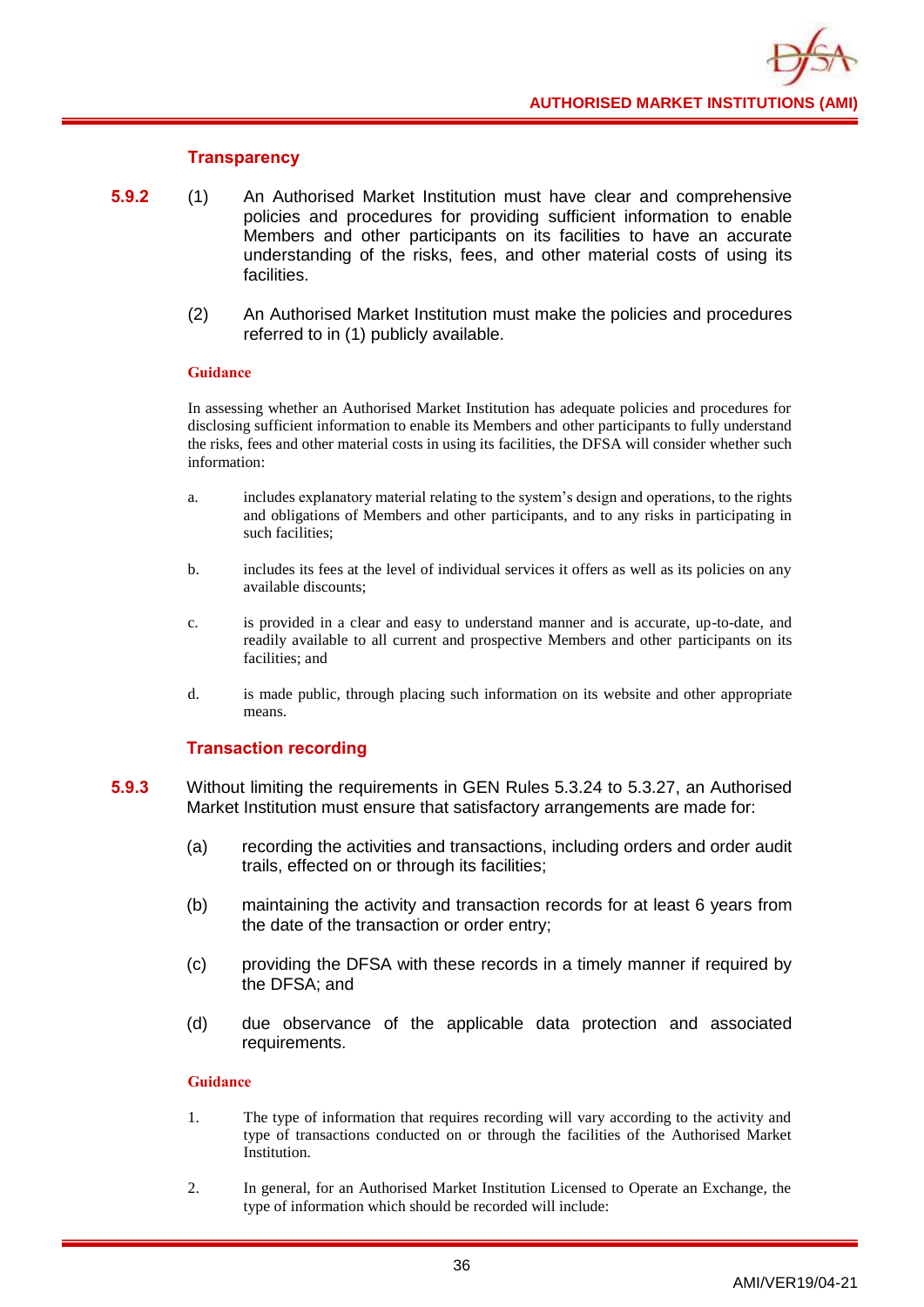### Transparency

**5.9.2** (1) An Authorised Market Institution must have clear and comprehensive policies and procedures for providing sufficient information to enable Members and other participants on its facilities to have an accurate understanding of the risks, fees, and other material costs of using its facilities.

(2) An Authorised Market Institution must make the policies and procedures referred to in (1) publicly available.

**Guidance**

In assessing whether an Authorised Market Institution has adequate policies and procedures for disclosing sufficient information to enable its Members and other participants to fully understand the risks, fees and other material costs in using its facilities, the DFSA will consider whether such information:

a. includes explanatory material relating to the system's design and operations, to the rights and obligations of Members and other participants, and to any risks in participating in such facilities;

b. includes its fees at the level of individual services it offers as well as its policies on any available discounts;

c. is provided in a clear and easy to understand manner and is accurate, up-to-date, and readily available to all current and prospective Members and other participants on its facilities; and

d. is made public, through placing such information on its website and other appropriate means.

### Transaction recording

**5.9.3** Without limiting the requirements in GEN Rules 5.3.24 to 5.3.27, an Authorised Market Institution must ensure that satisfactory arrangements are made for:

(a) recording the activities and transactions, including orders and order audit trails, effected on or through its facilities;

(b) maintaining the activity and transaction records for at least 6 years from the date of the transaction or order entry;

(c) providing the DFSA with these records in a timely manner if required by the DFSA; and

(d) due observance of the applicable data protection and associated requirements.

**Guidance**

1. The type of information that requires recording will vary according to the activity and type of transactions conducted on or through the facilities of the Authorised Market Institution.

2. In general, for an Authorised Market Institution Licensed to Operate an Exchange, the type of information which should be recorded will include: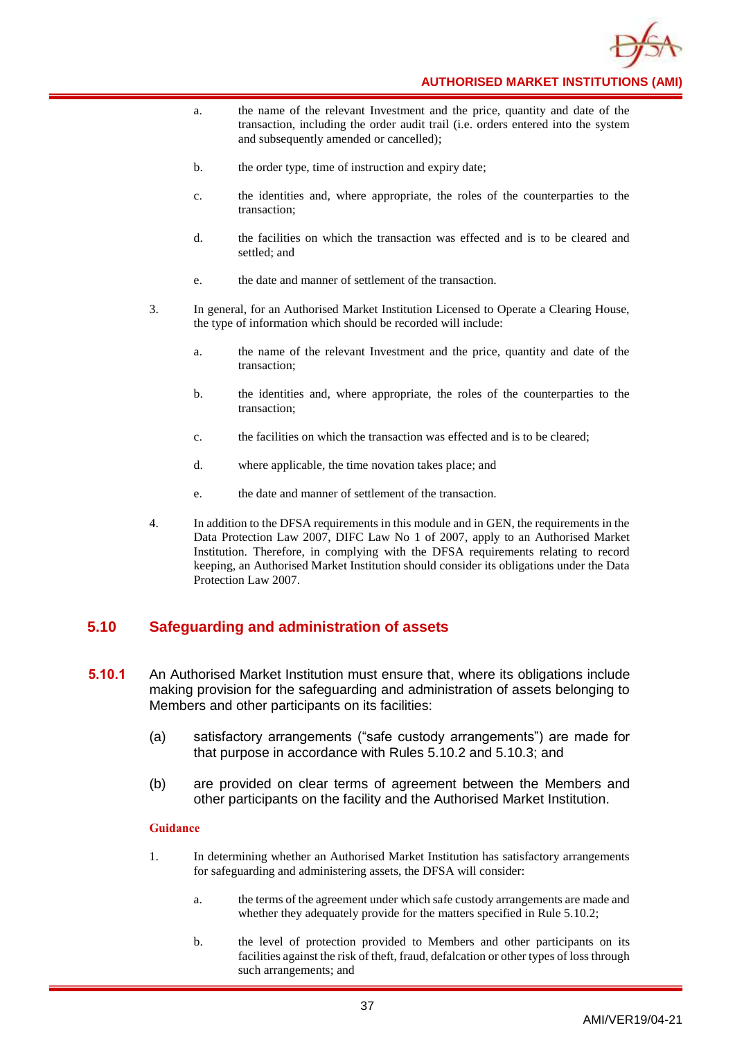a. the name of the relevant Investment and the price, quantity and date of the transaction, including the order audit trail (i.e. orders entered into the system and subsequently amended or cancelled);

b. the order type, time of instruction and expiry date;

c. the identities and, where appropriate, the roles of the counterparties to the transaction;

d. the facilities on which the transaction was effected and is to be cleared and settled; and

e. the date and manner of settlement of the transaction.

3. In general, for an Authorised Market Institution Licensed to Operate a Clearing House, the type of information which should be recorded will include:

a. the name of the relevant Investment and the price, quantity and date of the transaction;

b. the identities and, where appropriate, the roles of the counterparties to the transaction;

c. the facilities on which the transaction was effected and is to be cleared;

d. where applicable, the time novation takes place; and

e. the date and manner of settlement of the transaction.

4. In addition to the DFSA requirements in this module and in GEN, the requirements in the Data Protection Law 2007, DIFC Law No 1 of 2007, apply to an Authorised Market Institution. Therefore, in complying with the DFSA requirements relating to record keeping, an Authorised Market Institution should consider its obligations under the Data Protection Law 2007.

## 5.10 Safeguarding and administration of assets

**5.10.1** An Authorised Market Institution must ensure that, where its obligations include making provision for the safeguarding and administration of assets belonging to Members and other participants on its facilities:

(a) satisfactory arrangements ("safe custody arrangements") are made for that purpose in accordance with Rules 5.10.2 and 5.10.3; and

(b) are provided on clear terms of agreement between the Members and other participants on the facility and the Authorised Market Institution.

**Guidance**

1. In determining whether an Authorised Market Institution has satisfactory arrangements for safeguarding and administering assets, the DFSA will consider:

a. the terms of the agreement under which safe custody arrangements are made and whether they adequately provide for the matters specified in Rule 5.10.2;

b. the level of protection provided to Members and other participants on its facilities against the risk of theft, fraud, defalcation or other types of loss through such arrangements; and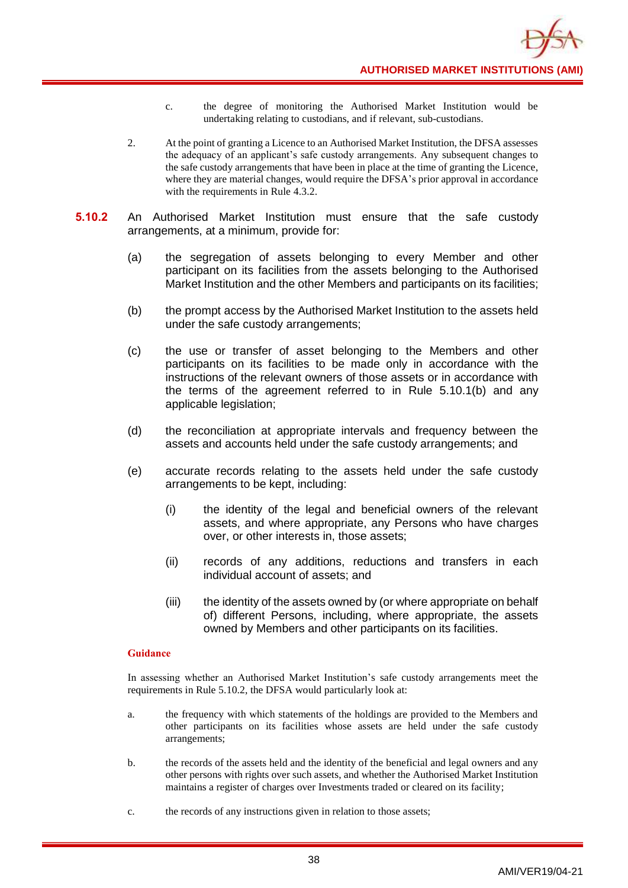c. the degree of monitoring the Authorised Market Institution would be undertaking relating to custodians, and if relevant, sub-custodians.

2. At the point of granting a Licence to an Authorised Market Institution, the DFSA assesses the adequacy of an applicant's safe custody arrangements. Any subsequent changes to the safe custody arrangements that have been in place at the time of granting the Licence, where they are material changes, would require the DFSA's prior approval in accordance with the requirements in Rule 4.3.2.

**5.10.2** An Authorised Market Institution must ensure that the safe custody arrangements, at a minimum, provide for:

(a) the segregation of assets belonging to every Member and other participant on its facilities from the assets belonging to the Authorised Market Institution and the other Members and participants on its facilities;

(b) the prompt access by the Authorised Market Institution to the assets held under the safe custody arrangements;

(c) the use or transfer of asset belonging to the Members and other participants on its facilities to be made only in accordance with the instructions of the relevant owners of those assets or in accordance with the terms of the agreement referred to in Rule 5.10.1(b) and any applicable legislation;

(d) the reconciliation at appropriate intervals and frequency between the assets and accounts held under the safe custody arrangements; and

(e) accurate records relating to the assets held under the safe custody arrangements to be kept, including:

(i) the identity of the legal and beneficial owners of the relevant assets, and where appropriate, any Persons who have charges over, or other interests in, those assets;

(ii) records of any additions, reductions and transfers in each individual account of assets; and

(iii) the identity of the assets owned by (or where appropriate on behalf of) different Persons, including, where appropriate, the assets owned by Members and other participants on its facilities.

**Guidance**

In assessing whether an Authorised Market Institution's safe custody arrangements meet the requirements in Rule 5.10.2, the DFSA would particularly look at:

a. the frequency with which statements of the holdings are provided to the Members and other participants on its facilities whose assets are held under the safe custody arrangements;

b. the records of the assets held and the identity of the beneficial and legal owners and any other persons with rights over such assets, and whether the Authorised Market Institution maintains a register of charges over Investments traded or cleared on its facility;

c. the records of any instructions given in relation to those assets;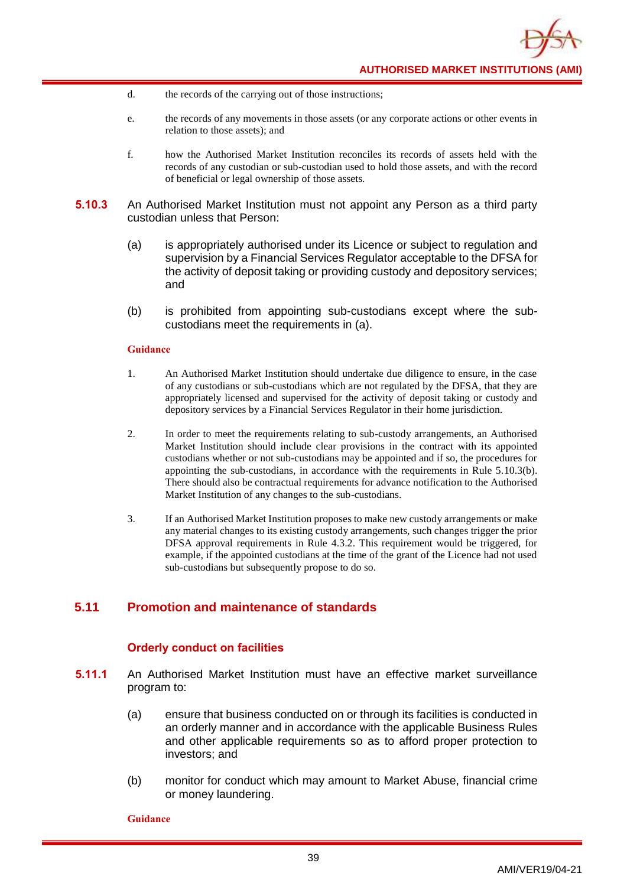d. the records of the carrying out of those instructions;

e. the records of any movements in those assets (or any corporate actions or other events in relation to those assets); and

f. how the Authorised Market Institution reconciles its records of assets held with the records of any custodian or sub-custodian used to hold those assets, and with the record of beneficial or legal ownership of those assets.

**5.10.3** An Authorised Market Institution must not appoint any Person as a third party custodian unless that Person:

(a) is appropriately authorised under its Licence or subject to regulation and supervision by a Financial Services Regulator acceptable to the DFSA for the activity of deposit taking or providing custody and depository services; and

(b) is prohibited from appointing sub-custodians except where the sub-custodians meet the requirements in (a).

**Guidance**

1. An Authorised Market Institution should undertake due diligence to ensure, in the case of any custodians or sub-custodians which are not regulated by the DFSA, that they are appropriately licensed and supervised for the activity of deposit taking or custody and depository services by a Financial Services Regulator in their home jurisdiction.

2. In order to meet the requirements relating to sub-custody arrangements, an Authorised Market Institution should include clear provisions in the contract with its appointed custodians whether or not sub-custodians may be appointed and if so, the procedures for appointing the sub-custodians, in accordance with the requirements in Rule 5.10.3(b). There should also be contractual requirements for advance notification to the Authorised Market Institution of any changes to the sub-custodians.

3. If an Authorised Market Institution proposes to make new custody arrangements or make any material changes to its existing custody arrangements, such changes trigger the prior DFSA approval requirements in Rule 4.3.2. This requirement would be triggered, for example, if the appointed custodians at the time of the grant of the Licence had not used sub-custodians but subsequently propose to do so.

## 5.11 Promotion and maintenance of standards

### Orderly conduct on facilities

**5.11.1** An Authorised Market Institution must have an effective market surveillance program to:

(a) ensure that business conducted on or through its facilities is conducted in an orderly manner and in accordance with the applicable Business Rules and other applicable requirements so as to afford proper protection to investors; and

(b) monitor for conduct which may amount to Market Abuse, financial crime or money laundering.

**Guidance**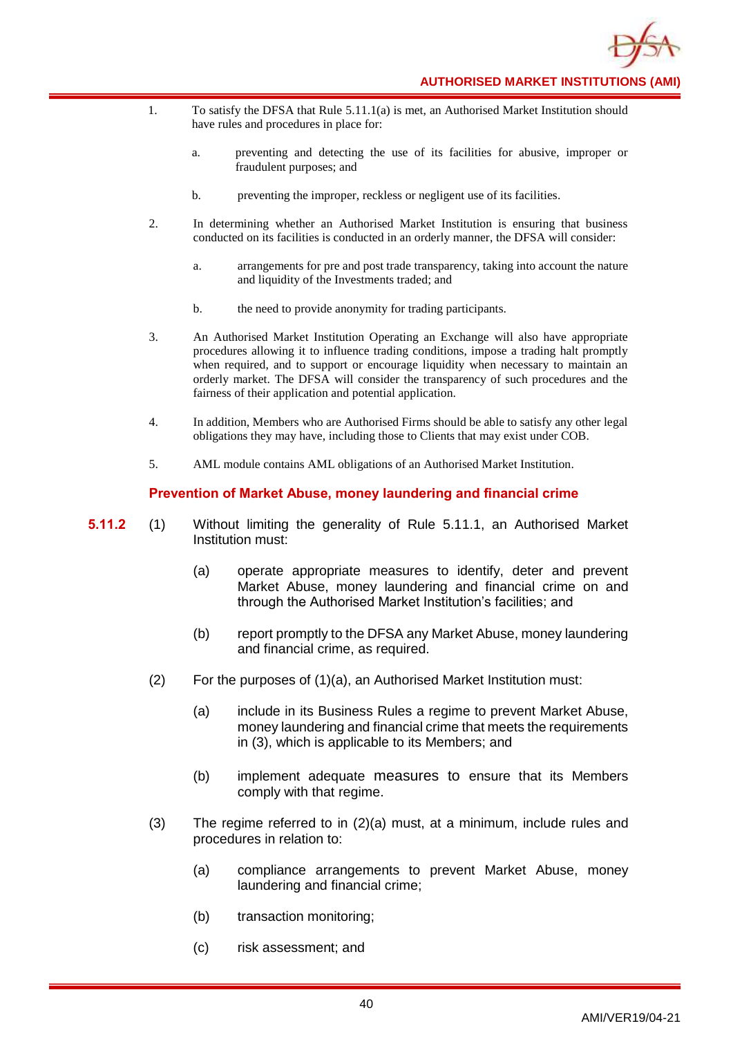1. To satisfy the DFSA that Rule 5.11.1(a) is met, an Authorised Market Institution should have rules and procedures in place for:

   a. preventing and detecting the use of its facilities for abusive, improper or fraudulent purposes; and

   b. preventing the improper, reckless or negligent use of its facilities.

2. In determining whether an Authorised Market Institution is ensuring that business conducted on its facilities is conducted in an orderly manner, the DFSA will consider:

   a. arrangements for pre and post trade transparency, taking into account the nature and liquidity of the Investments traded; and

   b. the need to provide anonymity for trading participants.

3. An Authorised Market Institution Operating an Exchange will also have appropriate procedures allowing it to influence trading conditions, impose a trading halt promptly when required, and to support or encourage liquidity when necessary to maintain an orderly market. The DFSA will consider the transparency of such procedures and the fairness of their application and potential application.

4. In addition, Members who are Authorised Firms should be able to satisfy any other legal obligations they may have, including those to Clients that may exist under COB.

5. AML module contains AML obligations of an Authorised Market Institution.

### Prevention of Market Abuse, money laundering and financial crime

**5.11.2** (1) Without limiting the generality of Rule 5.11.1, an Authorised Market Institution must:

(a) operate appropriate measures to identify, deter and prevent Market Abuse, money laundering and financial crime on and through the Authorised Market Institution's facilities; and

(b) report promptly to the DFSA any Market Abuse, money laundering and financial crime, as required.

(2) For the purposes of (1)(a), an Authorised Market Institution must:

(a) include in its Business Rules a regime to prevent Market Abuse, money laundering and financial crime that meets the requirements in (3), which is applicable to its Members; and

(b) implement adequate measures to ensure that its Members comply with that regime.

(3) The regime referred to in (2)(a) must, at a minimum, include rules and procedures in relation to:

(a) compliance arrangements to prevent Market Abuse, money laundering and financial crime;

(b) transaction monitoring;

(c) risk assessment; and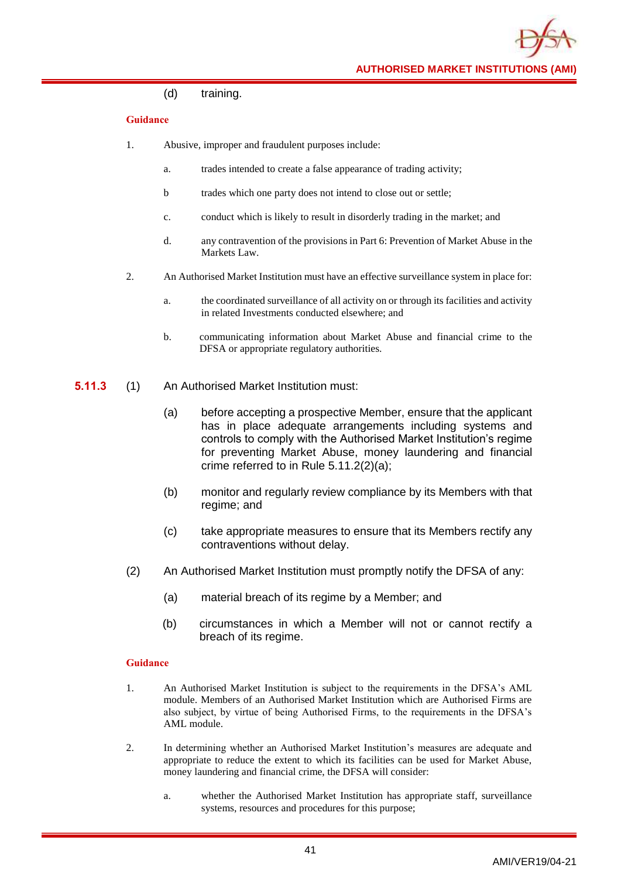(d) training.

**Guidance**

1. Abusive, improper and fraudulent purposes include:

   a. trades intended to create a false appearance of trading activity;

   b trades which one party does not intend to close out or settle;

   c. conduct which is likely to result in disorderly trading in the market; and

   d. any contravention of the provisions in Part 6: Prevention of Market Abuse in the Markets Law.

2. An Authorised Market Institution must have an effective surveillance system in place for:

   a. the coordinated surveillance of all activity on or through its facilities and activity in related Investments conducted elsewhere; and

   b. communicating information about Market Abuse and financial crime to the DFSA or appropriate regulatory authorities.

**5.11.3** (1) An Authorised Market Institution must:

(a) before accepting a prospective Member, ensure that the applicant has in place adequate arrangements including systems and controls to comply with the Authorised Market Institution's regime for preventing Market Abuse, money laundering and financial crime referred to in Rule 5.11.2(2)(a);

(b) monitor and regularly review compliance by its Members with that regime; and

(c) take appropriate measures to ensure that its Members rectify any contraventions without delay.

(2) An Authorised Market Institution must promptly notify the DFSA of any:

(a) material breach of its regime by a Member; and

(b) circumstances in which a Member will not or cannot rectify a breach of its regime.

**Guidance**

1. An Authorised Market Institution is subject to the requirements in the DFSA's AML module. Members of an Authorised Market Institution which are Authorised Firms are also subject, by virtue of being Authorised Firms, to the requirements in the DFSA's AML module.

2. In determining whether an Authorised Market Institution's measures are adequate and appropriate to reduce the extent to which its facilities can be used for Market Abuse, money laundering and financial crime, the DFSA will consider:

   a. whether the Authorised Market Institution has appropriate staff, surveillance systems, resources and procedures for this purpose;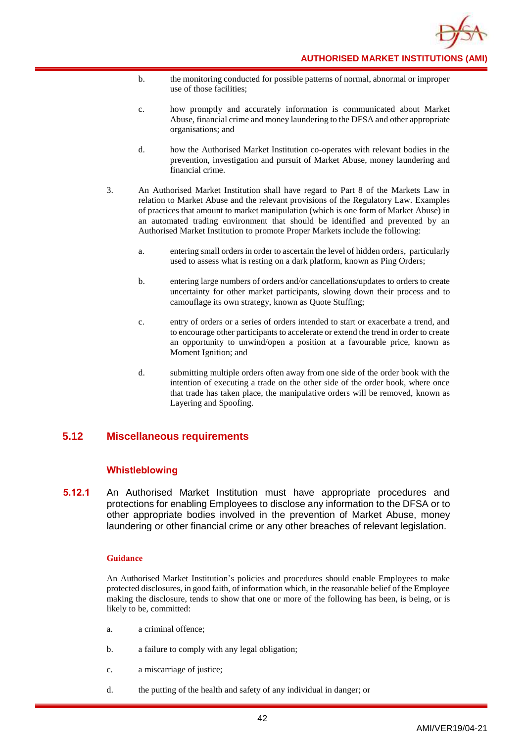b. the monitoring conducted for possible patterns of normal, abnormal or improper use of those facilities;

c. how promptly and accurately information is communicated about Market Abuse, financial crime and money laundering to the DFSA and other appropriate organisations; and

d. how the Authorised Market Institution co-operates with relevant bodies in the prevention, investigation and pursuit of Market Abuse, money laundering and financial crime.

3. An Authorised Market Institution shall have regard to Part 8 of the Markets Law in relation to Market Abuse and the relevant provisions of the Regulatory Law. Examples of practices that amount to market manipulation (which is one form of Market Abuse) in an automated trading environment that should be identified and prevented by an Authorised Market Institution to promote Proper Markets include the following:

   a. entering small orders in order to ascertain the level of hidden orders, particularly used to assess what is resting on a dark platform, known as Ping Orders;

   b. entering large numbers of orders and/or cancellations/updates to orders to create uncertainty for other market participants, slowing down their process and to camouflage its own strategy, known as Quote Stuffing;

   c. entry of orders or a series of orders intended to start or exacerbate a trend, and to encourage other participants to accelerate or extend the trend in order to create an opportunity to unwind/open a position at a favourable price, known as Moment Ignition; and

   d. submitting multiple orders often away from one side of the order book with the intention of executing a trade on the other side of the order book, where once that trade has taken place, the manipulative orders will be removed, known as Layering and Spoofing.

## 5.12 Miscellaneous requirements

### Whistleblowing

**5.12.1** An Authorised Market Institution must have appropriate procedures and protections for enabling Employees to disclose any information to the DFSA or to other appropriate bodies involved in the prevention of Market Abuse, money laundering or other financial crime or any other breaches of relevant legislation.

**Guidance**

An Authorised Market Institution's policies and procedures should enable Employees to make protected disclosures, in good faith, of information which, in the reasonable belief of the Employee making the disclosure, tends to show that one or more of the following has been, is being, or is likely to be, committed:

a. a criminal offence;

b. a failure to comply with any legal obligation;

c. a miscarriage of justice;

d. the putting of the health and safety of any individual in danger; or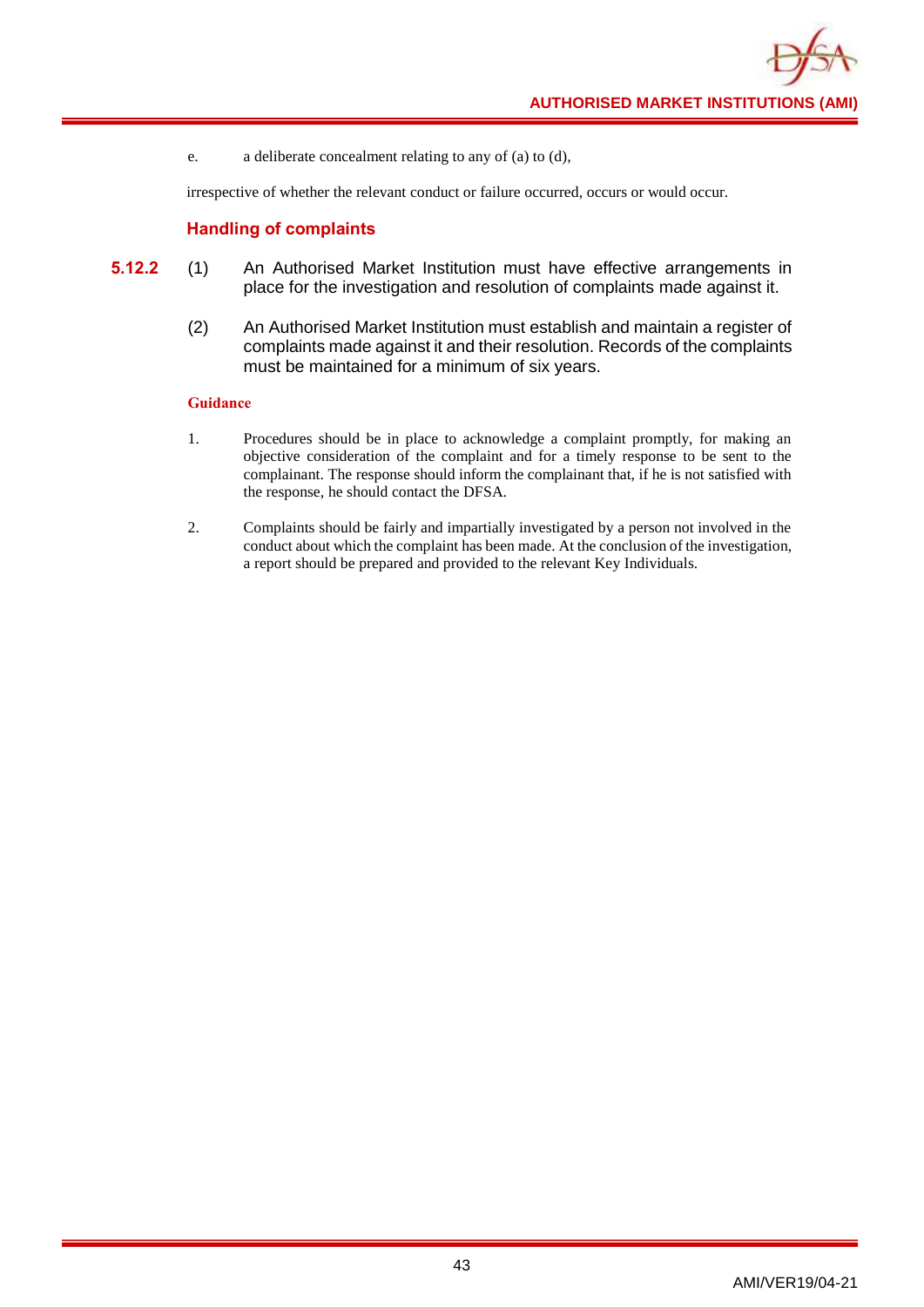e. a deliberate concealment relating to any of (a) to (d),

irrespective of whether the relevant conduct or failure occurred, occurs or would occur.

### Handling of complaints

**5.12.2** (1) An Authorised Market Institution must have effective arrangements in place for the investigation and resolution of complaints made against it.

(2) An Authorised Market Institution must establish and maintain a register of complaints made against it and their resolution. Records of the complaints must be maintained for a minimum of six years.

**Guidance**

1. Procedures should be in place to acknowledge a complaint promptly, for making an objective consideration of the complaint and for a timely response to be sent to the complainant. The response should inform the complainant that, if he is not satisfied with the response, he should contact the DFSA.

2. Complaints should be fairly and impartially investigated by a person not involved in the conduct about which the complaint has been made. At the conclusion of the investigation, a report should be prepared and provided to the relevant Key Individuals.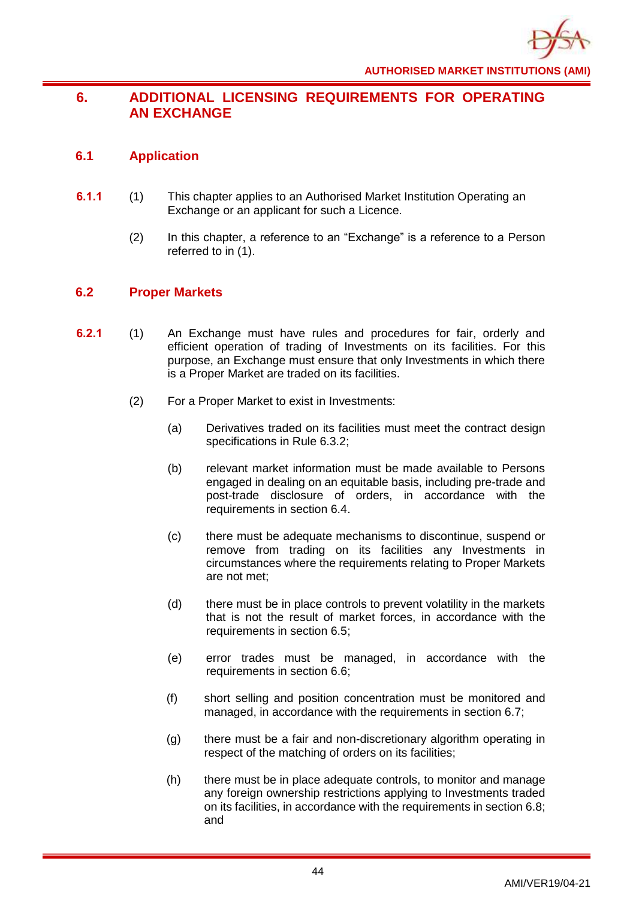# 6. ADDITIONAL LICENSING REQUIREMENTS FOR OPERATING AN EXCHANGE

## 6.1 Application

**6.1.1** (1) This chapter applies to an Authorised Market Institution Operating an Exchange or an applicant for such a Licence.

(2) In this chapter, a reference to an "Exchange" is a reference to a Person referred to in (1).

## 6.2 Proper Markets

**6.2.1** (1) An Exchange must have rules and procedures for fair, orderly and efficient operation of trading of Investments on its facilities. For this purpose, an Exchange must ensure that only Investments in which there is a Proper Market are traded on its facilities.

(2) For a Proper Market to exist in Investments:

(a) Derivatives traded on its facilities must meet the contract design specifications in Rule 6.3.2;

(b) relevant market information must be made available to Persons engaged in dealing on an equitable basis, including pre-trade and post-trade disclosure of orders, in accordance with the requirements in section 6.4.

(c) there must be adequate mechanisms to discontinue, suspend or remove from trading on its facilities any Investments in circumstances where the requirements relating to Proper Markets are not met;

(d) there must be in place controls to prevent volatility in the markets that is not the result of market forces, in accordance with the requirements in section 6.5;

(e) error trades must be managed, in accordance with the requirements in section 6.6;

(f) short selling and position concentration must be monitored and managed, in accordance with the requirements in section 6.7;

(g) there must be a fair and non-discretionary algorithm operating in respect of the matching of orders on its facilities;

(h) there must be in place adequate controls, to monitor and manage any foreign ownership restrictions applying to Investments traded on its facilities, in accordance with the requirements in section 6.8; and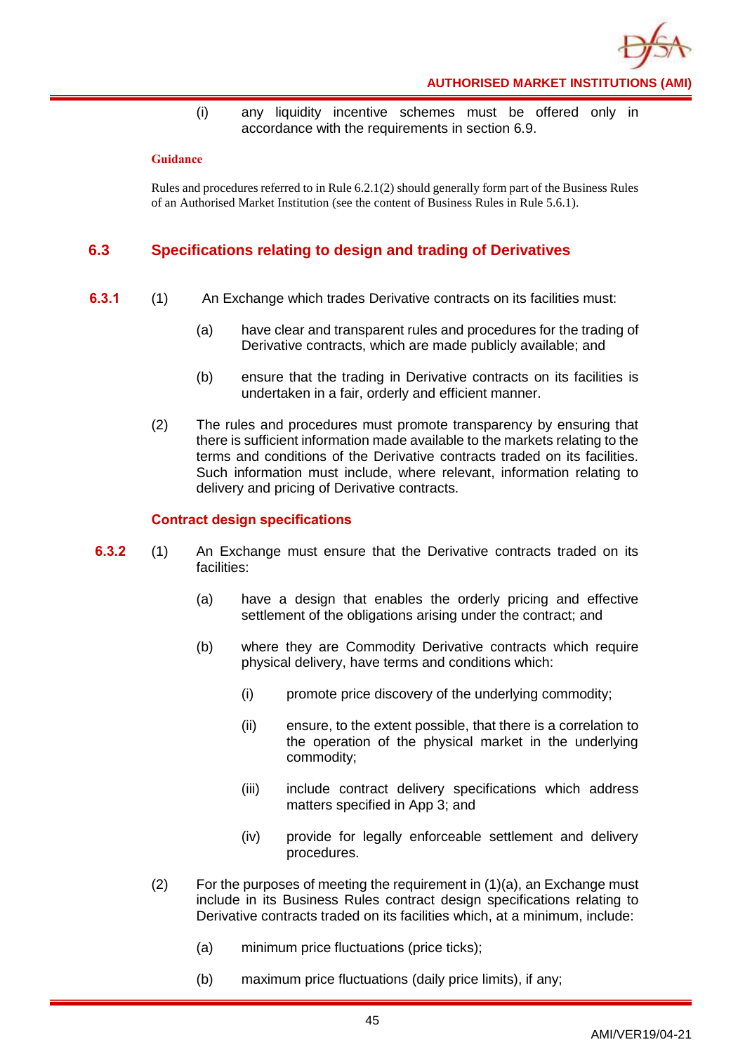(i) any liquidity incentive schemes must be offered only in accordance with the requirements in section 6.9.

**Guidance**

Rules and procedures referred to in Rule 6.2.1(2) should generally form part of the Business Rules of an Authorised Market Institution (see the content of Business Rules in Rule 5.6.1).

## 6.3 Specifications relating to design and trading of Derivatives

**6.3.1** (1) An Exchange which trades Derivative contracts on its facilities must:

(a) have clear and transparent rules and procedures for the trading of Derivative contracts, which are made publicly available; and

(b) ensure that the trading in Derivative contracts on its facilities is undertaken in a fair, orderly and efficient manner.

(2) The rules and procedures must promote transparency by ensuring that there is sufficient information made available to the markets relating to the terms and conditions of the Derivative contracts traded on its facilities. Such information must include, where relevant, information relating to delivery and pricing of Derivative contracts.

### Contract design specifications

**6.3.2** (1) An Exchange must ensure that the Derivative contracts traded on its facilities:

(a) have a design that enables the orderly pricing and effective settlement of the obligations arising under the contract; and

(b) where they are Commodity Derivative contracts which require physical delivery, have terms and conditions which:

(i) promote price discovery of the underlying commodity;

(ii) ensure, to the extent possible, that there is a correlation to the operation of the physical market in the underlying commodity;

(iii) include contract delivery specifications which address matters specified in App 3; and

(iv) provide for legally enforceable settlement and delivery procedures.

(2) For the purposes of meeting the requirement in (1)(a), an Exchange must include in its Business Rules contract design specifications relating to Derivative contracts traded on its facilities which, at a minimum, include:

(a) minimum price fluctuations (price ticks);

(b) maximum price fluctuations (daily price limits), if any;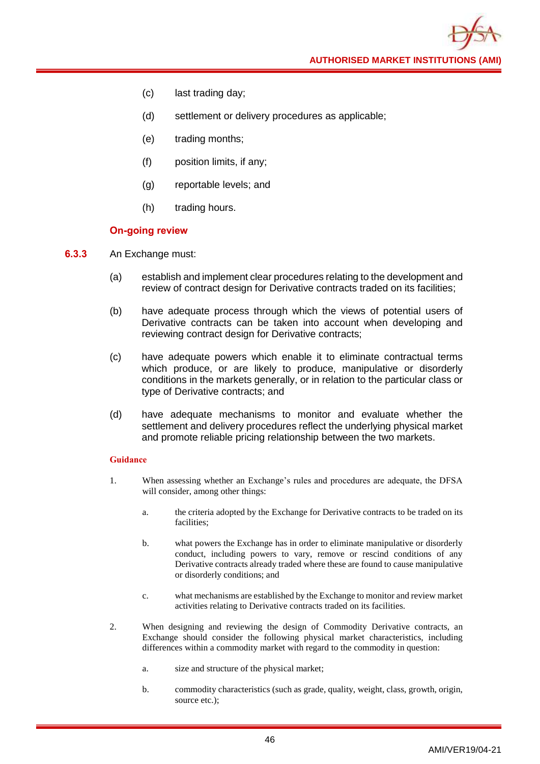(c) last trading day;

(d) settlement or delivery procedures as applicable;

(e) trading months;

(f) position limits, if any;

(g) reportable levels; and

(h) trading hours.

**On-going review**

**6.3.3** An Exchange must:

(a) establish and implement clear procedures relating to the development and review of contract design for Derivative contracts traded on its facilities;

(b) have adequate process through which the views of potential users of Derivative contracts can be taken into account when developing and reviewing contract design for Derivative contracts;

(c) have adequate powers which enable it to eliminate contractual terms which produce, or are likely to produce, manipulative or disorderly conditions in the markets generally, or in relation to the particular class or type of Derivative contracts; and

(d) have adequate mechanisms to monitor and evaluate whether the settlement and delivery procedures reflect the underlying physical market and promote reliable pricing relationship between the two markets.

**Guidance**

1. When assessing whether an Exchange's rules and procedures are adequate, the DFSA will consider, among other things:

   a. the criteria adopted by the Exchange for Derivative contracts to be traded on its facilities;

   b. what powers the Exchange has in order to eliminate manipulative or disorderly conduct, including powers to vary, remove or rescind conditions of any Derivative contracts already traded where these are found to cause manipulative or disorderly conditions; and

   c. what mechanisms are established by the Exchange to monitor and review market activities relating to Derivative contracts traded on its facilities.

2. When designing and reviewing the design of Commodity Derivative contracts, an Exchange should consider the following physical market characteristics, including differences within a commodity market with regard to the commodity in question:

   a. size and structure of the physical market;

   b. commodity characteristics (such as grade, quality, weight, class, growth, origin, source etc.);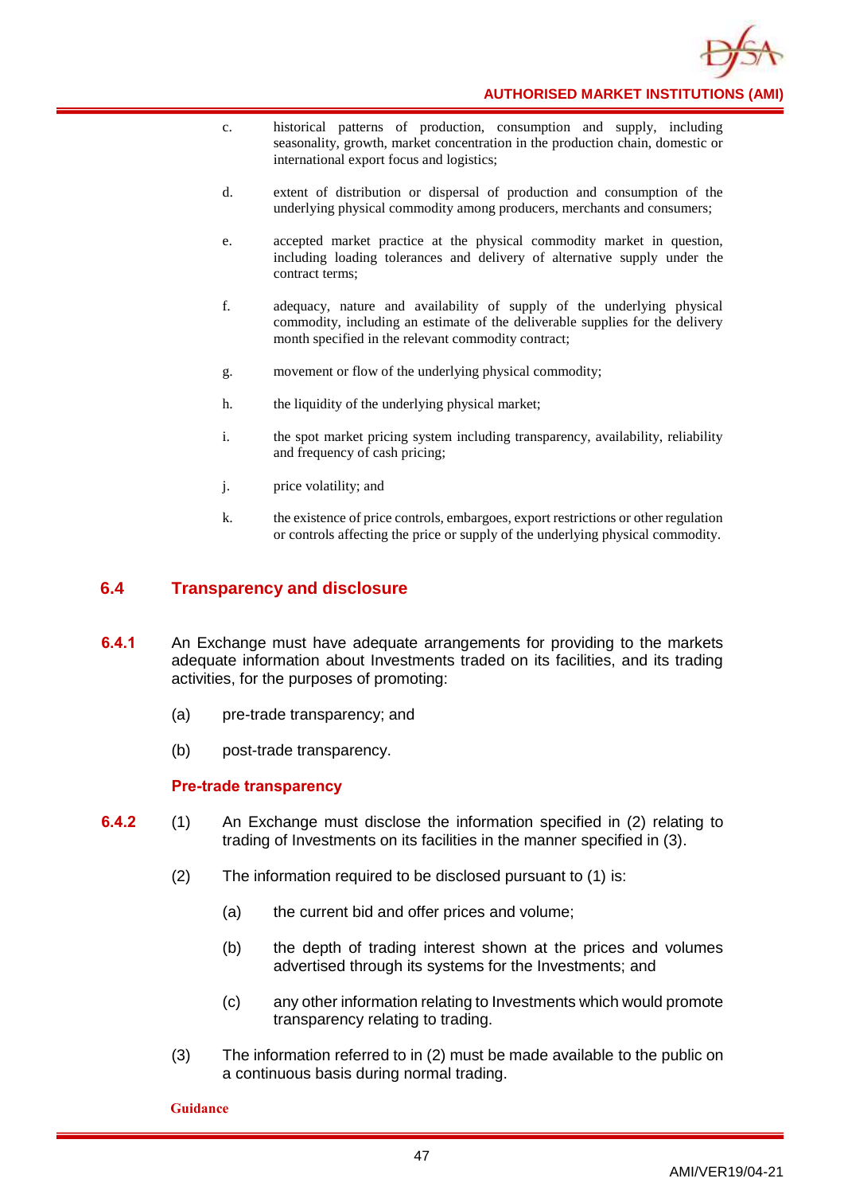c. historical patterns of production, consumption and supply, including seasonality, growth, market concentration in the production chain, domestic or international export focus and logistics;

d. extent of distribution or dispersal of production and consumption of the underlying physical commodity among producers, merchants and consumers;

e. accepted market practice at the physical commodity market in question, including loading tolerances and delivery of alternative supply under the contract terms;

f. adequacy, nature and availability of supply of the underlying physical commodity, including an estimate of the deliverable supplies for the delivery month specified in the relevant commodity contract;

g. movement or flow of the underlying physical commodity;

h. the liquidity of the underlying physical market;

i. the spot market pricing system including transparency, availability, reliability and frequency of cash pricing;

j. price volatility; and

k. the existence of price controls, embargoes, export restrictions or other regulation or controls affecting the price or supply of the underlying physical commodity.

## 6.4 Transparency and disclosure

**6.4.1** An Exchange must have adequate arrangements for providing to the markets adequate information about Investments traded on its facilities, and its trading activities, for the purposes of promoting:

(a) pre-trade transparency; and

(b) post-trade transparency.

### Pre-trade transparency

**6.4.2** (1) An Exchange must disclose the information specified in (2) relating to trading of Investments on its facilities in the manner specified in (3).

(2) The information required to be disclosed pursuant to (1) is:

(a) the current bid and offer prices and volume;

(b) the depth of trading interest shown at the prices and volumes advertised through its systems for the Investments; and

(c) any other information relating to Investments which would promote transparency relating to trading.

(3) The information referred to in (2) must be made available to the public on a continuous basis during normal trading.

**Guidance**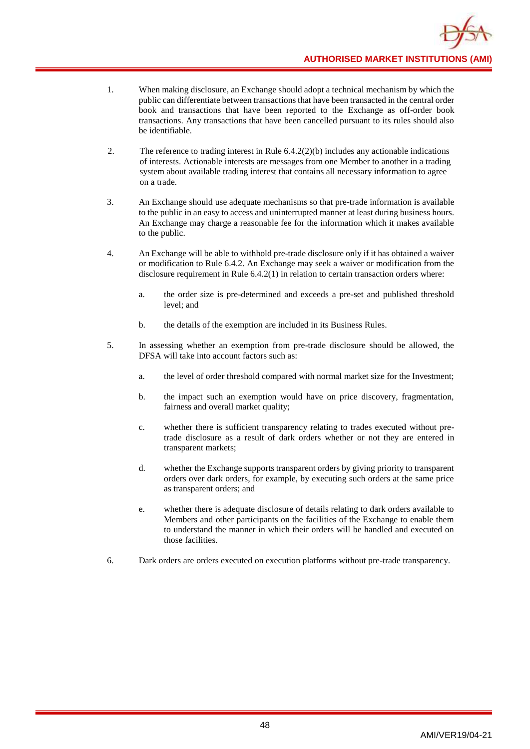1. When making disclosure, an Exchange should adopt a technical mechanism by which the public can differentiate between transactions that have been transacted in the central order book and transactions that have been reported to the Exchange as off-order book transactions. Any transactions that have been cancelled pursuant to its rules should also be identifiable.

2. The reference to trading interest in Rule 6.4.2(2)(b) includes any actionable indications of interests. Actionable interests are messages from one Member to another in a trading system about available trading interest that contains all necessary information to agree on a trade.

3. An Exchange should use adequate mechanisms so that pre-trade information is available to the public in an easy to access and uninterrupted manner at least during business hours. An Exchange may charge a reasonable fee for the information which it makes available to the public.

4. An Exchange will be able to withhold pre-trade disclosure only if it has obtained a waiver or modification to Rule 6.4.2. An Exchange may seek a waiver or modification from the disclosure requirement in Rule 6.4.2(1) in relation to certain transaction orders where:

   a. the order size is pre-determined and exceeds a pre-set and published threshold level; and

   b. the details of the exemption are included in its Business Rules.

5. In assessing whether an exemption from pre-trade disclosure should be allowed, the DFSA will take into account factors such as:

   a. the level of order threshold compared with normal market size for the Investment;

   b. the impact such an exemption would have on price discovery, fragmentation, fairness and overall market quality;

   c. whether there is sufficient transparency relating to trades executed without pre-trade disclosure as a result of dark orders whether or not they are entered in transparent markets;

   d. whether the Exchange supports transparent orders by giving priority to transparent orders over dark orders, for example, by executing such orders at the same price as transparent orders; and

   e. whether there is adequate disclosure of details relating to dark orders available to Members and other participants on the facilities of the Exchange to enable them to understand the manner in which their orders will be handled and executed on those facilities.

6. Dark orders are orders executed on execution platforms without pre-trade transparency.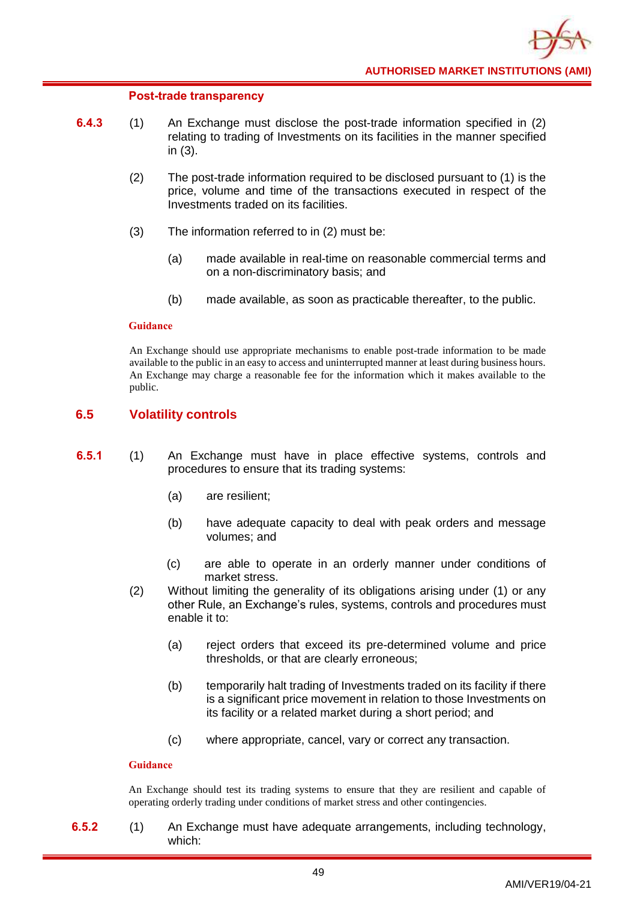#### Post-trade transparency

**6.4.3** (1) An Exchange must disclose the post-trade information specified in (2) relating to trading of Investments on its facilities in the manner specified in (3).

(2) The post-trade information required to be disclosed pursuant to (1) is the price, volume and time of the transactions executed in respect of the Investments traded on its facilities.

(3) The information referred to in (2) must be:

(a) made available in real-time on reasonable commercial terms and on a non-discriminatory basis; and

(b) made available, as soon as practicable thereafter, to the public.

**Guidance**

An Exchange should use appropriate mechanisms to enable post-trade information to be made available to the public in an easy to access and uninterrupted manner at least during business hours. An Exchange may charge a reasonable fee for the information which it makes available to the public.

## 6.5 Volatility controls

**6.5.1** (1) An Exchange must have in place effective systems, controls and procedures to ensure that its trading systems:

(a) are resilient;

(b) have adequate capacity to deal with peak orders and message volumes; and

(c) are able to operate in an orderly manner under conditions of market stress.

(2) Without limiting the generality of its obligations arising under (1) or any other Rule, an Exchange's rules, systems, controls and procedures must enable it to:

(a) reject orders that exceed its pre-determined volume and price thresholds, or that are clearly erroneous;

(b) temporarily halt trading of Investments traded on its facility if there is a significant price movement in relation to those Investments on its facility or a related market during a short period; and

(c) where appropriate, cancel, vary or correct any transaction.

**Guidance**

An Exchange should test its trading systems to ensure that they are resilient and capable of operating orderly trading under conditions of market stress and other contingencies.

**6.5.2** (1) An Exchange must have adequate arrangements, including technology, which: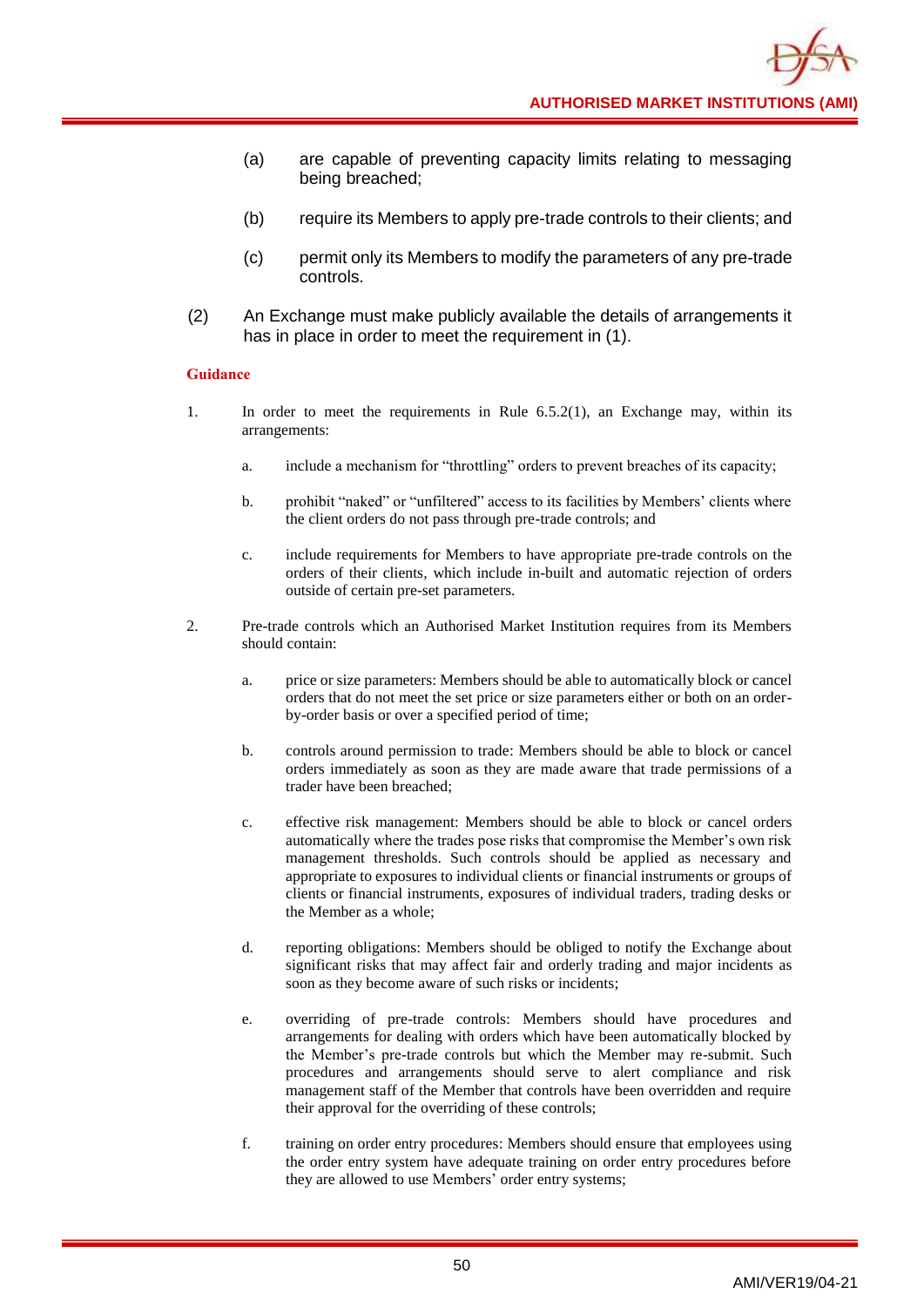(a) are capable of preventing capacity limits relating to messaging being breached;

(b) require its Members to apply pre-trade controls to their clients; and

(c) permit only its Members to modify the parameters of any pre-trade controls.

(2) An Exchange must make publicly available the details of arrangements it has in place in order to meet the requirement in (1).

**Guidance**

1. In order to meet the requirements in Rule 6.5.2(1), an Exchange may, within its arrangements:

   a. include a mechanism for "throttling" orders to prevent breaches of its capacity;

   b. prohibit "naked" or "unfiltered" access to its facilities by Members' clients where the client orders do not pass through pre-trade controls; and

   c. include requirements for Members to have appropriate pre-trade controls on the orders of their clients, which include in-built and automatic rejection of orders outside of certain pre-set parameters.

2. Pre-trade controls which an Authorised Market Institution requires from its Members should contain:

   a. price or size parameters: Members should be able to automatically block or cancel orders that do not meet the set price or size parameters either or both on an order-by-order basis or over a specified period of time;

   b. controls around permission to trade: Members should be able to block or cancel orders immediately as soon as they are made aware that trade permissions of a trader have been breached;

   c. effective risk management: Members should be able to block or cancel orders automatically where the trades pose risks that compromise the Member's own risk management thresholds. Such controls should be applied as necessary and appropriate to exposures to individual clients or financial instruments or groups of clients or financial instruments, exposures of individual traders, trading desks or the Member as a whole;

   d. reporting obligations: Members should be obliged to notify the Exchange about significant risks that may affect fair and orderly trading and major incidents as soon as they become aware of such risks or incidents;

   e. overriding of pre-trade controls: Members should have procedures and arrangements for dealing with orders which have been automatically blocked by the Member's pre-trade controls but which the Member may re-submit. Such procedures and arrangements should serve to alert compliance and risk management staff of the Member that controls have been overridden and require their approval for the overriding of these controls;

   f. training on order entry procedures: Members should ensure that employees using the order entry system have adequate training on order entry procedures before they are allowed to use Members' order entry systems;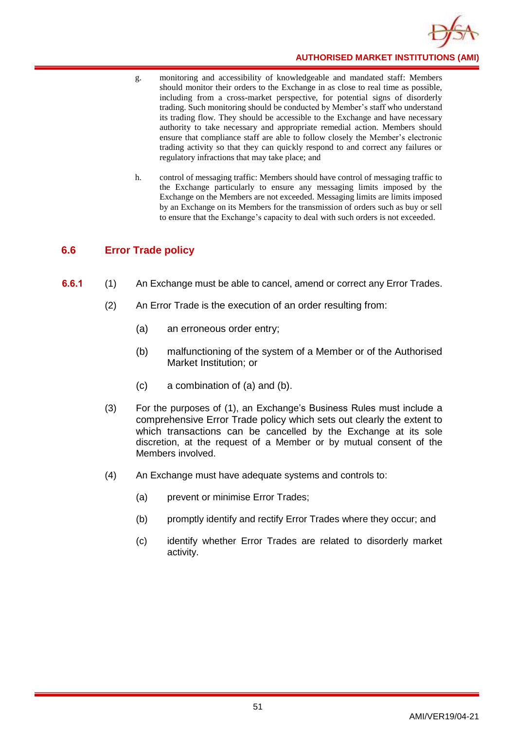g. monitoring and accessibility of knowledgeable and mandated staff: Members should monitor their orders to the Exchange in as close to real time as possible, including from a cross-market perspective, for potential signs of disorderly trading. Such monitoring should be conducted by Member's staff who understand its trading flow. They should be accessible to the Exchange and have necessary authority to take necessary and appropriate remedial action. Members should ensure that compliance staff are able to follow closely the Member's electronic trading activity so that they can quickly respond to and correct any failures or regulatory infractions that may take place; and

h. control of messaging traffic: Members should have control of messaging traffic to the Exchange particularly to ensure any messaging limits imposed by the Exchange on the Members are not exceeded. Messaging limits are limits imposed by an Exchange on its Members for the transmission of orders such as buy or sell to ensure that the Exchange's capacity to deal with such orders is not exceeded.

## 6.6 Error Trade policy

**6.6.1** (1) An Exchange must be able to cancel, amend or correct any Error Trades.

(2) An Error Trade is the execution of an order resulting from:

- (a) an erroneous order entry;
- (b) malfunctioning of the system of a Member or of the Authorised Market Institution; or
- (c) a combination of (a) and (b).

(3) For the purposes of (1), an Exchange's Business Rules must include a comprehensive Error Trade policy which sets out clearly the extent to which transactions can be cancelled by the Exchange at its sole discretion, at the request of a Member or by mutual consent of the Members involved.

(4) An Exchange must have adequate systems and controls to:

- (a) prevent or minimise Error Trades;
- (b) promptly identify and rectify Error Trades where they occur; and
- (c) identify whether Error Trades are related to disorderly market activity.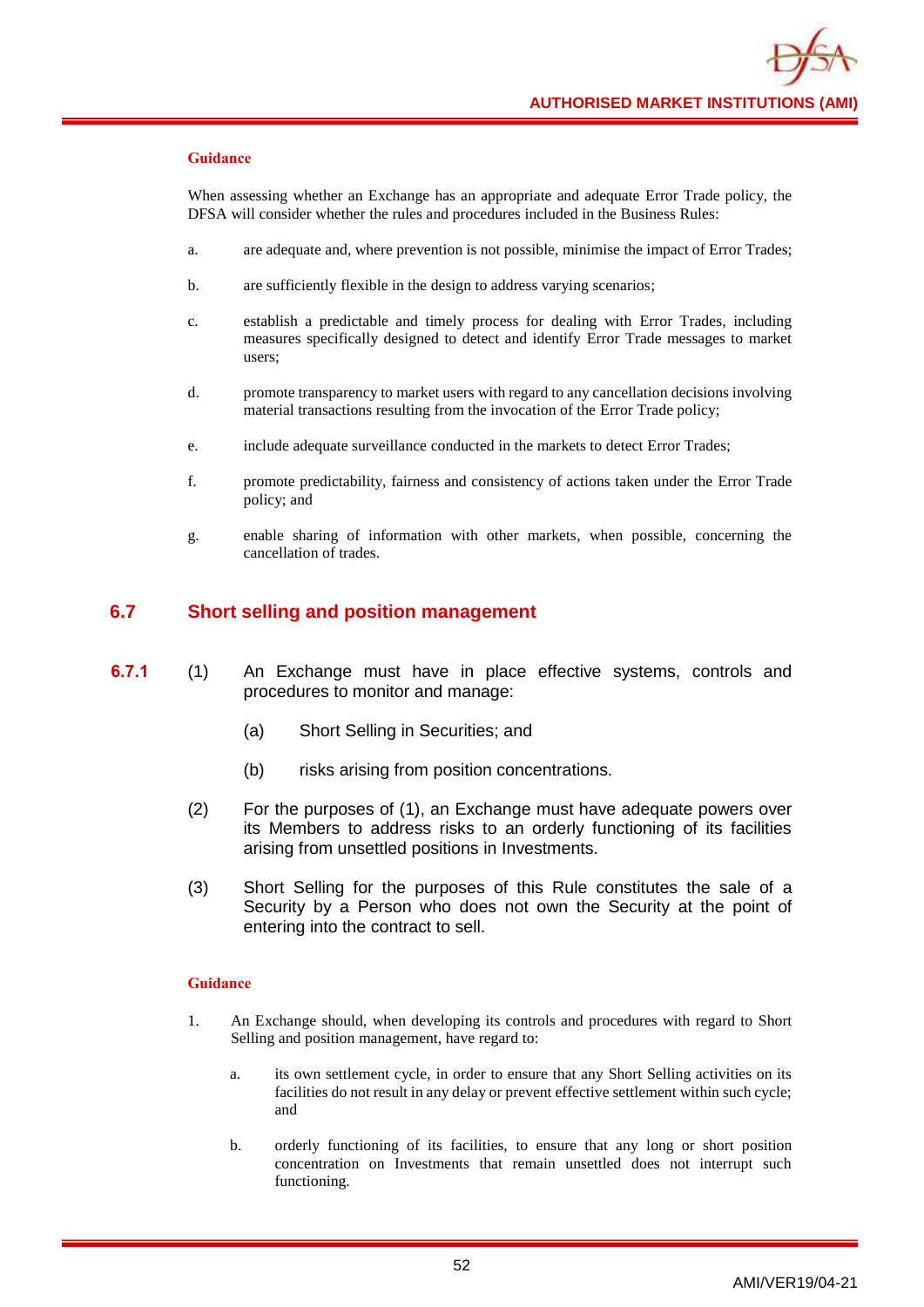**Guidance**

When assessing whether an Exchange has an appropriate and adequate Error Trade policy, the DFSA will consider whether the rules and procedures included in the Business Rules:

a. are adequate and, where prevention is not possible, minimise the impact of Error Trades;

b. are sufficiently flexible in the design to address varying scenarios;

c. establish a predictable and timely process for dealing with Error Trades, including measures specifically designed to detect and identify Error Trade messages to market users;

d. promote transparency to market users with regard to any cancellation decisions involving material transactions resulting from the invocation of the Error Trade policy;

e. include adequate surveillance conducted in the markets to detect Error Trades;

f. promote predictability, fairness and consistency of actions taken under the Error Trade policy; and

g. enable sharing of information with other markets, when possible, concerning the cancellation of trades.

## 6.7 Short selling and position management

**6.7.1** (1) An Exchange must have in place effective systems, controls and procedures to monitor and manage:

(a) Short Selling in Securities; and

(b) risks arising from position concentrations.

(2) For the purposes of (1), an Exchange must have adequate powers over its Members to address risks to an orderly functioning of its facilities arising from unsettled positions in Investments.

(3) Short Selling for the purposes of this Rule constitutes the sale of a Security by a Person who does not own the Security at the point of entering into the contract to sell.

**Guidance**

1. An Exchange should, when developing its controls and procedures with regard to Short Selling and position management, have regard to:

   a. its own settlement cycle, in order to ensure that any Short Selling activities on its facilities do not result in any delay or prevent effective settlement within such cycle; and

   b. orderly functioning of its facilities, to ensure that any long or short position concentration on Investments that remain unsettled does not interrupt such functioning.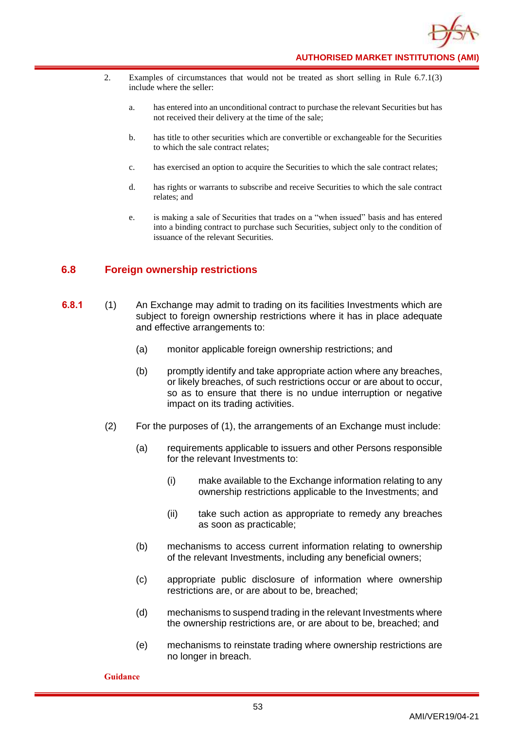2. Examples of circumstances that would not be treated as short selling in Rule 6.7.1(3) include where the seller:

   a. has entered into an unconditional contract to purchase the relevant Securities but has not received their delivery at the time of the sale;

   b. has title to other securities which are convertible or exchangeable for the Securities to which the sale contract relates;

   c. has exercised an option to acquire the Securities to which the sale contract relates;

   d. has rights or warrants to subscribe and receive Securities to which the sale contract relates; and

   e. is making a sale of Securities that trades on a "when issued" basis and has entered into a binding contract to purchase such Securities, subject only to the condition of issuance of the relevant Securities.

## 6.8 Foreign ownership restrictions

**6.8.1** (1) An Exchange may admit to trading on its facilities Investments which are subject to foreign ownership restrictions where it has in place adequate and effective arrangements to:

(a) monitor applicable foreign ownership restrictions; and

(b) promptly identify and take appropriate action where any breaches, or likely breaches, of such restrictions occur or are about to occur, so as to ensure that there is no undue interruption or negative impact on its trading activities.

(2) For the purposes of (1), the arrangements of an Exchange must include:

(a) requirements applicable to issuers and other Persons responsible for the relevant Investments to:

(i) make available to the Exchange information relating to any ownership restrictions applicable to the Investments; and

(ii) take such action as appropriate to remedy any breaches as soon as practicable;

(b) mechanisms to access current information relating to ownership of the relevant Investments, including any beneficial owners;

(c) appropriate public disclosure of information where ownership restrictions are, or are about to be, breached;

(d) mechanisms to suspend trading in the relevant Investments where the ownership restrictions are, or are about to be, breached; and

(e) mechanisms to reinstate trading where ownership restrictions are no longer in breach.

**Guidance**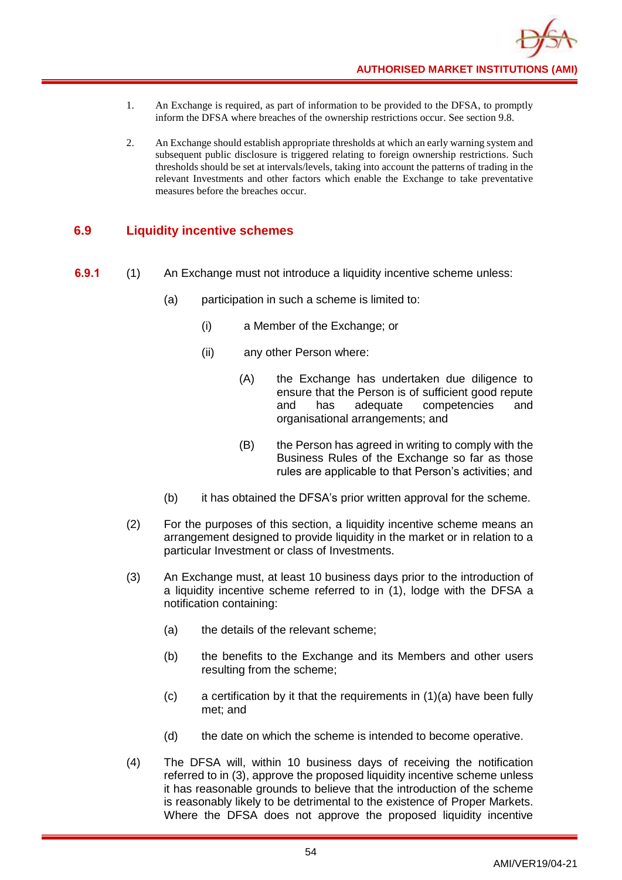1. An Exchange is required, as part of information to be provided to the DFSA, to promptly inform the DFSA where breaches of the ownership restrictions occur. See section 9.8.

2. An Exchange should establish appropriate thresholds at which an early warning system and subsequent public disclosure is triggered relating to foreign ownership restrictions. Such thresholds should be set at intervals/levels, taking into account the patterns of trading in the relevant Investments and other factors which enable the Exchange to take preventative measures before the breaches occur.

## 6.9 Liquidity incentive schemes

**6.9.1** (1) An Exchange must not introduce a liquidity incentive scheme unless:

(a) participation in such a scheme is limited to:

(i) a Member of the Exchange; or

(ii) any other Person where:

(A) the Exchange has undertaken due diligence to ensure that the Person is of sufficient good repute and has adequate competencies and organisational arrangements; and

(B) the Person has agreed in writing to comply with the Business Rules of the Exchange so far as those rules are applicable to that Person's activities; and

(b) it has obtained the DFSA's prior written approval for the scheme.

(2) For the purposes of this section, a liquidity incentive scheme means an arrangement designed to provide liquidity in the market or in relation to a particular Investment or class of Investments.

(3) An Exchange must, at least 10 business days prior to the introduction of a liquidity incentive scheme referred to in (1), lodge with the DFSA a notification containing:

(a) the details of the relevant scheme;

(b) the benefits to the Exchange and its Members and other users resulting from the scheme;

(c) a certification by it that the requirements in (1)(a) have been fully met; and

(d) the date on which the scheme is intended to become operative.

(4) The DFSA will, within 10 business days of receiving the notification referred to in (3), approve the proposed liquidity incentive scheme unless it has reasonable grounds to believe that the introduction of the scheme is reasonably likely to be detrimental to the existence of Proper Markets. Where the DFSA does not approve the proposed liquidity incentive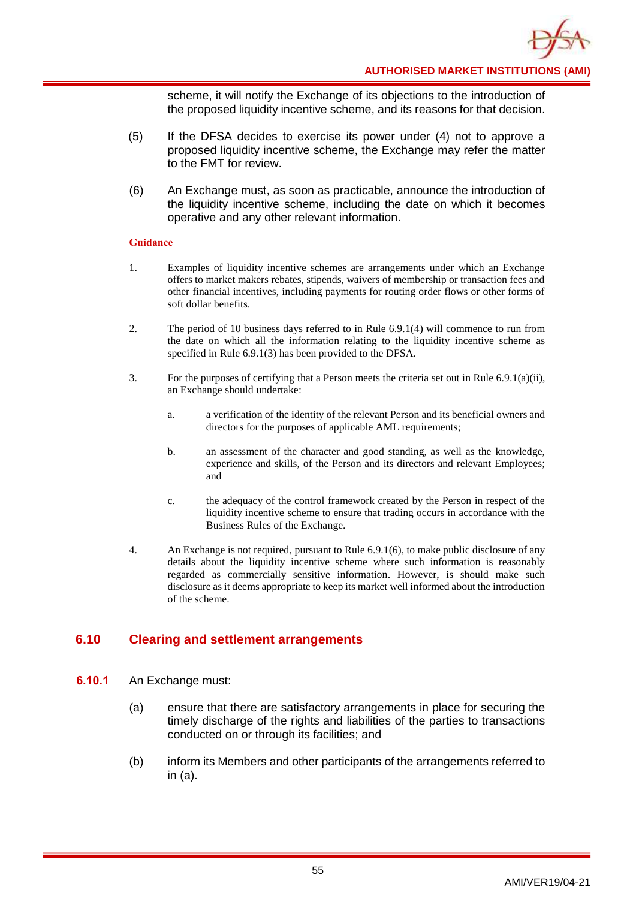scheme, it will notify the Exchange of its objections to the introduction of the proposed liquidity incentive scheme, and its reasons for that decision.

(5) If the DFSA decides to exercise its power under (4) not to approve a proposed liquidity incentive scheme, the Exchange may refer the matter to the FMT for review.

(6) An Exchange must, as soon as practicable, announce the introduction of the liquidity incentive scheme, including the date on which it becomes operative and any other relevant information.

**Guidance**

1. Examples of liquidity incentive schemes are arrangements under which an Exchange offers to market makers rebates, stipends, waivers of membership or transaction fees and other financial incentives, including payments for routing order flows or other forms of soft dollar benefits.

2. The period of 10 business days referred to in Rule 6.9.1(4) will commence to run from the date on which all the information relating to the liquidity incentive scheme as specified in Rule 6.9.1(3) has been provided to the DFSA.

3. For the purposes of certifying that a Person meets the criteria set out in Rule 6.9.1(a)(ii), an Exchange should undertake:

   a. a verification of the identity of the relevant Person and its beneficial owners and directors for the purposes of applicable AML requirements;

   b. an assessment of the character and good standing, as well as the knowledge, experience and skills, of the Person and its directors and relevant Employees; and

   c. the adequacy of the control framework created by the Person in respect of the liquidity incentive scheme to ensure that trading occurs in accordance with the Business Rules of the Exchange.

4. An Exchange is not required, pursuant to Rule 6.9.1(6), to make public disclosure of any details about the liquidity incentive scheme where such information is reasonably regarded as commercially sensitive information. However, is should make such disclosure as it deems appropriate to keep its market well informed about the introduction of the scheme.

## 6.10 Clearing and settlement arrangements

**6.10.1** An Exchange must:

(a) ensure that there are satisfactory arrangements in place for securing the timely discharge of the rights and liabilities of the parties to transactions conducted on or through its facilities; and

(b) inform its Members and other participants of the arrangements referred to in (a).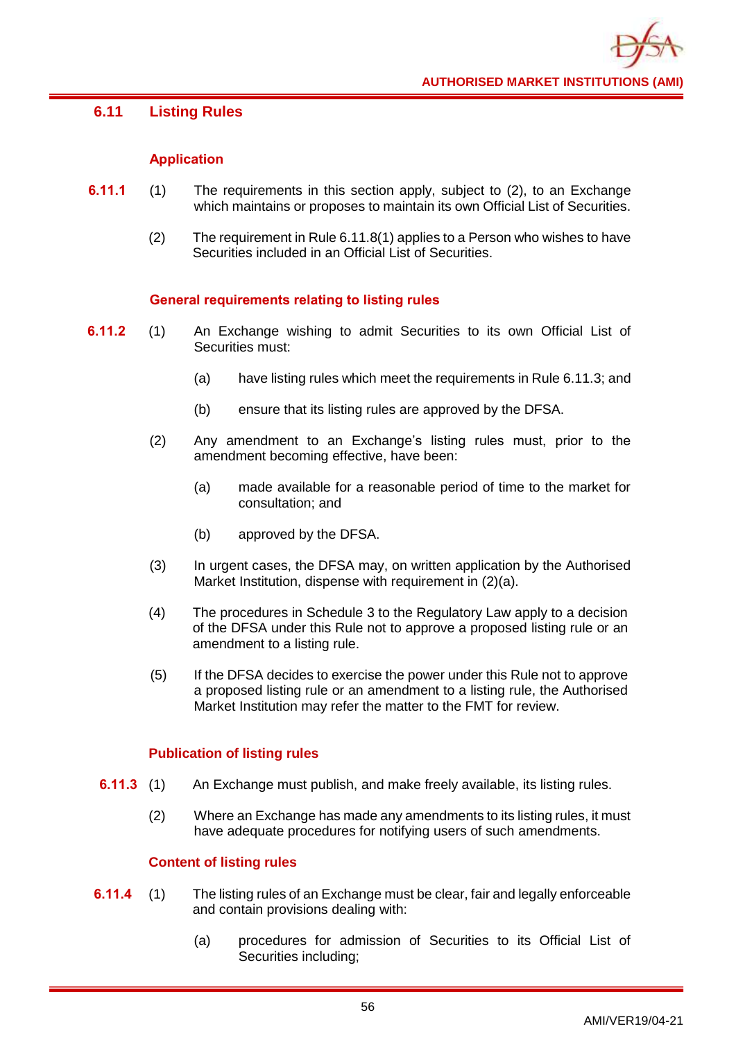## 6.11 Listing Rules

### Application

**6.11.1** (1) The requirements in this section apply, subject to (2), to an Exchange which maintains or proposes to maintain its own Official List of Securities.

(2) The requirement in Rule 6.11.8(1) applies to a Person who wishes to have Securities included in an Official List of Securities.

### General requirements relating to listing rules

**6.11.2** (1) An Exchange wishing to admit Securities to its own Official List of Securities must:

(a) have listing rules which meet the requirements in Rule 6.11.3; and

(b) ensure that its listing rules are approved by the DFSA.

(2) Any amendment to an Exchange's listing rules must, prior to the amendment becoming effective, have been:

(a) made available for a reasonable period of time to the market for consultation; and

(b) approved by the DFSA.

(3) In urgent cases, the DFSA may, on written application by the Authorised Market Institution, dispense with requirement in (2)(a).

(4) The procedures in Schedule 3 to the Regulatory Law apply to a decision of the DFSA under this Rule not to approve a proposed listing rule or an amendment to a listing rule.

(5) If the DFSA decides to exercise the power under this Rule not to approve a proposed listing rule or an amendment to a listing rule, the Authorised Market Institution may refer the matter to the FMT for review.

### Publication of listing rules

**6.11.3** (1) An Exchange must publish, and make freely available, its listing rules.

(2) Where an Exchange has made any amendments to its listing rules, it must have adequate procedures for notifying users of such amendments.

### Content of listing rules

**6.11.4** (1) The listing rules of an Exchange must be clear, fair and legally enforceable and contain provisions dealing with:

(a) procedures for admission of Securities to its Official List of Securities including;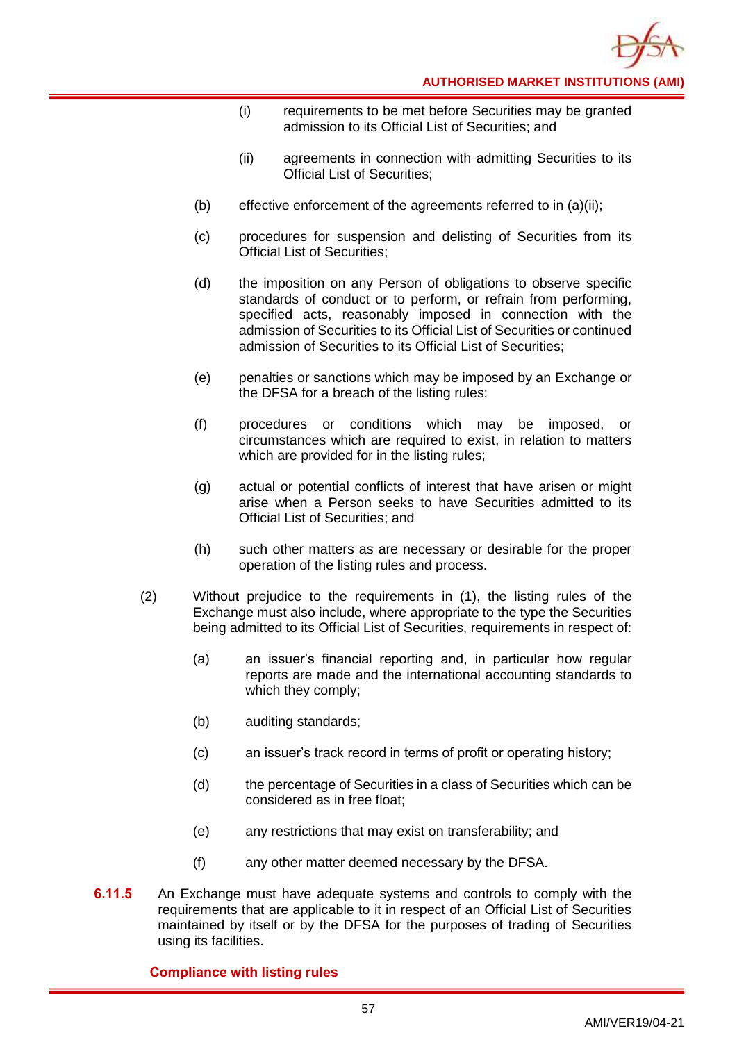(i) requirements to be met before Securities may be granted admission to its Official List of Securities; and

(ii) agreements in connection with admitting Securities to its Official List of Securities;

(b) effective enforcement of the agreements referred to in (a)(ii);

(c) procedures for suspension and delisting of Securities from its Official List of Securities;

(d) the imposition on any Person of obligations to observe specific standards of conduct or to perform, or refrain from performing, specified acts, reasonably imposed in connection with the admission of Securities to its Official List of Securities or continued admission of Securities to its Official List of Securities;

(e) penalties or sanctions which may be imposed by an Exchange or the DFSA for a breach of the listing rules;

(f) procedures or conditions which may be imposed, or circumstances which are required to exist, in relation to matters which are provided for in the listing rules;

(g) actual or potential conflicts of interest that have arisen or might arise when a Person seeks to have Securities admitted to its Official List of Securities; and

(h) such other matters as are necessary or desirable for the proper operation of the listing rules and process.

(2) Without prejudice to the requirements in (1), the listing rules of the Exchange must also include, where appropriate to the type the Securities being admitted to its Official List of Securities, requirements in respect of:

(a) an issuer's financial reporting and, in particular how regular reports are made and the international accounting standards to which they comply;

(b) auditing standards;

(c) an issuer's track record in terms of profit or operating history;

(d) the percentage of Securities in a class of Securities which can be considered as in free float;

(e) any restrictions that may exist on transferability; and

(f) any other matter deemed necessary by the DFSA.

**6.11.5** An Exchange must have adequate systems and controls to comply with the requirements that are applicable to it in respect of an Official List of Securities maintained by itself or by the DFSA for the purposes of trading of Securities using its facilities.

### Compliance with listing rules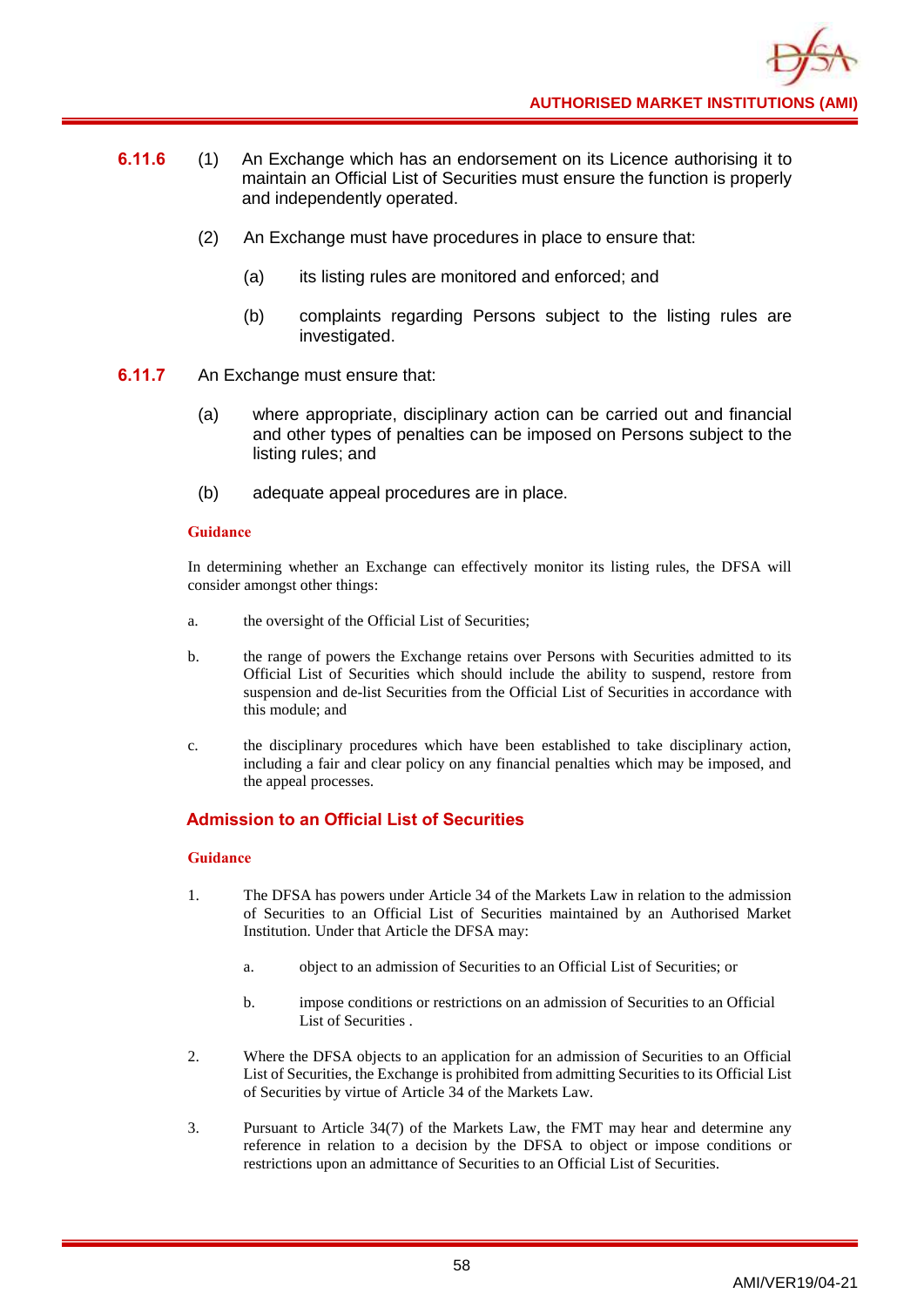**6.11.6** (1) An Exchange which has an endorsement on its Licence authorising it to maintain an Official List of Securities must ensure the function is properly and independently operated.

(2) An Exchange must have procedures in place to ensure that:

(a) its listing rules are monitored and enforced; and

(b) complaints regarding Persons subject to the listing rules are investigated.

**6.11.7** An Exchange must ensure that:

(a) where appropriate, disciplinary action can be carried out and financial and other types of penalties can be imposed on Persons subject to the listing rules; and

(b) adequate appeal procedures are in place.

**Guidance**

In determining whether an Exchange can effectively monitor its listing rules, the DFSA will consider amongst other things:

a. the oversight of the Official List of Securities;

b. the range of powers the Exchange retains over Persons with Securities admitted to its Official List of Securities which should include the ability to suspend, restore from suspension and de-list Securities from the Official List of Securities in accordance with this module; and

c. the disciplinary procedures which have been established to take disciplinary action, including a fair and clear policy on any financial penalties which may be imposed, and the appeal processes.

## Admission to an Official List of Securities

**Guidance**

1. The DFSA has powers under Article 34 of the Markets Law in relation to the admission of Securities to an Official List of Securities maintained by an Authorised Market Institution. Under that Article the DFSA may:

   a. object to an admission of Securities to an Official List of Securities; or

   b. impose conditions or restrictions on an admission of Securities to an Official List of Securities .

2. Where the DFSA objects to an application for an admission of Securities to an Official List of Securities, the Exchange is prohibited from admitting Securities to its Official List of Securities by virtue of Article 34 of the Markets Law.

3. Pursuant to Article 34(7) of the Markets Law, the FMT may hear and determine any reference in relation to a decision by the DFSA to object or impose conditions or restrictions upon an admittance of Securities to an Official List of Securities.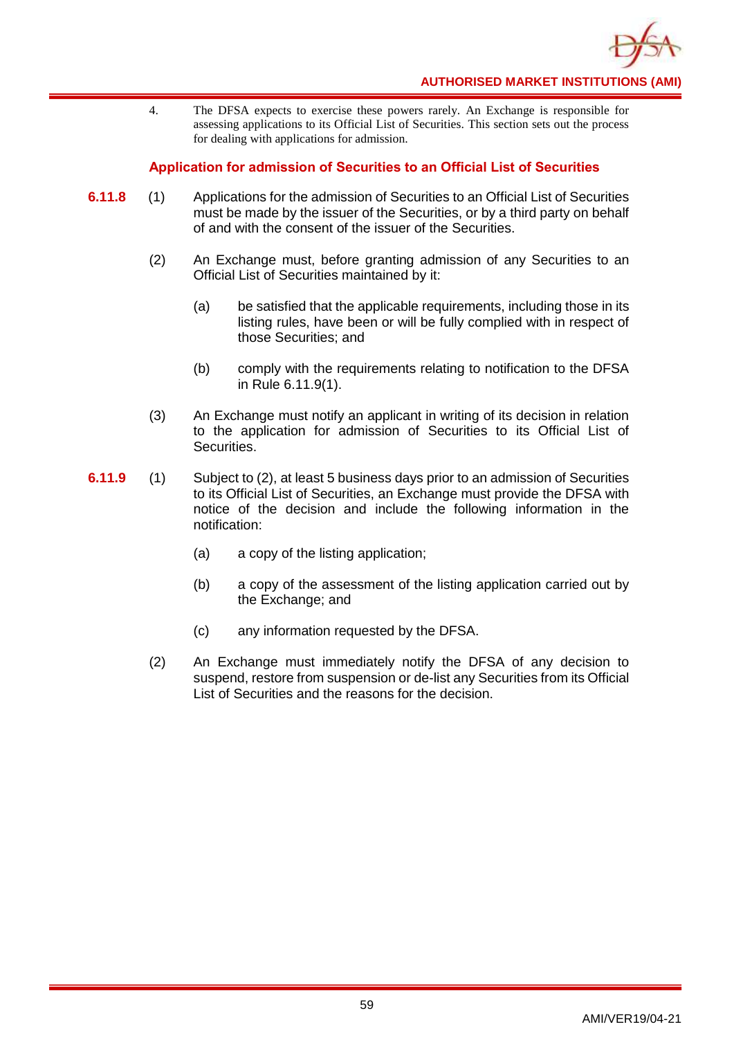4. The DFSA expects to exercise these powers rarely. An Exchange is responsible for assessing applications to its Official List of Securities. This section sets out the process for dealing with applications for admission.

### Application for admission of Securities to an Official List of Securities

**6.11.8** (1) Applications for the admission of Securities to an Official List of Securities must be made by the issuer of the Securities, or by a third party on behalf of and with the consent of the issuer of the Securities.

(2) An Exchange must, before granting admission of any Securities to an Official List of Securities maintained by it:

(a) be satisfied that the applicable requirements, including those in its listing rules, have been or will be fully complied with in respect of those Securities; and

(b) comply with the requirements relating to notification to the DFSA in Rule 6.11.9(1).

(3) An Exchange must notify an applicant in writing of its decision in relation to the application for admission of Securities to its Official List of Securities.

**6.11.9** (1) Subject to (2), at least 5 business days prior to an admission of Securities to its Official List of Securities, an Exchange must provide the DFSA with notice of the decision and include the following information in the notification:

(a) a copy of the listing application;

(b) a copy of the assessment of the listing application carried out by the Exchange; and

(c) any information requested by the DFSA.

(2) An Exchange must immediately notify the DFSA of any decision to suspend, restore from suspension or de-list any Securities from its Official List of Securities and the reasons for the decision.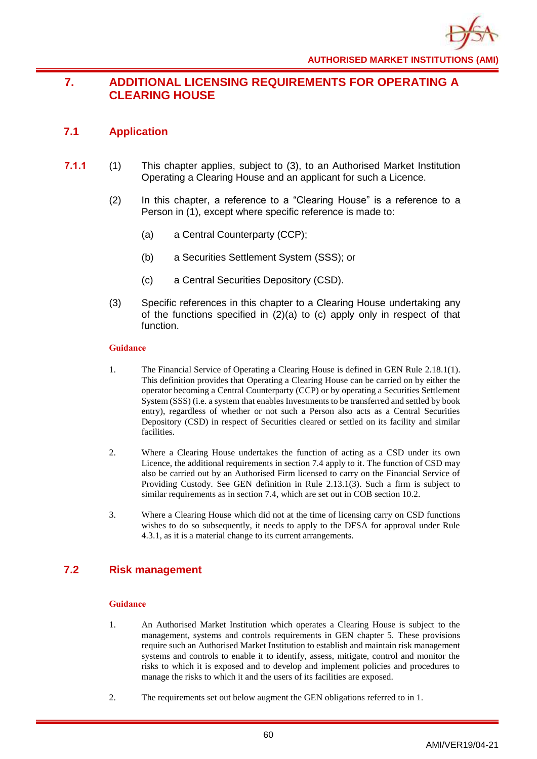## 7. ADDITIONAL LICENSING REQUIREMENTS FOR OPERATING A CLEARING HOUSE

### 7.1 Application

**7.1.1** (1) This chapter applies, subject to (3), to an Authorised Market Institution Operating a Clearing House and an applicant for such a Licence.

(2) In this chapter, a reference to a "Clearing House" is a reference to a Person in (1), except where specific reference is made to:

(a) a Central Counterparty (CCP);

(b) a Securities Settlement System (SSS); or

(c) a Central Securities Depository (CSD).

(3) Specific references in this chapter to a Clearing House undertaking any of the functions specified in (2)(a) to (c) apply only in respect of that function.

**Guidance**

1. The Financial Service of Operating a Clearing House is defined in GEN Rule 2.18.1(1). This definition provides that Operating a Clearing House can be carried on by either the operator becoming a Central Counterparty (CCP) or by operating a Securities Settlement System (SSS) (i.e. a system that enables Investments to be transferred and settled by book entry), regardless of whether or not such a Person also acts as a Central Securities Depository (CSD) in respect of Securities cleared or settled on its facility and similar facilities.

2. Where a Clearing House undertakes the function of acting as a CSD under its own Licence, the additional requirements in section 7.4 apply to it. The function of CSD may also be carried out by an Authorised Firm licensed to carry on the Financial Service of Providing Custody. See GEN definition in Rule 2.13.1(3). Such a firm is subject to similar requirements as in section 7.4, which are set out in COB section 10.2.

3. Where a Clearing House which did not at the time of licensing carry on CSD functions wishes to do so subsequently, it needs to apply to the DFSA for approval under Rule 4.3.1, as it is a material change to its current arrangements.

### 7.2 Risk management

**Guidance**

1. An Authorised Market Institution which operates a Clearing House is subject to the management, systems and controls requirements in GEN chapter 5. These provisions require such an Authorised Market Institution to establish and maintain risk management systems and controls to enable it to identify, assess, mitigate, control and monitor the risks to which it is exposed and to develop and implement policies and procedures to manage the risks to which it and the users of its facilities are exposed.

2. The requirements set out below augment the GEN obligations referred to in 1.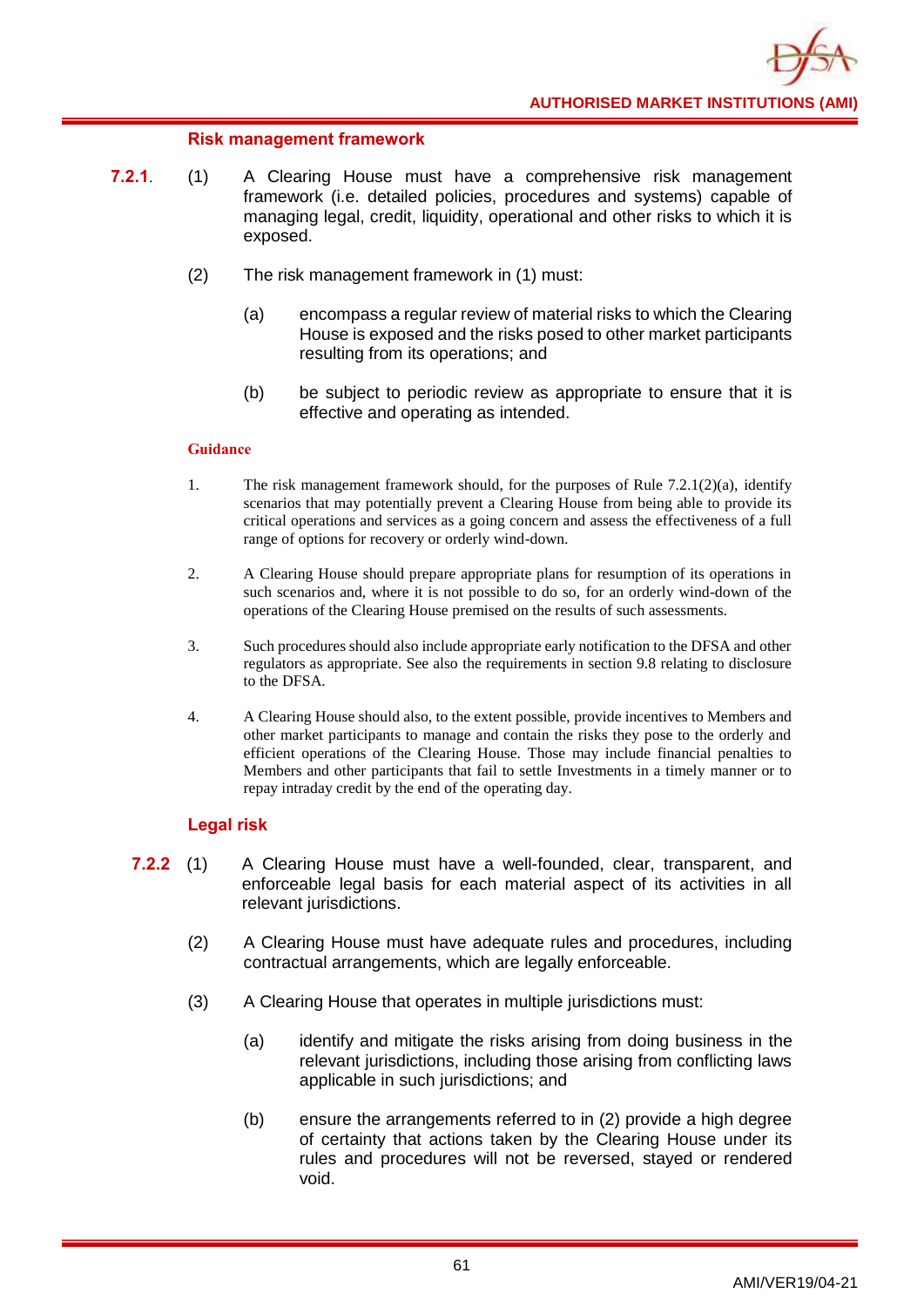### Risk management framework

**7.2.1.** (1) A Clearing House must have a comprehensive risk management framework (i.e. detailed policies, procedures and systems) capable of managing legal, credit, liquidity, operational and other risks to which it is exposed.

(2) The risk management framework in (1) must:

(a) encompass a regular review of material risks to which the Clearing House is exposed and the risks posed to other market participants resulting from its operations; and

(b) be subject to periodic review as appropriate to ensure that it is effective and operating as intended.

**Guidance**

1. The risk management framework should, for the purposes of Rule 7.2.1(2)(a), identify scenarios that may potentially prevent a Clearing House from being able to provide its critical operations and services as a going concern and assess the effectiveness of a full range of options for recovery or orderly wind-down.

2. A Clearing House should prepare appropriate plans for resumption of its operations in such scenarios and, where it is not possible to do so, for an orderly wind-down of the operations of the Clearing House premised on the results of such assessments.

3. Such procedures should also include appropriate early notification to the DFSA and other regulators as appropriate. See also the requirements in section 9.8 relating to disclosure to the DFSA.

4. A Clearing House should also, to the extent possible, provide incentives to Members and other market participants to manage and contain the risks they pose to the orderly and efficient operations of the Clearing House. Those may include financial penalties to Members and other participants that fail to settle Investments in a timely manner or to repay intraday credit by the end of the operating day.

### Legal risk

**7.2.2** (1) A Clearing House must have a well-founded, clear, transparent, and enforceable legal basis for each material aspect of its activities in all relevant jurisdictions.

(2) A Clearing House must have adequate rules and procedures, including contractual arrangements, which are legally enforceable.

(3) A Clearing House that operates in multiple jurisdictions must:

(a) identify and mitigate the risks arising from doing business in the relevant jurisdictions, including those arising from conflicting laws applicable in such jurisdictions; and

(b) ensure the arrangements referred to in (2) provide a high degree of certainty that actions taken by the Clearing House under its rules and procedures will not be reversed, stayed or rendered void.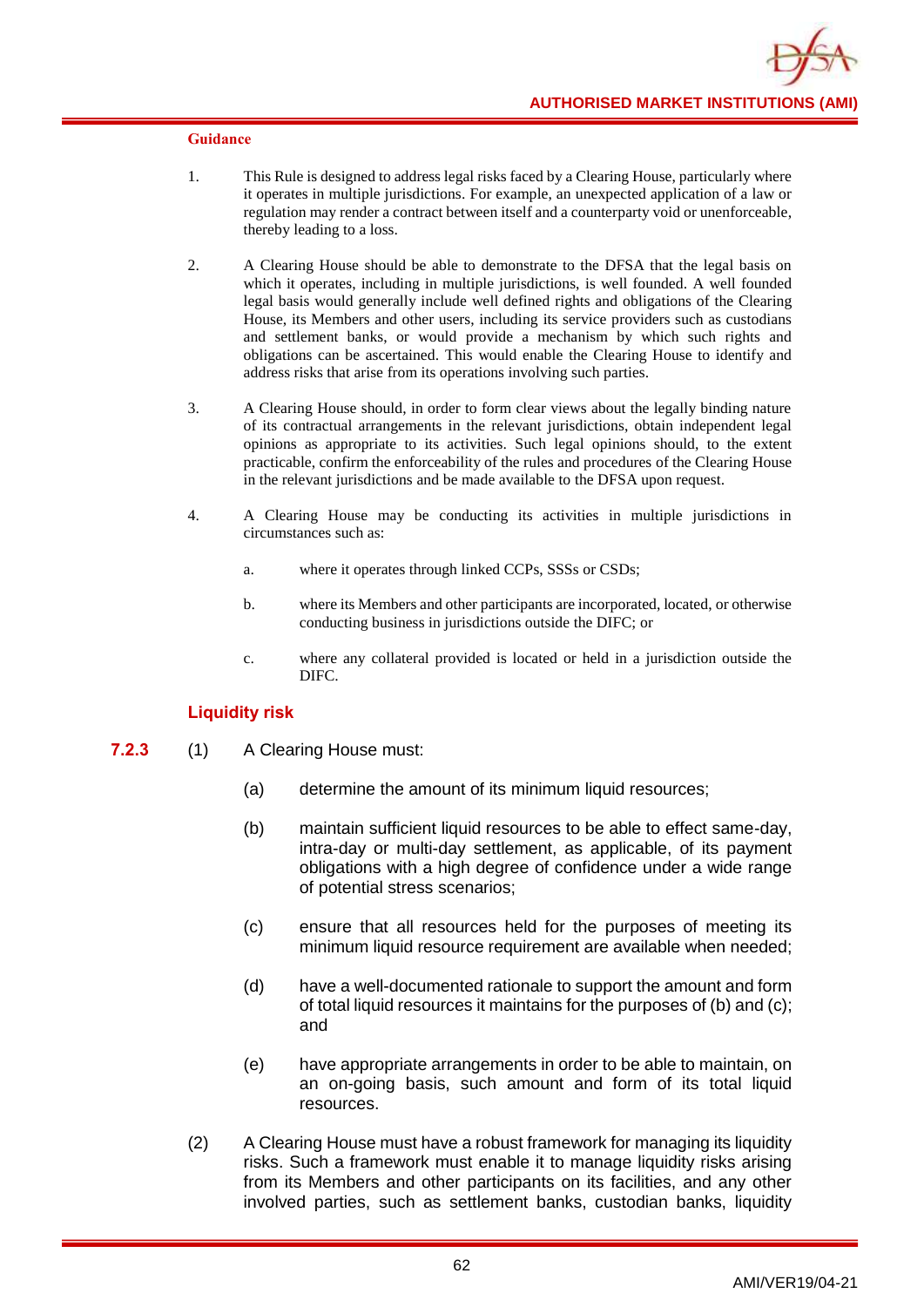**Guidance**

1. This Rule is designed to address legal risks faced by a Clearing House, particularly where it operates in multiple jurisdictions. For example, an unexpected application of a law or regulation may render a contract between itself and a counterparty void or unenforceable, thereby leading to a loss.

2. A Clearing House should be able to demonstrate to the DFSA that the legal basis on which it operates, including in multiple jurisdictions, is well founded. A well founded legal basis would generally include well defined rights and obligations of the Clearing House, its Members and other users, including its service providers such as custodians and settlement banks, or would provide a mechanism by which such rights and obligations can be ascertained. This would enable the Clearing House to identify and address risks that arise from its operations involving such parties.

3. A Clearing House should, in order to form clear views about the legally binding nature of its contractual arrangements in the relevant jurisdictions, obtain independent legal opinions as appropriate to its activities. Such legal opinions should, to the extent practicable, confirm the enforceability of the rules and procedures of the Clearing House in the relevant jurisdictions and be made available to the DFSA upon request.

4. A Clearing House may be conducting its activities in multiple jurisdictions in circumstances such as:

   a. where it operates through linked CCPs, SSSs or CSDs;

   b. where its Members and other participants are incorporated, located, or otherwise conducting business in jurisdictions outside the DIFC; or

   c. where any collateral provided is located or held in a jurisdiction outside the DIFC.

### Liquidity risk

**7.2.3** (1) A Clearing House must:

(a) determine the amount of its minimum liquid resources;

(b) maintain sufficient liquid resources to be able to effect same-day, intra-day or multi-day settlement, as applicable, of its payment obligations with a high degree of confidence under a wide range of potential stress scenarios;

(c) ensure that all resources held for the purposes of meeting its minimum liquid resource requirement are available when needed;

(d) have a well-documented rationale to support the amount and form of total liquid resources it maintains for the purposes of (b) and (c); and

(e) have appropriate arrangements in order to be able to maintain, on an on-going basis, such amount and form of its total liquid resources.

(2) A Clearing House must have a robust framework for managing its liquidity risks. Such a framework must enable it to manage liquidity risks arising from its Members and other participants on its facilities, and any other involved parties, such as settlement banks, custodian banks, liquidity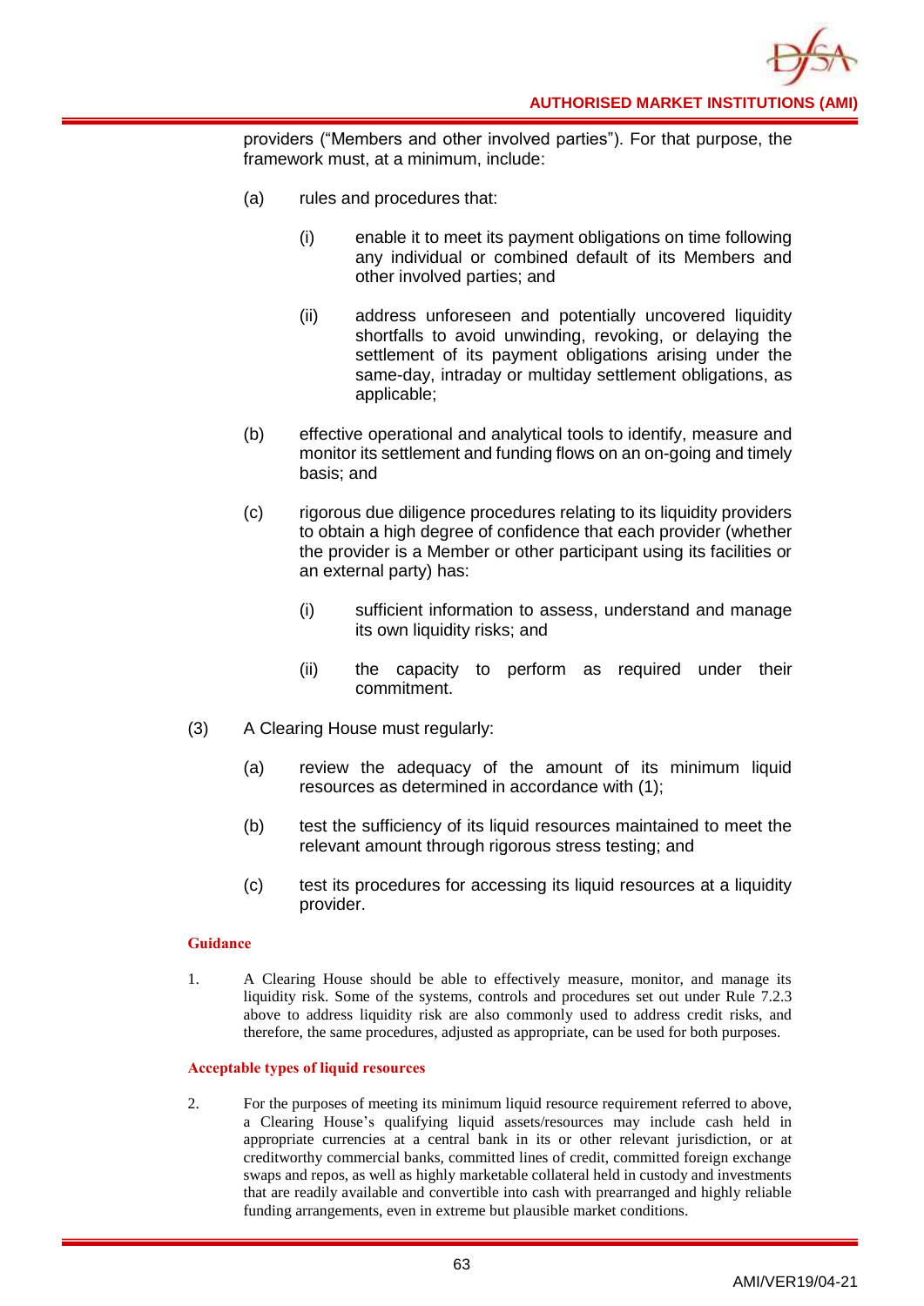providers ("Members and other involved parties"). For that purpose, the framework must, at a minimum, include:

(a) rules and procedures that:

(i) enable it to meet its payment obligations on time following any individual or combined default of its Members and other involved parties; and

(ii) address unforeseen and potentially uncovered liquidity shortfalls to avoid unwinding, revoking, or delaying the settlement of its payment obligations arising under the same-day, intraday or multiday settlement obligations, as applicable;

(b) effective operational and analytical tools to identify, measure and monitor its settlement and funding flows on an on-going and timely basis; and

(c) rigorous due diligence procedures relating to its liquidity providers to obtain a high degree of confidence that each provider (whether the provider is a Member or other participant using its facilities or an external party) has:

(i) sufficient information to assess, understand and manage its own liquidity risks; and

(ii) the capacity to perform as required under their commitment.

(3) A Clearing House must regularly:

(a) review the adequacy of the amount of its minimum liquid resources as determined in accordance with (1);

(b) test the sufficiency of its liquid resources maintained to meet the relevant amount through rigorous stress testing; and

(c) test its procedures for accessing its liquid resources at a liquidity provider.

**Guidance**

1. A Clearing House should be able to effectively measure, monitor, and manage its liquidity risk. Some of the systems, controls and procedures set out under Rule 7.2.3 above to address liquidity risk are also commonly used to address credit risks, and therefore, the same procedures, adjusted as appropriate, can be used for both purposes.

**Acceptable types of liquid resources**

2. For the purposes of meeting its minimum liquid resource requirement referred to above, a Clearing House's qualifying liquid assets/resources may include cash held in appropriate currencies at a central bank in its or other relevant jurisdiction, or at creditworthy commercial banks, committed lines of credit, committed foreign exchange swaps and repos, as well as highly marketable collateral held in custody and investments that are readily available and convertible into cash with prearranged and highly reliable funding arrangements, even in extreme but plausible market conditions.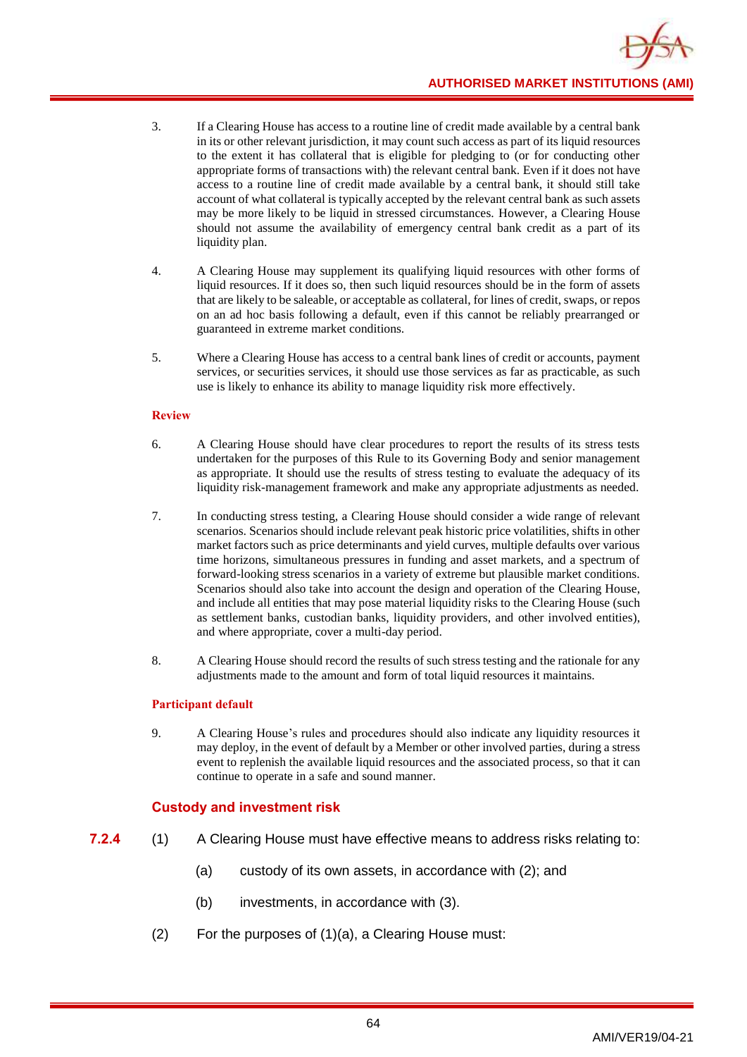3. If a Clearing House has access to a routine line of credit made available by a central bank in its or other relevant jurisdiction, it may count such access as part of its liquid resources to the extent it has collateral that is eligible for pledging to (or for conducting other appropriate forms of transactions with) the relevant central bank. Even if it does not have access to a routine line of credit made available by a central bank, it should still take account of what collateral is typically accepted by the relevant central bank as such assets may be more likely to be liquid in stressed circumstances. However, a Clearing House should not assume the availability of emergency central bank credit as a part of its liquidity plan.

4. A Clearing House may supplement its qualifying liquid resources with other forms of liquid resources. If it does so, then such liquid resources should be in the form of assets that are likely to be saleable, or acceptable as collateral, for lines of credit, swaps, or repos on an ad hoc basis following a default, even if this cannot be reliably prearranged or guaranteed in extreme market conditions.

5. Where a Clearing House has access to a central bank lines of credit or accounts, payment services, or securities services, it should use those services as far as practicable, as such use is likely to enhance its ability to manage liquidity risk more effectively.

**Review**

6. A Clearing House should have clear procedures to report the results of its stress tests undertaken for the purposes of this Rule to its Governing Body and senior management as appropriate. It should use the results of stress testing to evaluate the adequacy of its liquidity risk-management framework and make any appropriate adjustments as needed.

7. In conducting stress testing, a Clearing House should consider a wide range of relevant scenarios. Scenarios should include relevant peak historic price volatilities, shifts in other market factors such as price determinants and yield curves, multiple defaults over various time horizons, simultaneous pressures in funding and asset markets, and a spectrum of forward-looking stress scenarios in a variety of extreme but plausible market conditions. Scenarios should also take into account the design and operation of the Clearing House, and include all entities that may pose material liquidity risks to the Clearing House (such as settlement banks, custodian banks, liquidity providers, and other involved entities), and where appropriate, cover a multi-day period.

8. A Clearing House should record the results of such stress testing and the rationale for any adjustments made to the amount and form of total liquid resources it maintains.

**Participant default**

9. A Clearing House's rules and procedures should also indicate any liquidity resources it may deploy, in the event of default by a Member or other involved parties, during a stress event to replenish the available liquid resources and the associated process, so that it can continue to operate in a safe and sound manner.

### Custody and investment risk

**7.2.4** (1) A Clearing House must have effective means to address risks relating to:

(a) custody of its own assets, in accordance with (2); and

(b) investments, in accordance with (3).

(2) For the purposes of (1)(a), a Clearing House must: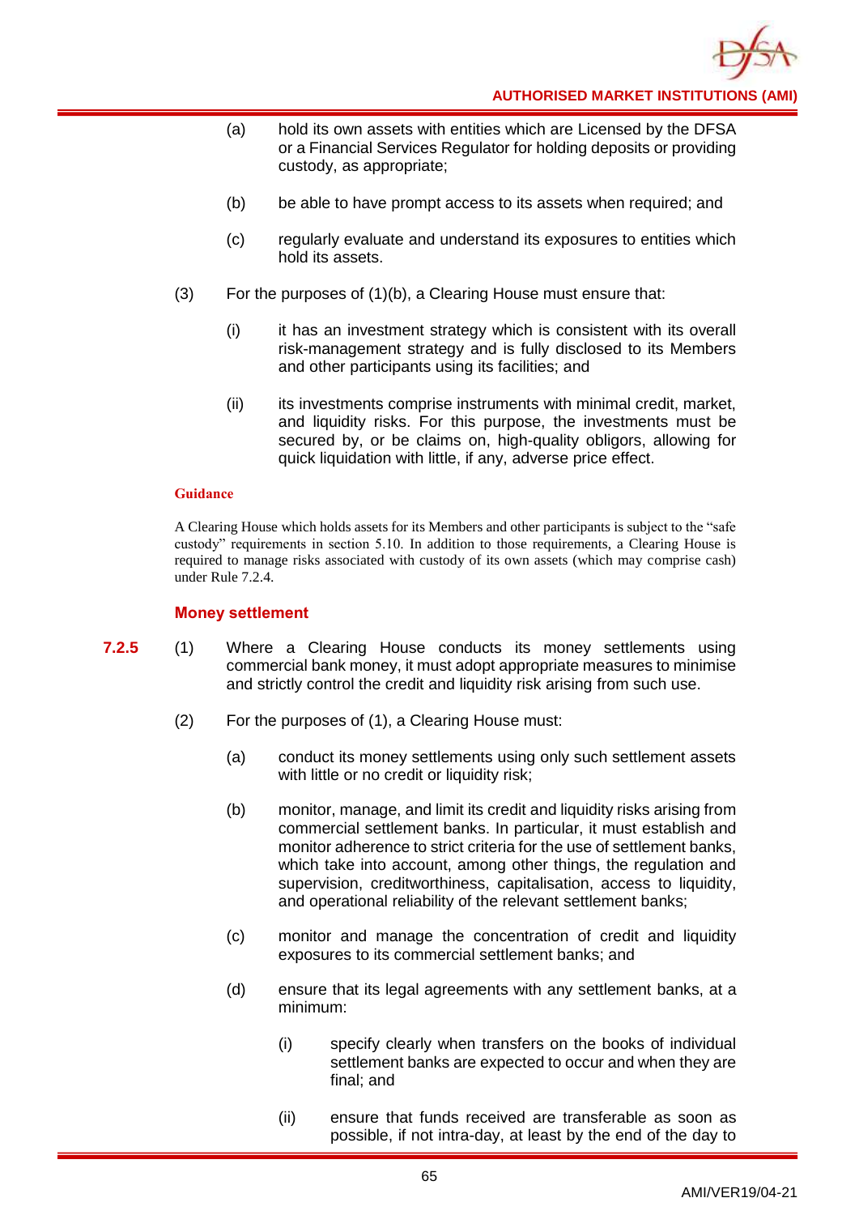(a) hold its own assets with entities which are Licensed by the DFSA or a Financial Services Regulator for holding deposits or providing custody, as appropriate;

(b) be able to have prompt access to its assets when required; and

(c) regularly evaluate and understand its exposures to entities which hold its assets.

(3) For the purposes of (1)(b), a Clearing House must ensure that:

(i) it has an investment strategy which is consistent with its overall risk-management strategy and is fully disclosed to its Members and other participants using its facilities; and

(ii) its investments comprise instruments with minimal credit, market, and liquidity risks. For this purpose, the investments must be secured by, or be claims on, high-quality obligors, allowing for quick liquidation with little, if any, adverse price effect.

**Guidance**

A Clearing House which holds assets for its Members and other participants is subject to the "safe custody" requirements in section 5.10. In addition to those requirements, a Clearing House is required to manage risks associated with custody of its own assets (which may comprise cash) under Rule 7.2.4.

### Money settlement

**7.2.5** (1) Where a Clearing House conducts its money settlements using commercial bank money, it must adopt appropriate measures to minimise and strictly control the credit and liquidity risk arising from such use.

(2) For the purposes of (1), a Clearing House must:

(a) conduct its money settlements using only such settlement assets with little or no credit or liquidity risk;

(b) monitor, manage, and limit its credit and liquidity risks arising from commercial settlement banks. In particular, it must establish and monitor adherence to strict criteria for the use of settlement banks, which take into account, among other things, the regulation and supervision, creditworthiness, capitalisation, access to liquidity, and operational reliability of the relevant settlement banks;

(c) monitor and manage the concentration of credit and liquidity exposures to its commercial settlement banks; and

(d) ensure that its legal agreements with any settlement banks, at a minimum:

(i) specify clearly when transfers on the books of individual settlement banks are expected to occur and when they are final; and

(ii) ensure that funds received are transferable as soon as possible, if not intra-day, at least by the end of the day to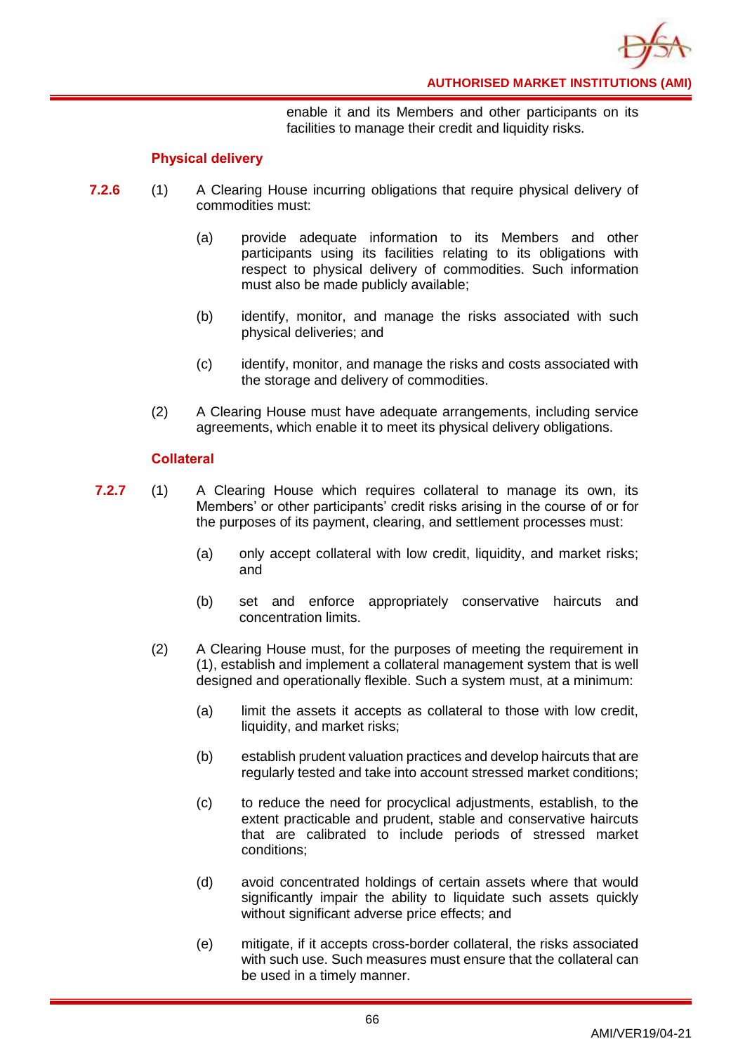enable it and its Members and other participants on its facilities to manage their credit and liquidity risks.

### Physical delivery

**7.2.6** (1) A Clearing House incurring obligations that require physical delivery of commodities must:

(a) provide adequate information to its Members and other participants using its facilities relating to its obligations with respect to physical delivery of commodities. Such information must also be made publicly available;

(b) identify, monitor, and manage the risks associated with such physical deliveries; and

(c) identify, monitor, and manage the risks and costs associated with the storage and delivery of commodities.

(2) A Clearing House must have adequate arrangements, including service agreements, which enable it to meet its physical delivery obligations.

### Collateral

**7.2.7** (1) A Clearing House which requires collateral to manage its own, its Members' or other participants' credit risks arising in the course of or for the purposes of its payment, clearing, and settlement processes must:

(a) only accept collateral with low credit, liquidity, and market risks; and

(b) set and enforce appropriately conservative haircuts and concentration limits.

(2) A Clearing House must, for the purposes of meeting the requirement in (1), establish and implement a collateral management system that is well designed and operationally flexible. Such a system must, at a minimum:

(a) limit the assets it accepts as collateral to those with low credit, liquidity, and market risks;

(b) establish prudent valuation practices and develop haircuts that are regularly tested and take into account stressed market conditions;

(c) to reduce the need for procyclical adjustments, establish, to the extent practicable and prudent, stable and conservative haircuts that are calibrated to include periods of stressed market conditions;

(d) avoid concentrated holdings of certain assets where that would significantly impair the ability to liquidate such assets quickly without significant adverse price effects; and

(e) mitigate, if it accepts cross-border collateral, the risks associated with such use. Such measures must ensure that the collateral can be used in a timely manner.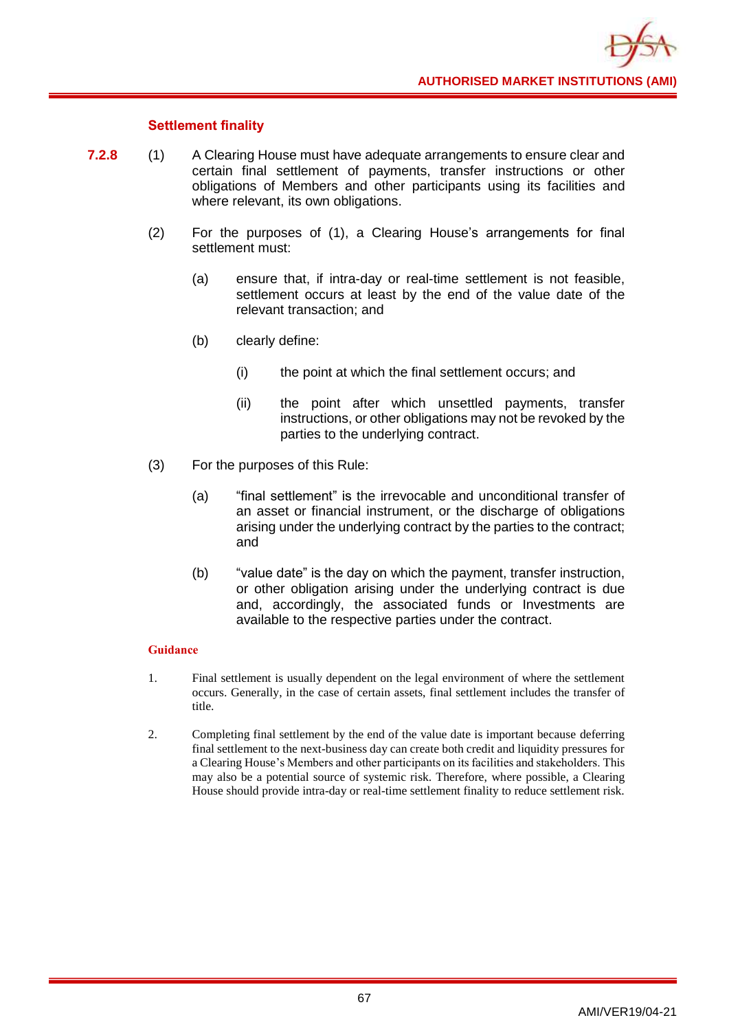### Settlement finality

**7.2.8** (1) A Clearing House must have adequate arrangements to ensure clear and certain final settlement of payments, transfer instructions or other obligations of Members and other participants using its facilities and where relevant, its own obligations.

(2) For the purposes of (1), a Clearing House's arrangements for final settlement must:

(a) ensure that, if intra-day or real-time settlement is not feasible, settlement occurs at least by the end of the value date of the relevant transaction; and

(b) clearly define:

(i) the point at which the final settlement occurs; and

(ii) the point after which unsettled payments, transfer instructions, or other obligations may not be revoked by the parties to the underlying contract.

(3) For the purposes of this Rule:

(a) "final settlement" is the irrevocable and unconditional transfer of an asset or financial instrument, or the discharge of obligations arising under the underlying contract by the parties to the contract; and

(b) "value date" is the day on which the payment, transfer instruction, or other obligation arising under the underlying contract is due and, accordingly, the associated funds or Investments are available to the respective parties under the contract.

#### Guidance

1. Final settlement is usually dependent on the legal environment of where the settlement occurs. Generally, in the case of certain assets, final settlement includes the transfer of title.

2. Completing final settlement by the end of the value date is important because deferring final settlement to the next-business day can create both credit and liquidity pressures for a Clearing House's Members and other participants on its facilities and stakeholders. This may also be a potential source of systemic risk. Therefore, where possible, a Clearing House should provide intra-day or real-time settlement finality to reduce settlement risk.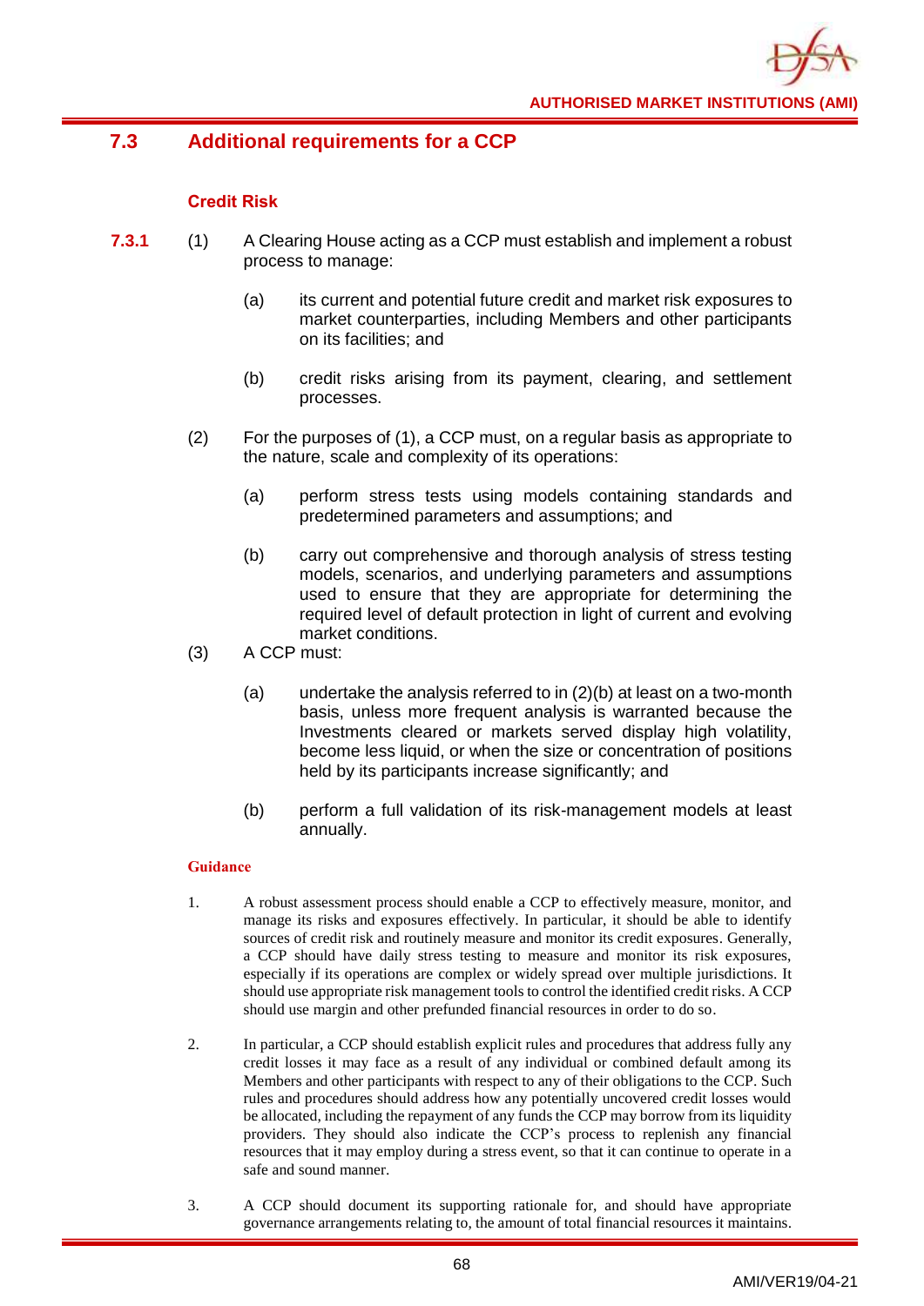## 7.3 Additional requirements for a CCP

### Credit Risk

**7.3.1** (1) A Clearing House acting as a CCP must establish and implement a robust process to manage:

(a) its current and potential future credit and market risk exposures to market counterparties, including Members and other participants on its facilities; and

(b) credit risks arising from its payment, clearing, and settlement processes.

(2) For the purposes of (1), a CCP must, on a regular basis as appropriate to the nature, scale and complexity of its operations:

(a) perform stress tests using models containing standards and predetermined parameters and assumptions; and

(b) carry out comprehensive and thorough analysis of stress testing models, scenarios, and underlying parameters and assumptions used to ensure that they are appropriate for determining the required level of default protection in light of current and evolving market conditions.

(3) A CCP must:

(a) undertake the analysis referred to in (2)(b) at least on a two-month basis, unless more frequent analysis is warranted because the Investments cleared or markets served display high volatility, become less liquid, or when the size or concentration of positions held by its participants increase significantly; and

(b) perform a full validation of its risk-management models at least annually.

**Guidance**

1. A robust assessment process should enable a CCP to effectively measure, monitor, and manage its risks and exposures effectively. In particular, it should be able to identify sources of credit risk and routinely measure and monitor its credit exposures. Generally, a CCP should have daily stress testing to measure and monitor its risk exposures, especially if its operations are complex or widely spread over multiple jurisdictions. It should use appropriate risk management tools to control the identified credit risks. A CCP should use margin and other prefunded financial resources in order to do so.

2. In particular, a CCP should establish explicit rules and procedures that address fully any credit losses it may face as a result of any individual or combined default among its Members and other participants with respect to any of their obligations to the CCP. Such rules and procedures should address how any potentially uncovered credit losses would be allocated, including the repayment of any funds the CCP may borrow from its liquidity providers. They should also indicate the CCP's process to replenish any financial resources that it may employ during a stress event, so that it can continue to operate in a safe and sound manner.

3. A CCP should document its supporting rationale for, and should have appropriate governance arrangements relating to, the amount of total financial resources it maintains.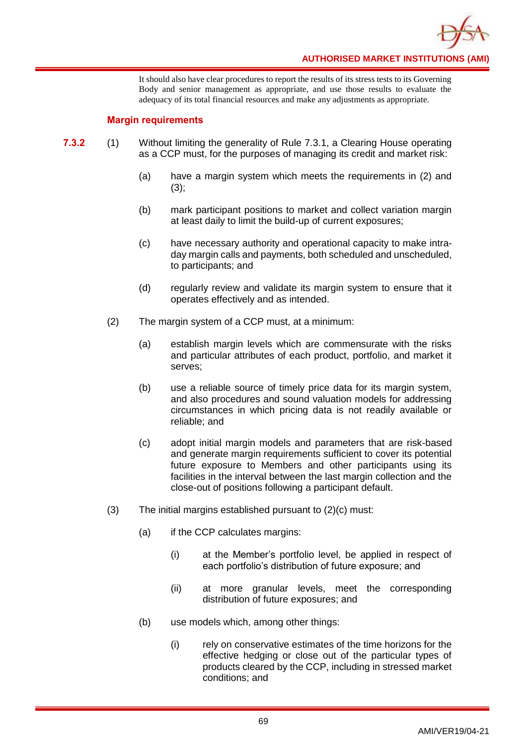It should also have clear procedures to report the results of its stress tests to its Governing Body and senior management as appropriate, and use those results to evaluate the adequacy of its total financial resources and make any adjustments as appropriate.

### Margin requirements

**7.3.2** (1) Without limiting the generality of Rule 7.3.1, a Clearing House operating as a CCP must, for the purposes of managing its credit and market risk:

- (a) have a margin system which meets the requirements in (2) and (3);
- (b) mark participant positions to market and collect variation margin at least daily to limit the build-up of current exposures;
- (c) have necessary authority and operational capacity to make intra-day margin calls and payments, both scheduled and unscheduled, to participants; and
- (d) regularly review and validate its margin system to ensure that it operates effectively and as intended.

(2) The margin system of a CCP must, at a minimum:

- (a) establish margin levels which are commensurate with the risks and particular attributes of each product, portfolio, and market it serves;
- (b) use a reliable source of timely price data for its margin system, and also procedures and sound valuation models for addressing circumstances in which pricing data is not readily available or reliable; and
- (c) adopt initial margin models and parameters that are risk-based and generate margin requirements sufficient to cover its potential future exposure to Members and other participants using its facilities in the interval between the last margin collection and the close-out of positions following a participant default.

(3) The initial margins established pursuant to (2)(c) must:

- (a) if the CCP calculates margins:
  - (i) at the Member's portfolio level, be applied in respect of each portfolio's distribution of future exposure; and
  - (ii) at more granular levels, meet the corresponding distribution of future exposures; and
- (b) use models which, among other things:
  - (i) rely on conservative estimates of the time horizons for the effective hedging or close out of the particular types of products cleared by the CCP, including in stressed market conditions; and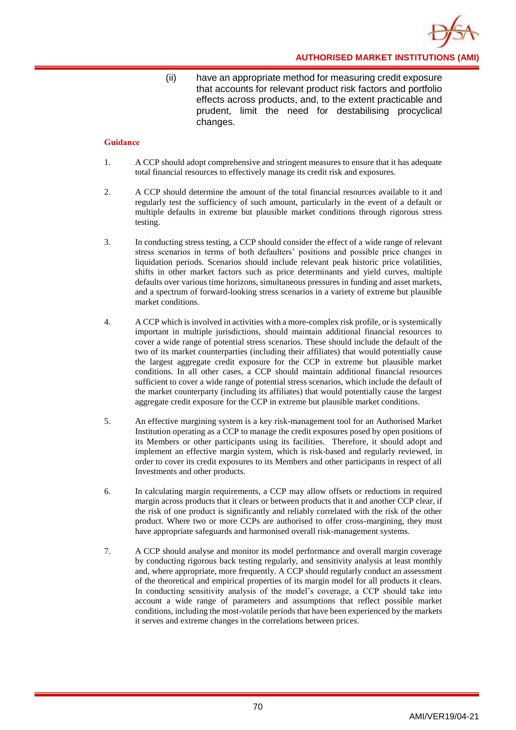(ii) have an appropriate method for measuring credit exposure that accounts for relevant product risk factors and portfolio effects across products, and, to the extent practicable and prudent, limit the need for destabilising procyclical changes.

**Guidance**

1. A CCP should adopt comprehensive and stringent measures to ensure that it has adequate total financial resources to effectively manage its credit risk and exposures.

2. A CCP should determine the amount of the total financial resources available to it and regularly test the sufficiency of such amount, particularly in the event of a default or multiple defaults in extreme but plausible market conditions through rigorous stress testing.

3. In conducting stress testing, a CCP should consider the effect of a wide range of relevant stress scenarios in terms of both defaulters' positions and possible price changes in liquidation periods. Scenarios should include relevant peak historic price volatilities, shifts in other market factors such as price determinants and yield curves, multiple defaults over various time horizons, simultaneous pressures in funding and asset markets, and a spectrum of forward-looking stress scenarios in a variety of extreme but plausible market conditions.

4. A CCP which is involved in activities with a more-complex risk profile, or is systemically important in multiple jurisdictions, should maintain additional financial resources to cover a wide range of potential stress scenarios. These should include the default of the two of its market counterparties (including their affiliates) that would potentially cause the largest aggregate credit exposure for the CCP in extreme but plausible market conditions. In all other cases, a CCP should maintain additional financial resources sufficient to cover a wide range of potential stress scenarios, which include the default of the market counterparty (including its affiliates) that would potentially cause the largest aggregate credit exposure for the CCP in extreme but plausible market conditions.

5. An effective margining system is a key risk-management tool for an Authorised Market Institution operating as a CCP to manage the credit exposures posed by open positions of its Members or other participants using its facilities. Therefore, it should adopt and implement an effective margin system, which is risk-based and regularly reviewed, in order to cover its credit exposures to its Members and other participants in respect of all Investments and other products.

6. In calculating margin requirements, a CCP may allow offsets or reductions in required margin across products that it clears or between products that it and another CCP clear, if the risk of one product is significantly and reliably correlated with the risk of the other product. Where two or more CCPs are authorised to offer cross-margining, they must have appropriate safeguards and harmonised overall risk-management systems.

7. A CCP should analyse and monitor its model performance and overall margin coverage by conducting rigorous back testing regularly, and sensitivity analysis at least monthly and, where appropriate, more frequently. A CCP should regularly conduct an assessment of the theoretical and empirical properties of its margin model for all products it clears. In conducting sensitivity analysis of the model's coverage, a CCP should take into account a wide range of parameters and assumptions that reflect possible market conditions, including the most-volatile periods that have been experienced by the markets it serves and extreme changes in the correlations between prices.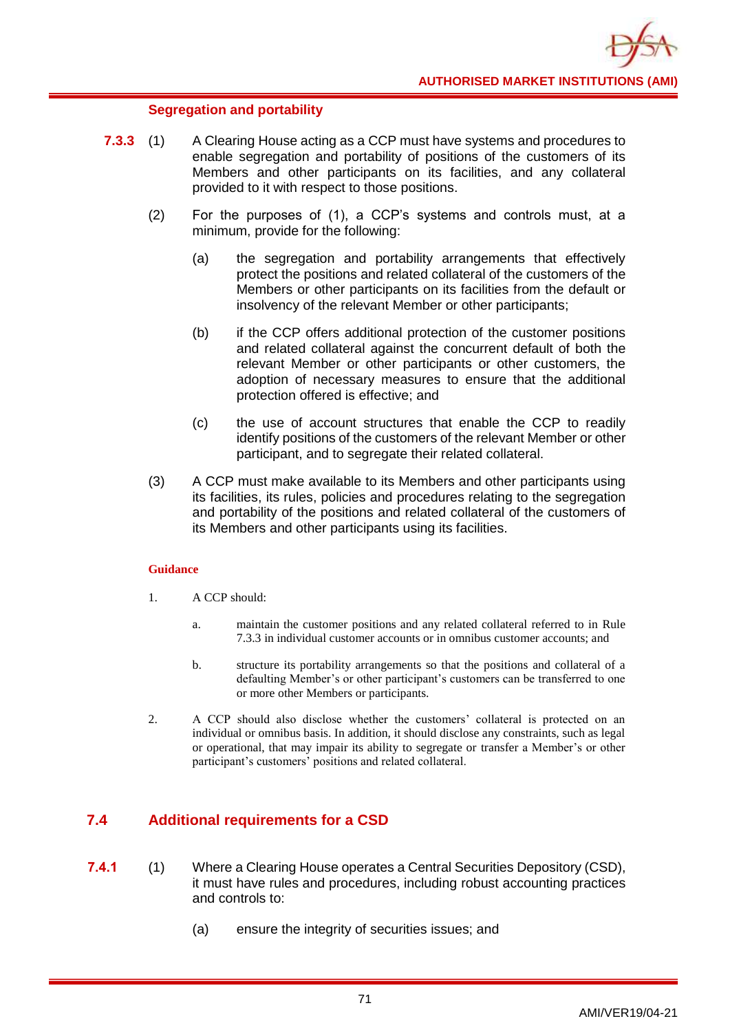#### Segregation and portability

**7.3.3** (1) A Clearing House acting as a CCP must have systems and procedures to enable segregation and portability of positions of the customers of its Members and other participants on its facilities, and any collateral provided to it with respect to those positions.

(2) For the purposes of (1), a CCP's systems and controls must, at a minimum, provide for the following:

(a) the segregation and portability arrangements that effectively protect the positions and related collateral of the customers of the Members or other participants on its facilities from the default or insolvency of the relevant Member or other participants;

(b) if the CCP offers additional protection of the customer positions and related collateral against the concurrent default of both the relevant Member or other participants or other customers, the adoption of necessary measures to ensure that the additional protection offered is effective; and

(c) the use of account structures that enable the CCP to readily identify positions of the customers of the relevant Member or other participant, and to segregate their related collateral.

(3) A CCP must make available to its Members and other participants using its facilities, its rules, policies and procedures relating to the segregation and portability of the positions and related collateral of the customers of its Members and other participants using its facilities.

**Guidance**

1. A CCP should:

   a. maintain the customer positions and any related collateral referred to in Rule 7.3.3 in individual customer accounts or in omnibus customer accounts; and

   b. structure its portability arrangements so that the positions and collateral of a defaulting Member's or other participant's customers can be transferred to one or more other Members or participants.

2. A CCP should also disclose whether the customers' collateral is protected on an individual or omnibus basis. In addition, it should disclose any constraints, such as legal or operational, that may impair its ability to segregate or transfer a Member's or other participant's customers' positions and related collateral.

## 7.4 Additional requirements for a CSD

**7.4.1** (1) Where a Clearing House operates a Central Securities Depository (CSD), it must have rules and procedures, including robust accounting practices and controls to:

(a) ensure the integrity of securities issues; and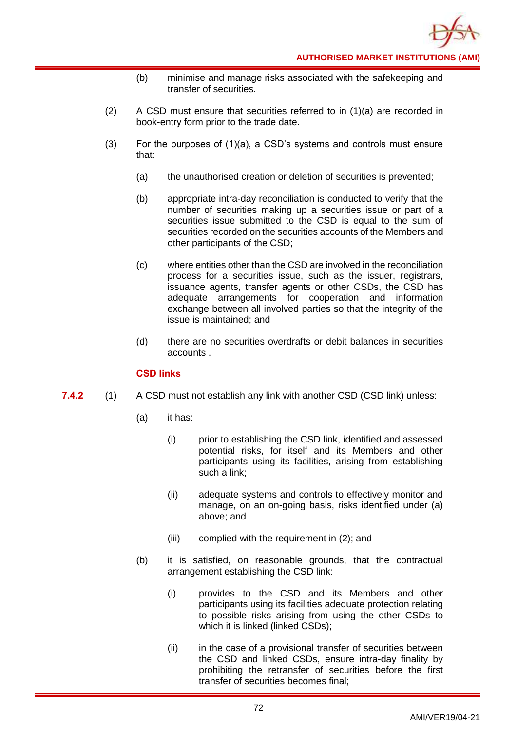(b) minimise and manage risks associated with the safekeeping and transfer of securities.

(2) A CSD must ensure that securities referred to in (1)(a) are recorded in book-entry form prior to the trade date.

(3) For the purposes of (1)(a), a CSD's systems and controls must ensure that:

(a) the unauthorised creation or deletion of securities is prevented;

(b) appropriate intra-day reconciliation is conducted to verify that the number of securities making up a securities issue or part of a securities issue submitted to the CSD is equal to the sum of securities recorded on the securities accounts of the Members and other participants of the CSD;

(c) where entities other than the CSD are involved in the reconciliation process for a securities issue, such as the issuer, registrars, issuance agents, transfer agents or other CSDs, the CSD has adequate arrangements for cooperation and information exchange between all involved parties so that the integrity of the issue is maintained; and

(d) there are no securities overdrafts or debit balances in securities accounts .

### CSD links

**7.4.2** (1) A CSD must not establish any link with another CSD (CSD link) unless:

(a) it has:

(i) prior to establishing the CSD link, identified and assessed potential risks, for itself and its Members and other participants using its facilities, arising from establishing such a link;

(ii) adequate systems and controls to effectively monitor and manage, on an on-going basis, risks identified under (a) above; and

(iii) complied with the requirement in (2); and

(b) it is satisfied, on reasonable grounds, that the contractual arrangement establishing the CSD link:

(i) provides to the CSD and its Members and other participants using its facilities adequate protection relating to possible risks arising from using the other CSDs to which it is linked (linked CSDs);

(ii) in the case of a provisional transfer of securities between the CSD and linked CSDs, ensure intra-day finality by prohibiting the retransfer of securities before the first transfer of securities becomes final;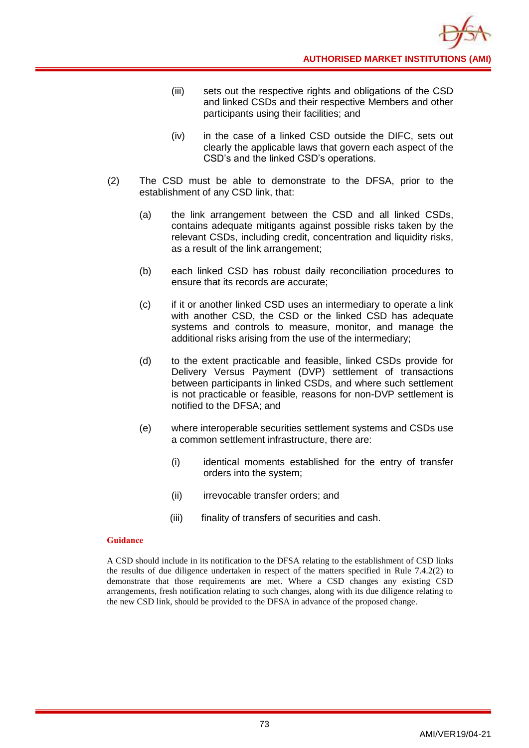(iii) sets out the respective rights and obligations of the CSD and linked CSDs and their respective Members and other participants using their facilities; and

(iv) in the case of a linked CSD outside the DIFC, sets out clearly the applicable laws that govern each aspect of the CSD's and the linked CSD's operations.

(2) The CSD must be able to demonstrate to the DFSA, prior to the establishment of any CSD link, that:

(a) the link arrangement between the CSD and all linked CSDs, contains adequate mitigants against possible risks taken by the relevant CSDs, including credit, concentration and liquidity risks, as a result of the link arrangement;

(b) each linked CSD has robust daily reconciliation procedures to ensure that its records are accurate;

(c) if it or another linked CSD uses an intermediary to operate a link with another CSD, the CSD or the linked CSD has adequate systems and controls to measure, monitor, and manage the additional risks arising from the use of the intermediary;

(d) to the extent practicable and feasible, linked CSDs provide for Delivery Versus Payment (DVP) settlement of transactions between participants in linked CSDs, and where such settlement is not practicable or feasible, reasons for non-DVP settlement is notified to the DFSA; and

(e) where interoperable securities settlement systems and CSDs use a common settlement infrastructure, there are:

(i) identical moments established for the entry of transfer orders into the system;

(ii) irrevocable transfer orders; and

(iii) finality of transfers of securities and cash.

**Guidance**

A CSD should include in its notification to the DFSA relating to the establishment of CSD links the results of due diligence undertaken in respect of the matters specified in Rule 7.4.2(2) to demonstrate that those requirements are met. Where a CSD changes any existing CSD arrangements, fresh notification relating to such changes, along with its due diligence relating to the new CSD link, should be provided to the DFSA in advance of the proposed change.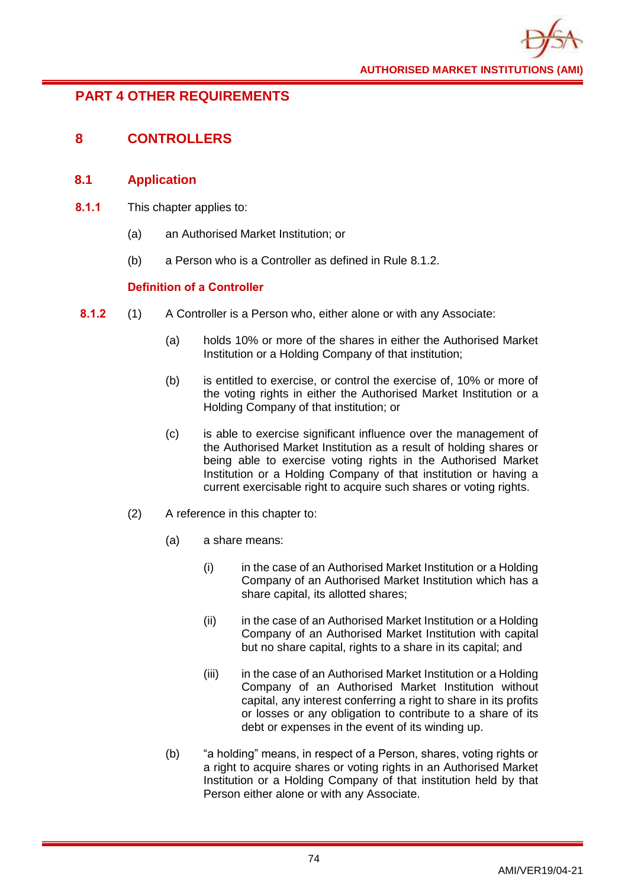# PART 4 OTHER REQUIREMENTS

## 8 CONTROLLERS

### 8.1 Application

**8.1.1** This chapter applies to:

(a) an Authorised Market Institution; or

(b) a Person who is a Controller as defined in Rule 8.1.2.

#### Definition of a Controller

**8.1.2** (1) A Controller is a Person who, either alone or with any Associate:

(a) holds 10% or more of the shares in either the Authorised Market Institution or a Holding Company of that institution;

(b) is entitled to exercise, or control the exercise of, 10% or more of the voting rights in either the Authorised Market Institution or a Holding Company of that institution; or

(c) is able to exercise significant influence over the management of the Authorised Market Institution as a result of holding shares or being able to exercise voting rights in the Authorised Market Institution or a Holding Company of that institution or having a current exercisable right to acquire such shares or voting rights.

(2) A reference in this chapter to:

(a) a share means:

(i) in the case of an Authorised Market Institution or a Holding Company of an Authorised Market Institution which has a share capital, its allotted shares;

(ii) in the case of an Authorised Market Institution or a Holding Company of an Authorised Market Institution with capital but no share capital, rights to a share in its capital; and

(iii) in the case of an Authorised Market Institution or a Holding Company of an Authorised Market Institution without capital, any interest conferring a right to share in its profits or losses or any obligation to contribute to a share of its debt or expenses in the event of its winding up.

(b) "a holding" means, in respect of a Person, shares, voting rights or a right to acquire shares or voting rights in an Authorised Market Institution or a Holding Company of that institution held by that Person either alone or with any Associate.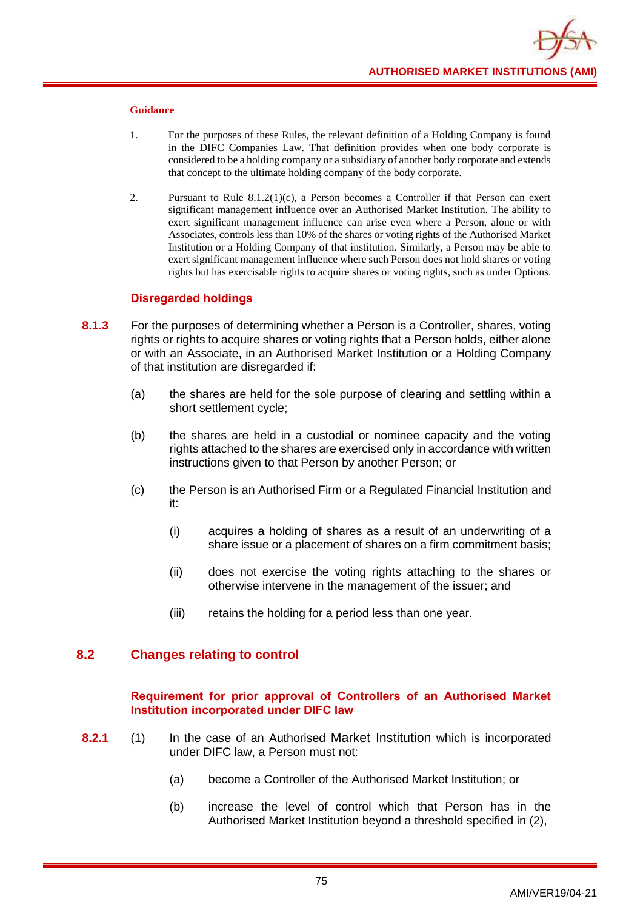#### Guidance

1. For the purposes of these Rules, the relevant definition of a Holding Company is found in the DIFC Companies Law. That definition provides when one body corporate is considered to be a holding company or a subsidiary of another body corporate and extends that concept to the ultimate holding company of the body corporate.

2. Pursuant to Rule 8.1.2(1)(c), a Person becomes a Controller if that Person can exert significant management influence over an Authorised Market Institution. The ability to exert significant management influence can arise even where a Person, alone or with Associates, controls less than 10% of the shares or voting rights of the Authorised Market Institution or a Holding Company of that institution. Similarly, a Person may be able to exert significant management influence where such Person does not hold shares or voting rights but has exercisable rights to acquire shares or voting rights, such as under Options.

### Disregarded holdings

**8.1.3** For the purposes of determining whether a Person is a Controller, shares, voting rights or rights to acquire shares or voting rights that a Person holds, either alone or with an Associate, in an Authorised Market Institution or a Holding Company of that institution are disregarded if:

(a) the shares are held for the sole purpose of clearing and settling within a short settlement cycle;

(b) the shares are held in a custodial or nominee capacity and the voting rights attached to the shares are exercised only in accordance with written instructions given to that Person by another Person; or

(c) the Person is an Authorised Firm or a Regulated Financial Institution and it:

(i) acquires a holding of shares as a result of an underwriting of a share issue or a placement of shares on a firm commitment basis;

(ii) does not exercise the voting rights attaching to the shares or otherwise intervene in the management of the issuer; and

(iii) retains the holding for a period less than one year.

## 8.2 Changes relating to control

### Requirement for prior approval of Controllers of an Authorised Market Institution incorporated under DIFC law

**8.2.1** (1) In the case of an Authorised Market Institution which is incorporated under DIFC law, a Person must not:

(a) become a Controller of the Authorised Market Institution; or

(b) increase the level of control which that Person has in the Authorised Market Institution beyond a threshold specified in (2),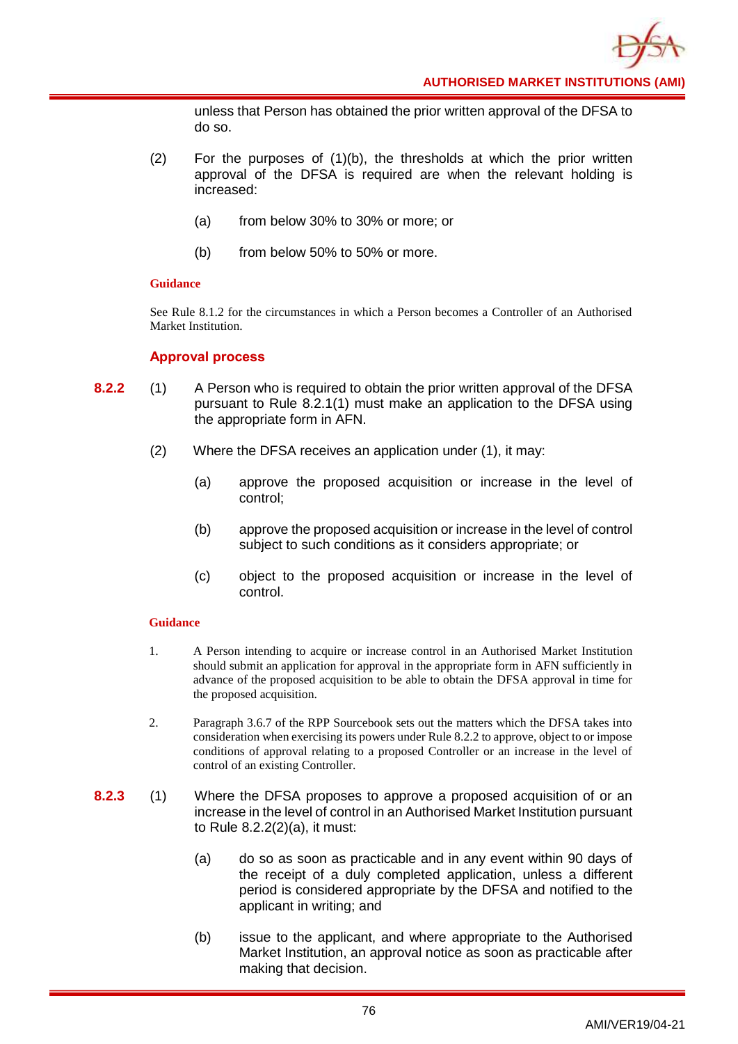unless that Person has obtained the prior written approval of the DFSA to do so.

(2) For the purposes of (1)(b), the thresholds at which the prior written approval of the DFSA is required are when the relevant holding is increased:

(a) from below 30% to 30% or more; or

(b) from below 50% to 50% or more.

**Guidance**

See Rule 8.1.2 for the circumstances in which a Person becomes a Controller of an Authorised Market Institution.

### Approval process

**8.2.2** (1) A Person who is required to obtain the prior written approval of the DFSA pursuant to Rule 8.2.1(1) must make an application to the DFSA using the appropriate form in AFN.

(2) Where the DFSA receives an application under (1), it may:

(a) approve the proposed acquisition or increase in the level of control;

(b) approve the proposed acquisition or increase in the level of control subject to such conditions as it considers appropriate; or

(c) object to the proposed acquisition or increase in the level of control.

**Guidance**

1. A Person intending to acquire or increase control in an Authorised Market Institution should submit an application for approval in the appropriate form in AFN sufficiently in advance of the proposed acquisition to be able to obtain the DFSA approval in time for the proposed acquisition.

2. Paragraph 3.6.7 of the RPP Sourcebook sets out the matters which the DFSA takes into consideration when exercising its powers under Rule 8.2.2 to approve, object to or impose conditions of approval relating to a proposed Controller or an increase in the level of control of an existing Controller.

**8.2.3** (1) Where the DFSA proposes to approve a proposed acquisition of or an increase in the level of control in an Authorised Market Institution pursuant to Rule 8.2.2(2)(a), it must:

(a) do so as soon as practicable and in any event within 90 days of the receipt of a duly completed application, unless a different period is considered appropriate by the DFSA and notified to the applicant in writing; and

(b) issue to the applicant, and where appropriate to the Authorised Market Institution, an approval notice as soon as practicable after making that decision.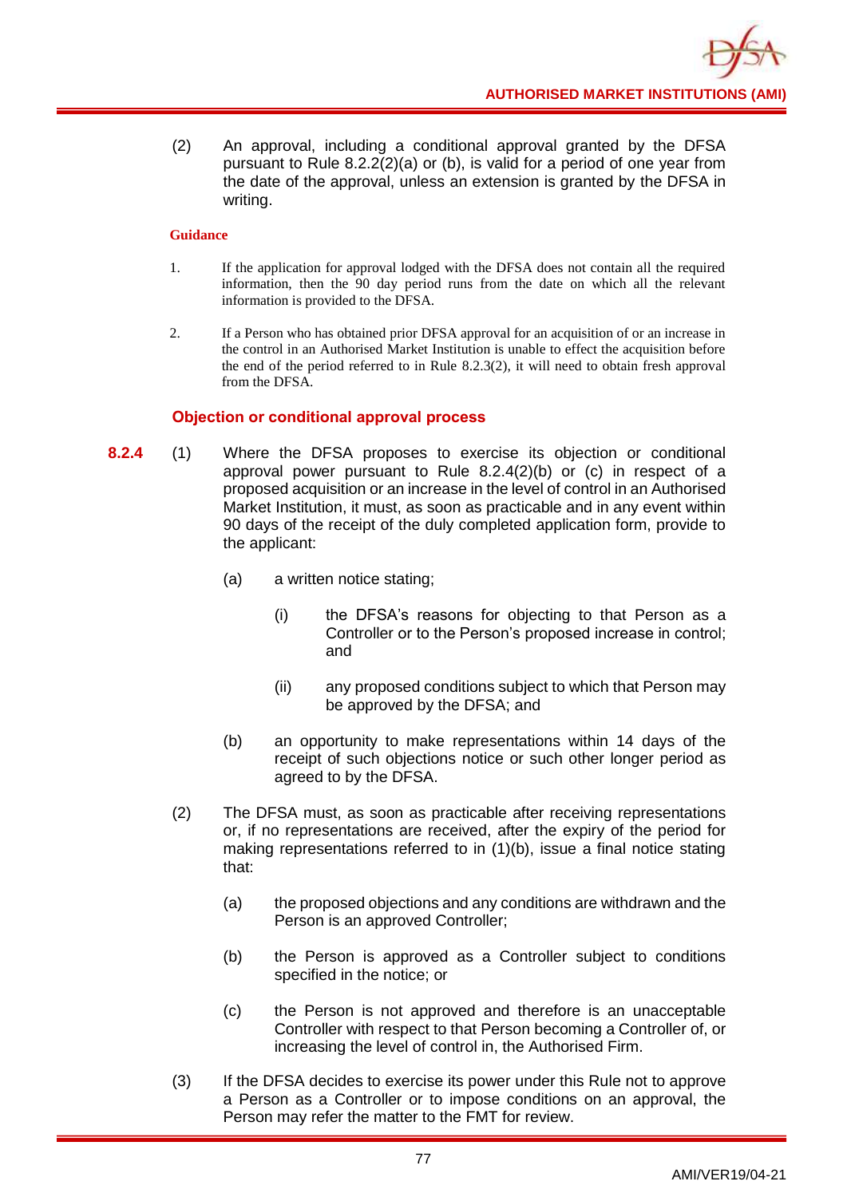(2) An approval, including a conditional approval granted by the DFSA pursuant to Rule 8.2.2(2)(a) or (b), is valid for a period of one year from the date of the approval, unless an extension is granted by the DFSA in writing.

**Guidance**

1. If the application for approval lodged with the DFSA does not contain all the required information, then the 90 day period runs from the date on which all the relevant information is provided to the DFSA.

2. If a Person who has obtained prior DFSA approval for an acquisition of or an increase in the control in an Authorised Market Institution is unable to effect the acquisition before the end of the period referred to in Rule 8.2.3(2), it will need to obtain fresh approval from the DFSA.

### Objection or conditional approval process

**8.2.4** (1) Where the DFSA proposes to exercise its objection or conditional approval power pursuant to Rule 8.2.4(2)(b) or (c) in respect of a proposed acquisition or an increase in the level of control in an Authorised Market Institution, it must, as soon as practicable and in any event within 90 days of the receipt of the duly completed application form, provide to the applicant:

(a) a written notice stating;

(i) the DFSA's reasons for objecting to that Person as a Controller or to the Person's proposed increase in control; and

(ii) any proposed conditions subject to which that Person may be approved by the DFSA; and

(b) an opportunity to make representations within 14 days of the receipt of such objections notice or such other longer period as agreed to by the DFSA.

(2) The DFSA must, as soon as practicable after receiving representations or, if no representations are received, after the expiry of the period for making representations referred to in (1)(b), issue a final notice stating that:

(a) the proposed objections and any conditions are withdrawn and the Person is an approved Controller;

(b) the Person is approved as a Controller subject to conditions specified in the notice; or

(c) the Person is not approved and therefore is an unacceptable Controller with respect to that Person becoming a Controller of, or increasing the level of control in, the Authorised Firm.

(3) If the DFSA decides to exercise its power under this Rule not to approve a Person as a Controller or to impose conditions on an approval, the Person may refer the matter to the FMT for review.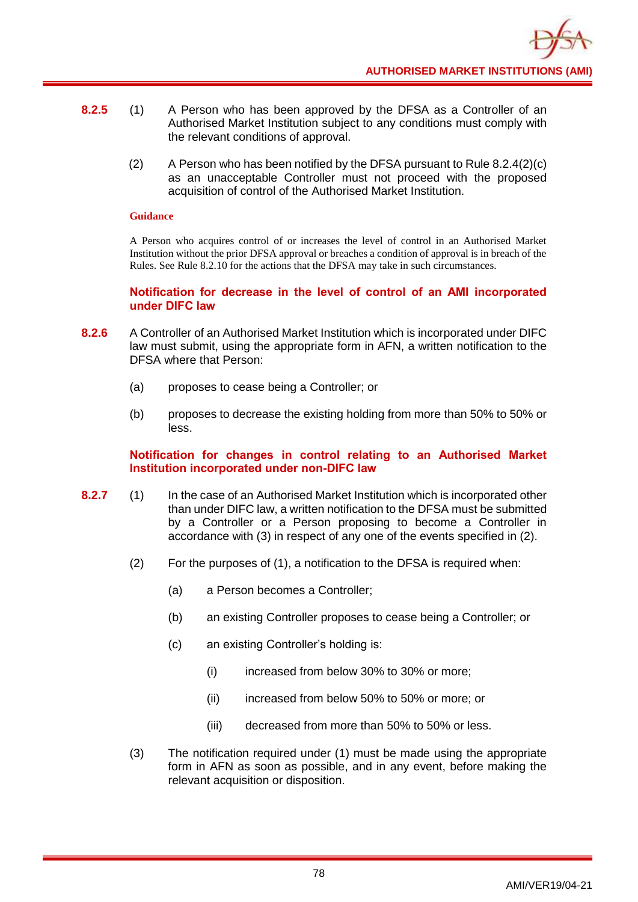**8.2.5** (1) A Person who has been approved by the DFSA as a Controller of an Authorised Market Institution subject to any conditions must comply with the relevant conditions of approval.

(2) A Person who has been notified by the DFSA pursuant to Rule 8.2.4(2)(c) as an unacceptable Controller must not proceed with the proposed acquisition of control of the Authorised Market Institution.

**Guidance**

A Person who acquires control of or increases the level of control in an Authorised Market Institution without the prior DFSA approval or breaches a condition of approval is in breach of the Rules. See Rule 8.2.10 for the actions that the DFSA may take in such circumstances.

### Notification for decrease in the level of control of an AMI incorporated under DIFC law

**8.2.6** A Controller of an Authorised Market Institution which is incorporated under DIFC law must submit, using the appropriate form in AFN, a written notification to the DFSA where that Person:

(a) proposes to cease being a Controller; or

(b) proposes to decrease the existing holding from more than 50% to 50% or less.

### Notification for changes in control relating to an Authorised Market Institution incorporated under non-DIFC law

**8.2.7** (1) In the case of an Authorised Market Institution which is incorporated other than under DIFC law, a written notification to the DFSA must be submitted by a Controller or a Person proposing to become a Controller in accordance with (3) in respect of any one of the events specified in (2).

(2) For the purposes of (1), a notification to the DFSA is required when:

(a) a Person becomes a Controller;

(b) an existing Controller proposes to cease being a Controller; or

(c) an existing Controller's holding is:

(i) increased from below 30% to 30% or more;

(ii) increased from below 50% to 50% or more; or

(iii) decreased from more than 50% to 50% or less.

(3) The notification required under (1) must be made using the appropriate form in AFN as soon as possible, and in any event, before making the relevant acquisition or disposition.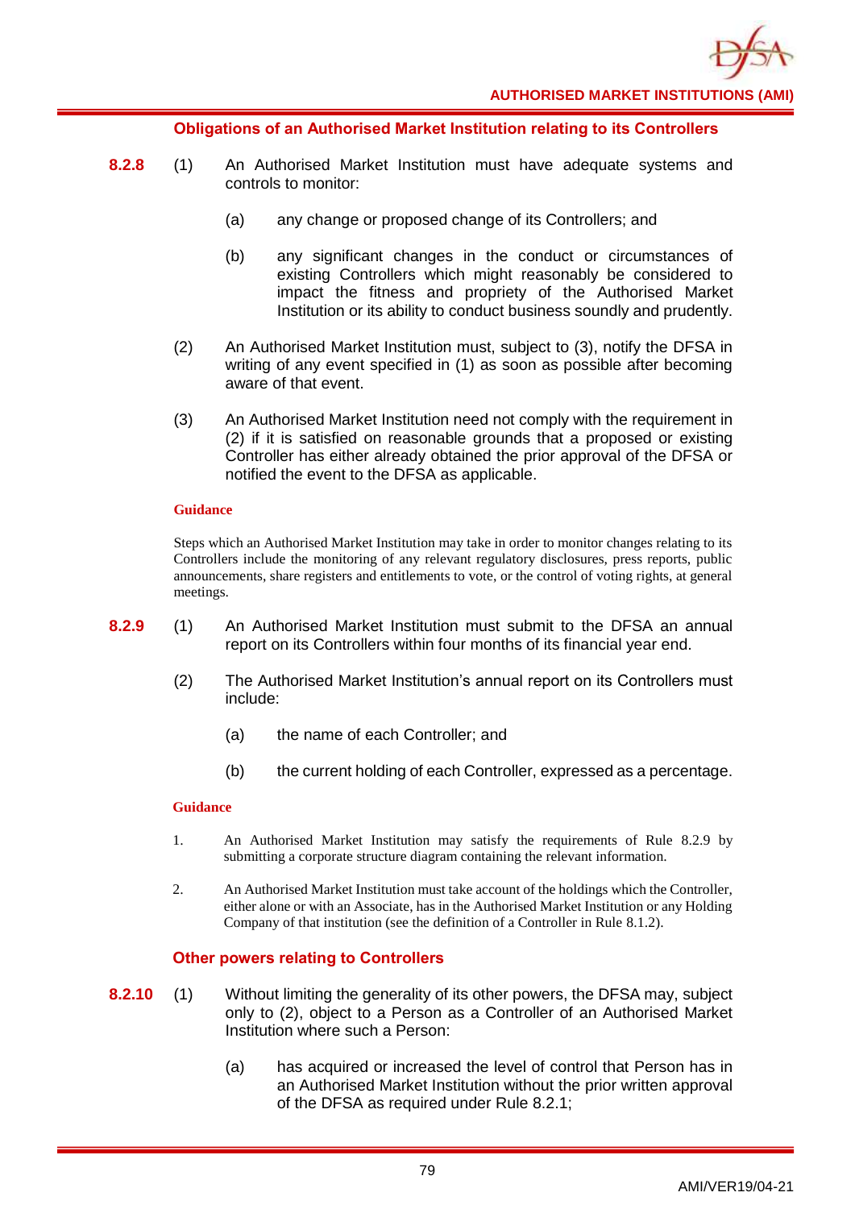### Obligations of an Authorised Market Institution relating to its Controllers

**8.2.8** (1) An Authorised Market Institution must have adequate systems and controls to monitor:

(a) any change or proposed change of its Controllers; and

(b) any significant changes in the conduct or circumstances of existing Controllers which might reasonably be considered to impact the fitness and propriety of the Authorised Market Institution or its ability to conduct business soundly and prudently.

(2) An Authorised Market Institution must, subject to (3), notify the DFSA in writing of any event specified in (1) as soon as possible after becoming aware of that event.

(3) An Authorised Market Institution need not comply with the requirement in (2) if it is satisfied on reasonable grounds that a proposed or existing Controller has either already obtained the prior approval of the DFSA or notified the event to the DFSA as applicable.

**Guidance**

Steps which an Authorised Market Institution may take in order to monitor changes relating to its Controllers include the monitoring of any relevant regulatory disclosures, press reports, public announcements, share registers and entitlements to vote, or the control of voting rights, at general meetings.

**8.2.9** (1) An Authorised Market Institution must submit to the DFSA an annual report on its Controllers within four months of its financial year end.

(2) The Authorised Market Institution's annual report on its Controllers must include:

(a) the name of each Controller; and

(b) the current holding of each Controller, expressed as a percentage.

**Guidance**

1. An Authorised Market Institution may satisfy the requirements of Rule 8.2.9 by submitting a corporate structure diagram containing the relevant information.

2. An Authorised Market Institution must take account of the holdings which the Controller, either alone or with an Associate, has in the Authorised Market Institution or any Holding Company of that institution (see the definition of a Controller in Rule 8.1.2).

### Other powers relating to Controllers

**8.2.10** (1) Without limiting the generality of its other powers, the DFSA may, subject only to (2), object to a Person as a Controller of an Authorised Market Institution where such a Person:

(a) has acquired or increased the level of control that Person has in an Authorised Market Institution without the prior written approval of the DFSA as required under Rule 8.2.1;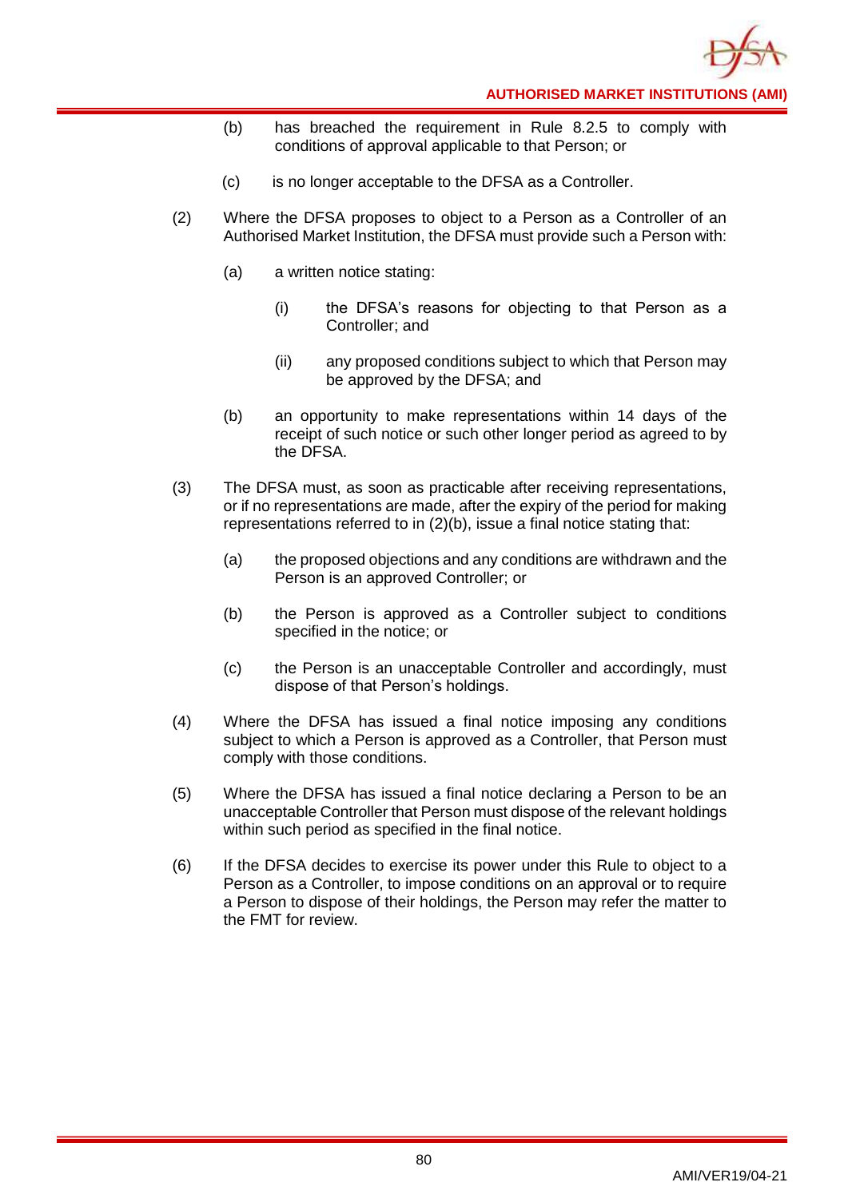(b) has breached the requirement in Rule 8.2.5 to comply with conditions of approval applicable to that Person; or

(c) is no longer acceptable to the DFSA as a Controller.

(2) Where the DFSA proposes to object to a Person as a Controller of an Authorised Market Institution, the DFSA must provide such a Person with:

(a) a written notice stating:

(i) the DFSA's reasons for objecting to that Person as a Controller; and

(ii) any proposed conditions subject to which that Person may be approved by the DFSA; and

(b) an opportunity to make representations within 14 days of the receipt of such notice or such other longer period as agreed to by the DFSA.

(3) The DFSA must, as soon as practicable after receiving representations, or if no representations are made, after the expiry of the period for making representations referred to in (2)(b), issue a final notice stating that:

(a) the proposed objections and any conditions are withdrawn and the Person is an approved Controller; or

(b) the Person is approved as a Controller subject to conditions specified in the notice; or

(c) the Person is an unacceptable Controller and accordingly, must dispose of that Person's holdings.

(4) Where the DFSA has issued a final notice imposing any conditions subject to which a Person is approved as a Controller, that Person must comply with those conditions.

(5) Where the DFSA has issued a final notice declaring a Person to be an unacceptable Controller that Person must dispose of the relevant holdings within such period as specified in the final notice.

(6) If the DFSA decides to exercise its power under this Rule to object to a Person as a Controller, to impose conditions on an approval or to require a Person to dispose of their holdings, the Person may refer the matter to the FMT for review.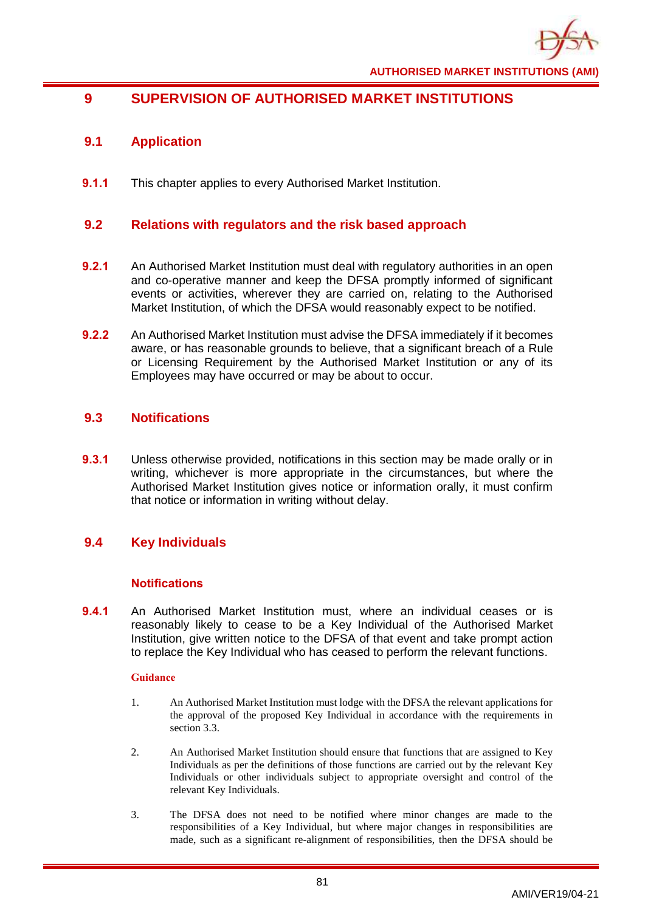# 9 SUPERVISION OF AUTHORISED MARKET INSTITUTIONS

## 9.1 Application

**9.1.1** This chapter applies to every Authorised Market Institution.

## 9.2 Relations with regulators and the risk based approach

**9.2.1** An Authorised Market Institution must deal with regulatory authorities in an open and co-operative manner and keep the DFSA promptly informed of significant events or activities, wherever they are carried on, relating to the Authorised Market Institution, of which the DFSA would reasonably expect to be notified.

**9.2.2** An Authorised Market Institution must advise the DFSA immediately if it becomes aware, or has reasonable grounds to believe, that a significant breach of a Rule or Licensing Requirement by the Authorised Market Institution or any of its Employees may have occurred or may be about to occur.

## 9.3 Notifications

**9.3.1** Unless otherwise provided, notifications in this section may be made orally or in writing, whichever is more appropriate in the circumstances, but where the Authorised Market Institution gives notice or information orally, it must confirm that notice or information in writing without delay.

## 9.4 Key Individuals

### Notifications

**9.4.1** An Authorised Market Institution must, where an individual ceases or is reasonably likely to cease to be a Key Individual of the Authorised Market Institution, give written notice to the DFSA of that event and take prompt action to replace the Key Individual who has ceased to perform the relevant functions.

**Guidance**

1. An Authorised Market Institution must lodge with the DFSA the relevant applications for the approval of the proposed Key Individual in accordance with the requirements in section 3.3.

2. An Authorised Market Institution should ensure that functions that are assigned to Key Individuals as per the definitions of those functions are carried out by the relevant Key Individuals or other individuals subject to appropriate oversight and control of the relevant Key Individuals.

3. The DFSA does not need to be notified where minor changes are made to the responsibilities of a Key Individual, but where major changes in responsibilities are made, such as a significant re-alignment of responsibilities, then the DFSA should be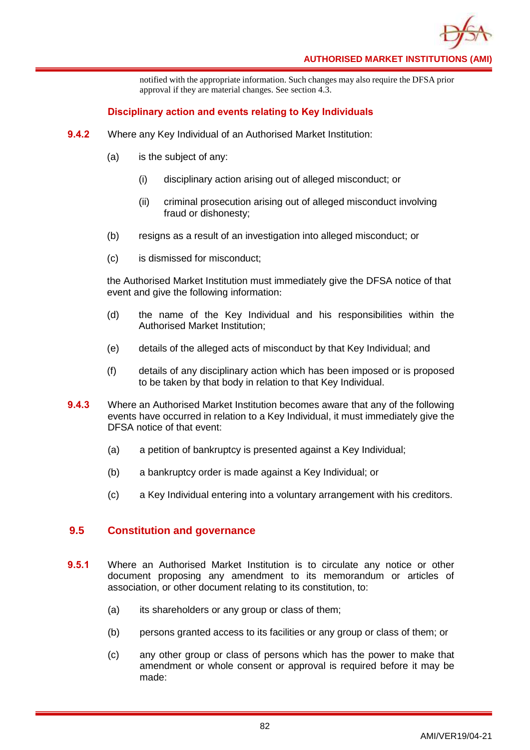notified with the appropriate information. Such changes may also require the DFSA prior approval if they are material changes. See section 4.3.

### Disciplinary action and events relating to Key Individuals

**9.4.2** Where any Key Individual of an Authorised Market Institution:

(a) is the subject of any:

(i) disciplinary action arising out of alleged misconduct; or

(ii) criminal prosecution arising out of alleged misconduct involving fraud or dishonesty;

(b) resigns as a result of an investigation into alleged misconduct; or

(c) is dismissed for misconduct;

the Authorised Market Institution must immediately give the DFSA notice of that event and give the following information:

(d) the name of the Key Individual and his responsibilities within the Authorised Market Institution;

(e) details of the alleged acts of misconduct by that Key Individual; and

(f) details of any disciplinary action which has been imposed or is proposed to be taken by that body in relation to that Key Individual.

**9.4.3** Where an Authorised Market Institution becomes aware that any of the following events have occurred in relation to a Key Individual, it must immediately give the DFSA notice of that event:

(a) a petition of bankruptcy is presented against a Key Individual;

(b) a bankruptcy order is made against a Key Individual; or

(c) a Key Individual entering into a voluntary arrangement with his creditors.

## 9.5 Constitution and governance

**9.5.1** Where an Authorised Market Institution is to circulate any notice or other document proposing any amendment to its memorandum or articles of association, or other document relating to its constitution, to:

(a) its shareholders or any group or class of them;

(b) persons granted access to its facilities or any group or class of them; or

(c) any other group or class of persons which has the power to make that amendment or whole consent or approval is required before it may be made: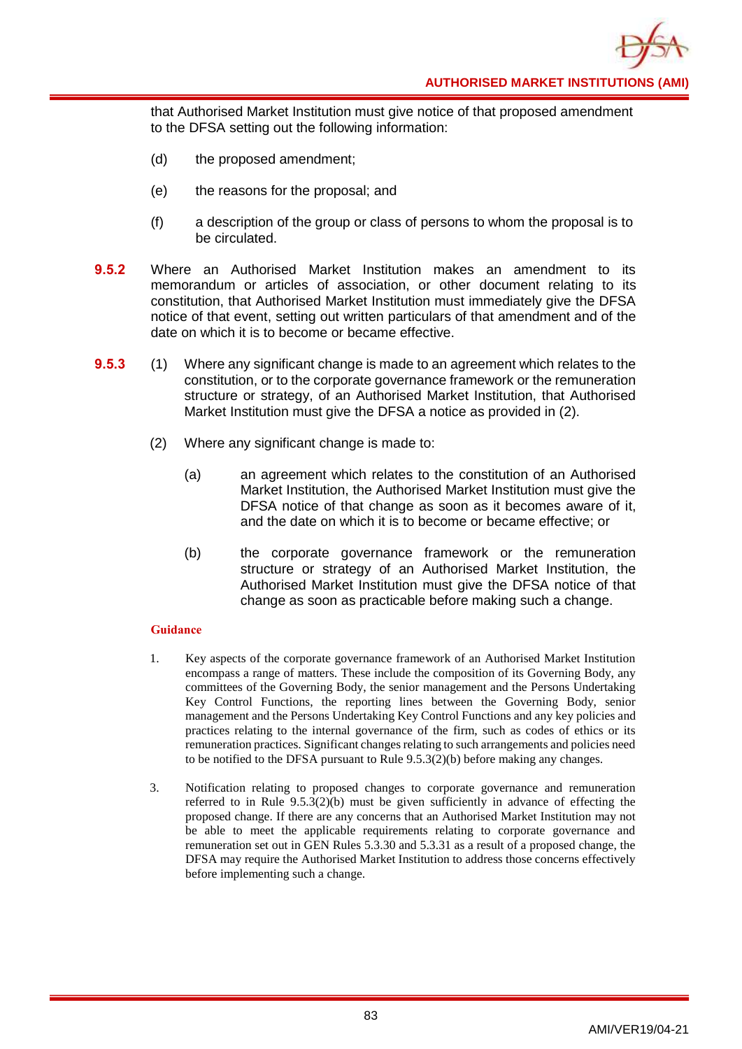that Authorised Market Institution must give notice of that proposed amendment to the DFSA setting out the following information:

(d) the proposed amendment;

(e) the reasons for the proposal; and

(f) a description of the group or class of persons to whom the proposal is to be circulated.

**9.5.2** Where an Authorised Market Institution makes an amendment to its memorandum or articles of association, or other document relating to its constitution, that Authorised Market Institution must immediately give the DFSA notice of that event, setting out written particulars of that amendment and of the date on which it is to become or became effective.

**9.5.3** (1) Where any significant change is made to an agreement which relates to the constitution, or to the corporate governance framework or the remuneration structure or strategy, of an Authorised Market Institution, that Authorised Market Institution must give the DFSA a notice as provided in (2).

(2) Where any significant change is made to:

(a) an agreement which relates to the constitution of an Authorised Market Institution, the Authorised Market Institution must give the DFSA notice of that change as soon as it becomes aware of it, and the date on which it is to become or became effective; or

(b) the corporate governance framework or the remuneration structure or strategy of an Authorised Market Institution, the Authorised Market Institution must give the DFSA notice of that change as soon as practicable before making such a change.

**Guidance**

1. Key aspects of the corporate governance framework of an Authorised Market Institution encompass a range of matters. These include the composition of its Governing Body, any committees of the Governing Body, the senior management and the Persons Undertaking Key Control Functions, the reporting lines between the Governing Body, senior management and the Persons Undertaking Key Control Functions and any key policies and practices relating to the internal governance of the firm, such as codes of ethics or its remuneration practices. Significant changes relating to such arrangements and policies need to be notified to the DFSA pursuant to Rule 9.5.3(2)(b) before making any changes.

3. Notification relating to proposed changes to corporate governance and remuneration referred to in Rule 9.5.3(2)(b) must be given sufficiently in advance of effecting the proposed change. If there are any concerns that an Authorised Market Institution may not be able to meet the applicable requirements relating to corporate governance and remuneration set out in GEN Rules 5.3.30 and 5.3.31 as a result of a proposed change, the DFSA may require the Authorised Market Institution to address those concerns effectively before implementing such a change.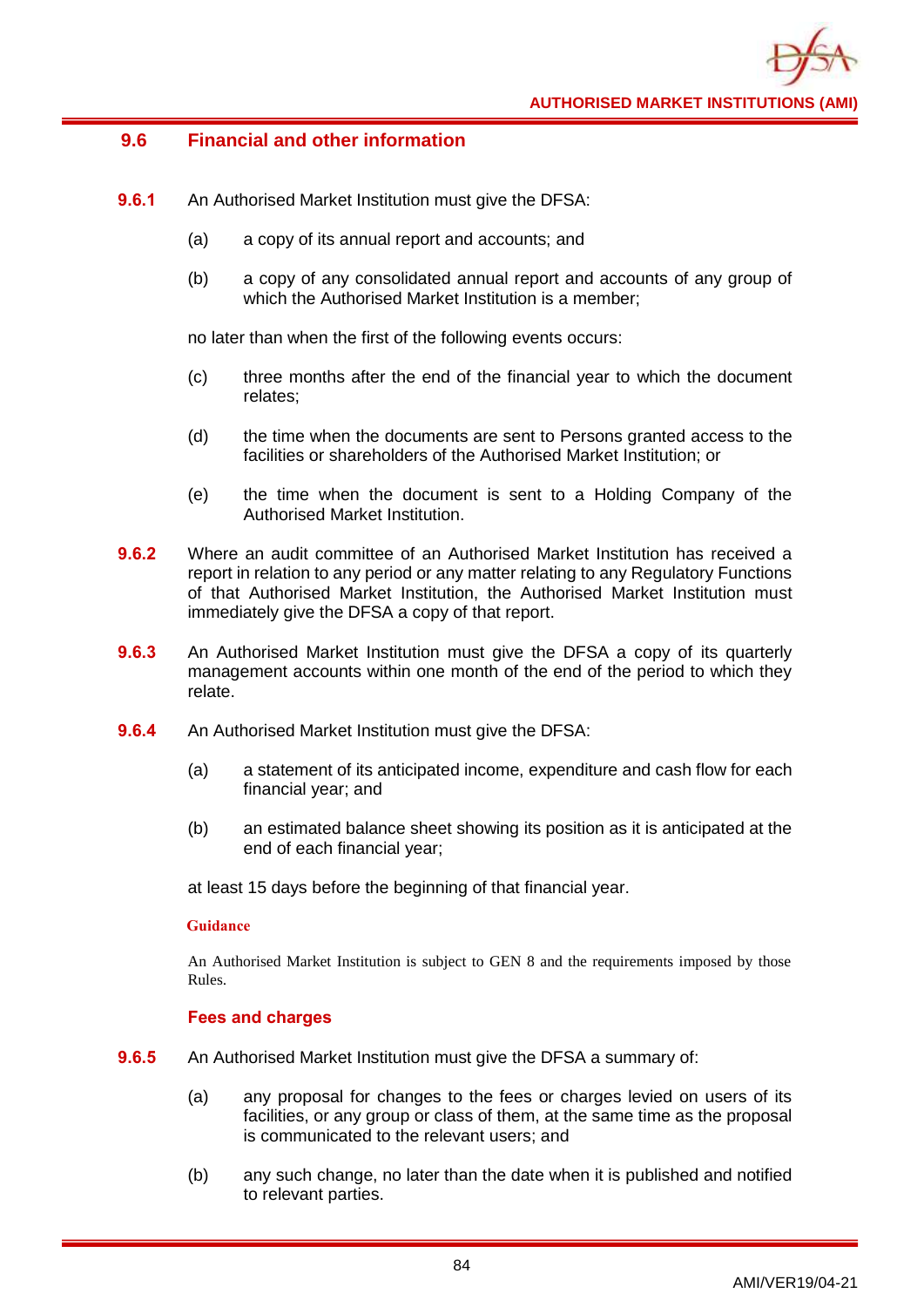## 9.6 Financial and other information

**9.6.1** An Authorised Market Institution must give the DFSA:

(a) a copy of its annual report and accounts; and

(b) a copy of any consolidated annual report and accounts of any group of which the Authorised Market Institution is a member;

no later than when the first of the following events occurs:

(c) three months after the end of the financial year to which the document relates;

(d) the time when the documents are sent to Persons granted access to the facilities or shareholders of the Authorised Market Institution; or

(e) the time when the document is sent to a Holding Company of the Authorised Market Institution.

**9.6.2** Where an audit committee of an Authorised Market Institution has received a report in relation to any period or any matter relating to any Regulatory Functions of that Authorised Market Institution, the Authorised Market Institution must immediately give the DFSA a copy of that report.

**9.6.3** An Authorised Market Institution must give the DFSA a copy of its quarterly management accounts within one month of the end of the period to which they relate.

**9.6.4** An Authorised Market Institution must give the DFSA:

(a) a statement of its anticipated income, expenditure and cash flow for each financial year; and

(b) an estimated balance sheet showing its position as it is anticipated at the end of each financial year;

at least 15 days before the beginning of that financial year.

**Guidance**

An Authorised Market Institution is subject to GEN 8 and the requirements imposed by those Rules.

### Fees and charges

**9.6.5** An Authorised Market Institution must give the DFSA a summary of:

(a) any proposal for changes to the fees or charges levied on users of its facilities, or any group or class of them, at the same time as the proposal is communicated to the relevant users; and

(b) any such change, no later than the date when it is published and notified to relevant parties.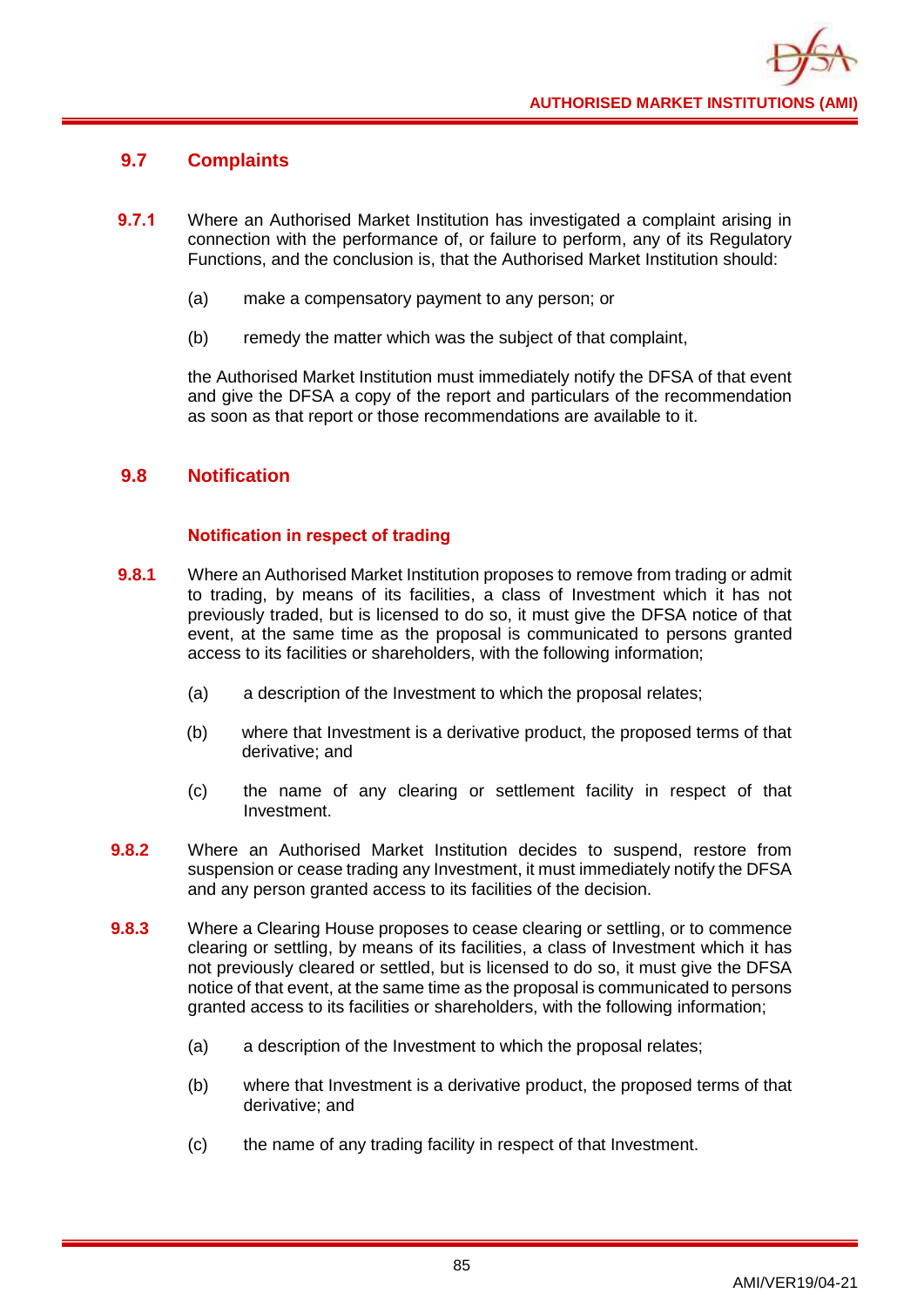## 9.7 Complaints

**9.7.1** Where an Authorised Market Institution has investigated a complaint arising in connection with the performance of, or failure to perform, any of its Regulatory Functions, and the conclusion is, that the Authorised Market Institution should:

(a) make a compensatory payment to any person; or

(b) remedy the matter which was the subject of that complaint,

the Authorised Market Institution must immediately notify the DFSA of that event and give the DFSA a copy of the report and particulars of the recommendation as soon as that report or those recommendations are available to it.

## 9.8 Notification

### Notification in respect of trading

**9.8.1** Where an Authorised Market Institution proposes to remove from trading or admit to trading, by means of its facilities, a class of Investment which it has not previously traded, but is licensed to do so, it must give the DFSA notice of that event, at the same time as the proposal is communicated to persons granted access to its facilities or shareholders, with the following information;

(a) a description of the Investment to which the proposal relates;

(b) where that Investment is a derivative product, the proposed terms of that derivative; and

(c) the name of any clearing or settlement facility in respect of that Investment.

**9.8.2** Where an Authorised Market Institution decides to suspend, restore from suspension or cease trading any Investment, it must immediately notify the DFSA and any person granted access to its facilities of the decision.

**9.8.3** Where a Clearing House proposes to cease clearing or settling, or to commence clearing or settling, by means of its facilities, a class of Investment which it has not previously cleared or settled, but is licensed to do so, it must give the DFSA notice of that event, at the same time as the proposal is communicated to persons granted access to its facilities or shareholders, with the following information;

(a) a description of the Investment to which the proposal relates;

(b) where that Investment is a derivative product, the proposed terms of that derivative; and

(c) the name of any trading facility in respect of that Investment.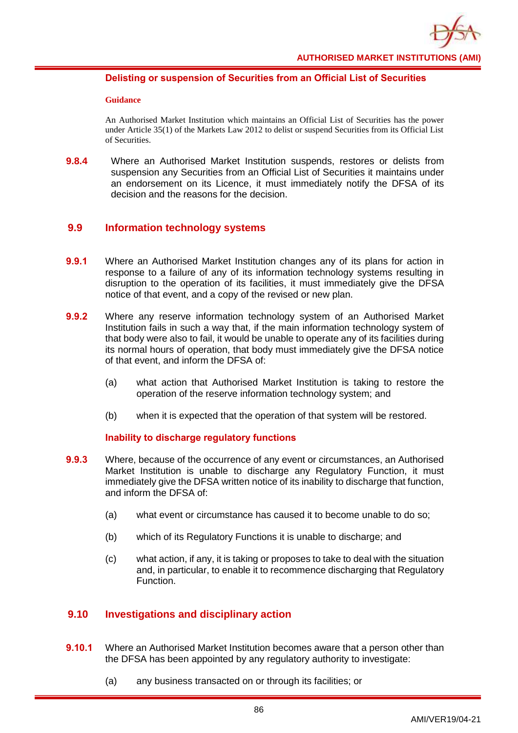#### Delisting or suspension of Securities from an Official List of Securities

**Guidance**

An Authorised Market Institution which maintains an Official List of Securities has the power under Article 35(1) of the Markets Law 2012 to delist or suspend Securities from its Official List of Securities.

**9.8.4** Where an Authorised Market Institution suspends, restores or delists from suspension any Securities from an Official List of Securities it maintains under an endorsement on its Licence, it must immediately notify the DFSA of its decision and the reasons for the decision.

## 9.9 Information technology systems

**9.9.1** Where an Authorised Market Institution changes any of its plans for action in response to a failure of any of its information technology systems resulting in disruption to the operation of its facilities, it must immediately give the DFSA notice of that event, and a copy of the revised or new plan.

**9.9.2** Where any reserve information technology system of an Authorised Market Institution fails in such a way that, if the main information technology system of that body were also to fail, it would be unable to operate any of its facilities during its normal hours of operation, that body must immediately give the DFSA notice of that event, and inform the DFSA of:

(a) what action that Authorised Market Institution is taking to restore the operation of the reserve information technology system; and

(b) when it is expected that the operation of that system will be restored.

#### Inability to discharge regulatory functions

**9.9.3** Where, because of the occurrence of any event or circumstances, an Authorised Market Institution is unable to discharge any Regulatory Function, it must immediately give the DFSA written notice of its inability to discharge that function, and inform the DFSA of:

(a) what event or circumstance has caused it to become unable to do so;

(b) which of its Regulatory Functions it is unable to discharge; and

(c) what action, if any, it is taking or proposes to take to deal with the situation and, in particular, to enable it to recommence discharging that Regulatory Function.

## 9.10 Investigations and disciplinary action

**9.10.1** Where an Authorised Market Institution becomes aware that a person other than the DFSA has been appointed by any regulatory authority to investigate:

(a) any business transacted on or through its facilities; or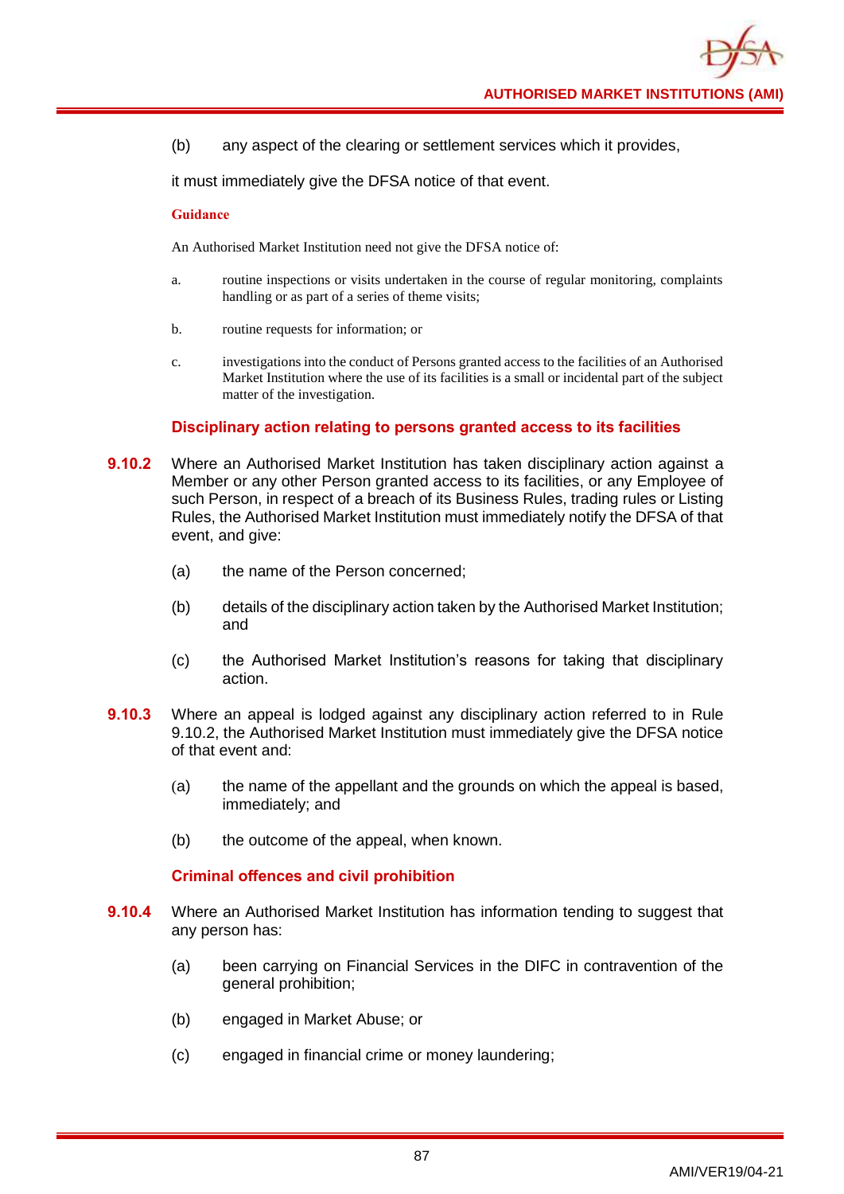(b) any aspect of the clearing or settlement services which it provides,

it must immediately give the DFSA notice of that event.

**Guidance**

An Authorised Market Institution need not give the DFSA notice of:

a. routine inspections or visits undertaken in the course of regular monitoring, complaints handling or as part of a series of theme visits;

b. routine requests for information; or

c. investigations into the conduct of Persons granted access to the facilities of an Authorised Market Institution where the use of its facilities is a small or incidental part of the subject matter of the investigation.

### Disciplinary action relating to persons granted access to its facilities

**9.10.2** Where an Authorised Market Institution has taken disciplinary action against a Member or any other Person granted access to its facilities, or any Employee of such Person, in respect of a breach of its Business Rules, trading rules or Listing Rules, the Authorised Market Institution must immediately notify the DFSA of that event, and give:

(a) the name of the Person concerned;

(b) details of the disciplinary action taken by the Authorised Market Institution; and

(c) the Authorised Market Institution's reasons for taking that disciplinary action.

**9.10.3** Where an appeal is lodged against any disciplinary action referred to in Rule 9.10.2, the Authorised Market Institution must immediately give the DFSA notice of that event and:

(a) the name of the appellant and the grounds on which the appeal is based, immediately; and

(b) the outcome of the appeal, when known.

### Criminal offences and civil prohibition

**9.10.4** Where an Authorised Market Institution has information tending to suggest that any person has:

(a) been carrying on Financial Services in the DIFC in contravention of the general prohibition;

(b) engaged in Market Abuse; or

(c) engaged in financial crime or money laundering;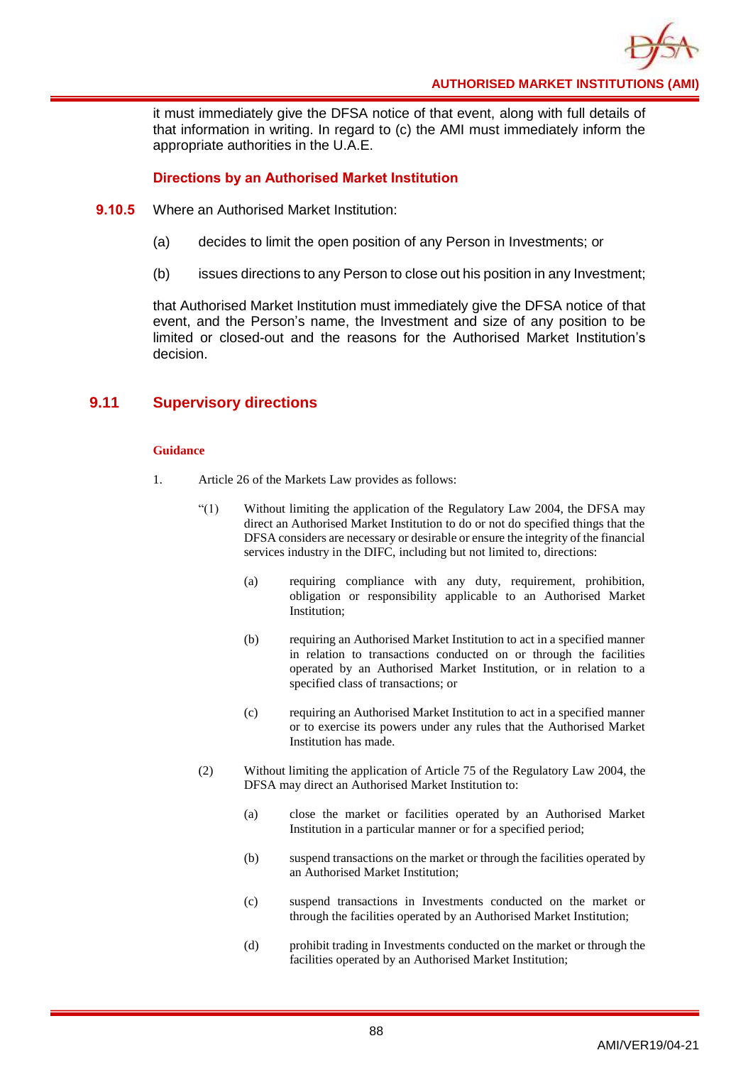it must immediately give the DFSA notice of that event, along with full details of that information in writing. In regard to (c) the AMI must immediately inform the appropriate authorities in the U.A.E.

### Directions by an Authorised Market Institution

**9.10.5** Where an Authorised Market Institution:

(a) decides to limit the open position of any Person in Investments; or

(b) issues directions to any Person to close out his position in any Investment;

that Authorised Market Institution must immediately give the DFSA notice of that event, and the Person's name, the Investment and size of any position to be limited or closed-out and the reasons for the Authorised Market Institution's decision.

## 9.11 Supervisory directions

**Guidance**

1. Article 26 of the Markets Law provides as follows:

"(1) Without limiting the application of the Regulatory Law 2004, the DFSA may direct an Authorised Market Institution to do or not do specified things that the DFSA considers are necessary or desirable or ensure the integrity of the financial services industry in the DIFC, including but not limited to, directions:

(a) requiring compliance with any duty, requirement, prohibition, obligation or responsibility applicable to an Authorised Market Institution;

(b) requiring an Authorised Market Institution to act in a specified manner in relation to transactions conducted on or through the facilities operated by an Authorised Market Institution, or in relation to a specified class of transactions; or

(c) requiring an Authorised Market Institution to act in a specified manner or to exercise its powers under any rules that the Authorised Market Institution has made.

(2) Without limiting the application of Article 75 of the Regulatory Law 2004, the DFSA may direct an Authorised Market Institution to:

(a) close the market or facilities operated by an Authorised Market Institution in a particular manner or for a specified period;

(b) suspend transactions on the market or through the facilities operated by an Authorised Market Institution;

(c) suspend transactions in Investments conducted on the market or through the facilities operated by an Authorised Market Institution;

(d) prohibit trading in Investments conducted on the market or through the facilities operated by an Authorised Market Institution;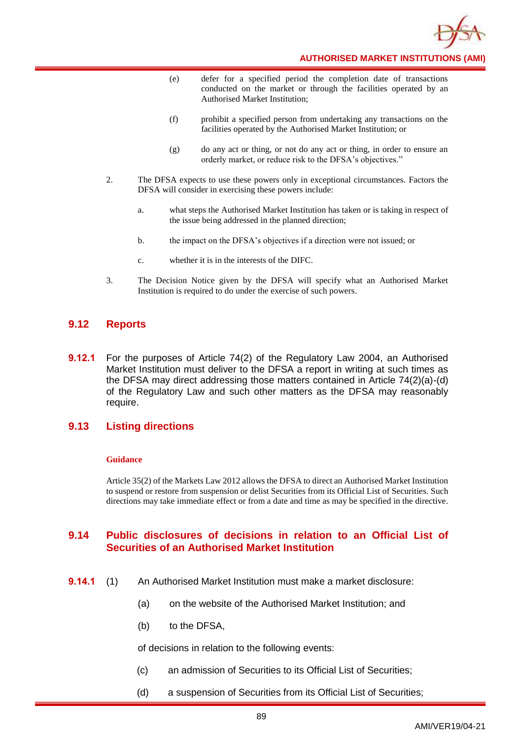(e) defer for a specified period the completion date of transactions conducted on the market or through the facilities operated by an Authorised Market Institution;

(f) prohibit a specified person from undertaking any transactions on the facilities operated by the Authorised Market Institution; or

(g) do any act or thing, or not do any act or thing, in order to ensure an orderly market, or reduce risk to the DFSA's objectives."

2. The DFSA expects to use these powers only in exceptional circumstances. Factors the DFSA will consider in exercising these powers include:

   a. what steps the Authorised Market Institution has taken or is taking in respect of the issue being addressed in the planned direction;

   b. the impact on the DFSA's objectives if a direction were not issued; or

   c. whether it is in the interests of the DIFC.

3. The Decision Notice given by the DFSA will specify what an Authorised Market Institution is required to do under the exercise of such powers.

## 9.12 Reports

**9.12.1** For the purposes of Article 74(2) of the Regulatory Law 2004, an Authorised Market Institution must deliver to the DFSA a report in writing at such times as the DFSA may direct addressing those matters contained in Article 74(2)(a)-(d) of the Regulatory Law and such other matters as the DFSA may reasonably require.

## 9.13 Listing directions

**Guidance**

Article 35(2) of the Markets Law 2012 allows the DFSA to direct an Authorised Market Institution to suspend or restore from suspension or delist Securities from its Official List of Securities. Such directions may take immediate effect or from a date and time as may be specified in the directive.

## 9.14 Public disclosures of decisions in relation to an Official List of Securities of an Authorised Market Institution

**9.14.1** (1) An Authorised Market Institution must make a market disclosure:

(a) on the website of the Authorised Market Institution; and

(b) to the DFSA,

of decisions in relation to the following events:

(c) an admission of Securities to its Official List of Securities;

(d) a suspension of Securities from its Official List of Securities;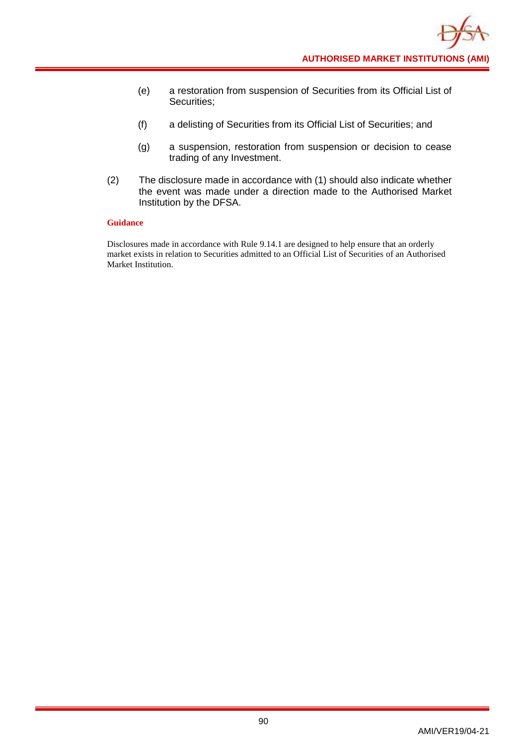(e) a restoration from suspension of Securities from its Official List of Securities;

(f) a delisting of Securities from its Official List of Securities; and

(g) a suspension, restoration from suspension or decision to cease trading of any Investment.

(2) The disclosure made in accordance with (1) should also indicate whether the event was made under a direction made to the Authorised Market Institution by the DFSA.

**Guidance**

Disclosures made in accordance with Rule 9.14.1 are designed to help ensure that an orderly market exists in relation to Securities admitted to an Official List of Securities of an Authorised Market Institution.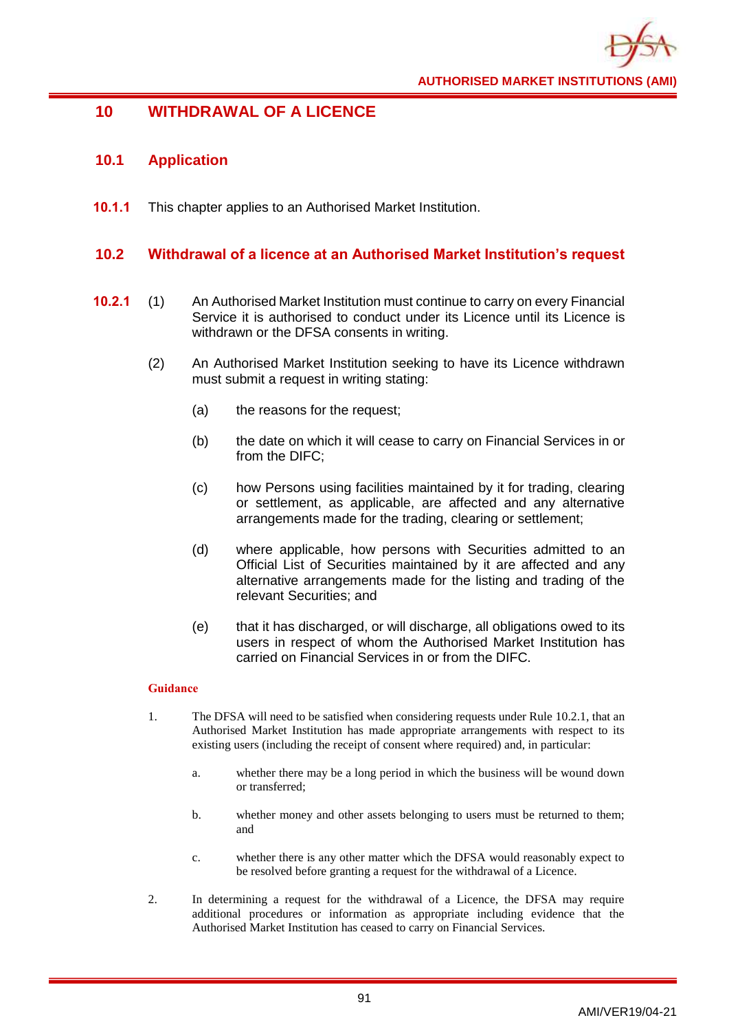# 10 WITHDRAWAL OF A LICENCE

## 10.1 Application

**10.1.1** This chapter applies to an Authorised Market Institution.

## 10.2 Withdrawal of a licence at an Authorised Market Institution's request

**10.2.1** (1) An Authorised Market Institution must continue to carry on every Financial Service it is authorised to conduct under its Licence until its Licence is withdrawn or the DFSA consents in writing.

(2) An Authorised Market Institution seeking to have its Licence withdrawn must submit a request in writing stating:

(a) the reasons for the request;

(b) the date on which it will cease to carry on Financial Services in or from the DIFC;

(c) how Persons using facilities maintained by it for trading, clearing or settlement, as applicable, are affected and any alternative arrangements made for the trading, clearing or settlement;

(d) where applicable, how persons with Securities admitted to an Official List of Securities maintained by it are affected and any alternative arrangements made for the listing and trading of the relevant Securities; and

(e) that it has discharged, or will discharge, all obligations owed to its users in respect of whom the Authorised Market Institution has carried on Financial Services in or from the DIFC.

**Guidance**

1. The DFSA will need to be satisfied when considering requests under Rule 10.2.1, that an Authorised Market Institution has made appropriate arrangements with respect to its existing users (including the receipt of consent where required) and, in particular:

   a. whether there may be a long period in which the business will be wound down or transferred;

   b. whether money and other assets belonging to users must be returned to them; and

   c. whether there is any other matter which the DFSA would reasonably expect to be resolved before granting a request for the withdrawal of a Licence.

2. In determining a request for the withdrawal of a Licence, the DFSA may require additional procedures or information as appropriate including evidence that the Authorised Market Institution has ceased to carry on Financial Services.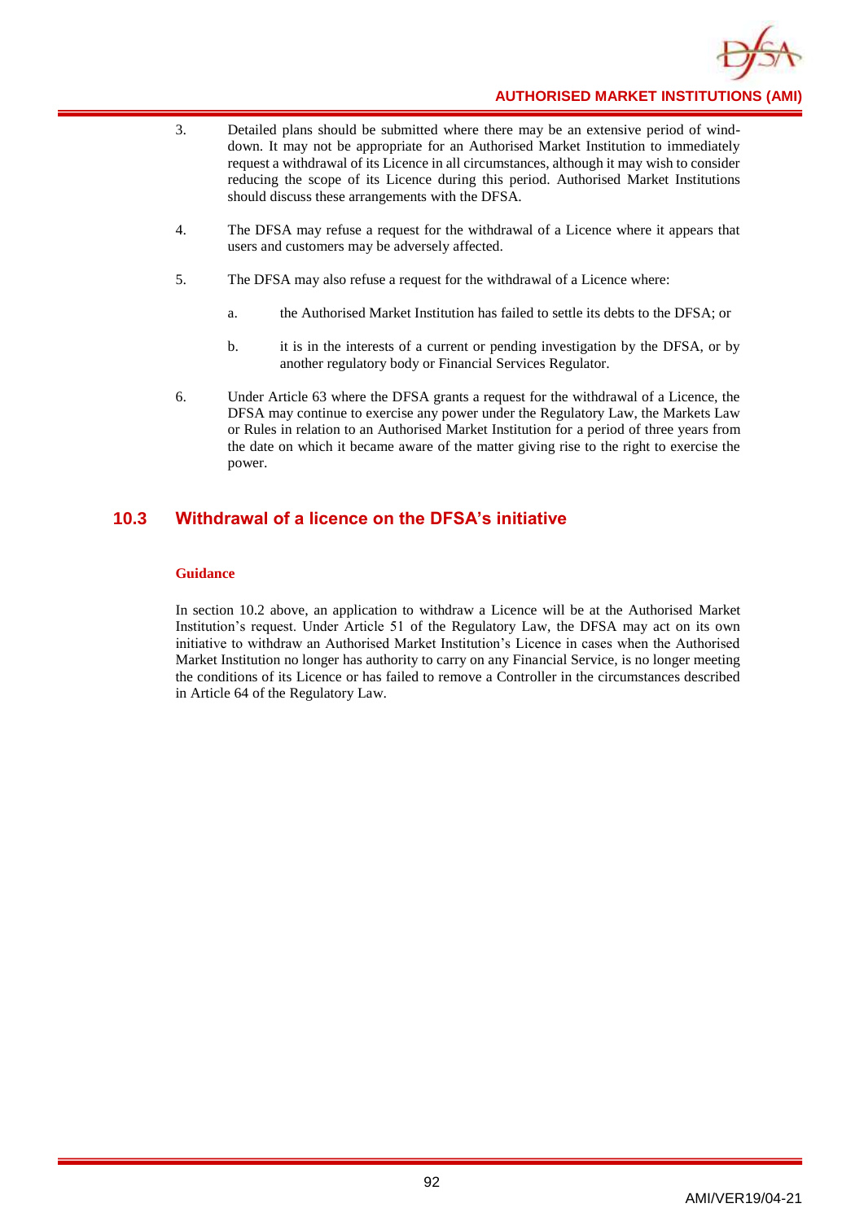3. Detailed plans should be submitted where there may be an extensive period of wind-down. It may not be appropriate for an Authorised Market Institution to immediately request a withdrawal of its Licence in all circumstances, although it may wish to consider reducing the scope of its Licence during this period. Authorised Market Institutions should discuss these arrangements with the DFSA.

4. The DFSA may refuse a request for the withdrawal of a Licence where it appears that users and customers may be adversely affected.

5. The DFSA may also refuse a request for the withdrawal of a Licence where:

   a. the Authorised Market Institution has failed to settle its debts to the DFSA; or

   b. it is in the interests of a current or pending investigation by the DFSA, or by another regulatory body or Financial Services Regulator.

6. Under Article 63 where the DFSA grants a request for the withdrawal of a Licence, the DFSA may continue to exercise any power under the Regulatory Law, the Markets Law or Rules in relation to an Authorised Market Institution for a period of three years from the date on which it became aware of the matter giving rise to the right to exercise the power.

## 10.3 Withdrawal of a licence on the DFSA's initiative

**Guidance**

In section 10.2 above, an application to withdraw a Licence will be at the Authorised Market Institution's request. Under Article 51 of the Regulatory Law, the DFSA may act on its own initiative to withdraw an Authorised Market Institution's Licence in cases when the Authorised Market Institution no longer has authority to carry on any Financial Service, is no longer meeting the conditions of its Licence or has failed to remove a Controller in the circumstances described in Article 64 of the Regulatory Law.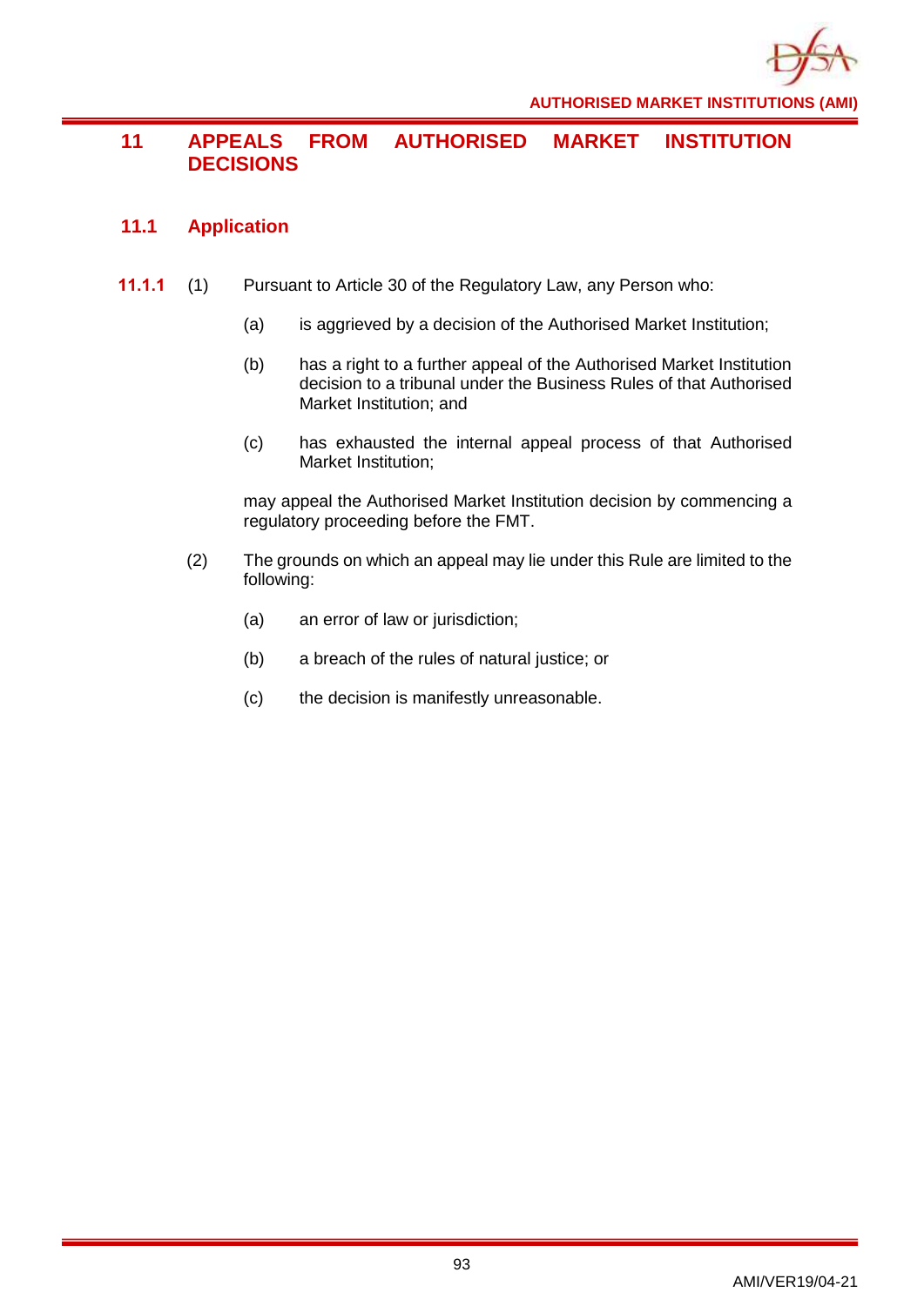# 11 APPEALS FROM AUTHORISED MARKET INSTITUTION DECISIONS

## 11.1 Application

**11.1.1** (1) Pursuant to Article 30 of the Regulatory Law, any Person who:

(a) is aggrieved by a decision of the Authorised Market Institution;

(b) has a right to a further appeal of the Authorised Market Institution decision to a tribunal under the Business Rules of that Authorised Market Institution; and

(c) has exhausted the internal appeal process of that Authorised Market Institution;

may appeal the Authorised Market Institution decision by commencing a regulatory proceeding before the FMT.

(2) The grounds on which an appeal may lie under this Rule are limited to the following:

(a) an error of law or jurisdiction;

(b) a breach of the rules of natural justice; or

(c) the decision is manifestly unreasonable.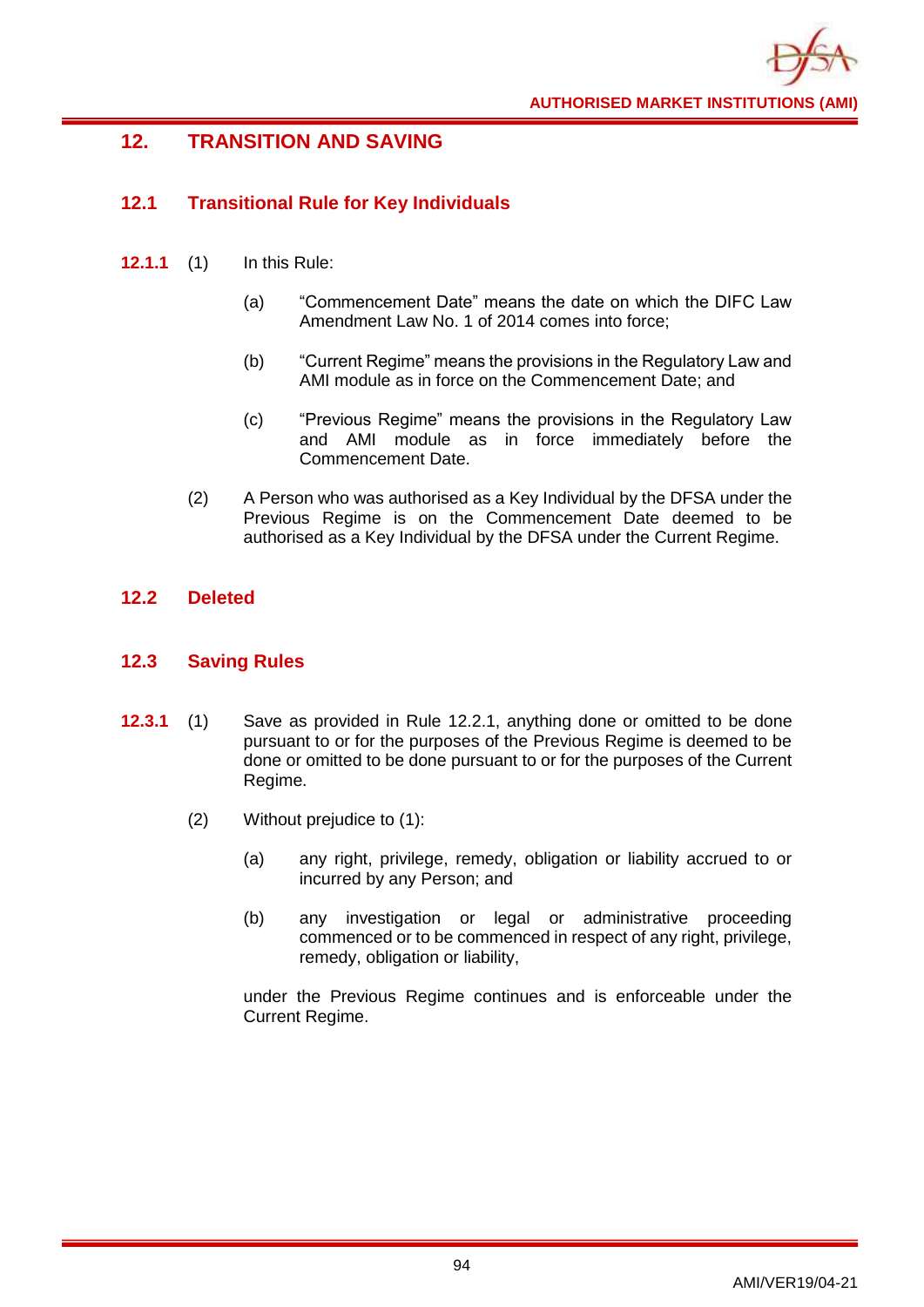## 12. TRANSITION AND SAVING

### 12.1 Transitional Rule for Key Individuals

**12.1.1** (1) In this Rule:

(a) "Commencement Date" means the date on which the DIFC Law Amendment Law No. 1 of 2014 comes into force;

(b) "Current Regime" means the provisions in the Regulatory Law and AMI module as in force on the Commencement Date; and

(c) "Previous Regime" means the provisions in the Regulatory Law and AMI module as in force immediately before the Commencement Date.

(2) A Person who was authorised as a Key Individual by the DFSA under the Previous Regime is on the Commencement Date deemed to be authorised as a Key Individual by the DFSA under the Current Regime.

### 12.2 Deleted

### 12.3 Saving Rules

**12.3.1** (1) Save as provided in Rule 12.2.1, anything done or omitted to be done pursuant to or for the purposes of the Previous Regime is deemed to be done or omitted to be done pursuant to or for the purposes of the Current Regime.

(2) Without prejudice to (1):

(a) any right, privilege, remedy, obligation or liability accrued to or incurred by any Person; and

(b) any investigation or legal or administrative proceeding commenced or to be commenced in respect of any right, privilege, remedy, obligation or liability,

under the Previous Regime continues and is enforceable under the Current Regime.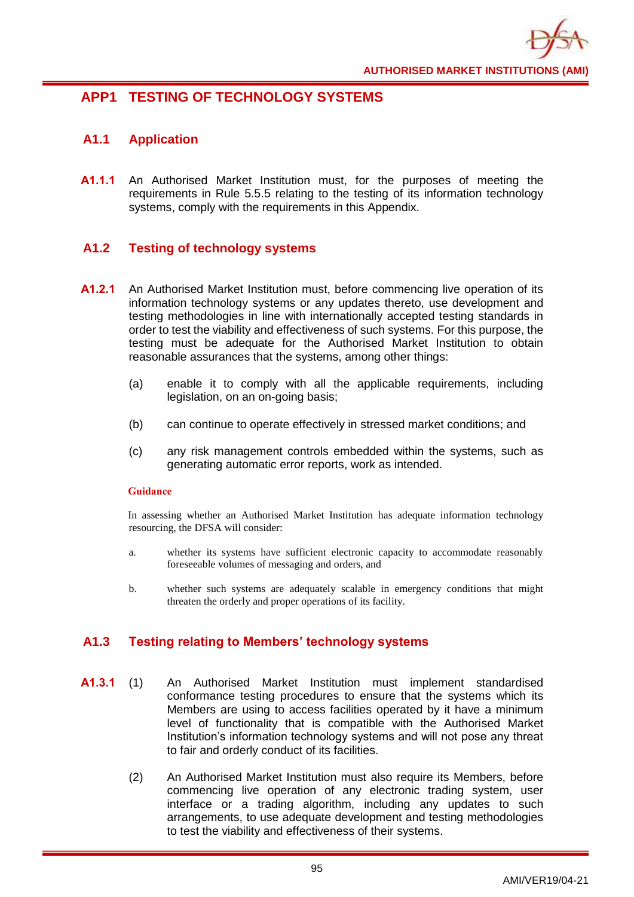# APP1 TESTING OF TECHNOLOGY SYSTEMS

## A1.1 Application

**A1.1.1** An Authorised Market Institution must, for the purposes of meeting the requirements in Rule 5.5.5 relating to the testing of its information technology systems, comply with the requirements in this Appendix.

## A1.2 Testing of technology systems

**A1.2.1** An Authorised Market Institution must, before commencing live operation of its information technology systems or any updates thereto, use development and testing methodologies in line with internationally accepted testing standards in order to test the viability and effectiveness of such systems. For this purpose, the testing must be adequate for the Authorised Market Institution to obtain reasonable assurances that the systems, among other things:

(a) enable it to comply with all the applicable requirements, including legislation, on an on-going basis;

(b) can continue to operate effectively in stressed market conditions; and

(c) any risk management controls embedded within the systems, such as generating automatic error reports, work as intended.

**Guidance**

In assessing whether an Authorised Market Institution has adequate information technology resourcing, the DFSA will consider:

a. whether its systems have sufficient electronic capacity to accommodate reasonably foreseeable volumes of messaging and orders, and

b. whether such systems are adequately scalable in emergency conditions that might threaten the orderly and proper operations of its facility.

## A1.3 Testing relating to Members' technology systems

**A1.3.1** (1) An Authorised Market Institution must implement standardised conformance testing procedures to ensure that the systems which its Members are using to access facilities operated by it have a minimum level of functionality that is compatible with the Authorised Market Institution's information technology systems and will not pose any threat to fair and orderly conduct of its facilities.

(2) An Authorised Market Institution must also require its Members, before commencing live operation of any electronic trading system, user interface or a trading algorithm, including any updates to such arrangements, to use adequate development and testing methodologies to test the viability and effectiveness of their systems.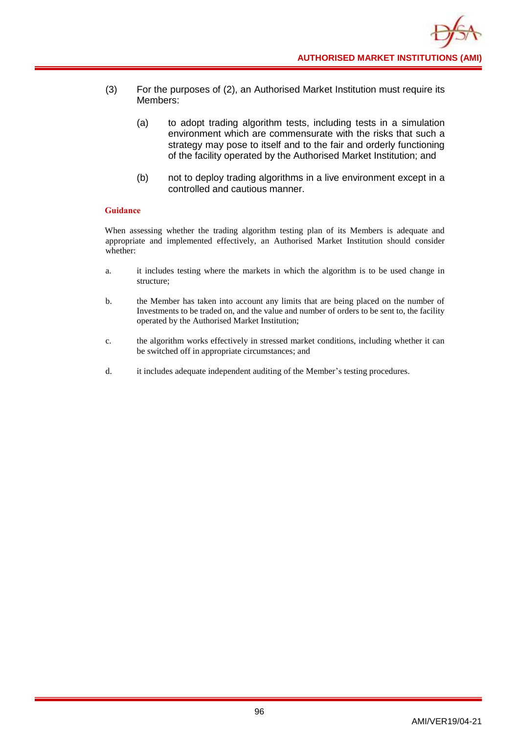(3) For the purposes of (2), an Authorised Market Institution must require its Members:

  (a) to adopt trading algorithm tests, including tests in a simulation environment which are commensurate with the risks that such a strategy may pose to itself and to the fair and orderly functioning of the facility operated by the Authorised Market Institution; and

  (b) not to deploy trading algorithms in a live environment except in a controlled and cautious manner.

**Guidance**

When assessing whether the trading algorithm testing plan of its Members is adequate and appropriate and implemented effectively, an Authorised Market Institution should consider whether:

a. it includes testing where the markets in which the algorithm is to be used change in structure;

b. the Member has taken into account any limits that are being placed on the number of Investments to be traded on, and the value and number of orders to be sent to, the facility operated by the Authorised Market Institution;

c. the algorithm works effectively in stressed market conditions, including whether it can be switched off in appropriate circumstances; and

d. it includes adequate independent auditing of the Member's testing procedures.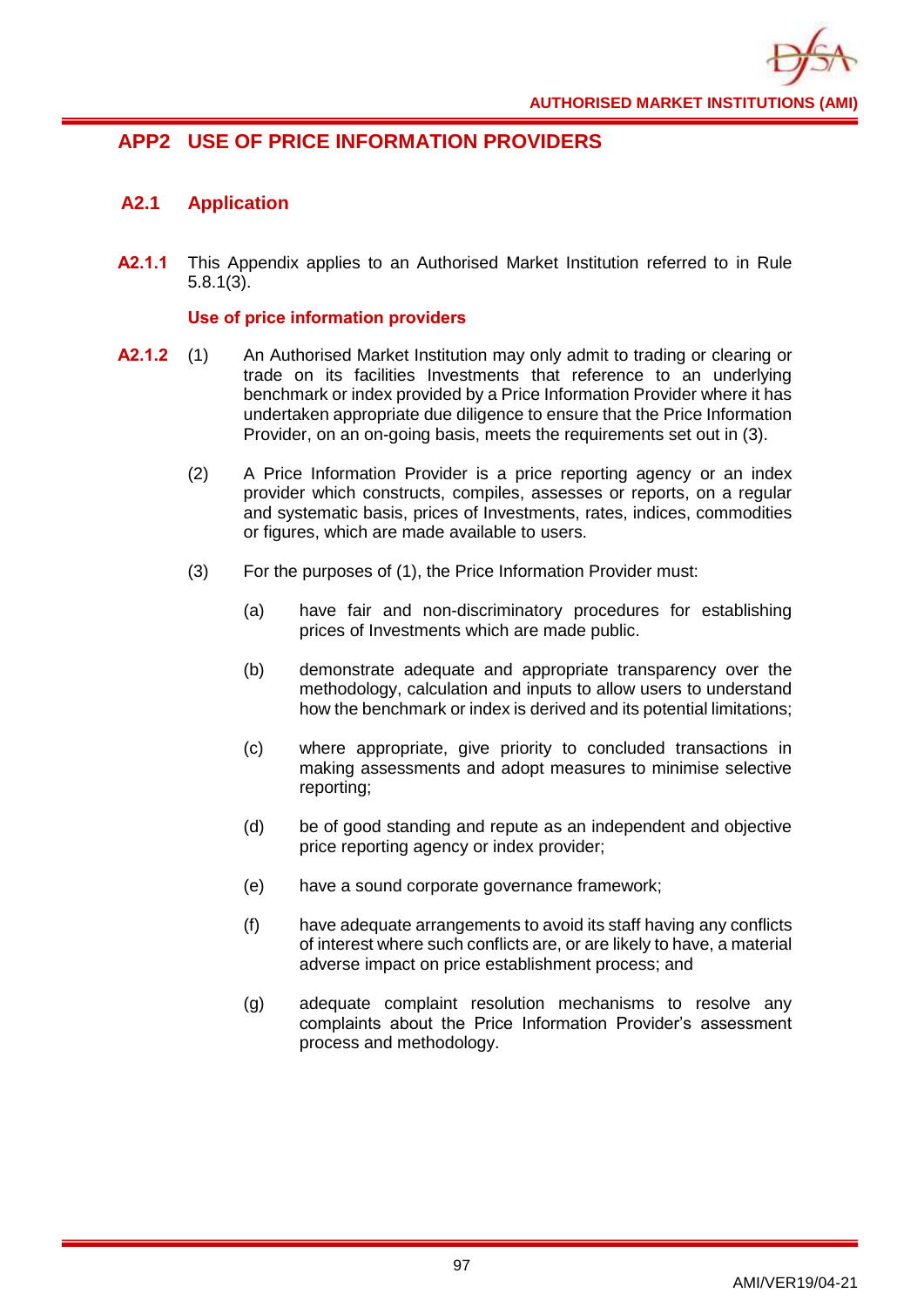## APP2 USE OF PRICE INFORMATION PROVIDERS

### A2.1 Application

**A2.1.1** This Appendix applies to an Authorised Market Institution referred to in Rule 5.8.1(3).

**Use of price information providers**

**A2.1.2** (1) An Authorised Market Institution may only admit to trading or clearing or trade on its facilities Investments that reference to an underlying benchmark or index provided by a Price Information Provider where it has undertaken appropriate due diligence to ensure that the Price Information Provider, on an on-going basis, meets the requirements set out in (3).

(2) A Price Information Provider is a price reporting agency or an index provider which constructs, compiles, assesses or reports, on a regular and systematic basis, prices of Investments, rates, indices, commodities or figures, which are made available to users.

(3) For the purposes of (1), the Price Information Provider must:

(a) have fair and non-discriminatory procedures for establishing prices of Investments which are made public.

(b) demonstrate adequate and appropriate transparency over the methodology, calculation and inputs to allow users to understand how the benchmark or index is derived and its potential limitations;

(c) where appropriate, give priority to concluded transactions in making assessments and adopt measures to minimise selective reporting;

(d) be of good standing and repute as an independent and objective price reporting agency or index provider;

(e) have a sound corporate governance framework;

(f) have adequate arrangements to avoid its staff having any conflicts of interest where such conflicts are, or are likely to have, a material adverse impact on price establishment process; and

(g) adequate complaint resolution mechanisms to resolve any complaints about the Price Information Provider's assessment process and methodology.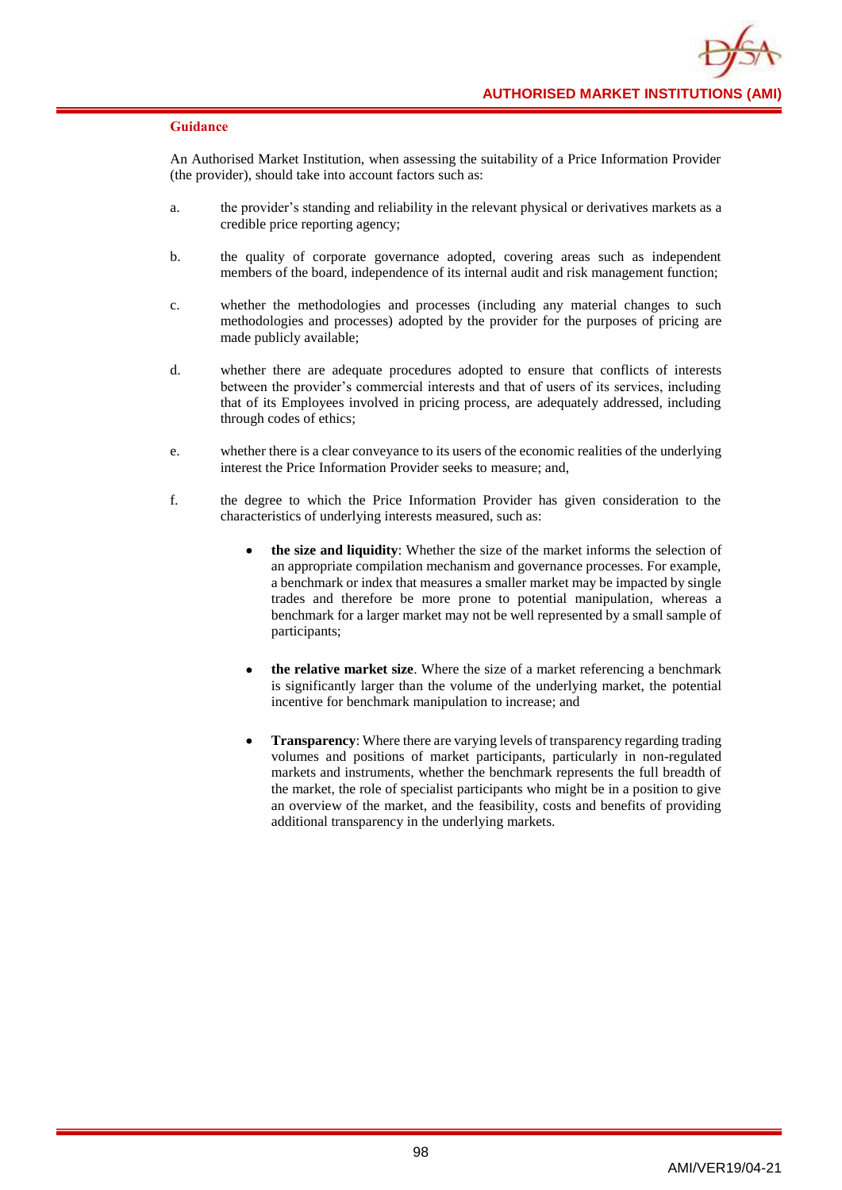**Guidance**

An Authorised Market Institution, when assessing the suitability of a Price Information Provider (the provider), should take into account factors such as:

a. the provider's standing and reliability in the relevant physical or derivatives markets as a credible price reporting agency;

b. the quality of corporate governance adopted, covering areas such as independent members of the board, independence of its internal audit and risk management function;

c. whether the methodologies and processes (including any material changes to such methodologies and processes) adopted by the provider for the purposes of pricing are made publicly available;

d. whether there are adequate procedures adopted to ensure that conflicts of interests between the provider's commercial interests and that of users of its services, including that of its Employees involved in pricing process, are adequately addressed, including through codes of ethics;

e. whether there is a clear conveyance to its users of the economic realities of the underlying interest the Price Information Provider seeks to measure; and,

f. the degree to which the Price Information Provider has given consideration to the characteristics of underlying interests measured, such as:

- **the size and liquidity**: Whether the size of the market informs the selection of an appropriate compilation mechanism and governance processes. For example, a benchmark or index that measures a smaller market may be impacted by single trades and therefore be more prone to potential manipulation, whereas a benchmark for a larger market may not be well represented by a small sample of participants;

- **the relative market size**. Where the size of a market referencing a benchmark is significantly larger than the volume of the underlying market, the potential incentive for benchmark manipulation to increase; and

- **Transparency**: Where there are varying levels of transparency regarding trading volumes and positions of market participants, particularly in non-regulated markets and instruments, whether the benchmark represents the full breadth of the market, the role of specialist participants who might be in a position to give an overview of the market, and the feasibility, costs and benefits of providing additional transparency in the underlying markets.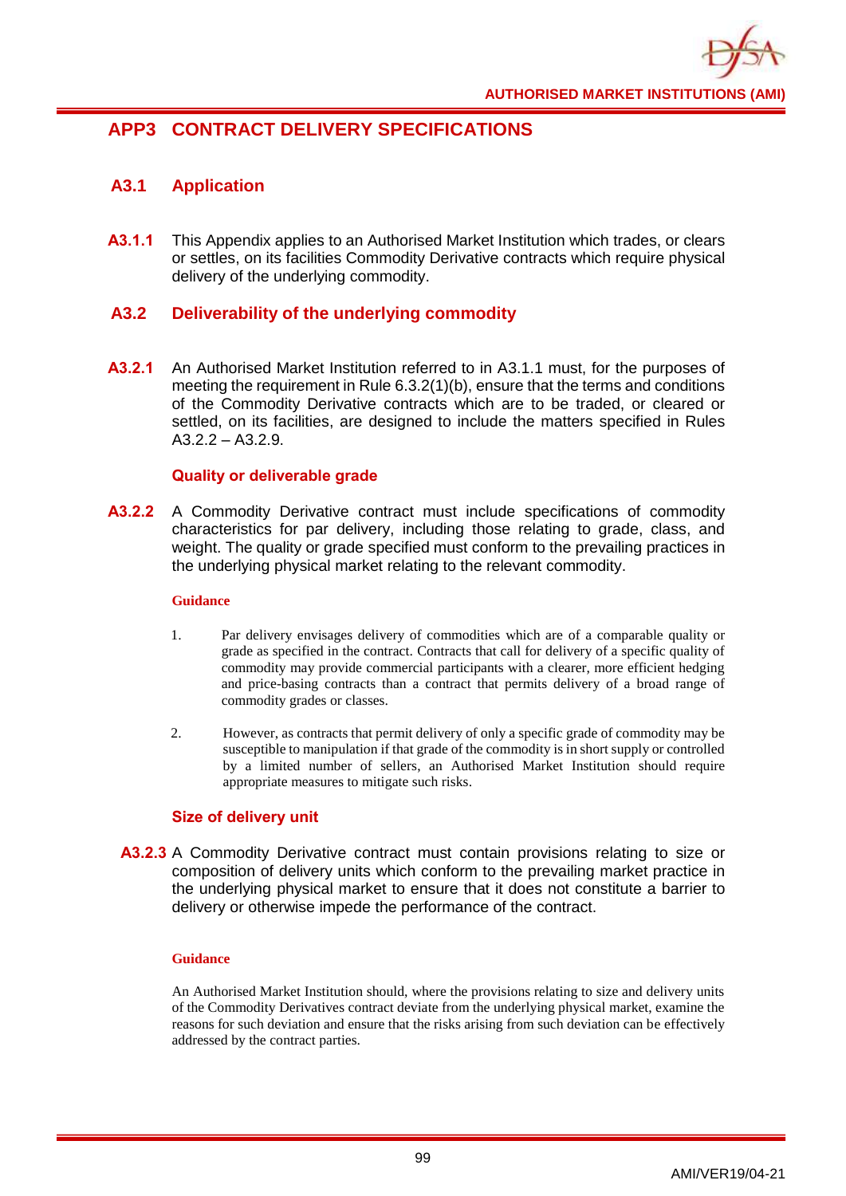# APP3 CONTRACT DELIVERY SPECIFICATIONS

## A3.1 Application

**A3.1.1** This Appendix applies to an Authorised Market Institution which trades, or clears or settles, on its facilities Commodity Derivative contracts which require physical delivery of the underlying commodity.

## A3.2 Deliverability of the underlying commodity

**A3.2.1** An Authorised Market Institution referred to in A3.1.1 must, for the purposes of meeting the requirement in Rule 6.3.2(1)(b), ensure that the terms and conditions of the Commodity Derivative contracts which are to be traded, or cleared or settled, on its facilities, are designed to include the matters specified in Rules A3.2.2 – A3.2.9.

### Quality or deliverable grade

**A3.2.2** A Commodity Derivative contract must include specifications of commodity characteristics for par delivery, including those relating to grade, class, and weight. The quality or grade specified must conform to the prevailing practices in the underlying physical market relating to the relevant commodity.

**Guidance**

1. Par delivery envisages delivery of commodities which are of a comparable quality or grade as specified in the contract. Contracts that call for delivery of a specific quality of commodity may provide commercial participants with a clearer, more efficient hedging and price-basing contracts than a contract that permits delivery of a broad range of commodity grades or classes.

2. However, as contracts that permit delivery of only a specific grade of commodity may be susceptible to manipulation if that grade of the commodity is in short supply or controlled by a limited number of sellers, an Authorised Market Institution should require appropriate measures to mitigate such risks.

### Size of delivery unit

**A3.2.3** A Commodity Derivative contract must contain provisions relating to size or composition of delivery units which conform to the prevailing market practice in the underlying physical market to ensure that it does not constitute a barrier to delivery or otherwise impede the performance of the contract.

**Guidance**

An Authorised Market Institution should, where the provisions relating to size and delivery units of the Commodity Derivatives contract deviate from the underlying physical market, examine the reasons for such deviation and ensure that the risks arising from such deviation can be effectively addressed by the contract parties.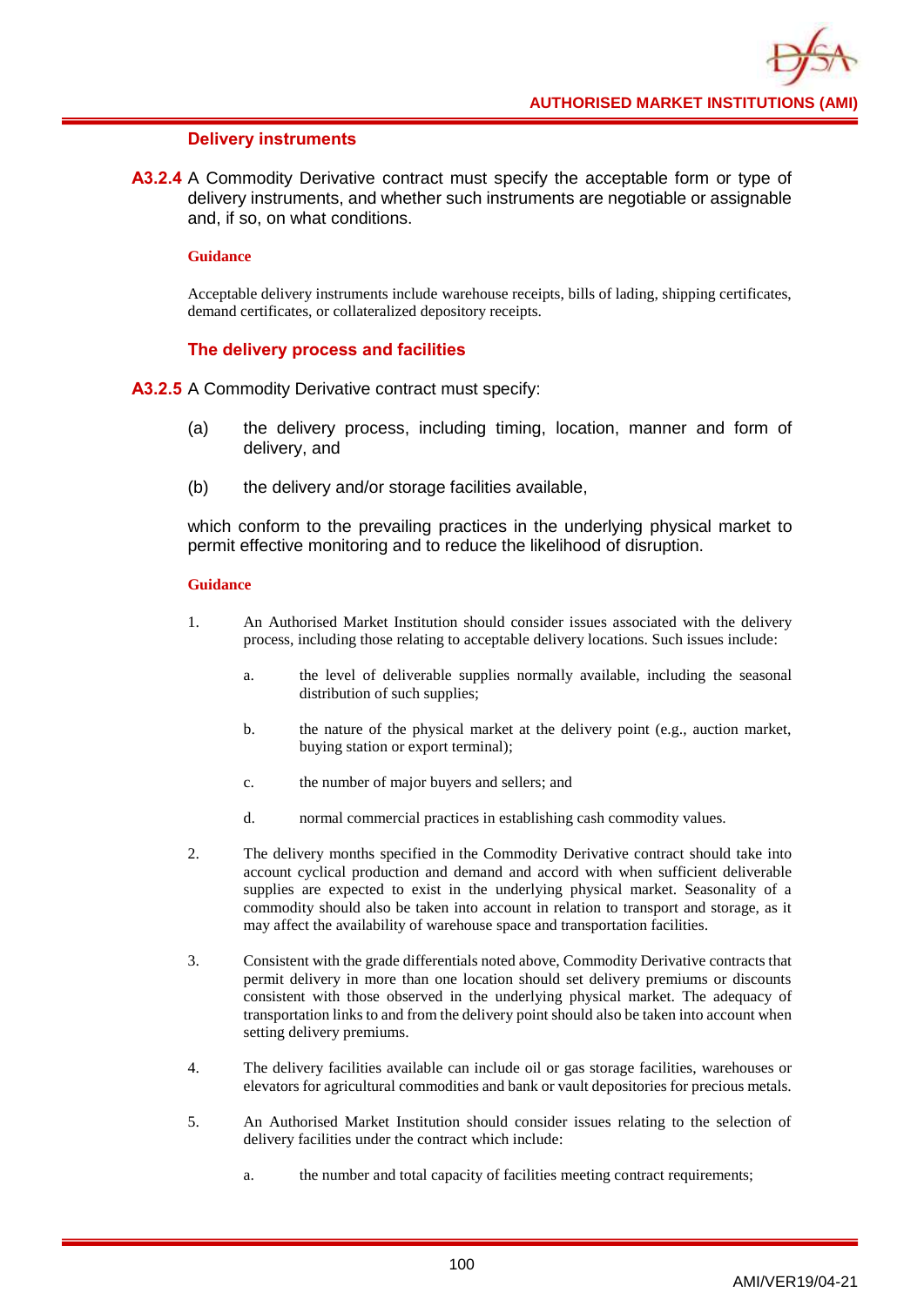### Delivery instruments

**A3.2.4** A Commodity Derivative contract must specify the acceptable form or type of delivery instruments, and whether such instruments are negotiable or assignable and, if so, on what conditions.

**Guidance**

Acceptable delivery instruments include warehouse receipts, bills of lading, shipping certificates, demand certificates, or collateralized depository receipts.

### The delivery process and facilities

**A3.2.5** A Commodity Derivative contract must specify:

(a) the delivery process, including timing, location, manner and form of delivery, and

(b) the delivery and/or storage facilities available,

which conform to the prevailing practices in the underlying physical market to permit effective monitoring and to reduce the likelihood of disruption.

**Guidance**

1. An Authorised Market Institution should consider issues associated with the delivery process, including those relating to acceptable delivery locations. Such issues include:

   a. the level of deliverable supplies normally available, including the seasonal distribution of such supplies;

   b. the nature of the physical market at the delivery point (e.g., auction market, buying station or export terminal);

   c. the number of major buyers and sellers; and

   d. normal commercial practices in establishing cash commodity values.

2. The delivery months specified in the Commodity Derivative contract should take into account cyclical production and demand and accord with when sufficient deliverable supplies are expected to exist in the underlying physical market. Seasonality of a commodity should also be taken into account in relation to transport and storage, as it may affect the availability of warehouse space and transportation facilities.

3. Consistent with the grade differentials noted above, Commodity Derivative contracts that permit delivery in more than one location should set delivery premiums or discounts consistent with those observed in the underlying physical market. The adequacy of transportation links to and from the delivery point should also be taken into account when setting delivery premiums.

4. The delivery facilities available can include oil or gas storage facilities, warehouses or elevators for agricultural commodities and bank or vault depositories for precious metals.

5. An Authorised Market Institution should consider issues relating to the selection of delivery facilities under the contract which include:

   a. the number and total capacity of facilities meeting contract requirements;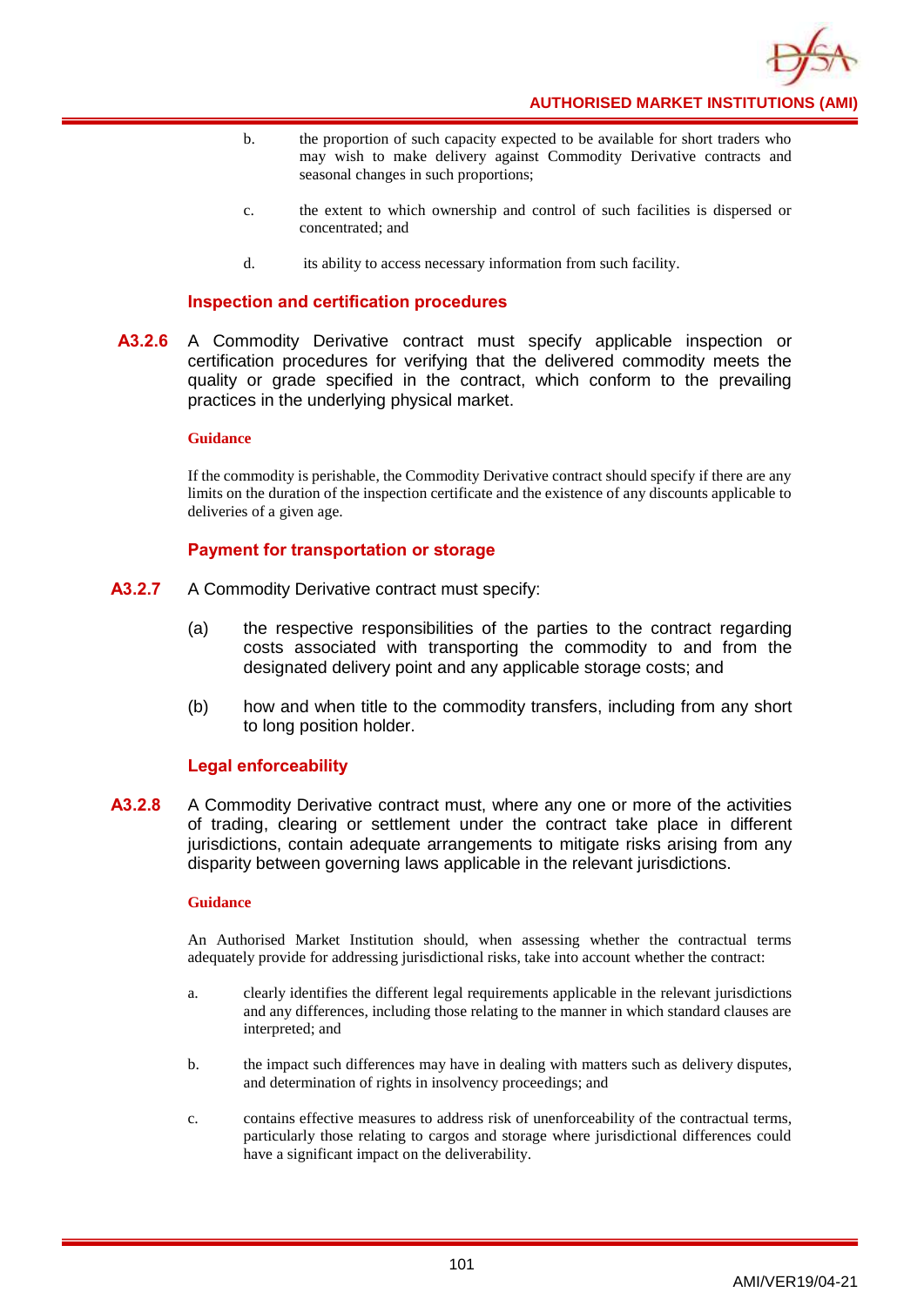b. the proportion of such capacity expected to be available for short traders who may wish to make delivery against Commodity Derivative contracts and seasonal changes in such proportions;

c. the extent to which ownership and control of such facilities is dispersed or concentrated; and

d. its ability to access necessary information from such facility.

### Inspection and certification procedures

**A3.2.6** A Commodity Derivative contract must specify applicable inspection or certification procedures for verifying that the delivered commodity meets the quality or grade specified in the contract, which conform to the prevailing practices in the underlying physical market.

**Guidance**

If the commodity is perishable, the Commodity Derivative contract should specify if there are any limits on the duration of the inspection certificate and the existence of any discounts applicable to deliveries of a given age.

### Payment for transportation or storage

**A3.2.7** A Commodity Derivative contract must specify:

(a) the respective responsibilities of the parties to the contract regarding costs associated with transporting the commodity to and from the designated delivery point and any applicable storage costs; and

(b) how and when title to the commodity transfers, including from any short to long position holder.

### Legal enforceability

**A3.2.8** A Commodity Derivative contract must, where any one or more of the activities of trading, clearing or settlement under the contract take place in different jurisdictions, contain adequate arrangements to mitigate risks arising from any disparity between governing laws applicable in the relevant jurisdictions.

**Guidance**

An Authorised Market Institution should, when assessing whether the contractual terms adequately provide for addressing jurisdictional risks, take into account whether the contract:

a. clearly identifies the different legal requirements applicable in the relevant jurisdictions and any differences, including those relating to the manner in which standard clauses are interpreted; and

b. the impact such differences may have in dealing with matters such as delivery disputes, and determination of rights in insolvency proceedings; and

c. contains effective measures to address risk of unenforceability of the contractual terms, particularly those relating to cargos and storage where jurisdictional differences could have a significant impact on the deliverability.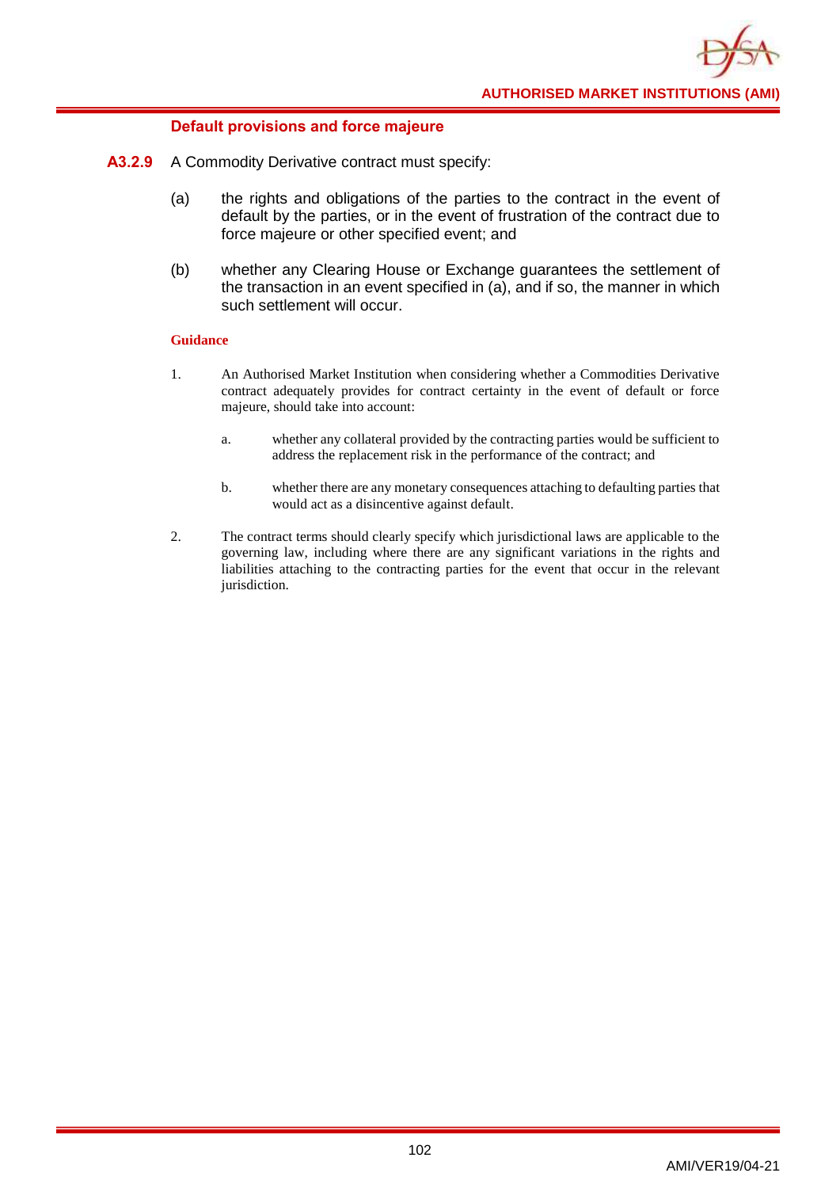### Default provisions and force majeure

**A3.2.9** A Commodity Derivative contract must specify:

(a) the rights and obligations of the parties to the contract in the event of default by the parties, or in the event of frustration of the contract due to force majeure or other specified event; and

(b) whether any Clearing House or Exchange guarantees the settlement of the transaction in an event specified in (a), and if so, the manner in which such settlement will occur.

**Guidance**

1. An Authorised Market Institution when considering whether a Commodities Derivative contract adequately provides for contract certainty in the event of default or force majeure, should take into account:

   a. whether any collateral provided by the contracting parties would be sufficient to address the replacement risk in the performance of the contract; and

   b. whether there are any monetary consequences attaching to defaulting parties that would act as a disincentive against default.

2. The contract terms should clearly specify which jurisdictional laws are applicable to the governing law, including where there are any significant variations in the rights and liabilities attaching to the contracting parties for the event that occur in the relevant jurisdiction.